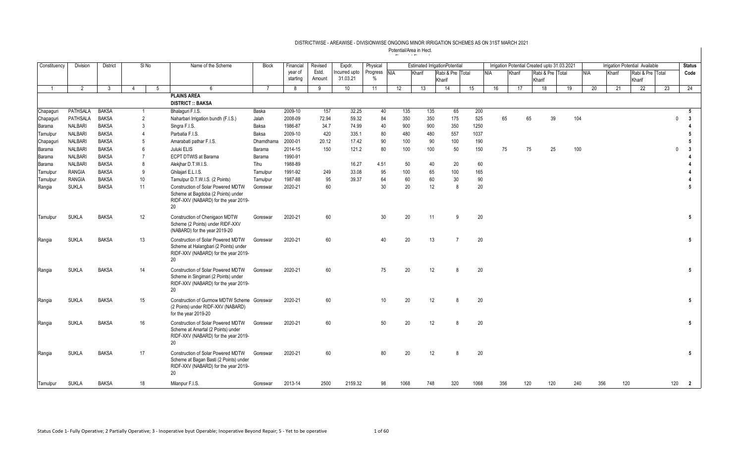## DISTRICTWISE - AREAWISE - DIVISIONWISE ONGOING MINOR IRRIGATION SCHEMES AS ON 31ST MARCH 2021

Potential/Area in Hect.

| Constituency | Division | District | Sl No | | Name of the Scheme | Block | Financial year of starting | Revised Estd. Amount | Expdr. Incurred upto 31.03.21 | Physical Progress % | Estimated IrrigationPotential | | | | Irrigation Potential Created upto 31.03.2021 | | | | Irrigation Potential Available | | | | Status Code |
|---|---|---|---|---|---|---|---|---|---|---|---|---|---|---|---|---|---|---|---|---|---|---|---|
| | | | | | | | | | | | NIA | Kharif | Rabi & Pre Kharif | Total | NIA | Kharif | Rabi & Pre Kharif | Total | NIA | Kharif | Rabi & Pre Kharif | Total | |
| 1 | 2 | 3 | 4 | 5 | 6 | 7 | 8 | 9 | 10 | 11 | 12 | 13 | 14 | 15 | 16 | 17 | 18 | 19 | 20 | 21 | 22 | 23 | 24 |
| | | | | | **PLAINS AREA** | | | | | | | | | | | | | | | | | | |
| | | | | | **DISTRICT :: BAKSA** | | | | | | | | | | | | | | | | | | |
| Chapaguri | PATHSALA | BAKSA | 1 | | Bhalaguri F.I.S. | Baska | 2009-10 | 157 | 32.25 | 40 | 135 | 135 | 65 | 200 | | | | | | | | | 5 |
| Chapaguri | PATHSALA | BAKSA | 2 | | Naharbari Irrigation bundh (F.I.S.) | Jalah | 2008-09 | 72.94 | 59.32 | 84 | 350 | 350 | 175 | 525 | 65 | 65 | 39 | 104 | | | | 0 | 3 |
| Barama | NALBARI | BAKSA | 3 | | Singra F.I.S. | Baksa | 1986-87 | 34.7 | 74.99 | 40 | 900 | 900 | 350 | 1250 | | | | | | | | | 4 |
| Tamulpur | NALBARI | BAKSA | 4 | | Parbatia F.I.S. | Baksa | 2009-10 | 420 | 335.1 | 80 | 480 | 480 | 557 | 1037 | | | | | | | | | 5 |
| Chapaguri | NALBARI | BAKSA | 5 | | Amarabati pathar F.I.S. | Dhamdhama | 2000-01 | 20.12 | 17.42 | 90 | 100 | 90 | 100 | 190 | | | | | | | | | 5 |
| Barama | NALBARI | BAKSA | 6 | | Juluki ELIS | Barama | 2014-15 | 150 | 121.2 | 80 | 100 | 100 | 50 | 150 | 75 | 75 | 25 | 100 | | | | 0 | 3 |
| Barama | NALBARI | BAKSA | 7 | | ECPT DTWIS at Barama | Barama | 1990-91 | | | | | | | | | | | | | | | | 4 |
| Barama | NALBARI | BAKSA | 8 | | Alekjhar D.T.W.I.S. | Tihu | 1988-89 | | 16.27 | 4.51 | 50 | 40 | 20 | 60 | | | | | | | | | 4 |
| Tamulpur | RANGIA | BAKSA | 9 | | Ghilajari E.L.I.S. | Tamulpur | 1991-92 | 249 | 33.08 | 95 | 100 | 65 | 100 | 165 | | | | | | | | | 4 |
| Tamulpur | RANGIA | BAKSA | 10 | | Tamulpur D.T.W.I.S. (2 Points) | Tamulpur | 1987-88 | 95 | 39.37 | 64 | 60 | 60 | 30 | 90 | | | | | | | | | 4 |
| Rangia | SUKLA | BAKSA | 11 | | Construction of Solar Powered MDTW Scheme at Bagdoba (2 Points) under RIDF-XXV (NABARD) for the year 2019-20 | Goreswar | 2020-21 | 60 | | 30 | 20 | 12 | 8 | 20 | | | | | | | | | 5 |
| Tamulpur | SUKLA | BAKSA | 12 | | Construction of Chenigaon MDTW Scheme (2 Points) under RIDF-XXV (NABARD) for the year 2019-20 | Goreswar | 2020-21 | 60 | | 30 | 20 | 11 | 9 | 20 | | | | | | | | | 5 |
| Rangia | SUKLA | BAKSA | 13 | | Construction of Solar Powered MDTW Scheme at Halangbari (2 Points) under RIDF-XXV (NABARD) for the year 2019-20 | Goreswar | 2020-21 | 60 | | 40 | 20 | 13 | 7 | 20 | | | | | | | | | 5 |
| Rangia | SUKLA | BAKSA | 14 | | Construction of Solar Powered MDTW Scheme in Singimari (2 Points) under RIDF-XXV (NABARD) for the year 2019-20 | Goreswar | 2020-21 | 60 | | 75 | 20 | 12 | 8 | 20 | | | | | | | | | 5 |
| Rangia | SUKLA | BAKSA | 15 | | Construction of Gurmow MDTW Scheme (2 Points) under RIDF-XXV (NABARD) for the year 2019-20 | Goreswar | 2020-21 | 60 | | 10 | 20 | 12 | 8 | 20 | | | | | | | | | 5 |
| Rangia | SUKLA | BAKSA | 16 | | Construction of Solar Powered MDTW Scheme at Amartal (2 Points) under RIDF-XXV (NABARD) for the year 2019-20 | Goreswar | 2020-21 | 60 | | 50 | 20 | 12 | 8 | 20 | | | | | | | | | 5 |
| Rangia | SUKLA | BAKSA | 17 | | Construction of Solar Powered MDTW Scheme at Bagan Basti (2 Points) under RIDF-XXV (NABARD) for the year 2019-20 | Goreswar | 2020-21 | 60 | | 80 | 20 | 12 | 8 | 20 | | | | | | | | | 5 |
| Tamulpur | SUKLA | BAKSA | 18 | | Milanpur F.I.S. | Goreswar | 2013-14 | 2500 | 2159.32 | 98 | 1068 | 748 | 320 | 1068 | 356 | 120 | 120 | 240 | 356 | 120 | | 120 | 2 |

Status Code 1- Fully Operative; 2 Partially Operative; 3 - Inoperative byut Operable; Inoperative Beyond Repair; 5 - Yet to be operative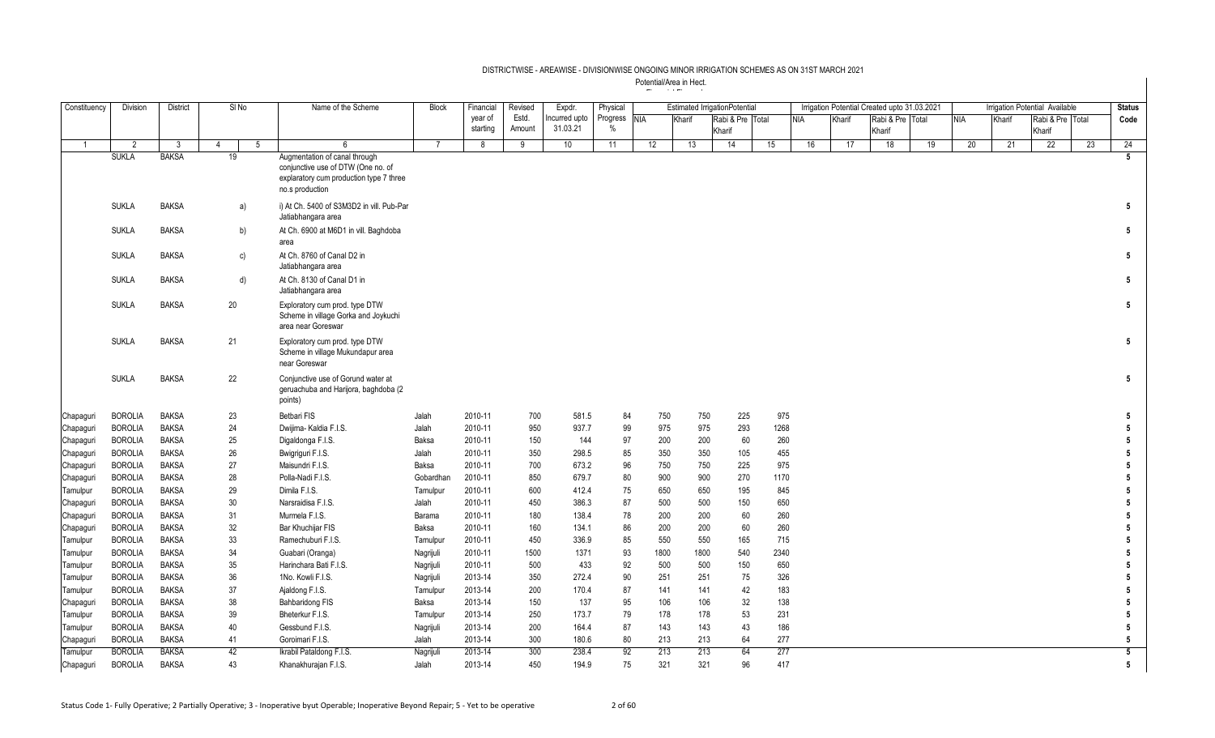DISTRICTWISE - AREAWISE - DIVISIONWISE ONGOING MINOR IRRIGATION SCHEMES AS ON 31ST MARCH 2021

Potential/Area in Hect.

| Constituency | Division | District | Sl No | | Name of the Scheme | Block | Financial year of starting | Revised Estd. Amount | Expdr. Incurred upto 31.03.21 | Physical Progress % | Estimated IrrigationPotential | | | | Irrigation Potential Created upto 31.03.2021 | | | | Irrigation Potential Available | | | | Status Code |
|---|---|---|---|---|---|---|---|---|---|---|---|---|---|---|---|---|---|---|---|---|---|---|---|
| | | | | | | | | | | | NIA | Kharif | Rabi & Pre Kharif | Total | NIA | Kharif | Rabi & Pre Kharif | Total | NIA | Kharif | Rabi & Pre Kharif | Total | |
| 1 | 2 | 3 | 4 | 5 | 6 | 7 | 8 | 9 | 10 | 11 | 12 | 13 | 14 | 15 | 16 | 17 | 18 | 19 | 20 | 21 | 22 | 23 | 24 |
| | SUKLA | BAKSA | 19 | | Augmentation of canal through conjunctive use of DTW (One no. of explaratory cum production type 7 three no.s production | | | | | | | | | | | | | | | | | | 5 |
| | SUKLA | BAKSA | | a) | i) At Ch. 5400 of S3M3D2 in vill. Pub-Par Jatiabhangara area | | | | | | | | | | | | | | | | | | 5 |
| | SUKLA | BAKSA | | b) | At Ch. 6900 at M6D1 in vill. Baghdoba area | | | | | | | | | | | | | | | | | | 5 |
| | SUKLA | BAKSA | | c) | At Ch. 8760 of Canal D2 in Jatiabhangara area | | | | | | | | | | | | | | | | | | 5 |
| | SUKLA | BAKSA | | d) | At Ch. 8130 of Canal D1 in Jatiabhangara area | | | | | | | | | | | | | | | | | | 5 |
| | SUKLA | BAKSA | 20 | | Exploratory cum prod. type DTW Scheme in village Gorka and Joykuchi area near Goreswar | | | | | | | | | | | | | | | | | | 5 |
| | SUKLA | BAKSA | 21 | | Exploratory cum prod. type DTW Scheme in village Mukundapur area near Goreswar | | | | | | | | | | | | | | | | | | 5 |
| | SUKLA | BAKSA | 22 | | Conjunctive use of Gorund water at geruachuba and Harijora, baghdoba (2 points) | | | | | | | | | | | | | | | | | | 5 |
| Chapaguri | BOROLIA | BAKSA | 23 | | Betbari FIS | Jalah | 2010-11 | 700 | 581.5 | 84 | 750 | 750 | 225 | 975 | | | | | | | | | 5 |
| Chapaguri | BOROLIA | BAKSA | 24 | | Dwijima- Kaldia F.I.S. | Jalah | 2010-11 | 950 | 937.7 | 99 | 975 | 975 | 293 | 1268 | | | | | | | | | 5 |
| Chapaguri | BOROLIA | BAKSA | 25 | | Digaldonga F.I.S. | Baksa | 2010-11 | 150 | 144 | 97 | 200 | 200 | 60 | 260 | | | | | | | | | 5 |
| Chapaguri | BOROLIA | BAKSA | 26 | | Bwigriguri F.I.S. | Jalah | 2010-11 | 350 | 298.5 | 85 | 350 | 350 | 105 | 455 | | | | | | | | | 5 |
| Chapaguri | BOROLIA | BAKSA | 27 | | Maisundri F.I.S. | Baksa | 2010-11 | 700 | 673.2 | 96 | 750 | 750 | 225 | 975 | | | | | | | | | 5 |
| Chapaguri | BOROLIA | BAKSA | 28 | | Polla-Nadi F.I.S. | Gobardhan | 2010-11 | 850 | 679.7 | 80 | 900 | 900 | 270 | 1170 | | | | | | | | | 5 |
| Tamulpur | BOROLIA | BAKSA | 29 | | Dimila F.I.S. | Tamulpur | 2010-11 | 600 | 412.4 | 75 | 650 | 650 | 195 | 845 | | | | | | | | | 5 |
| Chapaguri | BOROLIA | BAKSA | 30 | | Narsraidisa F.I.S. | Jalah | 2010-11 | 450 | 386.3 | 87 | 500 | 500 | 150 | 650 | | | | | | | | | 5 |
| Chapaguri | BOROLIA | BAKSA | 31 | | Murmela F.I.S. | Barama | 2010-11 | 180 | 138.4 | 78 | 200 | 200 | 60 | 260 | | | | | | | | | 5 |
| Chapaguri | BOROLIA | BAKSA | 32 | | Bar Khuchijar FIS | Baksa | 2010-11 | 160 | 134.1 | 86 | 200 | 200 | 60 | 260 | | | | | | | | | 5 |
| Tamulpur | BOROLIA | BAKSA | 33 | | Ramechuburi F.I.S. | Tamulpur | 2010-11 | 450 | 336.9 | 85 | 550 | 550 | 165 | 715 | | | | | | | | | 5 |
| Tamulpur | BOROLIA | BAKSA | 34 | | Guabari (Oranga) | Nagrijuli | 2010-11 | 1500 | 1371 | 93 | 1800 | 1800 | 540 | 2340 | | | | | | | | | 5 |
| Tamulpur | BOROLIA | BAKSA | 35 | | Harinchara Bati F.I.S. | Nagrijuli | 2010-11 | 500 | 433 | 92 | 500 | 500 | 150 | 650 | | | | | | | | | 5 |
| Tamulpur | BOROLIA | BAKSA | 36 | | 1No. Kowli F.I.S. | Nagrijuli | 2013-14 | 350 | 272.4 | 90 | 251 | 251 | 75 | 326 | | | | | | | | | 5 |
| Tamulpur | BOROLIA | BAKSA | 37 | | Ajaldong F.I.S. | Tamulpur | 2013-14 | 200 | 170.4 | 87 | 141 | 141 | 42 | 183 | | | | | | | | | 5 |
| Chapaguri | BOROLIA | BAKSA | 38 | | Bahbaridong FIS | Baksa | 2013-14 | 150 | 137 | 95 | 106 | 106 | 32 | 138 | | | | | | | | | 5 |
| Tamulpur | BOROLIA | BAKSA | 39 | | Bheterkur F.I.S. | Tamulpur | 2013-14 | 250 | 173.7 | 79 | 178 | 178 | 53 | 231 | | | | | | | | | 5 |
| Tamulpur | BOROLIA | BAKSA | 40 | | Gessbund F.I.S. | Nagrijuli | 2013-14 | 200 | 164.4 | 87 | 143 | 143 | 43 | 186 | | | | | | | | | 5 |
| Chapaguri | BOROLIA | BAKSA | 41 | | Goroimari F.I.S. | Jalah | 2013-14 | 300 | 180.6 | 80 | 213 | 213 | 64 | 277 | | | | | | | | | 5 |
| Tamulpur | BOROLIA | BAKSA | 42 | | Ikrabil Pataldong F.I.S. | Nagrijuli | 2013-14 | 300 | 238.4 | 92 | 213 | 213 | 64 | 277 | | | | | | | | | 5 |
| Chapaguri | BOROLIA | BAKSA | 43 | | Khanakhurajan F.I.S. | Jalah | 2013-14 | 450 | 194.9 | 75 | 321 | 321 | 96 | 417 | | | | | | | | | 5 |

Status Code 1- Fully Operative; 2 Partially Operative; 3 - Inoperative byut Operable; Inoperative Beyond Repair; 5 - Yet to be operative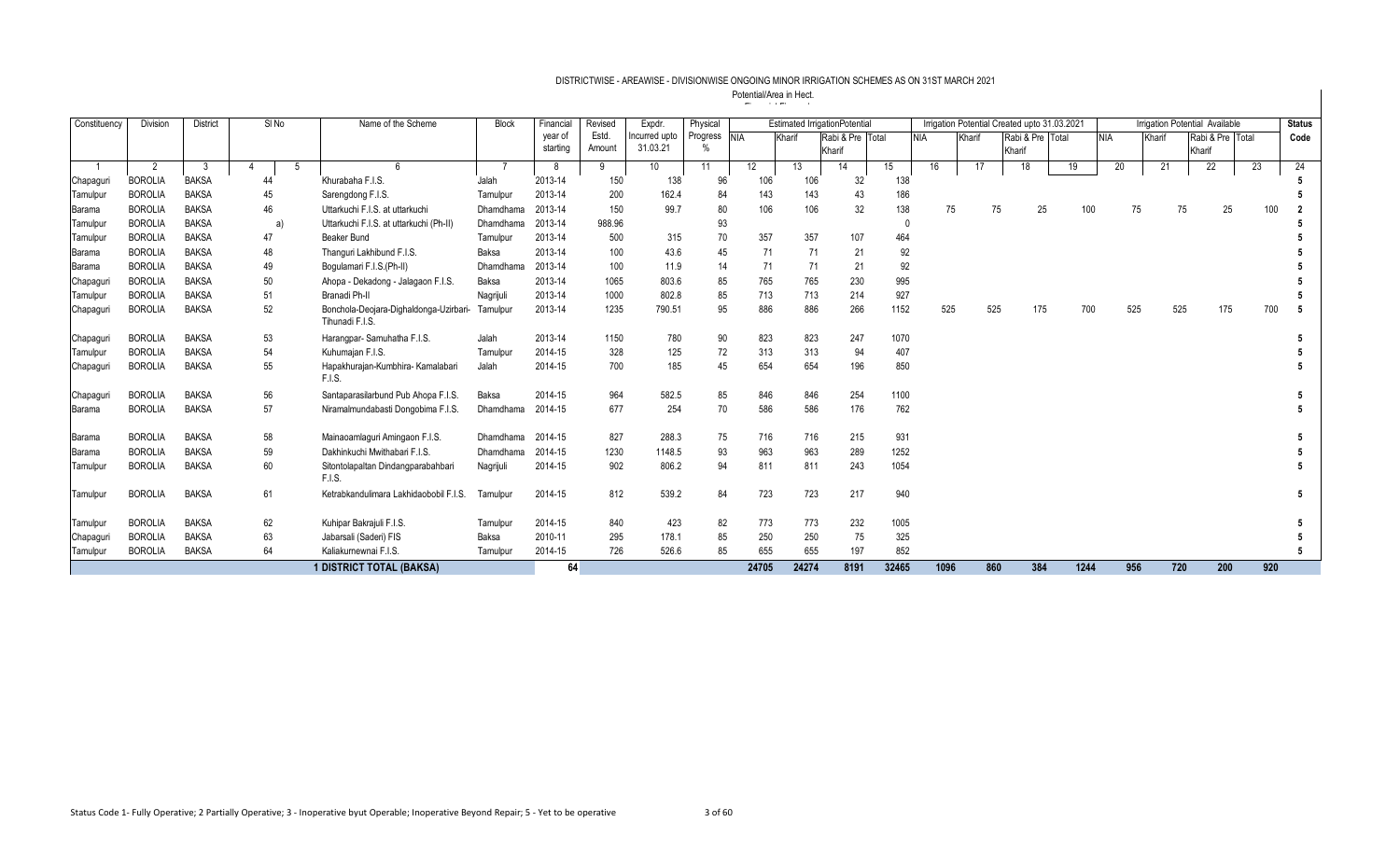# DISTRICTWISE - AREAWISE - DIVISIONWISE ONGOING MINOR IRRIGATION SCHEMES AS ON 31ST MARCH 2021

Potential/Area in Hect.

| Constituency | Division | District | Sl No | | Name of the Scheme | Block | Financial year of starting | Revised Estd. Amount | Expdr. Incurred upto 31.03.21 | Physical Progress % | Estimated IrrigationPotential | | | | Irrigation Potential Created upto 31.03.2021 | | | | Irrigation Potential Available | | | | Status Code |
|---|---|---|---|---|---|---|---|---|---|---|---|---|---|---|---|---|---|---|---|---|---|---|---|
| | | | | | | | | | | | NIA | Kharif | Rabi & Pre Kharif | Total | NIA | Kharif | Rabi & Pre Kharif | Total | NIA | Kharif | Rabi & Pre Kharif | Total | |
| 1 | 2 | 3 | 4 | 5 | 6 | 7 | 8 | 9 | 10 | 11 | 12 | 13 | 14 | 15 | 16 | 17 | 18 | 19 | 20 | 21 | 22 | 23 | 24 |
| Chapaguri | BOROLIA | BAKSA | 44 | | Khurabaha F.I.S. | Jalah | 2013-14 | 150 | 138 | 96 | 106 | 106 | 32 | 138 | | | | | | | | | 5 |
| Tamulpur | BOROLIA | BAKSA | 45 | | Sarengdong F.I.S. | Tamulpur | 2013-14 | 200 | 162.4 | 84 | 143 | 143 | 43 | 186 | | | | | | | | | 5 |
| Barama | BOROLIA | BAKSA | 46 | | Uttarkuchi F.I.S. at uttarkuchi | Dhamdhama | 2013-14 | 150 | 99.7 | 80 | 106 | 106 | 32 | 138 | 75 | 75 | 25 | 100 | 75 | 75 | 25 | 100 | 2 |
| Tamulpur | BOROLIA | BAKSA | | a) | Uttarkuchi F.I.S. at uttarkuchi (Ph-II) | Dhamdhama | 2013-14 | 988.96 | | 93 | | | | 0 | | | | | | | | | 5 |
| Tamulpur | BOROLIA | BAKSA | 47 | | Beaker Bund | Tamulpur | 2013-14 | 500 | 315 | 70 | 357 | 357 | 107 | 464 | | | | | | | | | 5 |
| Barama | BOROLIA | BAKSA | 48 | | Thanguri Lakhibund F.I.S. | Baksa | 2013-14 | 100 | 43.6 | 45 | 71 | 71 | 21 | 92 | | | | | | | | | 5 |
| Barama | BOROLIA | BAKSA | 49 | | Bogulamari F.I.S.(Ph-II) | Dhamdhama | 2013-14 | 100 | 11.9 | 14 | 71 | 71 | 21 | 92 | | | | | | | | | 5 |
| Chapaguri | BOROLIA | BAKSA | 50 | | Ahopa - Dekadong - Jalagaon F.I.S. | Baksa | 2013-14 | 1065 | 803.6 | 85 | 765 | 765 | 230 | 995 | | | | | | | | | 5 |
| Tamulpur | BOROLIA | BAKSA | 51 | | Branadi Ph-II | Nagrijuli | 2013-14 | 1000 | 802.8 | 85 | 713 | 713 | 214 | 927 | | | | | | | | | 5 |
| Chapaguri | BOROLIA | BAKSA | 52 | | Bonchola-Deojara-Dighaldonga-Uzirbari-Tihunadi F.I.S. | Tamulpur | 2013-14 | 1235 | 790.51 | 95 | 886 | 886 | 266 | 1152 | 525 | 525 | 175 | 700 | 525 | 525 | 175 | 700 | 5 |
| Chapaguri | BOROLIA | BAKSA | 53 | | Harangpar- Samuhatha F.I.S. | Jalah | 2013-14 | 1150 | 780 | 90 | 823 | 823 | 247 | 1070 | | | | | | | | | 5 |
| Tamulpur | BOROLIA | BAKSA | 54 | | Kuhumajan F.I.S. | Tamulpur | 2014-15 | 328 | 125 | 72 | 313 | 313 | 94 | 407 | | | | | | | | | 5 |
| Chapaguri | BOROLIA | BAKSA | 55 | | Hapakhurajan-Kumbhira- Kamalabari F.I.S. | Jalah | 2014-15 | 700 | 185 | 45 | 654 | 654 | 196 | 850 | | | | | | | | | 5 |
| Chapaguri | BOROLIA | BAKSA | 56 | | Santaparasilarbund Pub Ahopa F.I.S. | Baksa | 2014-15 | 964 | 582.5 | 85 | 846 | 846 | 254 | 1100 | | | | | | | | | 5 |
| Barama | BOROLIA | BAKSA | 57 | | Niramalmundabasti Dongobima F.I.S. | Dhamdhama | 2014-15 | 677 | 254 | 70 | 586 | 586 | 176 | 762 | | | | | | | | | 5 |
| Barama | BOROLIA | BAKSA | 58 | | Mainaoamlaguri Amingaon F.I.S. | Dhamdhama | 2014-15 | 827 | 288.3 | 75 | 716 | 716 | 215 | 931 | | | | | | | | | 5 |
| Barama | BOROLIA | BAKSA | 59 | | Dakhinkuchi Mwithabari F.I.S. | Dhamdhama | 2014-15 | 1230 | 1148.5 | 93 | 963 | 963 | 289 | 1252 | | | | | | | | | 5 |
| Tamulpur | BOROLIA | BAKSA | 60 | | Sitontolapaltan Dindangparabahbari F.I.S. | Nagrijuli | 2014-15 | 902 | 806.2 | 94 | 811 | 811 | 243 | 1054 | | | | | | | | | 5 |
| Tamulpur | BOROLIA | BAKSA | 61 | | Ketrabkandulimara Lakhidaobobil F.I.S. | Tamulpur | 2014-15 | 812 | 539.2 | 84 | 723 | 723 | 217 | 940 | | | | | | | | | 5 |
| Tamulpur | BOROLIA | BAKSA | 62 | | Kuhipar Bakrajuli F.I.S. | Tamulpur | 2014-15 | 840 | 423 | 82 | 773 | 773 | 232 | 1005 | | | | | | | | | 5 |
| Chapaguri | BOROLIA | BAKSA | 63 | | Jabarsali (Saderi) FIS | Baksa | 2010-11 | 295 | 178.1 | 85 | 250 | 250 | 75 | 325 | | | | | | | | | 5 |
| Tamulpur | BOROLIA | BAKSA | 64 | | Kaliakumewnai F.I.S. | Tamulpur | 2014-15 | 726 | 526.6 | 85 | 655 | 655 | 197 | 852 | | | | | | | | | 5 |
| | | | | | **1 DISTRICT TOTAL (BAKSA)** | | **64** | | | | **24705** | **24274** | **8191** | **32465** | **1096** | **860** | **384** | **1244** | **956** | **720** | **200** | **920** | |

Status Code 1- Fully Operative; 2 Partially Operative; 3 - Inoperative byut Operable; Inoperative Beyond Repair; 5 - Yet to be operative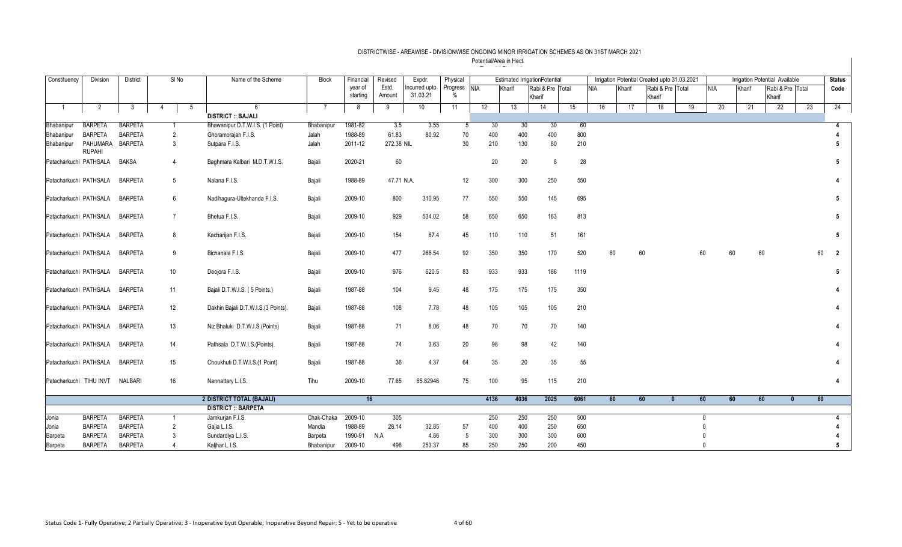## DISTRICTWISE - AREAWISE - DIVISIONWISE ONGOING MINOR IRRIGATION SCHEMES AS ON 31ST MARCH 2021

Potential/Area in Hect.

| Constituency | Division | District | Sl No | | Name of the Scheme | Block | Financial year of starting | Revised Estd. Amount | Expdr. Incurred upto 31.03.21 | Physical Progress % | Estimated IrrigationPotential | | | | Irrigation Potential Created upto 31.03.2021 | | | | Irrigation Potential Available | | | | Status Code |
|---|---|---|---|---|---|---|---|---|---|---|---|---|---|---|---|---|---|---|---|---|---|---|---|
| | | | | | | | | | | | NIA | Kharif | Rabi & Pre Kharif | Total | NIA | Kharif | Rabi & Pre Kharif | Total | NIA | Kharif | Rabi & Pre Kharif | Total | |
| 1 | 2 | 3 | 4 | 5 | 6 | 7 | 8 | 9 | 10 | 11 | 12 | 13 | 14 | 15 | 16 | 17 | 18 | 19 | 20 | 21 | 22 | 23 | 24 |
| | | | | | **DISTRICT :: BAJALI** | | | | | | | | | | | | | | | | | | |
| Bhabanipur | BARPETA | BARPETA | 1 | | Bhawanipur D.T.W.I.S. (1 Point) | Bhabanipur | 1981-82 | 3.5 | 3.55 | 5 | 30 | 30 | 30 | 60 | | | | | | | | | 4 |
| Bhabanipur | BARPETA | BARPETA | 2 | | Ghoramorajan F.I.S. | Jalah | 1988-89 | 61.83 | 80.92 | 70 | 400 | 400 | 400 | 800 | | | | | | | | | 4 |
| Bhabanipur | PAHUMARA RUPAHI | BARPETA | 3 | | Sutpara F.I.S. | Jalah | 2011-12 | 272.38 | NIL | 30 | 210 | 130 | 80 | 210 | | | | | | | | | 5 |
| Patacharkuchi | PATHSALA | BAKSA | 4 | | Baghmara Kalbari M.D.T.W.I.S. | Bajali | 2020-21 | 60 | | | 20 | 20 | 8 | 28 | | | | | | | | | 5 |
| Patacharkuchi | PATHSALA | BARPETA | 5 | | Nalana F.I.S. | Bajali | 1988-89 | 47.71 | N.A. | 12 | 300 | 300 | 250 | 550 | | | | | | | | | 4 |
| Patacharkuchi | PATHSALA | BARPETA | 6 | | Nadihagura-Ultekhanda F.I.S. | Bajali | 2009-10 | 800 | 310.95 | 77 | 550 | 550 | 145 | 695 | | | | | | | | | 5 |
| Patacharkuchi | PATHSALA | BARPETA | 7 | | Bhetua F.I.S. | Bajali | 2009-10 | 929 | 534.02 | 58 | 650 | 650 | 163 | 813 | | | | | | | | | 5 |
| Patacharkuchi | PATHSALA | BARPETA | 8 | | Kacharijan F.I.S. | Bajali | 2009-10 | 154 | 67.4 | 45 | 110 | 110 | 51 | 161 | | | | | | | | | 5 |
| Patacharkuchi | PATHSALA | BARPETA | 9 | | Bichanala F.I.S. | Bajali | 2009-10 | 477 | 266.54 | 92 | 350 | 350 | 170 | 520 | 60 | 60 | | 60 | 60 | 60 | | 60 | 2 |
| Patacharkuchi | PATHSALA | BARPETA | 10 | | Deojora F.I.S. | Bajali | 2009-10 | 976 | 620.5 | 83 | 933 | 933 | 186 | 1119 | | | | | | | | | 5 |
| Patacharkuchi | PATHSALA | BARPETA | 11 | | Bajali D.T.W.I.S. ( 5 Points.) | Bajali | 1987-88 | 104 | 9.45 | 48 | 175 | 175 | 175 | 350 | | | | | | | | | 4 |
| Patacharkuchi | PATHSALA | BARPETA | 12 | | Dakhin Bajali D.T.W.I.S.(3 Points). | Bajali | 1987-88 | 108 | 7.78 | 48 | 105 | 105 | 105 | 210 | | | | | | | | | 4 |
| Patacharkuchi | PATHSALA | BARPETA | 13 | | Niz Bhaluki D.T.W.I.S.(Points) | Bajali | 1987-88 | 71 | 8.06 | 48 | 70 | 70 | 70 | 140 | | | | | | | | | 4 |
| Patacharkuchi | PATHSALA | BARPETA | 14 | | Pathsala D.T.W.I.S.(Points). | Bajali | 1987-88 | 74 | 3.63 | 20 | 98 | 98 | 42 | 140 | | | | | | | | | 4 |
| Patacharkuchi | PATHSALA | BARPETA | 15 | | Choukhuti D.T.W.I.S.(1 Point) | Bajali | 1987-88 | 36 | 4.37 | 64 | 35 | 20 | 35 | 55 | | | | | | | | | 4 |
| Patacharkuchi | TIHU INVT | NALBARI | 16 | | Nannattary L.I.S. | Tihu | 2009-10 | 77.65 | 65.82946 | 75 | 100 | 95 | 115 | 210 | | | | | | | | | 4 |
| | | | | | **2 DISTRICT TOTAL (BAJALI)** | | | 16 | | | 4136 | 4036 | 2025 | 6061 | 60 | 60 | 0 | 60 | 60 | 60 | 0 | 60 | |
| | | | | | **DISTRICT :: BARPETA** | | | | | | | | | | | | | | | | | | |
| Jonia | BARPETA | BARPETA | 1 | | Jamkurjan F.I.S. | Chak-Chaka | 2009-10 | 305 | | | 250 | 250 | 250 | 500 | | | | 0 | | | | | 4 |
| Jonia | BARPETA | BARPETA | 2 | | Gajia L.I.S. | Mandia | 1988-89 | 28.14 | 32.85 | 57 | 400 | 400 | 250 | 650 | | | | 0 | | | | | 4 |
| Barpeta | BARPETA | BARPETA | 3 | | Sundardiya L.I.S. | Barpeta | 1990-91 | N.A | 4.86 | 5 | 300 | 300 | 300 | 600 | | | | 0 | | | | | 4 |
| Barpeta | BARPETA | BARPETA | 4 | | Kaljhar L.I.S. | Bhabanipur | 2009-10 | 496 | 253.37 | 85 | 250 | 250 | 200 | 450 | | | | 0 | | | | | 5 |

Status Code 1- Fully Operative; 2 Partially Operative; 3 - Inoperative byut Operable; Inoperative Beyond Repair; 5 - Yet to be operative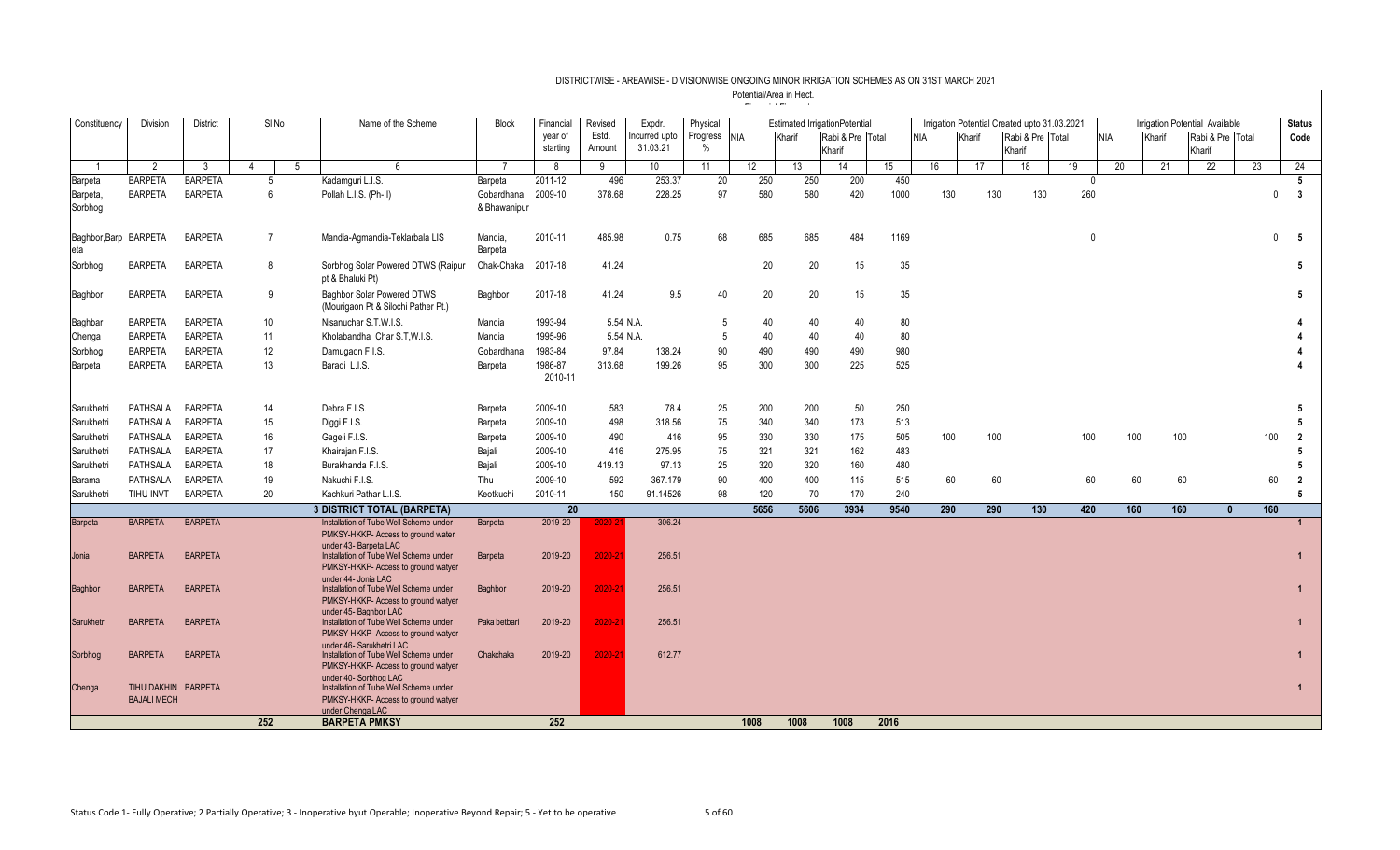DISTRICTWISE - AREAWISE - DIVISIONWISE ONGOING MINOR IRRIGATION SCHEMES AS ON 31ST MARCH 2021

Potential/Area in Hect.

| Constituency | Division | District | Sl No | | Name of the Scheme | Block | Financial year of starting | Revised Estd. Amount | Expdr. Incurred upto 31.03.21 | Physical Progress % | Estimated IrrigationPotential | | | | Irrigation Potential Created upto 31.03.2021 | | | | Irrigation Potential Available | | | | Status Code |
|---|---|---|---|---|---|---|---|---|---|---|---|---|---|---|---|---|---|---|---|---|---|---|---|
| | | | | | | | | | | | NIA | Kharif | Rabi & Pre Kharif | Total | NIA | Kharif | Rabi & Pre Kharif | Total | NIA | Kharif | Rabi & Pre Kharif | Total | |
| 1 | 2 | 3 | 4 | 5 | 6 | 7 | 8 | 9 | 10 | 11 | 12 | 13 | 14 | 15 | 16 | 17 | 18 | 19 | 20 | 21 | 22 | 23 | 24 |
| Barpeta | BARPETA | BARPETA | 5 | | Kadamguri L.I.S. | Barpeta | 2011-12 | 496 | 253.37 | 20 | 250 | 250 | 200 | 450 | | | | 0 | | | | | 5 |
| Barpeta, Sorbhog | BARPETA | BARPETA | 6 | | Pollah L.I.S. (Ph-II) | Gobardhana & Bhawanipur | 2009-10 | 378.68 | 228.25 | 97 | 580 | 580 | 420 | 1000 | 130 | 130 | 130 | 260 | | | | 0 | 3 |
| Baghbor,Barpeta | BARPETA | BARPETA | 7 | | Mandia-Agmandia-Teklarbala LIS | Mandia, Barpeta | 2010-11 | 485.98 | 0.75 | 68 | 685 | 685 | 484 | 1169 | | | | 0 | | | | 0 | 5 |
| Sorbhog | BARPETA | BARPETA | 8 | | Sorbhog Solar Powered DTWS (Raipur pt & Bhaluki Pt) | Chak-Chaka | 2017-18 | 41.24 | | | 20 | 20 | 15 | 35 | | | | | | | | | 5 |
| Baghbor | BARPETA | BARPETA | 9 | | Baghbor Solar Powered DTWS (Mourigaon Pt & Silochi Pather Pt.) | Baghbor | 2017-18 | 41.24 | 9.5 | 40 | 20 | 20 | 15 | 35 | | | | | | | | | 5 |
| Baghbar | BARPETA | BARPETA | 10 | | Nisanuchar S.T.W.I.S. | Mandia | 1993-94 | 5.54 | N.A. | 5 | 40 | 40 | 40 | 80 | | | | | | | | | 4 |
| Chenga | BARPETA | BARPETA | 11 | | Kholabandha Char S.T,W.I.S. | Mandia | 1995-96 | 5.54 | N.A. | 5 | 40 | 40 | 40 | 80 | | | | | | | | | 4 |
| Sorbhog | BARPETA | BARPETA | 12 | | Damugaon F.I.S. | Gobardhana | 1983-84 | 97.84 | 138.24 | 90 | 490 | 490 | 490 | 980 | | | | | | | | | 4 |
| Barpeta | BARPETA | BARPETA | 13 | | Baradi L.I.S. | Barpeta | 1986-87 2010-11 | 313.68 | 199.26 | 95 | 300 | 300 | 225 | 525 | | | | | | | | | 4 |
| Sarukhetri | PATHSALA | BARPETA | 14 | | Debra F.I.S. | Barpeta | 2009-10 | 583 | 78.4 | 25 | 200 | 200 | 50 | 250 | | | | | | | | | 5 |
| Sarukhetri | PATHSALA | BARPETA | 15 | | Diggi F.I.S. | Barpeta | 2009-10 | 498 | 318.56 | 75 | 340 | 340 | 173 | 513 | | | | | | | | | 5 |
| Sarukhetri | PATHSALA | BARPETA | 16 | | Gageli F.I.S. | Barpeta | 2009-10 | 490 | 416 | 95 | 330 | 330 | 175 | 505 | 100 | 100 | | 100 | 100 | 100 | | 100 | 2 |
| Sarukhetri | PATHSALA | BARPETA | 17 | | Khairajan F.I.S. | Bajali | 2009-10 | 416 | 275.95 | 75 | 321 | 321 | 162 | 483 | | | | | | | | | 5 |
| Sarukhetri | PATHSALA | BARPETA | 18 | | Burakhanda F.I.S. | Bajali | 2009-10 | 419.13 | 97.13 | 25 | 320 | 320 | 160 | 480 | | | | | | | | | 5 |
| Barama | PATHSALA | BARPETA | 19 | | Nakuchi F.I.S. | Tihu | 2009-10 | 592 | 367.179 | 90 | 400 | 400 | 115 | 515 | 60 | 60 | | 60 | 60 | 60 | | 60 | 2 |
| Sarukhetri | TIHU INVT | BARPETA | 20 | | Kachkuri Pathar L.I.S. | Keotkuchi | 2010-11 | 150 | 91.14526 | 98 | 120 | 70 | 170 | 240 | | | | | | | | | 5 |
| | | | | | **3 DISTRICT TOTAL (BARPETA)** | | **20** | | | | **5656** | **5606** | **3934** | **9540** | **290** | **290** | **130** | **420** | **160** | **160** | **0** | **160** | |
| Barpeta | BARPETA | BARPETA | | | Installation of Tube Well Scheme under PMKSY-HKKP- Access to ground water under 43- Barpeta LAC | Barpeta | 2019-20 | 2020-21 | 306.24 | | | | | | | | | | | | | | 1 |
| Jonia | BARPETA | BARPETA | | | Installation of Tube Well Scheme under PMKSY-HKKP- Access to ground watyer under 44- Jonia LAC | Barpeta | 2019-20 | 2020-21 | 256.51 | | | | | | | | | | | | | | 1 |
| Baghbor | BARPETA | BARPETA | | | Installation of Tube Well Scheme under PMKSY-HKKP- Access to ground watyer under 45- Baghbor LAC | Baghbor | 2019-20 | 2020-21 | 256.51 | | | | | | | | | | | | | | 1 |
| Sarukhetri | BARPETA | BARPETA | | | Installation of Tube Well Scheme under PMKSY-HKKP- Access to ground watyer under 46- Sarukhetri LAC | Paka betbari | 2019-20 | 2020-21 | 256.51 | | | | | | | | | | | | | | 1 |
| Sorbhog | BARPETA | BARPETA | | | Installation of Tube Well Scheme under PMKSY-HKKP- Access to ground watyer under 40- Sorbhog LAC | Chakchaka | 2019-20 | 2020-21 | 612.77 | | | | | | | | | | | | | | 1 |
| Chenga | TIHU DAKHIN BAJALI MECH | BARPETA | | | Installation of Tube Well Scheme under PMKSY-HKKP- Access to ground watyer under Chenga LAC | | | | | | | | | | | | | | | | | | 1 |
| | | | **252** | | **BARPETA PMKSY** | | **252** | | | | **1008** | **1008** | **1008** | **2016** | | | | | | | | | |

Status Code 1- Fully Operative; 2 Partially Operative; 3 - Inoperative byut Operable; Inoperative Beyond Repair; 5 - Yet to be operative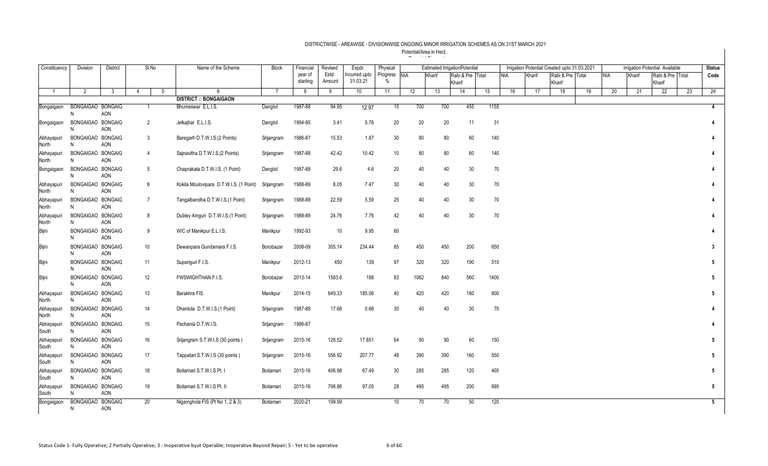DISTRICTWISE - AREAWISE - DIVISIONWISE ONGOING MINOR IRRIGATION SCHEMES AS ON 31ST MARCH 2021

Potential/Area in Hect.

| Constituency | Division | District | Sl No | | Name of the Scheme | Block | Financial year of starting | Revised Estd. Amount | Expdr. Incurred upto 31.03.21 | Physical Progress % | Estimated IrrigationPotential | | | | Irrigation Potential Created upto 31.03.2021 | | | | Irrigation Potential Available | | | | Status Code |
|---|---|---|---|---|---|---|---|---|---|---|---|---|---|---|---|---|---|---|---|---|---|---|---|
| | | | | | | | | | | | NIA | Kharif | Rabi & Pre Kharif | Total | NIA | Kharif | Rabi & Pre Kharif | Total | NIA | Kharif | Rabi & Pre Kharif | Total | |
| 1 | 2 | 3 | 4 | 5 | 6 | 7 | 8 | 9 | 10 | 11 | 12 | 13 | 14 | 15 | 16 | 17 | 18 | 19 | 20 | 21 | 22 | 23 | 24 |
| | | | | | **DISTRICT :: BONGAIGAON** | | | | | | | | | | | | | | | | | | |
| Bongaigaon | BONGAIGAON | BONGAIGAON | 1 | | Bhumeswar E.L.I.S. | Dangtol | 1987-88 | 94.95 | 12.97 | 15 | 700 | 700 | 455 | 1155 | | | | | | | | | 4 |
| Bongaigaon | BONGAIGAON | BONGAIGAON | 2 | | Jelkajhar E.L.I.S. | Dangtol | 1994-95 | 3.41 | 5.76 | 20 | 20 | 20 | 11 | 31 | | | | | | | | | 4 |
| Abhayapuri North | BONGAIGAON | BONGAIGAON | 3 | | Baregarh D.T.W.I.S.(2 Points) | Srijangram | 1986-87 | 15.53 | 1.87 | 30 | 80 | 80 | 60 | 140 | | | | | | | | | 4 |
| Abhayapuri North | BONGAIGAON | BONGAIGAON | 4 | | Sajnavitha D.T.W.I.S.(2 Points) | Srijangram | 1987-88 | 42.42 | 10.42 | 10 | 80 | 80 | 60 | 140 | | | | | | | | | 4 |
| Bongaigaon | BONGAIGAON | BONGAIGAON | 5 | | Chaprakata D.T.W.I.S. (1 Point) | Dangtol | 1987-88 | 29.6 | 4.6 | 20 | 40 | 40 | 30 | 70 | | | | | | | | | 4 |
| Abhayapuri North | BONGAIGAON | BONGAIGAON | 6 | | Kokila Moulovipara D.T.W.I.S. (1 Point) | Srijangram | 1988-89 | 8.05 | 7.47 | 30 | 40 | 40 | 30 | 70 | | | | | | | | | 4 |
| Abhayapuri North | BONGAIGAON | BONGAIGAON | 7 | | Tangalbandha D.T.W.I.S.(1 Point) | Srijangram | 1988-89 | 22.59 | 5.59 | 25 | 40 | 40 | 30 | 70 | | | | | | | | | 4 |
| Abhayapuri North | BONGAIGAON | BONGAIGAON | 8 | | Dubley Amguri D.T.W.I.S.(1 Point) | Srijangram | 1988-89 | 24.76 | 7.76 | 42 | 40 | 40 | 30 | 70 | | | | | | | | | 4 |
| Bijni | BONGAIGAON | BONGAIGAON | 9 | | W/C of Manikpur E.L.I.S. | Manikpur | 1992-93 | 10 | 9.95 | 60 | | | | | | | | | | | | | 4 |
| Bijni | BONGAIGAON | BONGAIGAON | 10 | | Dewanpara Gundamara F.I.S. | Borobazar | 2008-09 | 305.14 | 234.44 | 85 | 450 | 450 | 200 | 650 | | | | | | | | | 3 |
| Bijni | BONGAIGAON | BONGAIGAON | 11 | | Supariguri F.I.S. | Manikpur | 2012-13 | 450 | 139 | 97 | 320 | 320 | 190 | 510 | | | | | | | | | 5 |
| Bijni | BONGAIGAON | BONGAIGAON | 12 | | FWSWIGHTHAN F.I.S. | Borobazar | 2013-14 | 1583.6 | 188 | 83 | 1062 | 840 | 560 | 1400 | | | | | | | | | 5 |
| Abhayapuri North | BONGAIGAON | BONGAIGAON | 13 | | Barakhra FIS | Manikpur | 2014-15 | 649.33 | 185.06 | 40 | 420 | 420 | 180 | 600 | | | | | | | | | 5 |
| Abhayapuri North | BONGAIGAON | BONGAIGAON | 14 | | Dhantola D.T.W.I.S.(1 Point) | Srijangram | 1987-88 | 17.66 | 0.66 | 30 | 40 | 40 | 30 | 70 | | | | | | | | | 4 |
| Abhayapuri South | BONGAIGAON | BONGAIGAON | 15 | | Pachania D.T.W.I.S. | Srijangram | 1986-87 | | | | | | | | | | | | | | | | 4 |
| Abhayapuri South | BONGAIGAON | BONGAIGAON | 16 | | Srijangram S.T.W.I.S (30 points ) | Srijangram | 2015-16 | 128.52 | 17.651 | 64 | 90 | 90 | 60 | 150 | | | | | | | | | 5 |
| Abhayapuri South | BONGAIGAON | BONGAIGAON | 17 | | Tappatari S.T.W.I.S (30 points ) | Srijangram | 2015-16 | 556.92 | 207.77 | 48 | 390 | 390 | 160 | 550 | | | | | | | | | 5 |
| Abhayapuri South | BONGAIGAON | BONGAIGAON | 18 | | Boitamari S.T.W.I.S Pt. I | Boitamari | 2015-16 | 406.98 | 67.49 | 30 | 285 | 285 | 120 | 405 | | | | | | | | | 5 |
| Abhayapuri South | BONGAIGAON | BONGAIGAON | 19 | | Boitamari S.T.W.I.S Pt. II | Boitamari | 2015-16 | 706.86 | 97.05 | 28 | 495 | 495 | 200 | 695 | | | | | | | | | 5 |
| Bongaigaon | BONGAIGAON | BONGAIGAON | 20 | | Nigamghola FIS (Pt No 1, 2 & 3) | Boitamari | 2020-21 | 199.99 | | 10 | 70 | 70 | 50 | 120 | | | | | | | | | 5 |

Status Code 1- Fully Operative; 2 Partially Operative; 3 - Inoperative byut Operable; Inoperative Beyond Repair; 5 - Yet to be operative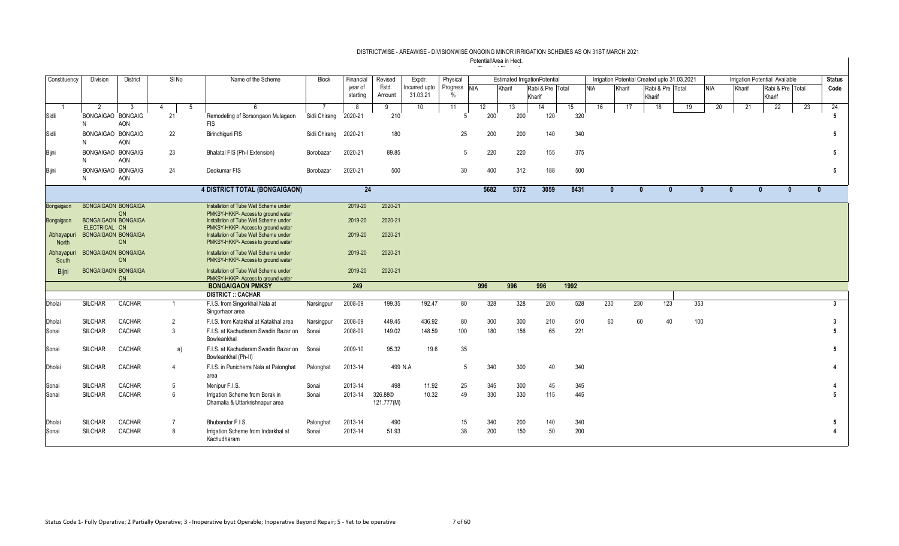# DISTRICTWISE - AREAWISE - DIVISIONWISE ONGOING MINOR IRRIGATION SCHEMES AS ON 31ST MARCH 2021

Potential/Area in Hect.

| Constituency | Division | District | Sl No | | Name of the Scheme | Block | Financial year of starting | Revised Estd. Amount | Expdr. Incurred upto 31.03.21 | Physical Progress % | Estimated IrrigationPotential | | | | Irrigation Potential Created upto 31.03.2021 | | | | Irrigation Potential Available | | | | Status Code |
|---|---|---|---|---|---|---|---|---|---|---|---|---|---|---|---|---|---|---|---|---|---|---|---|
| | | | | | | | | | | | NIA | Kharif | Rabi & Pre Kharif | Total | NIA | Kharif | Rabi & Pre Kharif | Total | NIA | Kharif | Rabi & Pre Kharif | Total | |
| 1 | 2 | 3 | 4 | 5 | 6 | 7 | 8 | 9 | 10 | 11 | 12 | 13 | 14 | 15 | 16 | 17 | 18 | 19 | 20 | 21 | 22 | 23 | 24 |
| Sidli | BONGAIGAON | BONGAIGAON | 21 | | Remodeling of Borsongaon Mulagaon FIS | Sidli Chirang | 2020-21 | 210 | | 5 | 200 | 200 | 120 | 320 | | | | | | | | | 5 |
| Sidli | BONGAIGAON | BONGAIGAON | 22 | | Birinchiguri FIS | Sidli Chirang | 2020-21 | 180 | | 25 | 200 | 200 | 140 | 340 | | | | | | | | | 5 |
| Bijni | BONGAIGAON | BONGAIGAON | 23 | | Bhalatal FIS (Ph-I Extension) | Borobazar | 2020-21 | 89.85 | | 5 | 220 | 220 | 155 | 375 | | | | | | | | | 5 |
| Bijni | BONGAIGAON | BONGAIGAON | 24 | | Deokumar FIS | Borobazar | 2020-21 | 500 | | 30 | 400 | 312 | 188 | 500 | | | | | | | | | 5 |
| | | | | | **4 DISTRICT TOTAL (BONGAIGAON)** | | **24** | | | | **5682** | **5372** | **3059** | **8431** | **0** | **0** | **0** | **0** | **0** | **0** | **0** | **0** | |
| Bongaigaon | BONGAIGAON | BONGAIGAON | | | Installation of Tube Well Scheme under PMKSY-HKKP- Access to ground water | | 2019-20 | 2020-21 | | | | | | | | | | | | | | | |
| Bongaigaon | BONGAIGAON ELECTRICAL | BONGAIGAON | | | Installation of Tube Well Scheme under PMKSY-HKKP- Access to ground water | | 2019-20 | 2020-21 | | | | | | | | | | | | | | | |
| Abhayapuri North | BONGAIGAON | BONGAIGAON | | | Installation of Tube Well Scheme under PMKSY-HKKP- Access to ground water | | 2019-20 | 2020-21 | | | | | | | | | | | | | | | |
| Abhayapuri South | BONGAIGAON | BONGAIGAON | | | Installation of Tube Well Scheme under PMKSY-HKKP- Access to ground water | | 2019-20 | 2020-21 | | | | | | | | | | | | | | | |
| Bijni | BONGAIGAON | BONGAIGAON | | | Installation of Tube Well Scheme under PMKSY-HKKP- Access to ground water | | 2019-20 | 2020-21 | | | | | | | | | | | | | | | |
| | | | | | **BONGAIGAON PMKSY** | | **249** | | | | **996** | **996** | **996** | **1992** | | | | | | | | | |
| | | | | | **DISTRICT :: CACHAR** | | | | | | | | | | | | | | | | | | |
| Dholai | SILCHAR | CACHAR | 1 | | F.I.S. from Singorkhal Nala at Singorhaor area | Narsingpur | 2008-09 | 199.35 | 192.47 | 80 | 328 | 328 | 200 | 528 | 230 | 230 | 123 | 353 | | | | | 3 |
| Dholai | SILCHAR | CACHAR | 2 | | F.I.S. from Katakhal at Katakhal area | Narsingpur | 2008-09 | 449.45 | 436.92 | 80 | 300 | 300 | 210 | 510 | 60 | 60 | 40 | 100 | | | | | 3 |
| Sonai | SILCHAR | CACHAR | 3 | | F.I.S. at Kachudaram Swadin Bazar on Bowleankhal | Sonai | 2008-09 | 149.02 | 148.59 | 100 | 180 | 156 | 65 | 221 | | | | | | | | | 5 |
| Sonai | SILCHAR | CACHAR | | a) | F.I.S. at Kachudaram Swadin Bazar on Bowleankhal (Ph-II) | Sonai | 2009-10 | 95.32 | 19.6 | 35 | | | | | | | | | | | | | 5 |
| Dholai | SILCHAR | CACHAR | 4 | | F.I.S. in Punicherra Nala at Palonghat area | Palonghat | 2013-14 | 499 | N.A. | 5 | 340 | 300 | 40 | 340 | | | | | | | | | 4 |
| Sonai | SILCHAR | CACHAR | 5 | | Menipur F.I.S. | Sonai | 2013-14 | 498 | 11.92 | 25 | 345 | 300 | 45 | 345 | | | | | | | | | 4 |
| Sonai | SILCHAR | CACHAR | 6 | | Irrigation Scheme from Borak in Dhamalia & Uttarkrishnapur area | Sonai | 2013-14 | 326.88© 121.777(M) | 10.32 | 49 | 330 | 330 | 115 | 445 | | | | | | | | | 5 |
| Dholai | SILCHAR | CACHAR | 7 | | Bhubandar F.I.S. | Palonghat | 2013-14 | 490 | | 15 | 340 | 200 | 140 | 340 | | | | | | | | | 5 |
| Sonai | SILCHAR | CACHAR | 8 | | Irrigation Scheme from Indarkhal at Kachudharam | Sonai | 2013-14 | 51.93 | | 38 | 200 | 150 | 50 | 200 | | | | | | | | | 4 |

Status Code 1- Fully Operative; 2 Partially Operative; 3 - Inoperative byut Operable; Inoperative Beyond Repair; 5 - Yet to be operative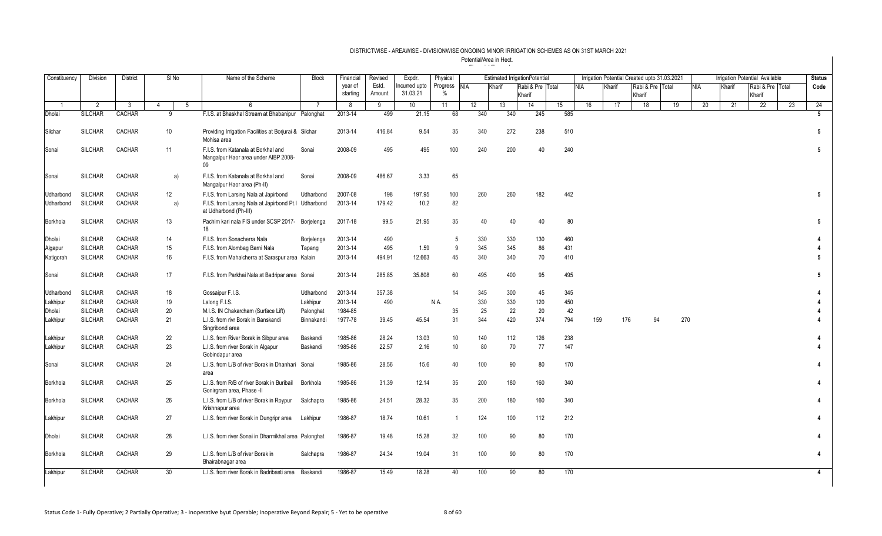DISTRICTWISE - AREAWISE - DIVISIONWISE ONGOING MINOR IRRIGATION SCHEMES AS ON 31ST MARCH 2021

Potential/Area in Hect.

| Constituency | Division | District | Sl No | | Name of the Scheme | Block | Financial year of starting | Revised Estd. Amount | Expdr. Incurred upto 31.03.21 | Physical Progress % | Estimated Irrigation Potential | | | | Irrigation Potential Created upto 31.03.2021 | | | | Irrigation Potential Available | | | | Status Code |
|---|---|---|---|---|---|---|---|---|---|---|---|---|---|---|---|---|---|---|---|---|---|---|---|
| | | | | | | | | | | | NIA | Kharif | Rabi & Pre Kharif | Total | NIA | Kharif | Rabi & Pre Kharif | Total | NIA | Kharif | Rabi & Pre Kharif | Total | |
| 1 | 2 | 3 | 4 | 5 | 6 | 7 | 8 | 9 | 10 | 11 | 12 | 13 | 14 | 15 | 16 | 17 | 18 | 19 | 20 | 21 | 22 | 23 | 24 |
| Dholai | SILCHAR | CACHAR | 9 | | F.I.S. at Bhaskhal Stream at Bhabanipur | Palonghat | 2013-14 | 499 | 21.15 | 68 | 340 | 340 | 245 | 585 | | | | | | | | | 5 |
| Silchar | SILCHAR | CACHAR | 10 | | Providing Irrigation Facilities at Borjurai & Mohisa area | Silchar | 2013-14 | 416.84 | 9.54 | 35 | 340 | 272 | 238 | 510 | | | | | | | | | 5 |
| Sonai | SILCHAR | CACHAR | 11 | | F.I.S. from Katanala at Borkhal and Mangalpur Haor area under AIBP 2008-09 | Sonai | 2008-09 | 495 | 495 | 100 | 240 | 200 | 40 | 240 | | | | | | | | | 5 |
| Sonai | SILCHAR | CACHAR | | a) | F.I.S. from Katanala at Borkhal and Mangalpur Haor area (Ph-II) | Sonai | 2008-09 | 486.67 | 3.33 | 65 | | | | | | | | | | | | | |
| Udharbond | SILCHAR | CACHAR | 12 | | F.I.S. from Larsing Nala at Japirbond | Udharbond | 2007-08 | 198 | 197.95 | 100 | 260 | 260 | 182 | 442 | | | | | | | | | 5 |
| Udharbond | SILCHAR | CACHAR | | a) | F.I.S. from Larsing Nala at Japirbond Pt.I at Udharbond (Ph-III) | Udharbond | 2013-14 | 179.42 | 10.2 | 82 | | | | | | | | | | | | | |
| Borkhola | SILCHAR | CACHAR | 13 | | Pachim kari nala FIS under SCSP 2017-18 | Borjelenga | 2017-18 | 99.5 | 21.95 | 35 | 40 | 40 | 40 | 80 | | | | | | | | | 5 |
| Dholai | SILCHAR | CACHAR | 14 | | F.I.S. from Sonacherra Nala | Borjelenga | 2013-14 | 490 | | 5 | 330 | 330 | 130 | 460 | | | | | | | | | 4 |
| Algapur | SILCHAR | CACHAR | 15 | | F.I.S. from Alombag Barni Nala | Tapang | 2013-14 | 495 | 1.59 | 9 | 345 | 345 | 86 | 431 | | | | | | | | | 4 |
| Katigorah | SILCHAR | CACHAR | 16 | | F.I.S. from Mahalcherra at Saraspur area | Kalain | 2013-14 | 494.91 | 12.663 | 45 | 340 | 340 | 70 | 410 | | | | | | | | | 5 |
| Sonai | SILCHAR | CACHAR | 17 | | F.I.S. from Parkhai Nala at Badripar area | Sonai | 2013-14 | 285.85 | 35.808 | 60 | 495 | 400 | 95 | 495 | | | | | | | | | 5 |
| Udharbond | SILCHAR | CACHAR | 18 | | Gossaipur F.I.S. | Udharbond | 2013-14 | 357.38 | | 14 | 345 | 300 | 45 | 345 | | | | | | | | | 4 |
| Lakhipur | SILCHAR | CACHAR | 19 | | Lalong F.I.S. | Lakhipur | 2013-14 | 490 | | N.A. | 330 | 330 | 120 | 450 | | | | | | | | | 4 |
| Dholai | SILCHAR | CACHAR | 20 | | M.I.S. IN Chakarcham (Surface Lift) | Palonghat | 1984-85 | | | 35 | 25 | 22 | 20 | 42 | | | | | | | | | 4 |
| Lakhipur | SILCHAR | CACHAR | 21 | | L.I.S. from rivr Borak in Banskandi Singribond area | Binnakandi | 1977-78 | 39.45 | 45.54 | 31 | 344 | 420 | 374 | 794 | 159 | 176 | 94 | 270 | | | | | 4 |
| Lakhipur | SILCHAR | CACHAR | 22 | | L.I.S. from River Borak in Sibpur area | Baskandi | 1985-86 | 28.24 | 13.03 | 10 | 140 | 112 | 126 | 238 | | | | | | | | | 4 |
| Lakhipur | SILCHAR | CACHAR | 23 | | L.I.S. from river Borak in Algapur Gobindapur area | Baskandi | 1985-86 | 22.57 | 2.16 | 10 | 80 | 70 | 77 | 147 | | | | | | | | | 4 |
| Sonai | SILCHAR | CACHAR | 24 | | L.I.S. from L/B of river Borak in Dhanhari area | Sonai | 1985-86 | 28.56 | 15.6 | 40 | 100 | 90 | 80 | 170 | | | | | | | | | 4 |
| Borkhola | SILCHAR | CACHAR | 25 | | L.I.S. from R/B of river Borak in Buribail Gonirgram area, Phase -II | Borkhola | 1985-86 | 31.39 | 12.14 | 35 | 200 | 180 | 160 | 340 | | | | | | | | | 4 |
| Borkhola | SILCHAR | CACHAR | 26 | | L.I.S. from L/B of river Borak in Roypur Krishnapur area | Salchapra | 1985-86 | 24.51 | 28.32 | 35 | 200 | 180 | 160 | 340 | | | | | | | | | 4 |
| Lakhipur | SILCHAR | CACHAR | 27 | | L.I.S. from river Borak in Dungripr area | Lakhipur | 1986-87 | 18.74 | 10.61 | 1 | 124 | 100 | 112 | 212 | | | | | | | | | 4 |
| Dholai | SILCHAR | CACHAR | 28 | | L.I.S. from river Sonai in Dharmikhal area | Palonghat | 1986-87 | 19.48 | 15.28 | 32 | 100 | 90 | 80 | 170 | | | | | | | | | 4 |
| Borkhola | SILCHAR | CACHAR | 29 | | L.I.S. from L/B of river Borak in Bhairabnagar area | Salchapra | 1986-87 | 24.34 | 19.04 | 31 | 100 | 90 | 80 | 170 | | | | | | | | | 4 |
| Lakhipur | SILCHAR | CACHAR | 30 | | L.I.S. from river Borak in Badribasti area | Baskandi | 1986-87 | 15.49 | 18.28 | 40 | 100 | 90 | 80 | 170 | | | | | | | | | 4 |

Status Code 1- Fully Operative; 2 Partially Operative; 3 - Inoperative byut Operable; Inoperative Beyond Repair; 5 - Yet to be operative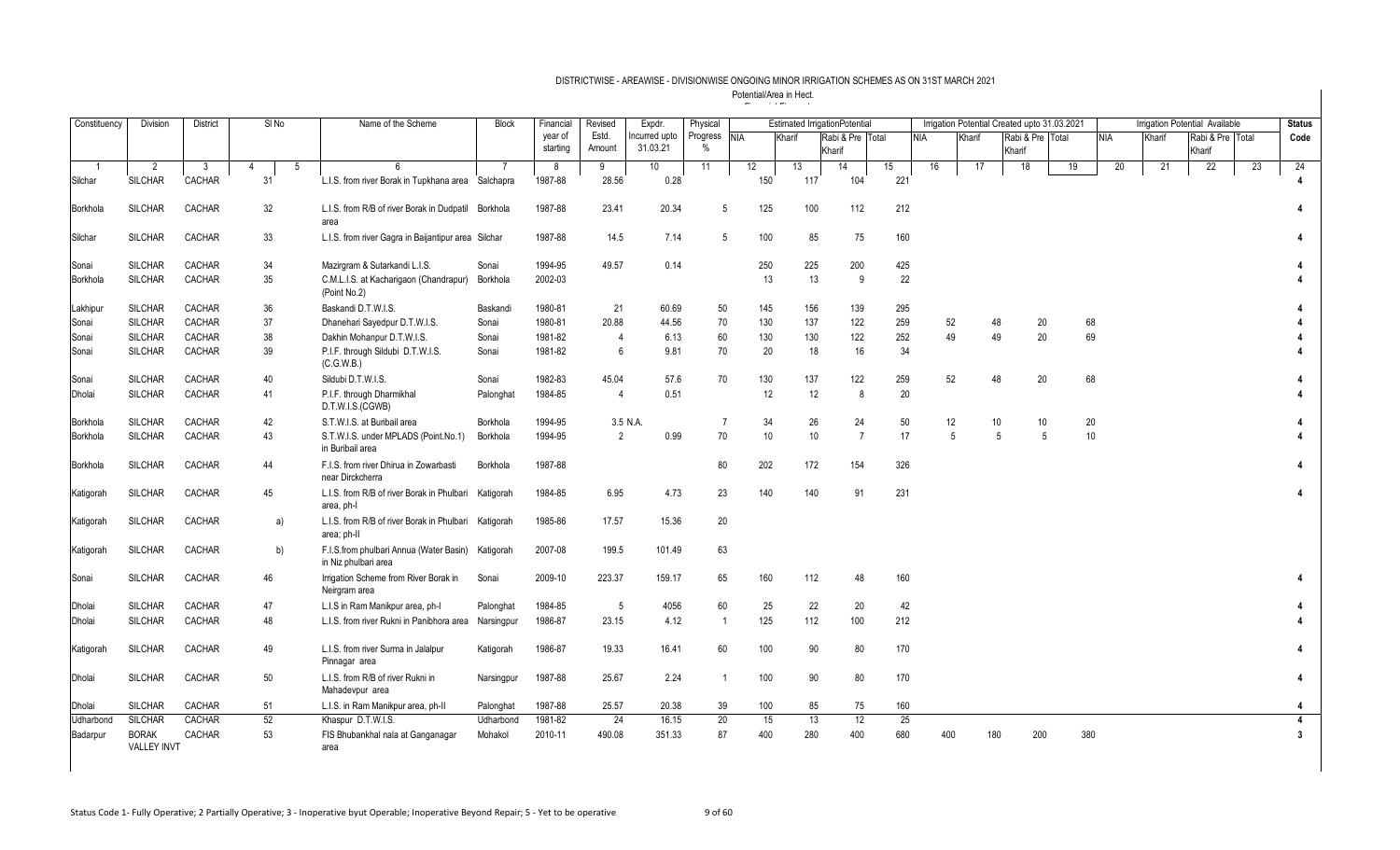## DISTRICTWISE - AREAWISE - DIVISIONWISE ONGOING MINOR IRRIGATION SCHEMES AS ON 31ST MARCH 2021

Potential/Area in Hect.

| Constituency | Division | District | Sl No | | Name of the Scheme | Block | Financial year of starting | Revised Estd. Amount | Expdr. Incurred upto 31.03.21 | Physical Progress % | Estimated IrrigationPotential | | | | Irrigation Potential Created upto 31.03.2021 | | | | Irrigation Potential Available | | | | Status Code |
|---|---|---|---|---|---|---|---|---|---|---|---|---|---|---|---|---|---|---|---|---|---|---|---|
| | | | | | | | | | | | NIA | Kharif | Rabi & Pre Kharif | Total | NIA | Kharif | Rabi & Pre Kharif | Total | NIA | Kharif | Rabi & Pre Kharif | Total | |
| 1 | 2 | 3 | 4 | 5 | 6 | 7 | 8 | 9 | 10 | 11 | 12 | 13 | 14 | 15 | 16 | 17 | 18 | 19 | 20 | 21 | 22 | 23 | 24 |
| Silchar | SILCHAR | CACHAR | 31 | | L.I.S. from river Borak in Tupkhana area | Salchapra | 1987-88 | 28.56 | 0.28 | | 150 | 117 | 104 | 221 | | | | | | | | | 4 |
| Borkhola | SILCHAR | CACHAR | 32 | | L.I.S. from R/B of river Borak in Dudpatil area | Borkhola | 1987-88 | 23.41 | 20.34 | 5 | 125 | 100 | 112 | 212 | | | | | | | | | 4 |
| Silchar | SILCHAR | CACHAR | 33 | | L.I.S. from river Gagra in Baijantipur area | Silchar | 1987-88 | 14.5 | 7.14 | 5 | 100 | 85 | 75 | 160 | | | | | | | | | 4 |
| Sonai | SILCHAR | CACHAR | 34 | | Mazirgram & Sutarkandi L.I.S. | Sonai | 1994-95 | 49.57 | 0.14 | | 250 | 225 | 200 | 425 | | | | | | | | | 4 |
| Borkhola | SILCHAR | CACHAR | 35 | | C.M.L.I.S. at Kacharigaon (Chandrapur) (Point No.2) | Borkhola | 2002-03 | | | | 13 | 13 | 9 | 22 | | | | | | | | | 4 |
| Lakhipur | SILCHAR | CACHAR | 36 | | Baskandi D.T.W.I.S. | Baskandi | 1980-81 | 21 | 60.69 | 50 | 145 | 156 | 139 | 295 | | | | | | | | | 4 |
| Sonai | SILCHAR | CACHAR | 37 | | Dhanehari Sayedpur D.T.W.I.S. | Sonai | 1980-81 | 20.88 | 44.56 | 70 | 130 | 137 | 122 | 259 | 52 | 48 | 20 | 68 | | | | | 4 |
| Sonai | SILCHAR | CACHAR | 38 | | Dakhin Mohanpur D.T.W.I.S. | Sonai | 1981-82 | 4 | 6.13 | 60 | 130 | 130 | 122 | 252 | 49 | 49 | 20 | 69 | | | | | 4 |
| Sonai | SILCHAR | CACHAR | 39 | | P.I.F. through Sildubi D.T.W.I.S. (C.G.W.B.) | Sonai | 1981-82 | 6 | 9.81 | 70 | 20 | 18 | 16 | 34 | | | | | | | | | 4 |
| Sonai | SILCHAR | CACHAR | 40 | | Sildubi D.T.W.I.S. | Sonai | 1982-83 | 45.04 | 57.6 | 70 | 130 | 137 | 122 | 259 | 52 | 48 | 20 | 68 | | | | | 4 |
| Dholai | SILCHAR | CACHAR | 41 | | P.I.F. through Dharmikhal D.T.W.I.S.(CGWB) | Palonghat | 1984-85 | 4 | 0.51 | | 12 | 12 | 8 | 20 | | | | | | | | | 4 |
| Borkhola | SILCHAR | CACHAR | 42 | | S.T.W.I.S. at Buribail area | Borkhola | 1994-95 | 3.5 | N.A. | 7 | 34 | 26 | 24 | 50 | 12 | 10 | 10 | 20 | | | | | 4 |
| Borkhola | SILCHAR | CACHAR | 43 | | S.T.W.I.S. under MPLADS (Point.No.1) in Buribail area | Borkhola | 1994-95 | 2 | 0.99 | 70 | 10 | 10 | 7 | 17 | 5 | 5 | 5 | 10 | | | | | 4 |
| Borkhola | SILCHAR | CACHAR | 44 | | F.I.S. from river Dhirua in Zowarbasti near Dirckcherra | Borkhola | 1987-88 | | | 80 | 202 | 172 | 154 | 326 | | | | | | | | | 4 |
| Katigorah | SILCHAR | CACHAR | 45 | | L.I.S. from R/B of river Borak in Phulbari area, ph-I | Katigorah | 1984-85 | 6.95 | 4.73 | 23 | 140 | 140 | 91 | 231 | | | | | | | | | 4 |
| Katigorah | SILCHAR | CACHAR | | a) | L.I.S. from R/B of river Borak in Phulbari area; ph-II | Katigorah | 1985-86 | 17.57 | 15.36 | 20 | | | | | | | | | | | | | |
| Katigorah | SILCHAR | CACHAR | | b) | F.I.S.from phulbari Annua (Water Basin) in Niz phulbari area | Katigorah | 2007-08 | 199.5 | 101.49 | 63 | | | | | | | | | | | | | |
| Sonai | SILCHAR | CACHAR | 46 | | Irrigation Scheme from River Borak in Neirgram area | Sonai | 2009-10 | 223.37 | 159.17 | 65 | 160 | 112 | 48 | 160 | | | | | | | | | 4 |
| Dholai | SILCHAR | CACHAR | 47 | | L.I.S in Ram Manikpur area, ph-I | Palonghat | 1984-85 | 5 | 4056 | 60 | 25 | 22 | 20 | 42 | | | | | | | | | 4 |
| Dholai | SILCHAR | CACHAR | 48 | | L.I.S. from river Rukni in Panibhora area | Narsingpur | 1986-87 | 23.15 | 4.12 | 1 | 125 | 112 | 100 | 212 | | | | | | | | | 4 |
| Katigorah | SILCHAR | CACHAR | 49 | | L.I.S. from river Surma in Jalalpur Pinnagar area | Katigorah | 1986-87 | 19.33 | 16.41 | 60 | 100 | 90 | 80 | 170 | | | | | | | | | 4 |
| Dholai | SILCHAR | CACHAR | 50 | | L.I.S. from R/B of river Rukni in Mahadevpur area | Narsingpur | 1987-88 | 25.67 | 2.24 | 1 | 100 | 90 | 80 | 170 | | | | | | | | | 4 |
| Dholai | SILCHAR | CACHAR | 51 | | L.I.S. in Ram Manikpur area, ph-II | Palonghat | 1987-88 | 25.57 | 20.38 | 39 | 100 | 85 | 75 | 160 | | | | | | | | | 4 |
| Udharbond | SILCHAR | CACHAR | 52 | | Khaspur D.T.W.I.S. | Udharbond | 1981-82 | 24 | 16.15 | 20 | 15 | 13 | 12 | 25 | | | | | | | | | 4 |
| Badarpur | BORAK VALLEY INVT | CACHAR | 53 | | FIS Bhubankhal nala at Ganganagar area | Mohakol | 2010-11 | 490.08 | 351.33 | 87 | 400 | 280 | 400 | 680 | 400 | 180 | 200 | 380 | | | | | 3 |

Status Code 1- Fully Operative; 2 Partially Operative; 3 - Inoperative byut Operable; Inoperative Beyond Repair; 5 - Yet to be operative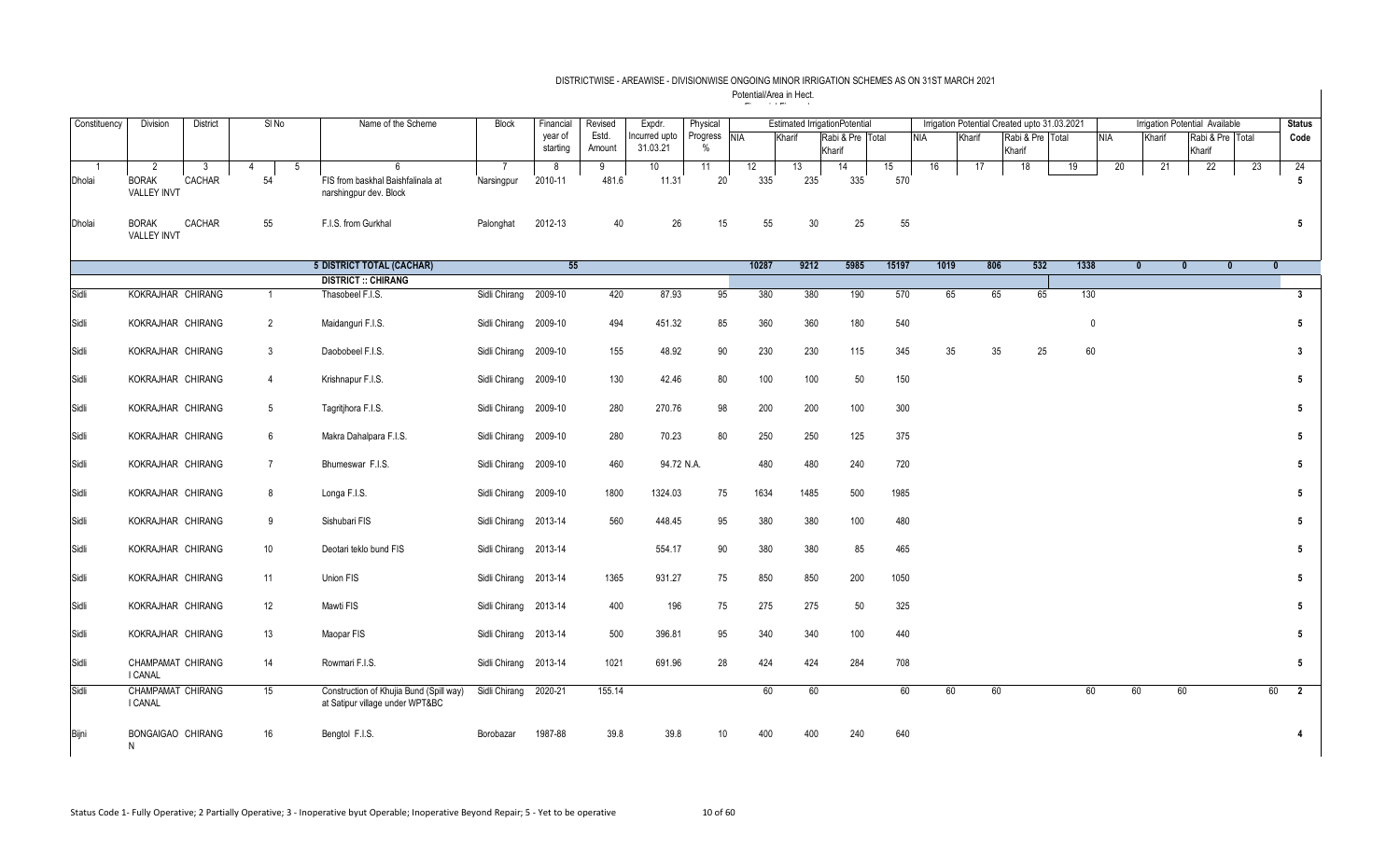## DISTRICTWISE - AREAWISE - DIVISIONWISE ONGOING MINOR IRRIGATION SCHEMES AS ON 31ST MARCH 2021

Potential/Area in Hect.

| Constituency | Division | District | Sl No | | Name of the Scheme | Block | Financial year of starting | Revised Estd. Amount | Expdr. Incurred upto 31.03.21 | Physical Progress % | Estimated IrrigationPotential | | | | Irrigation Potential Created upto 31.03.2021 | | | | Irrigation Potential Available | | | | Status Code |
|---|---|---|---|---|---|---|---|---|---|---|---|---|---|---|---|---|---|---|---|---|---|---|---|
| | | | | | | | | | | | NIA | Kharif | Rabi & Pre Kharif | Total | NIA | Kharif | Rabi & Pre Kharif | Total | NIA | Kharif | Rabi & Pre Kharif | Total | |
| 1 | 2 | 3 | 4 | 5 | 6 | 7 | 8 | 9 | 10 | 11 | 12 | 13 | 14 | 15 | 16 | 17 | 18 | 19 | 20 | 21 | 22 | 23 | 24 |
| Dholai | BORAK VALLEY INVT | CACHAR | 54 | | FIS from baskhal Baishfalinala at narshingpur dev. Block | Narsingpur | 2010-11 | 481.6 | 11.31 | 20 | 335 | 235 | 335 | 570 | | | | | | | | | 5 |
| Dholai | BORAK VALLEY INVT | CACHAR | 55 | | F.I.S. from Gurkhal | Palonghat | 2012-13 | 40 | 26 | 15 | 55 | 30 | 25 | 55 | | | | | | | | | 5 |
| | | | | | **5 DISTRICT TOTAL (CACHAR)** | | | **55** | | | **10287** | **9212** | **5985** | **15197** | **1019** | **806** | **532** | **1338** | **0** | **0** | **0** | **0** | |
| | | | | | **DISTRICT :: CHIRANG** | | | | | | | | | | | | | | | | | | |
| Sidli | KOKRAJHAR | CHIRANG | 1 | | Thasobeel F.I.S. | Sidli Chirang | 2009-10 | 420 | 87.93 | 95 | 380 | 380 | 190 | 570 | 65 | 65 | 65 | 130 | | | | | 3 |
| Sidli | KOKRAJHAR | CHIRANG | 2 | | Maidanguri F.I.S. | Sidli Chirang | 2009-10 | 494 | 451.32 | 85 | 360 | 360 | 180 | 540 | | | | 0 | | | | | 5 |
| Sidli | KOKRAJHAR | CHIRANG | 3 | | Daobobeel F.I.S. | Sidli Chirang | 2009-10 | 155 | 48.92 | 90 | 230 | 230 | 115 | 345 | 35 | 35 | 25 | 60 | | | | | 3 |
| Sidli | KOKRAJHAR | CHIRANG | 4 | | Krishnapur F.I.S. | Sidli Chirang | 2009-10 | 130 | 42.46 | 80 | 100 | 100 | 50 | 150 | | | | | | | | | 5 |
| Sidli | KOKRAJHAR | CHIRANG | 5 | | Tagritjhora F.I.S. | Sidli Chirang | 2009-10 | 280 | 270.76 | 98 | 200 | 200 | 100 | 300 | | | | | | | | | 5 |
| Sidli | KOKRAJHAR | CHIRANG | 6 | | Makra Dahalpara F.I.S. | Sidli Chirang | 2009-10 | 280 | 70.23 | 80 | 250 | 250 | 125 | 375 | | | | | | | | | 5 |
| Sidli | KOKRAJHAR | CHIRANG | 7 | | Bhumeswar F.I.S. | Sidli Chirang | 2009-10 | 460 | 94.72 | N.A. | 480 | 480 | 240 | 720 | | | | | | | | | 5 |
| Sidli | KOKRAJHAR | CHIRANG | 8 | | Longa F.I.S. | Sidli Chirang | 2009-10 | 1800 | 1324.03 | 75 | 1634 | 1485 | 500 | 1985 | | | | | | | | | 5 |
| Sidli | KOKRAJHAR | CHIRANG | 9 | | Sishubari FIS | Sidli Chirang | 2013-14 | 560 | 448.45 | 95 | 380 | 380 | 100 | 480 | | | | | | | | | 5 |
| Sidli | KOKRAJHAR | CHIRANG | 10 | | Deotari teklo bund FIS | Sidli Chirang | 2013-14 | | 554.17 | 90 | 380 | 380 | 85 | 465 | | | | | | | | | 5 |
| Sidli | KOKRAJHAR | CHIRANG | 11 | | Union FIS | Sidli Chirang | 2013-14 | 1365 | 931.27 | 75 | 850 | 850 | 200 | 1050 | | | | | | | | | 5 |
| Sidli | KOKRAJHAR | CHIRANG | 12 | | Mawti FIS | Sidli Chirang | 2013-14 | 400 | 196 | 75 | 275 | 275 | 50 | 325 | | | | | | | | | 5 |
| Sidli | KOKRAJHAR | CHIRANG | 13 | | Maopar FIS | Sidli Chirang | 2013-14 | 500 | 396.81 | 95 | 340 | 340 | 100 | 440 | | | | | | | | | 5 |
| Sidli | CHAMPAMATI CANAL | CHIRANG | 14 | | Rowmari F.I.S. | Sidli Chirang | 2013-14 | 1021 | 691.96 | 28 | 424 | 424 | 284 | 708 | | | | | | | | | 5 |
| Sidli | CHAMPAMATI CANAL | CHIRANG | 15 | | Construction of Khujja Bund (Spill way) at Satipur village under WPT&BC | Sidli Chirang | 2020-21 | 155.14 | | | 60 | 60 | | 60 | 60 | 60 | | 60 | 60 | 60 | | 60 | 2 |
| Bijni | BONGAIGAON | CHIRANG | 16 | | Bengtol F.I.S. | Borobazar | 1987-88 | 39.8 | 39.8 | 10 | 400 | 400 | 240 | 640 | | | | | | | | | 4 |

Status Code 1- Fully Operative; 2 Partially Operative; 3 - Inoperative byut Operable; Inoperative Beyond Repair; 5 - Yet to be operative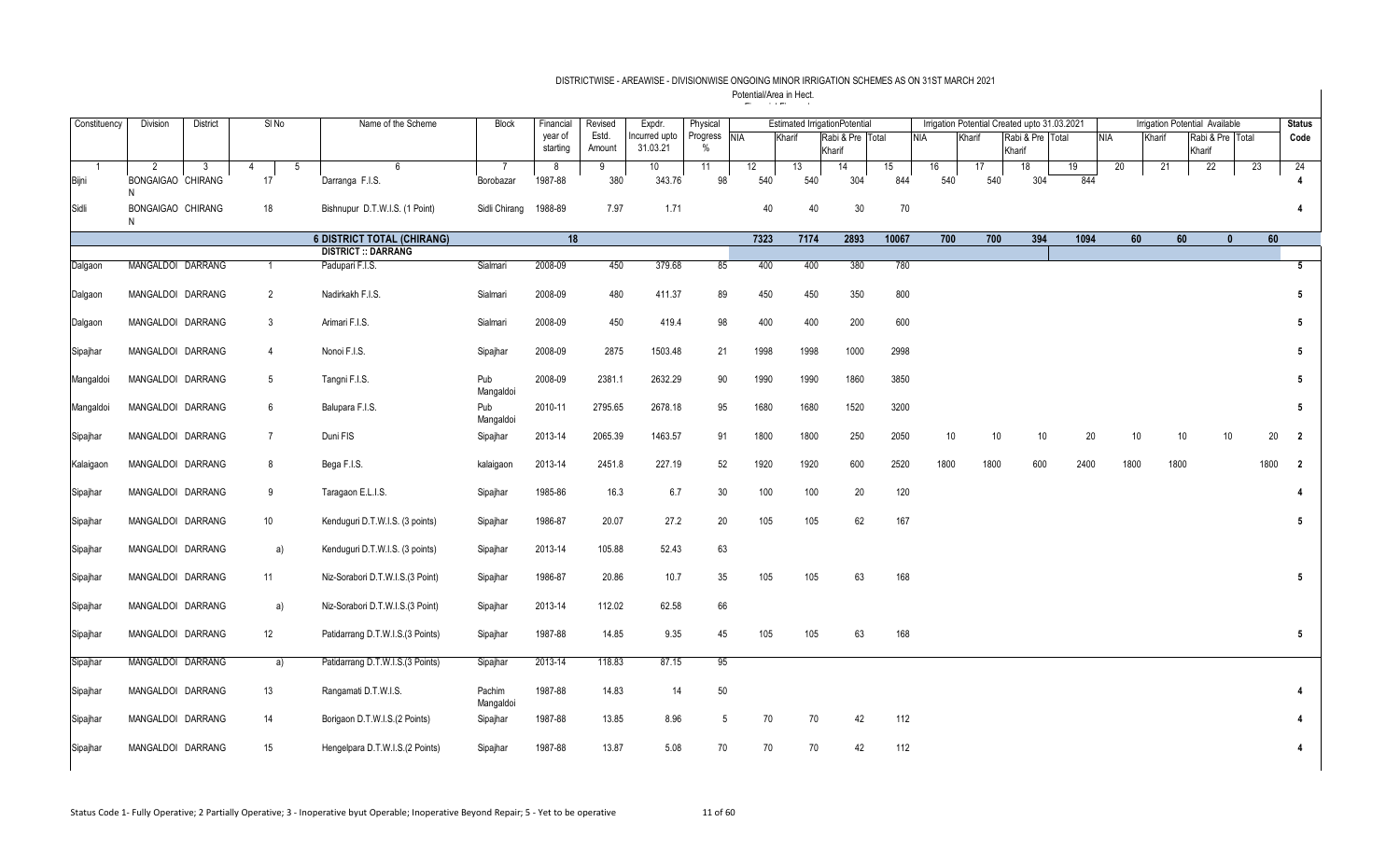DISTRICTWISE - AREAWISE - DIVISIONWISE ONGOING MINOR IRRIGATION SCHEMES AS ON 31ST MARCH 2021

Potential/Area in Hect.

| Constituency | Division | District | Sl No | | Name of the Scheme | Block | Financial year of starting | Revised Estd. Amount | Expdr. Incurred upto 31.03.21 | Physical Progress % | Estimated IrrigationPotential | | | | Irrigation Potential Created upto 31.03.2021 | | | | Irrigation Potential Available | | | | Status Code |
|---|---|---|---|---|---|---|---|---|---|---|---|---|---|---|---|---|---|---|---|---|---|---|---|
| | | | | | | | | | | | NIA | Kharif | Rabi & Pre Kharif | Total | NIA | Kharif | Rabi & Pre Kharif | Total | NIA | Kharif | Rabi & Pre Kharif | Total | |
| 1 | 2 | 3 | 4 | 5 | 6 | 7 | 8 | 9 | 10 | 11 | 12 | 13 | 14 | 15 | 16 | 17 | 18 | 19 | 20 | 21 | 22 | 23 | 24 |
| Bijni | BONGAIGAON | CHIRANG | 17 | | Darranga F.I.S. | Borobazar | 1987-88 | 380 | 343.76 | 98 | 540 | 540 | 304 | 844 | 540 | 540 | 304 | 844 | | | | | 4 |
| Sidli | BONGAIGAON | CHIRANG | 18 | | Bishnupur D.T.W.I.S. (1 Point) | Sidli Chirang | 1988-89 | 7.97 | 1.71 | | 40 | 40 | 30 | 70 | | | | | | | | | 4 |
| | | | | | **6 DISTRICT TOTAL (CHIRANG)** | | **18** | | | | **7323** | **7174** | **2893** | **10067** | **700** | **700** | **394** | **1094** | **60** | **60** | **0** | **60** | |
| | | | | | **DISTRICT :: DARRANG** | | | | | | | | | | | | | | | | | | |
| Dalgaon | MANGALDOI | DARRANG | 1 | | Padupari F.I.S. | Sialmari | 2008-09 | 450 | 379.68 | 85 | 400 | 400 | 380 | 780 | | | | | | | | | 5 |
| Dalgaon | MANGALDOI | DARRANG | 2 | | Nadirkakh F.I.S. | Sialmari | 2008-09 | 480 | 411.37 | 89 | 450 | 450 | 350 | 800 | | | | | | | | | 5 |
| Dalgaon | MANGALDOI | DARRANG | 3 | | Arimari F.I.S. | Sialmari | 2008-09 | 450 | 419.4 | 98 | 400 | 400 | 200 | 600 | | | | | | | | | 5 |
| Sipajhar | MANGALDOI | DARRANG | 4 | | Nonoi F.I.S. | Sipajhar | 2008-09 | 2875 | 1503.48 | 21 | 1998 | 1998 | 1000 | 2998 | | | | | | | | | 5 |
| Mangaldoi | MANGALDOI | DARRANG | 5 | | Tangni F.I.S. | Pub Mangaldoi | 2008-09 | 2381.1 | 2632.29 | 90 | 1990 | 1990 | 1860 | 3850 | | | | | | | | | 5 |
| Mangaldoi | MANGALDOI | DARRANG | 6 | | Balupara F.I.S. | Pub Mangaldoi | 2010-11 | 2795.65 | 2678.18 | 95 | 1680 | 1680 | 1520 | 3200 | | | | | | | | | 5 |
| Sipajhar | MANGALDOI | DARRANG | 7 | | Duni FIS | Sipajhar | 2013-14 | 2065.39 | 1463.57 | 91 | 1800 | 1800 | 250 | 2050 | 10 | 10 | 10 | 20 | 10 | 10 | 10 | 20 | 2 |
| Kalaigaon | MANGALDOI | DARRANG | 8 | | Bega F.I.S. | kalaigaon | 2013-14 | 2451.8 | 227.19 | 52 | 1920 | 1920 | 600 | 2520 | 1800 | 1800 | 600 | 2400 | 1800 | 1800 | | 1800 | 2 |
| Sipajhar | MANGALDOI | DARRANG | 9 | | Taragaon E.L.I.S. | Sipajhar | 1985-86 | 16.3 | 6.7 | 30 | 100 | 100 | 20 | 120 | | | | | | | | | 4 |
| Sipajhar | MANGALDOI | DARRANG | 10 | | Kenduguri D.T.W.I.S. (3 points) | Sipajhar | 1986-87 | 20.07 | 27.2 | 20 | 105 | 105 | 62 | 167 | | | | | | | | | 5 |
| Sipajhar | MANGALDOI | DARRANG | | a) | Kenduguri D.T.W.I.S. (3 points) | Sipajhar | 2013-14 | 105.88 | 52.43 | 63 | | | | | | | | | | | | | |
| Sipajhar | MANGALDOI | DARRANG | 11 | | Niz-Sorabori D.T.W.I.S.(3 Point) | Sipajhar | 1986-87 | 20.86 | 10.7 | 35 | 105 | 105 | 63 | 168 | | | | | | | | | 5 |
| Sipajhar | MANGALDOI | DARRANG | | a) | Niz-Sorabori D.T.W.I.S.(3 Point) | Sipajhar | 2013-14 | 112.02 | 62.58 | 66 | | | | | | | | | | | | | |
| Sipajhar | MANGALDOI | DARRANG | 12 | | Patidarrang D.T.W.I.S.(3 Points) | Sipajhar | 1987-88 | 14.85 | 9.35 | 45 | 105 | 105 | 63 | 168 | | | | | | | | | 5 |
| Sipajhar | MANGALDOI | DARRANG | | a) | Patidarrang D.T.W.I.S.(3 Points) | Sipajhar | 2013-14 | 118.83 | 87.15 | 95 | | | | | | | | | | | | | |
| Sipajhar | MANGALDOI | DARRANG | 13 | | Rangamati D.T.W.I.S. | Pachim Mangaldoi | 1987-88 | 14.83 | 14 | 50 | | | | | | | | | | | | | 4 |
| Sipajhar | MANGALDOI | DARRANG | 14 | | Borigaon D.T.W.I.S.(2 Points) | Sipajhar | 1987-88 | 13.85 | 8.96 | 5 | 70 | 70 | 42 | 112 | | | | | | | | | 4 |
| Sipajhar | MANGALDOI | DARRANG | 15 | | Hengelpara D.T.W.I.S.(2 Points) | Sipajhar | 1987-88 | 13.87 | 5.08 | 70 | 70 | 70 | 42 | 112 | | | | | | | | | 4 |

Status Code 1- Fully Operative; 2 Partially Operative; 3 - Inoperative byut Operable; Inoperative Beyond Repair; 5 - Yet to be operative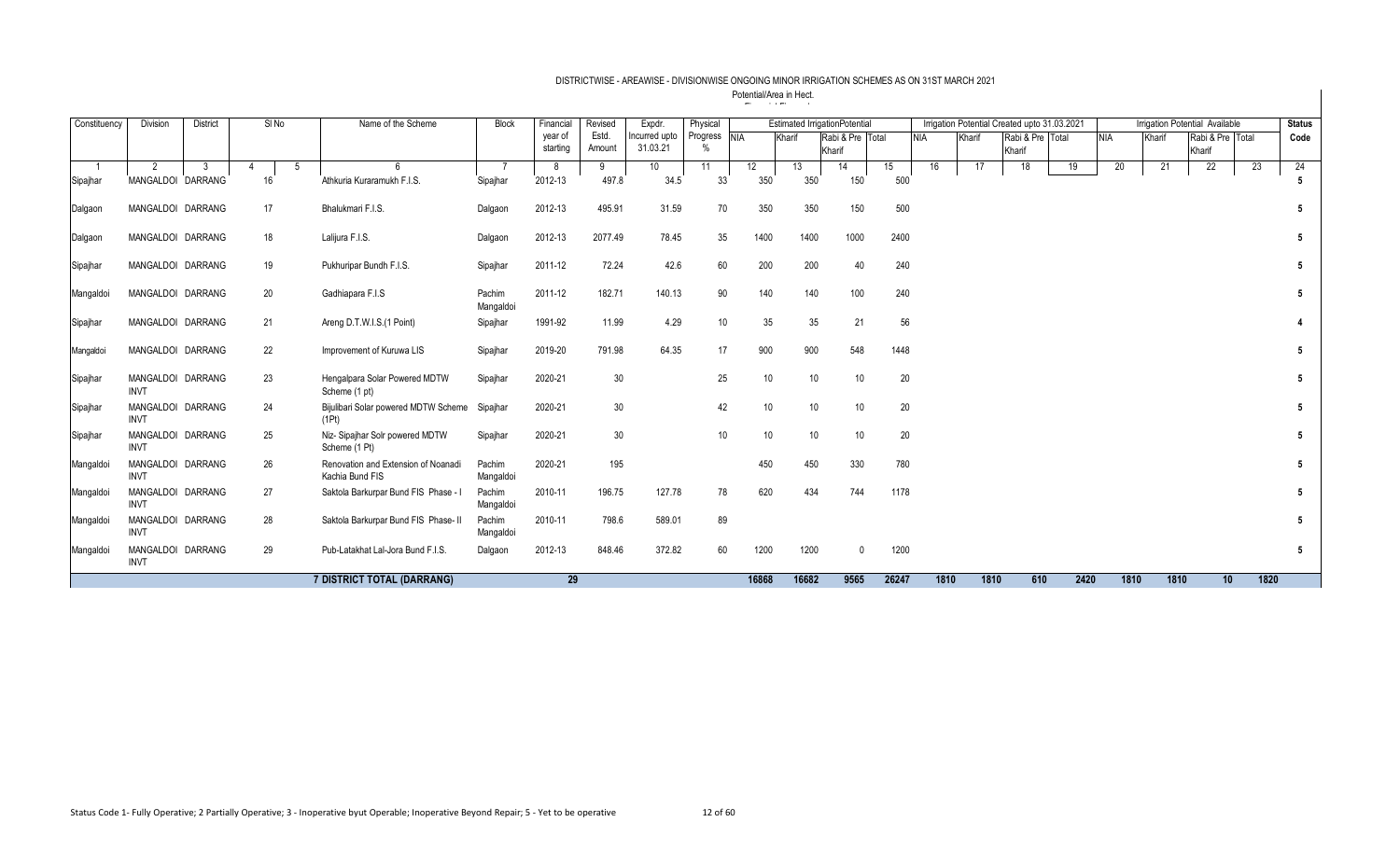DISTRICTWISE - AREAWISE - DIVISIONWISE ONGOING MINOR IRRIGATION SCHEMES AS ON 31ST MARCH 2021

Potential/Area in Hect.

| Constituency | Division | District | Sl No | | Name of the Scheme | Block | Financial year of starting | Revised Estd. Amount | Expdr. Incurred upto 31.03.21 | Physical Progress % | Estimated IrrigationPotential | | | | Irrigation Potential Created upto 31.03.2021 | | | | Irrigation Potential Available | | | | Status Code |
|---|---|---|---|---|---|---|---|---|---|---|---|---|---|---|---|---|---|---|---|---|---|---|---|
| | | | | | | | | | | | NIA | Kharif | Rabi & Pre Kharif | Total | NIA | Kharif | Rabi & Pre Kharif | Total | NIA | Kharif | Rabi & Pre Kharif | Total | |
| 1 | 2 | 3 | 4 | 5 | 6 | 7 | 8 | 9 | 10 | 11 | 12 | 13 | 14 | 15 | 16 | 17 | 18 | 19 | 20 | 21 | 22 | 23 | 24 |
| Sipajhar | MANGALDOI | DARRANG | 16 | | Athkuria Kuraramukh F.I.S. | Sipajhar | 2012-13 | 497.8 | 34.5 | 33 | 350 | 350 | 150 | 500 | | | | | | | | | 5 |
| Dalgaon | MANGALDOI | DARRANG | 17 | | Bhalukmari F.I.S. | Dalgaon | 2012-13 | 495.91 | 31.59 | 70 | 350 | 350 | 150 | 500 | | | | | | | | | 5 |
| Dalgaon | MANGALDOI | DARRANG | 18 | | Lalijura F.I.S. | Dalgaon | 2012-13 | 2077.49 | 78.45 | 35 | 1400 | 1400 | 1000 | 2400 | | | | | | | | | 5 |
| Sipajhar | MANGALDOI | DARRANG | 19 | | Pukhuripar Bundh F.I.S. | Sipajhar | 2011-12 | 72.24 | 42.6 | 60 | 200 | 200 | 40 | 240 | | | | | | | | | 5 |
| Mangaldoi | MANGALDOI | DARRANG | 20 | | Gadhiapara F.I.S | Pachim Mangaldoi | 2011-12 | 182.71 | 140.13 | 90 | 140 | 140 | 100 | 240 | | | | | | | | | 5 |
| Sipajhar | MANGALDOI | DARRANG | 21 | | Areng D.T.W.I.S.(1 Point) | Sipajhar | 1991-92 | 11.99 | 4.29 | 10 | 35 | 35 | 21 | 56 | | | | | | | | | 4 |
| Mangaldoi | MANGALDOI | DARRANG | 22 | | Improvement of Kuruwa LIS | Sipajhar | 2019-20 | 791.98 | 64.35 | 17 | 900 | 900 | 548 | 1448 | | | | | | | | | 5 |
| Sipajhar | MANGALDOI INVT | DARRANG | 23 | | Hengalpara Solar Powered MDTW Scheme (1 pt) | Sipajhar | 2020-21 | 30 | | 25 | 10 | 10 | 10 | 20 | | | | | | | | | 5 |
| Sipajhar | MANGALDOI INVT | DARRANG | 24 | | Bijulibari Solar powered MDTW Scheme (1Pt) | Sipajhar | 2020-21 | 30 | | 42 | 10 | 10 | 10 | 20 | | | | | | | | | 5 |
| Sipajhar | MANGALDOI INVT | DARRANG | 25 | | Niz- Sipajhar Solr powered MDTW Scheme (1 Pt) | Sipajhar | 2020-21 | 30 | | 10 | 10 | 10 | 10 | 20 | | | | | | | | | 5 |
| Mangaldoi | MANGALDOI INVT | DARRANG | 26 | | Renovation and Extension of Noanadi Kachia Bund FIS | Pachim Mangaldoi | 2020-21 | 195 | | | 450 | 450 | 330 | 780 | | | | | | | | | 5 |
| Mangaldoi | MANGALDOI INVT | DARRANG | 27 | | Saktola Barkurpar Bund FIS Phase - I | Pachim Mangaldoi | 2010-11 | 196.75 | 127.78 | 78 | 620 | 434 | 744 | 1178 | | | | | | | | | 5 |
| Mangaldoi | MANGALDOI INVT | DARRANG | 28 | | Saktola Barkurpar Bund FIS Phase- II | Pachim Mangaldoi | 2010-11 | 798.6 | 589.01 | 89 | | | | | | | | | | | | | 5 |
| Mangaldoi | MANGALDOI INVT | DARRANG | 29 | | Pub-Latakhat Lal-Jora Bund F.I.S. | Dalgaon | 2012-13 | 848.46 | 372.82 | 60 | 1200 | 1200 | 0 | 1200 | | | | | | | | | 5 |
| | | | | | 7 DISTRICT TOTAL (DARRANG) | | 29 | | | | 16868 | 16682 | 9565 | 26247 | 1810 | 1810 | 610 | 2420 | 1810 | 1810 | 10 | 1820 | |

Status Code 1- Fully Operative; 2 Partially Operative; 3 - Inoperative byut Operable; Inoperative Beyond Repair; 5 - Yet to be operative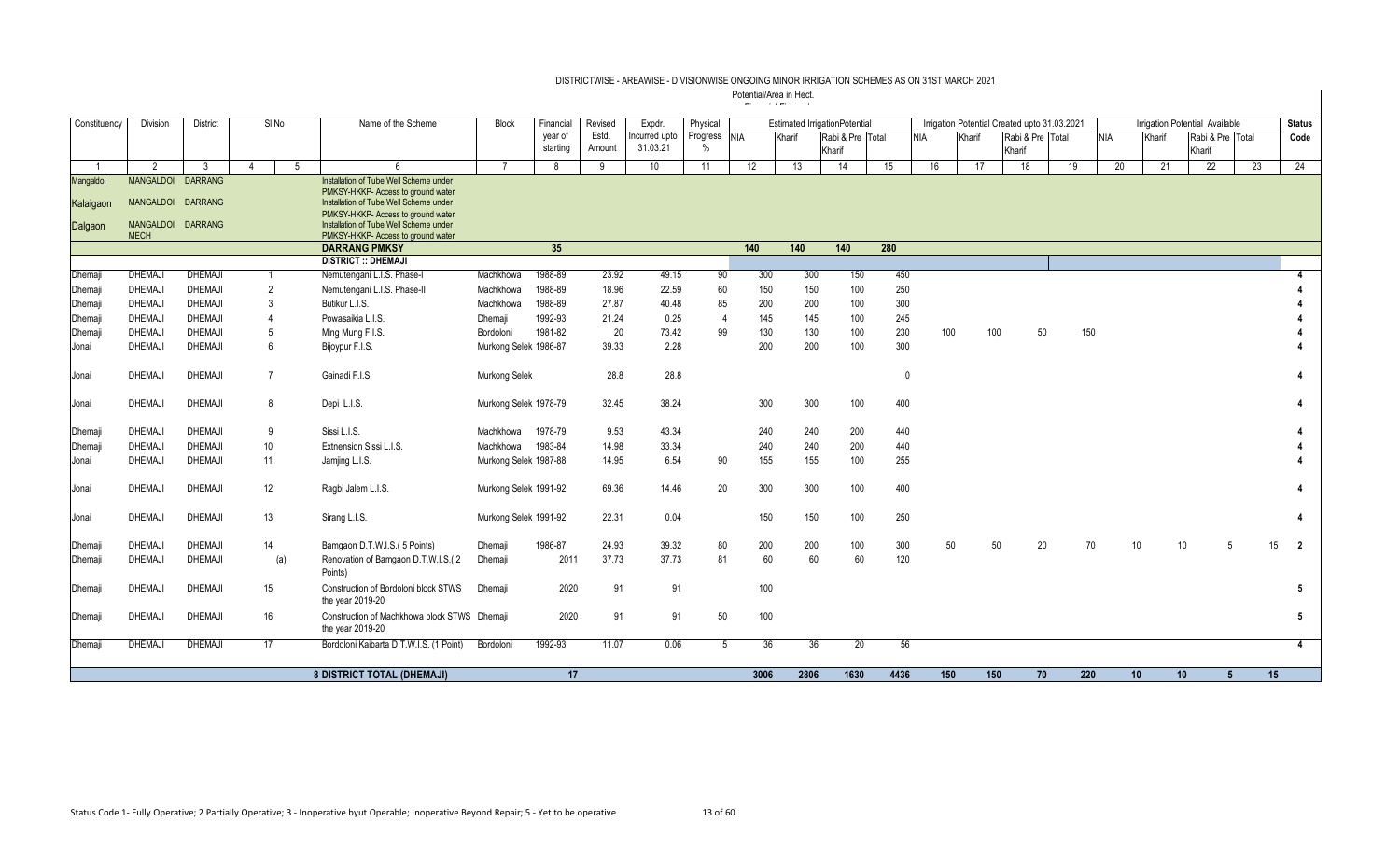DISTRICTWISE - AREAWISE - DIVISIONWISE ONGOING MINOR IRRIGATION SCHEMES AS ON 31ST MARCH 2021

Potential/Area in Hect.

| Constituency | Division | District | Sl No | | Name of the Scheme | Block | Financial year of starting | Revised Estd. Amount | Expdr. Incurred upto 31.03.21 | Physical Progress % | Estimated IrrigationPotential | | | | Irrigation Potential Created upto 31.03.2021 | | | | Irrigation Potential Available | | | | Status Code |
|---|---|---|---|---|---|---|---|---|---|---|---|---|---|---|---|---|---|---|---|---|---|---|---|
| | | | | | | | | | | | NIA | Kharif | Rabi & Pre Kharif | Total | NIA | Kharif | Rabi & Pre Kharif | Total | NIA | Kharif | Rabi & Pre Kharif | Total | |
| 1 | 2 | 3 | 4 | 5 | 6 | 7 | 8 | 9 | 10 | 11 | 12 | 13 | 14 | 15 | 16 | 17 | 18 | 19 | 20 | 21 | 22 | 23 | 24 |
| Mangaldoi | MANGALDOI | DARRANG | | | Installation of Tube Well Scheme under PMKSY-HKKP- Access to ground water | | | | | | | | | | | | | | | | | | |
| Kalaigaon | MANGALDOI | DARRANG | | | Installation of Tube Well Scheme under PMKSY-HKKP- Access to ground water | | | | | | | | | | | | | | | | | | |
| Dalgaon | MANGALDOI MECH | DARRANG | | | Installation of Tube Well Scheme under PMKSY-HKKP- Access to ground water | | | | | | | | | | | | | | | | | | |
| | | | | | **DARRANG PMKSY** | | **35** | | | | **140** | **140** | **140** | **280** | | | | | | | | | |
| | | | | | **DISTRICT :: DHEMAJI** | | | | | | | | | | | | | | | | | | |
| Dhemaji | DHEMAJI | DHEMAJI | 1 | | Nemutengani L.I.S. Phase-I | Machkhowa | 1988-89 | 23.92 | 49.15 | 90 | 300 | 300 | 150 | 450 | | | | | | | | | 4 |
| Dhemaji | DHEMAJI | DHEMAJI | 2 | | Nemutengani L.I.S. Phase-II | Machkhowa | 1988-89 | 18.96 | 22.59 | 60 | 150 | 150 | 100 | 250 | | | | | | | | | 4 |
| Dhemaji | DHEMAJI | DHEMAJI | 3 | | Butikur L.I.S. | Machkhowa | 1988-89 | 27.87 | 40.48 | 85 | 200 | 200 | 100 | 300 | | | | | | | | | 4 |
| Dhemaji | DHEMAJI | DHEMAJI | 4 | | Powasaikia L.I.S. | Dhemaji | 1992-93 | 21.24 | 0.25 | 4 | 145 | 145 | 100 | 245 | | | | | | | | | 4 |
| Dhemaji | DHEMAJI | DHEMAJI | 5 | | Ming Mung F.I.S. | Bordoloni | 1981-82 | 20 | 73.42 | 99 | 130 | 130 | 100 | 230 | 100 | 100 | 50 | 150 | | | | | 4 |
| Jonai | DHEMAJI | DHEMAJI | 6 | | Bijoypur F.I.S. | Murkong Selek | 1986-87 | 39.33 | 2.28 | | 200 | 200 | 100 | 300 | | | | | | | | | 4 |
| Jonai | DHEMAJI | DHEMAJI | 7 | | Gainadi F.I.S. | Murkong Selek | | 28.8 | 28.8 | | | | | 0 | | | | | | | | | 4 |
| Jonai | DHEMAJI | DHEMAJI | 8 | | Depi L.I.S. | Murkong Selek | 1978-79 | 32.45 | 38.24 | | 300 | 300 | 100 | 400 | | | | | | | | | 4 |
| Dhemaji | DHEMAJI | DHEMAJI | 9 | | Sissi L.I.S. | Machkhowa | 1978-79 | 9.53 | 43.34 | | 240 | 240 | 200 | 440 | | | | | | | | | 4 |
| Dhemaji | DHEMAJI | DHEMAJI | 10 | | Extnension Sissi L.I.S. | Machkhowa | 1983-84 | 14.98 | 33.34 | | 240 | 240 | 200 | 440 | | | | | | | | | 4 |
| Jonai | DHEMAJI | DHEMAJI | 11 | | Jamjing L.I.S. | Murkong Selek | 1987-88 | 14.95 | 6.54 | 90 | 155 | 155 | 100 | 255 | | | | | | | | | 4 |
| Jonai | DHEMAJI | DHEMAJI | 12 | | Ragbi Jalem L.I.S. | Murkong Selek | 1991-92 | 69.36 | 14.46 | 20 | 300 | 300 | 100 | 400 | | | | | | | | | 4 |
| Jonai | DHEMAJI | DHEMAJI | 13 | | Sirang L.I.S. | Murkong Selek | 1991-92 | 22.31 | 0.04 | | 150 | 150 | 100 | 250 | | | | | | | | | 4 |
| Dhemaji | DHEMAJI | DHEMAJI | 14 | | Bamgaon D.T.W.I.S.( 5 Points) | Dhemaji | 1986-87 | 24.93 | 39.32 | 80 | 200 | 200 | 100 | 300 | 50 | 50 | 20 | 70 | 10 | 10 | 5 | 15 | 2 |
| Dhemaji | DHEMAJI | DHEMAJI | | (a) | Renovation of Bamgaon D.T.W.I.S.( 2 Points) | Dhemaji | 2011 | 37.73 | 37.73 | 81 | 60 | 60 | 60 | 120 | | | | | | | | | |
| Dhemaji | DHEMAJI | DHEMAJI | 15 | | Construction of Bordoloni block STWS the year 2019-20 | Dhemaji | 2020 | 91 | 91 | | 100 | | | | | | | | | | | | 5 |
| Dhemaji | DHEMAJI | DHEMAJI | 16 | | Construction of Machkhowa block STWS the year 2019-20 | Dhemaji | 2020 | 91 | 91 | 50 | 100 | | | | | | | | | | | | 5 |
| Dhemaji | DHEMAJI | DHEMAJI | 17 | | Bordoloni Kaibarta D.T.W.I.S. (1 Point) | Bordoloni | 1992-93 | 11.07 | 0.06 | 5 | 36 | 36 | 20 | 56 | | | | | | | | | 4 |
| | | | | | **8 DISTRICT TOTAL (DHEMAJI)** | | **17** | | | | **3006** | **2806** | **1630** | **4436** | **150** | **150** | **70** | **220** | **10** | **10** | **5** | **15** | |

Status Code 1- Fully Operative; 2 Partially Operative; 3 - Inoperative byut Operable; Inoperative Beyond Repair; 5 - Yet to be operative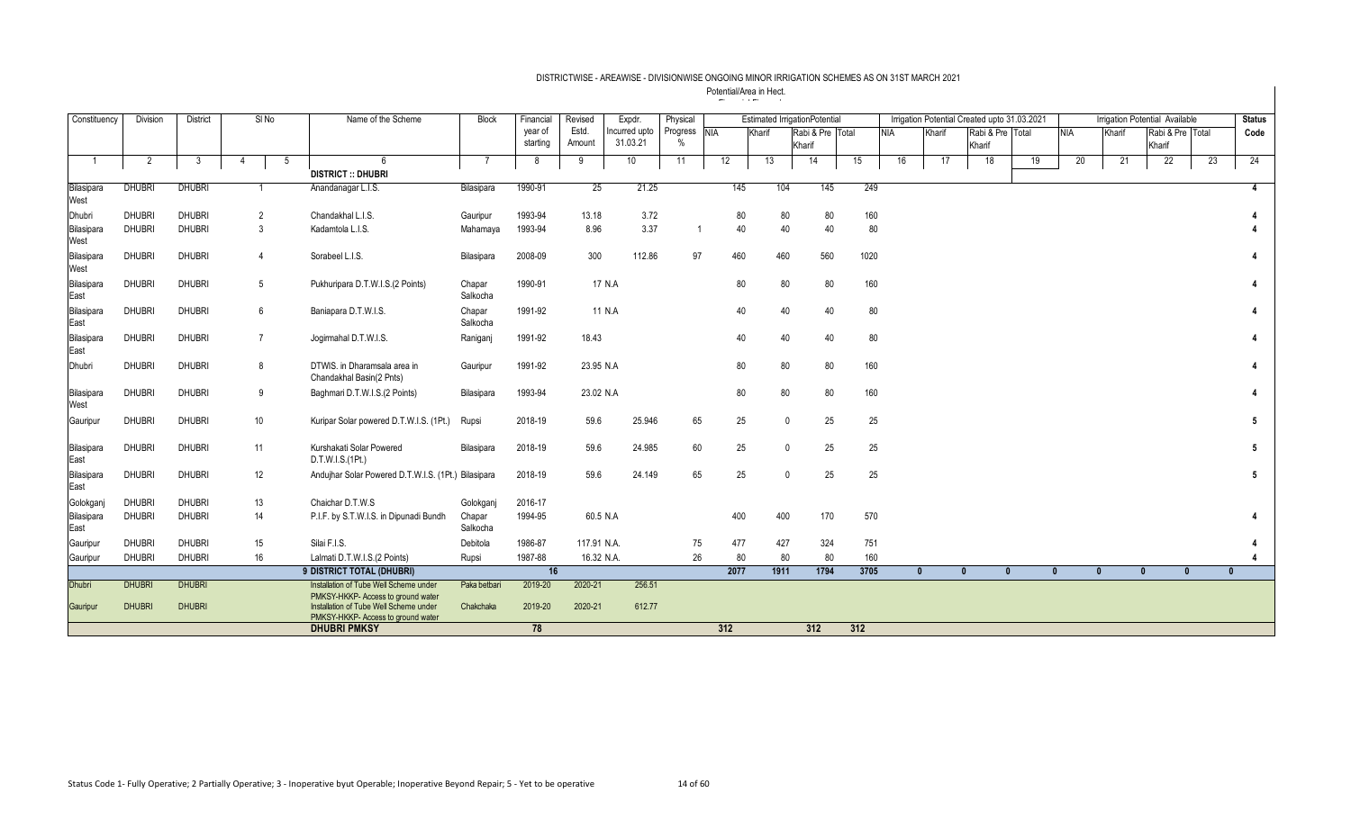# DISTRICTWISE - AREAWISE - DIVISIONWISE ONGOING MINOR IRRIGATION SCHEMES AS ON 31ST MARCH 2021

Potential/Area in Hect.

| Constituency | Division | District | Sl No | | Name of the Scheme | Block | Financial year of starting | Revised Estd. Amount | Expdr. Incurred upto 31.03.21 | Physical Progress % | Estimated IrrigationPotential | | | | Irrigation Potential Created upto 31.03.2021 | | | | Irrigation Potential Available | | | | Status Code |
|---|---|---|---|---|---|---|---|---|---|---|---|---|---|---|---|---|---|---|---|---|---|---|---|
| | | | | | | | | | | | NIA | Kharif | Rabi & Pre Kharif | Total | NIA | Kharif | Rabi & Pre Kharif | Total | NIA | Kharif | Rabi & Pre Kharif | Total | |
| 1 | 2 | 3 | 4 | 5 | 6 | 7 | 8 | 9 | 10 | 11 | 12 | 13 | 14 | 15 | 16 | 17 | 18 | 19 | 20 | 21 | 22 | 23 | 24 |
| | | | | | **DISTRICT :: DHUBRI** | | | | | | | | | | | | | | | | | | |
| Bilasipara West | DHUBRI | DHUBRI | 1 | | Anandanagar L.I.S. | Bilasipara | 1990-91 | 25 | 21.25 | | 145 | 104 | 145 | 249 | | | | | | | | | 4 |
| Dhubri | DHUBRI | DHUBRI | 2 | | Chandakhal L.I.S. | Gauripur | 1993-94 | 13.18 | 3.72 | | 80 | 80 | 80 | 160 | | | | | | | | | 4 |
| Bilasipara West | DHUBRI | DHUBRI | 3 | | Kadamtola L.I.S. | Mahamaya | 1993-94 | 8.96 | 3.37 | 1 | 40 | 40 | 40 | 80 | | | | | | | | | 4 |
| Bilasipara West | DHUBRI | DHUBRI | 4 | | Sorabeel L.I.S. | Bilasipara | 2008-09 | 300 | 112.86 | 97 | 460 | 460 | 560 | 1020 | | | | | | | | | 4 |
| Bilasipara East | DHUBRI | DHUBRI | 5 | | Pukhuripara D.T.W.I.S.(2 Points) | Chapar Salkocha | 1990-91 | 17 | N.A | | 80 | 80 | 80 | 160 | | | | | | | | | 4 |
| Bilasipara East | DHUBRI | DHUBRI | 6 | | Baniapara D.T.W.I.S. | Chapar Salkocha | 1991-92 | 11 | N.A | | 40 | 40 | 40 | 80 | | | | | | | | | 4 |
| Bilasipara East | DHUBRI | DHUBRI | 7 | | Jogirmahal D.T.W.I.S. | Raniganj | 1991-92 | 18.43 | | | 40 | 40 | 40 | 80 | | | | | | | | | 4 |
| Dhubri | DHUBRI | DHUBRI | 8 | | DTWIS. in Dharamsala area in Chandakhal Basin(2 Pnts) | Gauripur | 1991-92 | 23.95 | N.A | | 80 | 80 | 80 | 160 | | | | | | | | | 4 |
| Bilasipara West | DHUBRI | DHUBRI | 9 | | Baghmari D.T.W.I.S.(2 Points) | Bilasipara | 1993-94 | 23.02 | N.A | | 80 | 80 | 80 | 160 | | | | | | | | | 4 |
| Gauripur | DHUBRI | DHUBRI | 10 | | Kuripar Solar powered D.T.W.I.S. (1Pt.) | Rupsi | 2018-19 | 59.6 | 25.946 | 65 | 25 | 0 | 25 | 25 | | | | | | | | | 5 |
| Bilasipara East | DHUBRI | DHUBRI | 11 | | Kurshakati Solar Powered D.T.W.I.S.(1Pt.) | Bilasipara | 2018-19 | 59.6 | 24.985 | 60 | 25 | 0 | 25 | 25 | | | | | | | | | 5 |
| Bilasipara East | DHUBRI | DHUBRI | 12 | | Andujhar Solar Powered D.T.W.I.S. (1Pt.) | Bilasipara | 2018-19 | 59.6 | 24.149 | 65 | 25 | 0 | 25 | 25 | | | | | | | | | 5 |
| Golokganj | DHUBRI | DHUBRI | 13 | | Chaichar D.T.W.S | Golokganj | 2016-17 | | | | | | | | | | | | | | | | |
| Bilasipara East | DHUBRI | DHUBRI | 14 | | P.I.F. by S.T.W.I.S. in Dipunadi Bundh | Chapar Salkocha | 1994-95 | 60.5 | N.A | | 400 | 400 | 170 | 570 | | | | | | | | | 4 |
| Gauripur | DHUBRI | DHUBRI | 15 | | Silai F.I.S. | Debitola | 1986-87 | 117.91 | N.A. | 75 | 477 | 427 | 324 | 751 | | | | | | | | | 4 |
| Gauripur | DHUBRI | DHUBRI | 16 | | Lalmati D.T.W.I.S.(2 Points) | Rupsi | 1987-88 | 16.32 | N.A. | 26 | 80 | 80 | 80 | 160 | | | | | | | | | 4 |
| | | | | | **9 DISTRICT TOTAL (DHUBRI)** | | **16** | | | | **2077** | **1911** | **1794** | **3705** | **0** | **0** | **0** | **0** | **0** | **0** | **0** | **0** | |
| Dhubri | DHUBRI | DHUBRI | | | Installation of Tube Well Scheme under PMKSY-HKKP- Access to ground water | Paka betbari | 2019-20 | 2020-21 | 256.51 | | | | | | | | | | | | | | |
| Gauripur | DHUBRI | DHUBRI | | | Installation of Tube Well Scheme under PMKSY-HKKP- Access to ground water | Chakchaka | 2019-20 | 2020-21 | 612.77 | | | | | | | | | | | | | | |
| | | | | | **DHUBRI PMKSY** | | **78** | | | | **312** | | **312** | **312** | | | | | | | | | |

Status Code 1- Fully Operative; 2 Partially Operative; 3 - Inoperative byut Operable; Inoperative Beyond Repair; 5 - Yet to be operative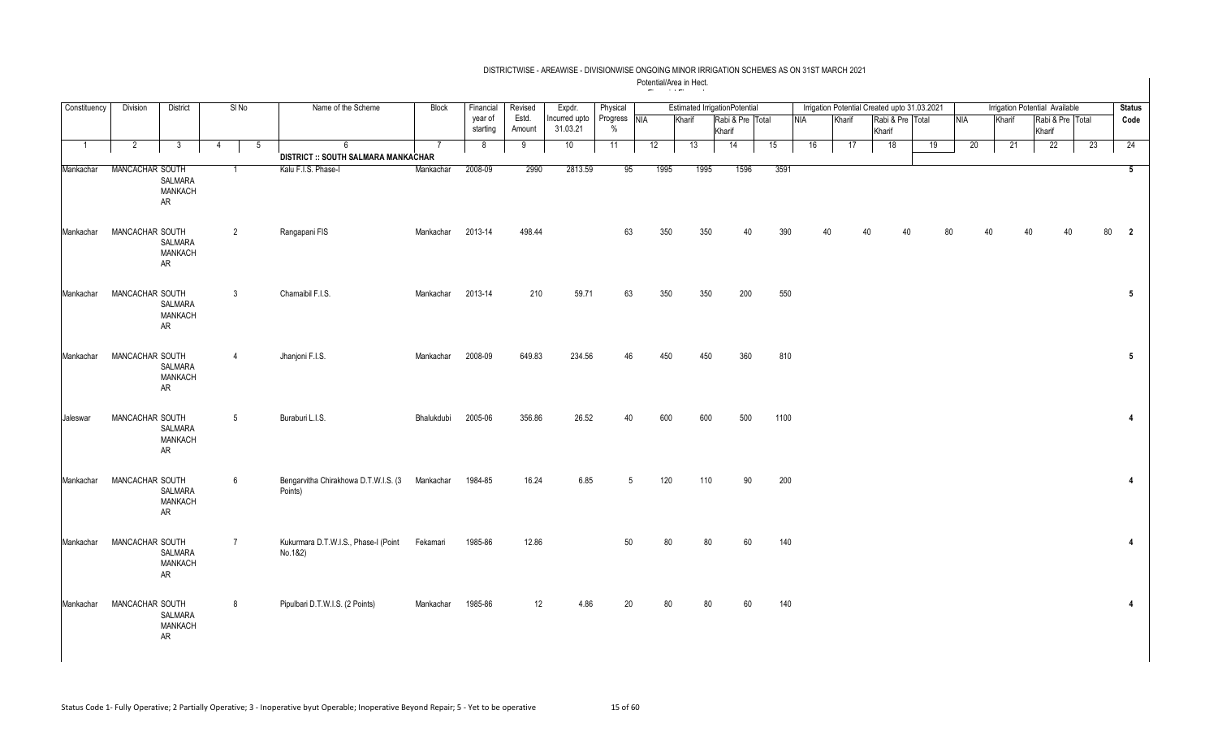# DISTRICTWISE - AREAWISE - DIVISIONWISE ONGOING MINOR IRRIGATION SCHEMES AS ON 31ST MARCH 2021

Potential/Area in Hect.

| Constituency | Division | District | Sl No | | Name of the Scheme | Block | Financial year of starting | Revised Estd. Amount | Expdr. Incurred upto 31.03.21 | Physical Progress % | Estimated Irrigation Potential | | | | Irrigation Potential Created upto 31.03.2021 | | | | Irrigation Potential Available | | | | Status Code |
|---|---|---|---|---|---|---|---|---|---|---|---|---|---|---|---|---|---|---|---|---|---|---|---|
| | | | | | | | | | | | NIA | Kharif | Rabi & Pre Kharif | Total | NIA | Kharif | Rabi & Pre Kharif | Total | NIA | Kharif | Rabi & Pre Kharif | Total | |
| 1 | 2 | 3 | 4 | 5 | 6 | 7 | 8 | 9 | 10 | 11 | 12 | 13 | 14 | 15 | 16 | 17 | 18 | 19 | 20 | 21 | 22 | 23 | 24 |
| | | | | | **DISTRICT :: SOUTH SALMARA MANKACHAR** | | | | | | | | | | | | | | | | | | |
| Mankachar | MANCACHAR | SOUTH SALMARA MANKACHAR | 1 | | Kalu F.I.S. Phase-I | Mankachar | 2008-09 | 2990 | 2813.59 | 95 | 1995 | 1995 | 1596 | 3591 | | | | | | | | | 5 |
| Mankachar | MANCACHAR | SOUTH SALMARA MANKACHAR | 2 | | Rangapani FIS | Mankachar | 2013-14 | 498.44 | | 63 | 350 | 350 | 40 | 390 | 40 | 40 | 40 | 80 | 40 | 40 | 40 | 80 | 2 |
| Mankachar | MANCACHAR | SOUTH SALMARA MANKACHAR | 3 | | Chamaibil F.I.S. | Mankachar | 2013-14 | 210 | 59.71 | 63 | 350 | 350 | 200 | 550 | | | | | | | | | 5 |
| Mankachar | MANCACHAR | SOUTH SALMARA MANKACHAR | 4 | | Jhanjoni F.I.S. | Mankachar | 2008-09 | 649.83 | 234.56 | 46 | 450 | 450 | 360 | 810 | | | | | | | | | 5 |
| Jaleswar | MANCACHAR | SOUTH SALMARA MANKACHAR | 5 | | Buraburi L.I.S. | Bhalukdubi | 2005-06 | 356.86 | 26.52 | 40 | 600 | 600 | 500 | 1100 | | | | | | | | | 4 |
| Mankachar | MANCACHAR | SOUTH SALMARA MANKACHAR | 6 | | Bengarvitha Chirakhowa D.T.W.I.S. (3 Points) | Mankachar | 1984-85 | 16.24 | 6.85 | 5 | 120 | 110 | 90 | 200 | | | | | | | | | 4 |
| Mankachar | MANCACHAR | SOUTH SALMARA MANKACHAR | 7 | | Kukurmara D.T.W.I.S., Phase-I (Point No.1&2) | Fekamari | 1985-86 | 12.86 | | 50 | 80 | 80 | 60 | 140 | | | | | | | | | 4 |
| Mankachar | MANCACHAR | SOUTH SALMARA MANKACHAR | 8 | | Pipulbari D.T.W.I.S. (2 Points) | Mankachar | 1985-86 | 12 | 4.86 | 20 | 80 | 80 | 60 | 140 | | | | | | | | | 4 |

Status Code 1- Fully Operative; 2 Partially Operative; 3 - Inoperative byut Operable; Inoperative Beyond Repair; 5 - Yet to be operative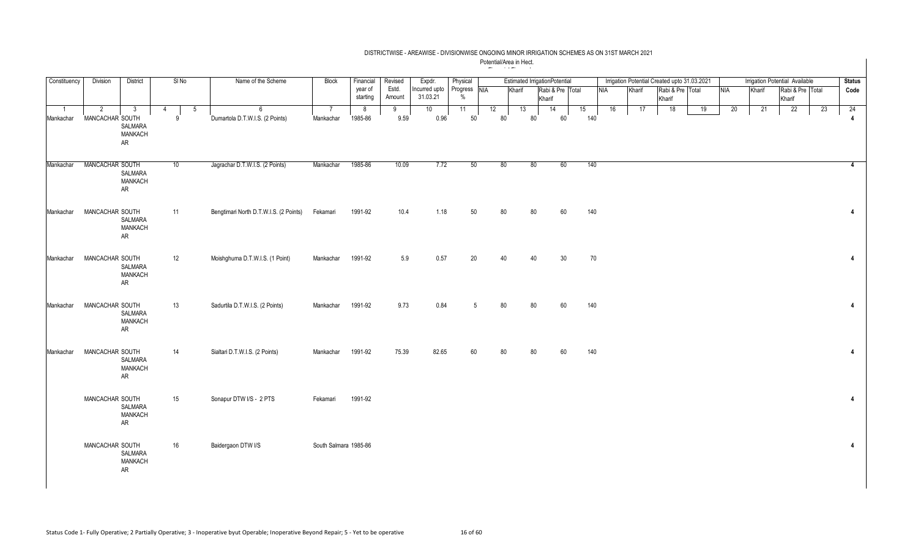DISTRICTWISE - AREAWISE - DIVISIONWISE ONGOING MINOR IRRIGATION SCHEMES AS ON 31ST MARCH 2021

Potential/Area in Hect.

| Constituency | Division | District | Sl No | | Name of the Scheme | Block | Financial year of starting | Revised Estd. Amount | Expdr. Incurred upto 31.03.21 | Physical Progress % | Estimated IrrigationPotential | | | | Irrigation Potential Created upto 31.03.2021 | | | | Irrigation Potential Available | | | | Status Code |
|---|---|---|---|---|---|---|---|---|---|---|---|---|---|---|---|---|---|---|---|---|---|---|---|
| | | | | | | | | | | | NIA | Kharif | Rabi & Pre Kharif | Total | NIA | Kharif | Rabi & Pre Kharif | Total | NIA | Kharif | Rabi & Pre Kharif | Total | |
| 1 | 2 | 3 | 4 | 5 | 6 | 7 | 8 | 9 | 10 | 11 | 12 | 13 | 14 | 15 | 16 | 17 | 18 | 19 | 20 | 21 | 22 | 23 | 24 |
| Mankachar | MANCACHAR | SOUTH SALMARA MANKACHAR | 9 | | Dumartola D.T.W.I.S. (2 Points) | Mankachar | 1985-86 | 9.59 | 0.96 | 50 | 80 | 80 | 60 | 140 | | | | | | | | | 4 |
| Mankachar | MANCACHAR | SOUTH SALMARA MANKACHAR | 10 | | Jagrachar D.T.W.I.S. (2 Points) | Mankachar | 1985-86 | 10.09 | 7.72 | 50 | 80 | 80 | 60 | 140 | | | | | | | | | 4 |
| Mankachar | MANCACHAR | SOUTH SALMARA MANKACHAR | 11 | | Bengtimari North D.T.W.I.S. (2 Points) | Fekamari | 1991-92 | 10.4 | 1.18 | 50 | 80 | 80 | 60 | 140 | | | | | | | | | 4 |
| Mankachar | MANCACHAR | SOUTH SALMARA MANKACHAR | 12 | | Moishghuma D.T.W.I.S. (1 Point) | Mankachar | 1991-92 | 5.9 | 0.57 | 20 | 40 | 40 | 30 | 70 | | | | | | | | | 4 |
| Mankachar | MANCACHAR | SOUTH SALMARA MANKACHAR | 13 | | Sadurtila D.T.W.I.S. (2 Points) | Mankachar | 1991-92 | 9.73 | 0.84 | 5 | 80 | 80 | 60 | 140 | | | | | | | | | 4 |
| Mankachar | MANCACHAR | SOUTH SALMARA MANKACHAR | 14 | | Sialtari D.T.W.I.S. (2 Points) | Mankachar | 1991-92 | 75.39 | 82.65 | 60 | 80 | 80 | 60 | 140 | | | | | | | | | 4 |
| | MANCACHAR | SOUTH SALMARA MANKACHAR | 15 | | Sonapur DTW I/S - 2 PTS | Fekamari | 1991-92 | | | | | | | | | | | | | | | | 4 |
| | MANCACHAR | SOUTH SALMARA MANKACHAR | 16 | | Baidergaon DTW I/S | South Salmara | 1985-86 | | | | | | | | | | | | | | | | 4 |

Status Code 1- Fully Operative; 2 Partially Operative; 3 - Inoperative byut Operable; Inoperative Beyond Repair; 5 - Yet to be operative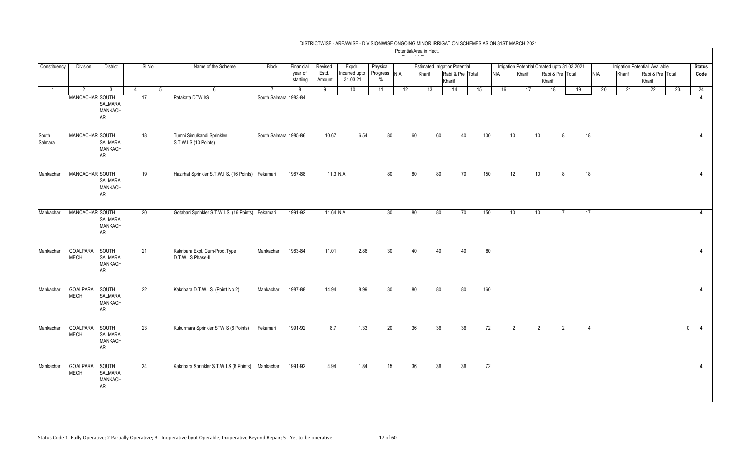DISTRICTWISE - AREAWISE - DIVISIONWISE ONGOING MINOR IRRIGATION SCHEMES AS ON 31ST MARCH 2021

Potential/Area in Hect.

| Constituency | Division | District | Sl No | | Name of the Scheme | Block | Financial year of starting | Revised Estd. Amount | Expdr. Incurred upto 31.03.21 | Physical Progress % | Estimated Irrigation Potential | | | | Irrigation Potential Created upto 31.03.2021 | | | | Irrigation Potential Available | | | | Status Code |
|---|---|---|---|---|---|---|---|---|---|---|---|---|---|---|---|---|---|---|---|---|---|---|---|
| | | | | | | | | | | | NIA | Kharif | Rabi & Pre Kharif | Total | NIA | Kharif | Rabi & Pre Kharif | Total | NIA | Kharif | Rabi & Pre Kharif | Total | |
| 1 | 2 | 3 | 4 | 5 | 6 | 7 | 8 | 9 | 10 | 11 | 12 | 13 | 14 | 15 | 16 | 17 | 18 | 19 | 20 | 21 | 22 | 23 | 24 |
| | MANCACHAR | SOUTH SALMARA MANKACHAR | 17 | | Patakata DTW I/S | South Salmara | 1983-84 | | | | | | | | | | | | | | | | 4 |
| South Salmara | MANCACHAR | SOUTH SALMARA MANKACHAR | 18 | | Tumni Simulkandi Sprinkler S.T.W.I.S.(10 Points) | South Salmara | 1985-86 | 10.67 | 6.54 | 80 | 60 | 60 | 40 | 100 | 10 | 10 | 8 | 18 | | | | | 4 |
| Mankachar | MANCACHAR | SOUTH SALMARA MANKACHAR | 19 | | Hazirhat Sprinkler S.T.W.I.S. (16 Points) | Fekamari | 1987-88 | 11.3 | N.A. | 80 | 80 | 80 | 70 | 150 | 12 | 10 | 8 | 18 | | | | | 4 |
| Mankachar | MANCACHAR | SOUTH SALMARA MANKACHAR | 20 | | Gotabari Sprinkler S.T.W.I.S. (16 Points) | Fekamari | 1991-92 | 11.64 | N.A. | 30 | 80 | 80 | 70 | 150 | 10 | 10 | 7 | 17 | | | | | 4 |
| Mankachar | GOALPARA MECH | SOUTH SALMARA MANKACHAR | 21 | | Kakripara Expl. Cum-Prod.Type D.T.W.I.S.Phase-II | Mankachar | 1983-84 | 11.01 | 2.86 | 30 | 40 | 40 | 40 | 80 | | | | | | | | | 4 |
| Mankachar | GOALPARA MECH | SOUTH SALMARA MANKACHAR | 22 | | Kakripara D.T.W.I.S. (Point No.2) | Mankachar | 1987-88 | 14.94 | 8.99 | 30 | 80 | 80 | 80 | 160 | | | | | | | | | 4 |
| Mankachar | GOALPARA MECH | SOUTH SALMARA MANKACHAR | 23 | | Kukurmara Sprinkler STWIS (6 Points) | Fekamari | 1991-92 | 8.7 | 1.33 | 20 | 36 | 36 | 36 | 72 | 2 | 2 | 2 | 4 | | | | 0 | 4 |
| Mankachar | GOALPARA MECH | SOUTH SALMARA MANKACHAR | 24 | | Kakripara Sprinkler S.T.W.I.S.(6 Points) | Mankachar | 1991-92 | 4.94 | 1.84 | 15 | 36 | 36 | 36 | 72 | | | | | | | | | 4 |

Status Code 1- Fully Operative; 2 Partially Operative; 3 - Inoperative byut Operable; Inoperative Beyond Repair; 5 - Yet to be operative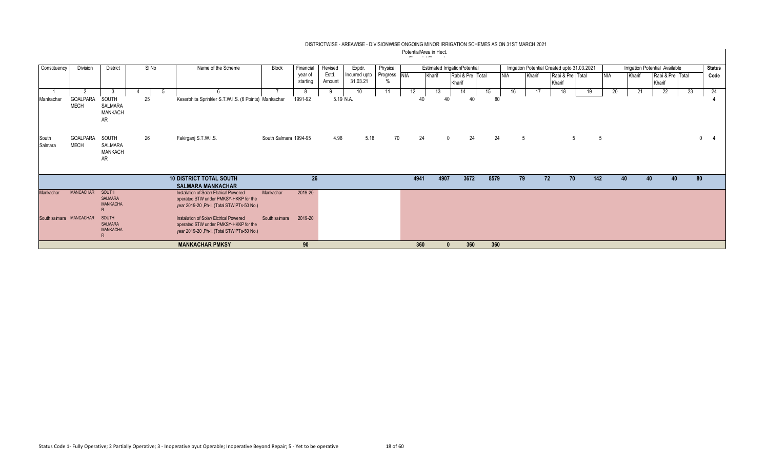## DISTRICTWISE - AREAWISE - DIVISIONWISE ONGOING MINOR IRRIGATION SCHEMES AS ON 31ST MARCH 2021

Potential/Area in Hect.

| Constituency | Division | District | Sl No | | Name of the Scheme | Block | Financial year of starting | Revised Estd. Amount | Expdr. Incurred upto 31.03.21 | Physical Progress % | Estimated IrrigationPotential | | | | Irrigation Potential Created upto 31.03.2021 | | | | Irrigation Potential Available | | | | Status Code |
|---|---|---|---|---|---|---|---|---|---|---|---|---|---|---|---|---|---|---|---|---|---|---|---|
| | | | | | | | | | | | NIA | Kharif | Rabi & Pre Kharif | Total | NIA | Kharif | Rabi & Pre Kharif | Total | NIA | Kharif | Rabi & Pre Kharif | Total | |
| 1 | 2 | 3 | 4 | 5 | 6 | 7 | 8 | 9 | 10 | 11 | 12 | 13 | 14 | 15 | 16 | 17 | 18 | 19 | 20 | 21 | 22 | 23 | 24 |
| Mankachar | GOALPARA MECH | SOUTH SALMARA MANKACHAR | 25 | | Keserbhita Sprinkler S.T.W.I.S. (6 Points) | Mankachar | 1991-92 | 5.19 | N.A. | | 40 | 40 | 40 | 80 | | | | | | | | | 4 |
| South Salmara | GOALPARA MECH | SOUTH SALMARA MANKACHAR | 26 | | Fakirganj S.T.W.I.S. | South Salmara | 1994-95 | 4.96 | 5.18 | 70 | 24 | 0 | 24 | 24 | 5 | | 5 | 5 | | | | 0 | 4 |
| | | | | | **10 DISTRICT TOTAL SOUTH SALMARA MANKACHAR** | | **26** | | | | **4941** | **4907** | **3672** | **8579** | **79** | **72** | **70** | **142** | **40** | **40** | **40** | **80** | |
| Mankachar | MANCACHAR | SOUTH SALMARA MANKACHAR | | | Installation of Solar/ Elctrical Powered operated STW under PMKSY-HKKP for the year 2019-20 ,Ph-I. (Total STW PTs-50 No.) | Mankachar | 2019-20 | | | | | | | | | | | | | | | | |
| South salmara | MANCACHAR | SOUTH SALMARA MANKACHAR | | | Installation of Solar/ Elctrical Powered operated STW under PMKSY-HKKP for the year 2019-20 ,Ph-I. (Total STW PTs-50 No.) | South salmara | 2019-20 | | | | | | | | | | | | | | | | |
| | | | | | **MANKACHAR PMKSY** | | **90** | | | | **360** | **0** | **360** | **360** | | | | | | | | | |

Status Code 1- Fully Operative; 2 Partially Operative; 3 - Inoperative byut Operable; Inoperative Beyond Repair; 5 - Yet to be operative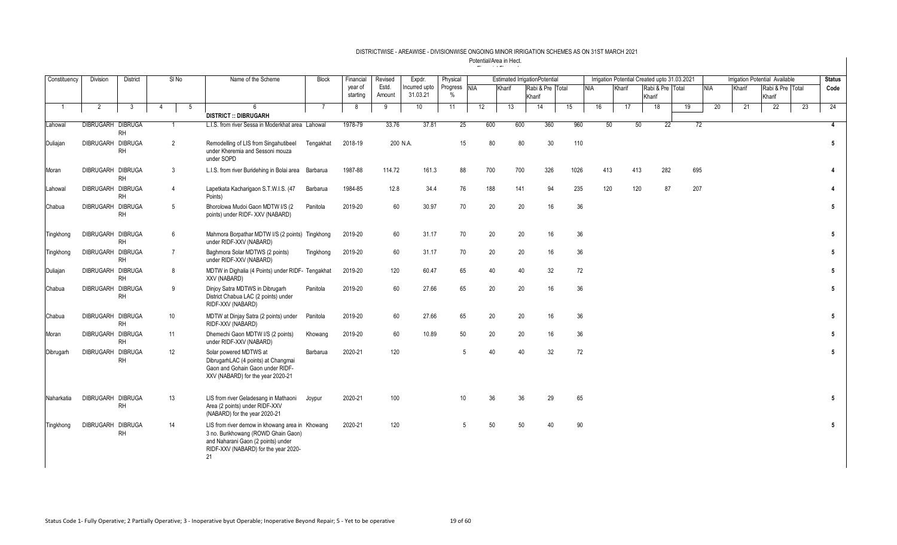# DISTRICTWISE - AREAWISE - DIVISIONWISE ONGOING MINOR IRRIGATION SCHEMES AS ON 31ST MARCH 2021

Potential/Area in Hect.

| Constituency | Division | District | Sl No | | Name of the Scheme | Block | Financial year of starting | Revised Estd. Amount | Expdr. Incurred upto 31.03.21 | Physical Progress % | Estimated IrrigationPotential | | | | Irrigation Potential Created upto 31.03.2021 | | | | Irrigation Potential Available | | | | Status Code |
|---|---|---|---|---|---|---|---|---|---|---|---|---|---|---|---|---|---|---|---|---|---|---|---|
| | | | | | | | | | | | NIA | Kharif | Rabi & Pre Kharif | Total | NIA | Kharif | Rabi & Pre Kharif | Total | NIA | Kharif | Rabi & Pre Kharif | Total | |
| 1 | 2 | 3 | 4 | 5 | 6 | 7 | 8 | 9 | 10 | 11 | 12 | 13 | 14 | 15 | 16 | 17 | 18 | 19 | 20 | 21 | 22 | 23 | 24 |
| | | | | | **DISTRICT :: DIBRUGARH** | | | | | | | | | | | | | | | | | | |
| Lahowal | DIBRUGARH | DIBRUGARH | 1 | | L.I.S. from river Sessa in Moderkhat area | Lahowal | 1978-79 | 33.76 | 37.81 | 25 | 600 | 600 | 360 | 960 | 50 | 50 | 22 | 72 | | | | | 4 |
| Duliajan | DIBRUGARH | DIBRUGARH | 2 | | Remodelling of LIS from Singahutibeel under Kheremia and Sessoni mouza under SOPD | Tengakhat | 2018-19 | 200 | N.A. | 15 | 80 | 80 | 30 | 110 | | | | | | | | | 5 |
| Moran | DIBRUGARH | DIBRUGARH | 3 | | L.I.S. from river Buridehing in Bolai area | Barbarua | 1987-88 | 114.72 | 161.3 | 88 | 700 | 700 | 326 | 1026 | 413 | 413 | 282 | 695 | | | | | 4 |
| Lahowal | DIBRUGARH | DIBRUGARH | 4 | | Lapetkata Kacharigaon S.T.W.I.S. (47 Points) | Barbarua | 1984-85 | 12.8 | 34.4 | 76 | 188 | 141 | 94 | 235 | 120 | 120 | 87 | 207 | | | | | 4 |
| Chabua | DIBRUGARH | DIBRUGARH | 5 | | Bhorolowa Mudoi Gaon MDTW I/S (2 points) under RIDF- XXV (NABARD) | Panitola | 2019-20 | 60 | 30.97 | 70 | 20 | 20 | 16 | 36 | | | | | | | | | 5 |
| Tingkhong | DIBRUGARH | DIBRUGARH | 6 | | Mahmora Borpathar MDTW I/S (2 points) under RIDF-XXV (NABARD) | Tingkhong | 2019-20 | 60 | 31.17 | 70 | 20 | 20 | 16 | 36 | | | | | | | | | 5 |
| Tingkhong | DIBRUGARH | DIBRUGARH | 7 | | Baghmora Solar MDTWS (2 points) under RIDF-XXV (NABARD) | Tingkhong | 2019-20 | 60 | 31.17 | 70 | 20 | 20 | 16 | 36 | | | | | | | | | 5 |
| Duliajan | DIBRUGARH | DIBRUGARH | 8 | | MDTW in Dighalia (4 Points) under RIDF- XXV (NABARD) | Tengakhat | 2019-20 | 120 | 60.47 | 65 | 40 | 40 | 32 | 72 | | | | | | | | | 5 |
| Chabua | DIBRUGARH | DIBRUGARH | 9 | | Dinjoy Satra MDTWS in Dibrugarh District Chabua LAC (2 points) under RIDF-XXV (NABARD) | Panitola | 2019-20 | 60 | 27.66 | 65 | 20 | 20 | 16 | 36 | | | | | | | | | 5 |
| Chabua | DIBRUGARH | DIBRUGARH | 10 | | MDTW at Dinjay Satra (2 points) under RIDF-XXV (NABARD) | Panitola | 2019-20 | 60 | 27.66 | 65 | 20 | 20 | 16 | 36 | | | | | | | | | 5 |
| Moran | DIBRUGARH | DIBRUGARH | 11 | | Dhemechi Gaon MDTW I/S (2 points) under RIDF-XXV (NABARD) | Khowang | 2019-20 | 60 | 10.89 | 50 | 20 | 20 | 16 | 36 | | | | | | | | | 5 |
| Dibrugarh | DIBRUGARH | DIBRUGARH | 12 | | Solar powered MDTWS at DibrugarhLAC (4 points) at Changmai Gaon and Gohain Gaon under RIDF-XXV (NABARD) for the year 2020-21 | Barbarua | 2020-21 | 120 | | 5 | 40 | 40 | 32 | 72 | | | | | | | | | 5 |
| Naharkatia | DIBRUGARH | DIBRUGARH | 13 | | LIS from river Geladesang in Mathaoni Area (2 points) under RIDF-XXV (NABARD) for the year 2020-21 | Joypur | 2020-21 | 100 | | 10 | 36 | 36 | 29 | 65 | | | | | | | | | 5 |
| Tingkhong | DIBRUGARH | DIBRUGARH | 14 | | LIS from river demow in khowang area in 3 no. Burikhowang (ROWD Ghain Gaon) and Naharani Gaon (2 points) under RIDF-XXV (NABARD) for the year 2020-21 | Khowang | 2020-21 | 120 | | 5 | 50 | 50 | 40 | 90 | | | | | | | | | 5 |

Status Code 1- Fully Operative; 2 Partially Operative; 3 - Inoperative byut Operable; Inoperative Beyond Repair; 5 - Yet to be operative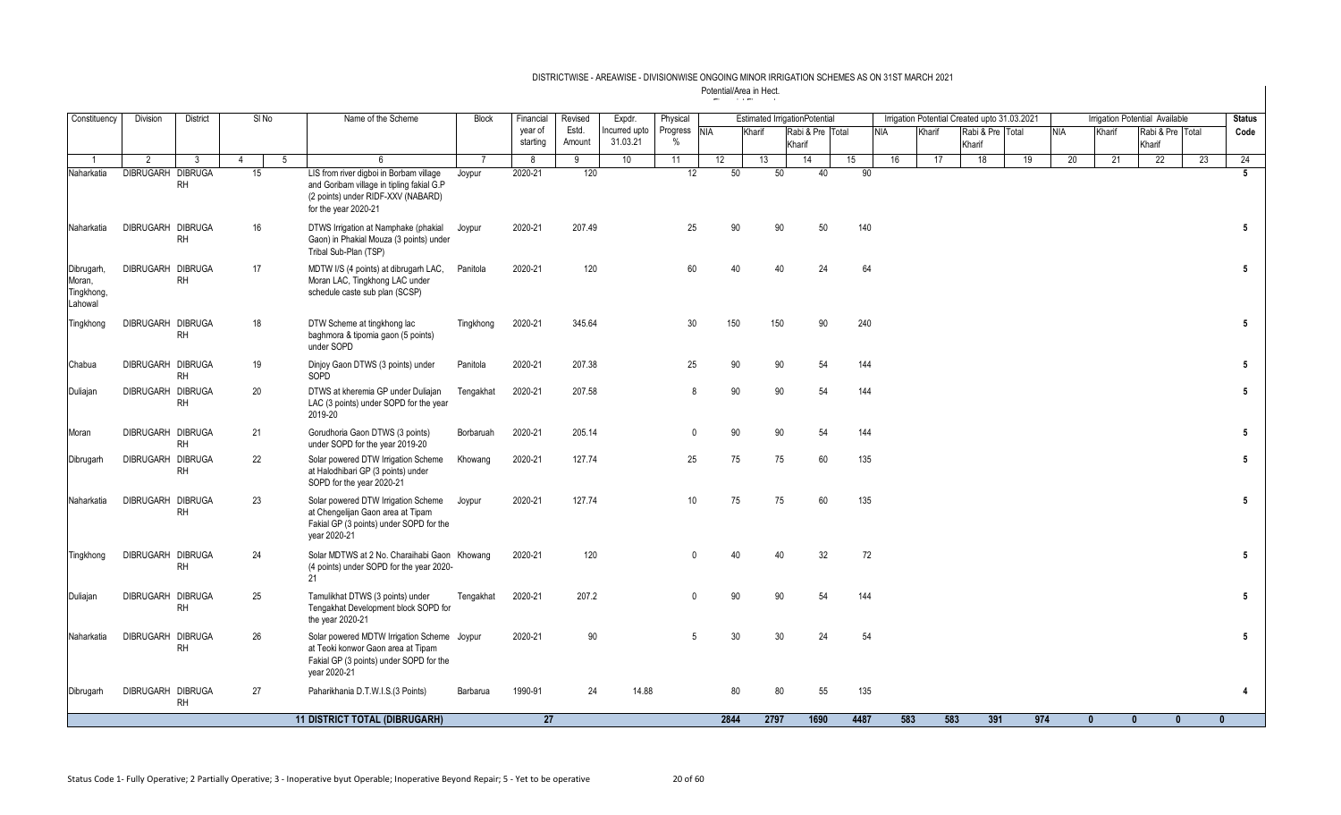DISTRICTWISE - AREAWISE - DIVISIONWISE ONGOING MINOR IRRIGATION SCHEMES AS ON 31ST MARCH 2021

Potential/Area in Hect.

| Constituency | Division | District | Sl No | | Name of the Scheme | Block | Financial year of starting | Revised Estd. Amount | Expdr. Incurred upto 31.03.21 | Physical Progress % | Estimated IrrigationPotential | | | | Irrigation Potential Created upto 31.03.2021 | | | | Irrigation Potential Available | | | | Status Code |
|---|---|---|---|---|---|---|---|---|---|---|---|---|---|---|---|---|---|---|---|---|---|---|---|
| | | | | | | | | | | | NIA | Kharif | Rabi & Pre Kharif | Total | NIA | Kharif | Rabi & Pre Kharif | Total | NIA | Kharif | Rabi & Pre Kharif | Total | |
| 1 | 2 | 3 | 4 | 5 | 6 | 7 | 8 | 9 | 10 | 11 | 12 | 13 | 14 | 15 | 16 | 17 | 18 | 19 | 20 | 21 | 22 | 23 | 24 |
| Naharkatia | DIBRUGARH | DIBRUGA RH | 15 | | LIS from river digboi in Borbam village and Goribam village in tipling fakial G.P (2 points) under RIDF-XXV (NABARD) for the year 2020-21 | Joypur | 2020-21 | 120 | | 12 | 50 | 50 | 40 | 90 | | | | | | | | | 5 |
| Naharkatia | DIBRUGARH | DIBRUGA RH | 16 | | DTWS Irrigation at Namphake (phakial Gaon) in Phakial Mouza (3 points) under Tribal Sub-Plan (TSP) | Joypur | 2020-21 | 207.49 | | 25 | 90 | 90 | 50 | 140 | | | | | | | | | 5 |
| Dibrugarh, Moran, Tingkhong, Lahowal | DIBRUGARH | DIBRUGA RH | 17 | | MDTW I/S (4 points) at dibrugarh LAC, Moran LAC, Tingkhong LAC under schedule caste sub plan (SCSP) | Panitola | 2020-21 | 120 | | 60 | 40 | 40 | 24 | 64 | | | | | | | | | 5 |
| Tingkhong | DIBRUGARH | DIBRUGA RH | 18 | | DTW Scheme at tingkhong lac baghmora & tipomia gaon (5 points) under SOPD | Tingkhong | 2020-21 | 345.64 | | 30 | 150 | 150 | 90 | 240 | | | | | | | | | 5 |
| Chabua | DIBRUGARH | DIBRUGA RH | 19 | | Dinjoy Gaon DTWS (3 points) under SOPD | Panitola | 2020-21 | 207.38 | | 25 | 90 | 90 | 54 | 144 | | | | | | | | | 5 |
| Duliajan | DIBRUGARH | DIBRUGA RH | 20 | | DTWS at kheremia GP under Duliajan LAC (3 points) under SOPD for the year 2019-20 | Tengakhat | 2020-21 | 207.58 | | 8 | 90 | 90 | 54 | 144 | | | | | | | | | 5 |
| Moran | DIBRUGARH | DIBRUGA RH | 21 | | Gorudhoria Gaon DTWS (3 points) under SOPD for the year 2019-20 | Borbaruah | 2020-21 | 205.14 | | 0 | 90 | 90 | 54 | 144 | | | | | | | | | 5 |
| Dibrugarh | DIBRUGARH | DIBRUGA RH | 22 | | Solar powered DTW Irrigation Scheme at Halodhibari GP (3 points) under SOPD for the year 2020-21 | Khowang | 2020-21 | 127.74 | | 25 | 75 | 75 | 60 | 135 | | | | | | | | | 5 |
| Naharkatia | DIBRUGARH | DIBRUGA RH | 23 | | Solar powered DTW Irrigation Scheme at Chengelijan Gaon area at Tipam Fakial GP (3 points) under SOPD for the year 2020-21 | Joypur | 2020-21 | 127.74 | | 10 | 75 | 75 | 60 | 135 | | | | | | | | | 5 |
| Tingkhong | DIBRUGARH | DIBRUGA RH | 24 | | Solar MDTWS at 2 No. Charaihabi Gaon (4 points) under SOPD for the year 2020-21 | Khowang | 2020-21 | 120 | | 0 | 40 | 40 | 32 | 72 | | | | | | | | | 5 |
| Duliajan | DIBRUGARH | DIBRUGA RH | 25 | | Tamulikhat DTWS (3 points) under Tengakhat Development block SOPD for the year 2020-21 | Tengakhat | 2020-21 | 207.2 | | 0 | 90 | 90 | 54 | 144 | | | | | | | | | 5 |
| Naharkatia | DIBRUGARH | DIBRUGA RH | 26 | | Solar powered MDTW Irrigation Scheme at Teoki konwor Gaon area at Tipam Fakial GP (3 points) under SOPD for the year 2020-21 | Joypur | 2020-21 | 90 | | 5 | 30 | 30 | 24 | 54 | | | | | | | | | 5 |
| Dibrugarh | DIBRUGARH | DIBRUGA RH | 27 | | Paharikhania D.T.W.I.S.(3 Points) | Barbarua | 1990-91 | 24 | 14.88 | | 80 | 80 | 55 | 135 | | | | | | | | | 4 |
| | | | | | **11 DISTRICT TOTAL (DIBRUGARH)** | | **27** | | | | **2844** | **2797** | **1690** | **4487** | **583** | **583** | **391** | **974** | **0** | **0** | **0** | **0** | |

Status Code 1- Fully Operative; 2 Partially Operative; 3 - Inoperative byut Operable; Inoperative Beyond Repair; 5 - Yet to be operative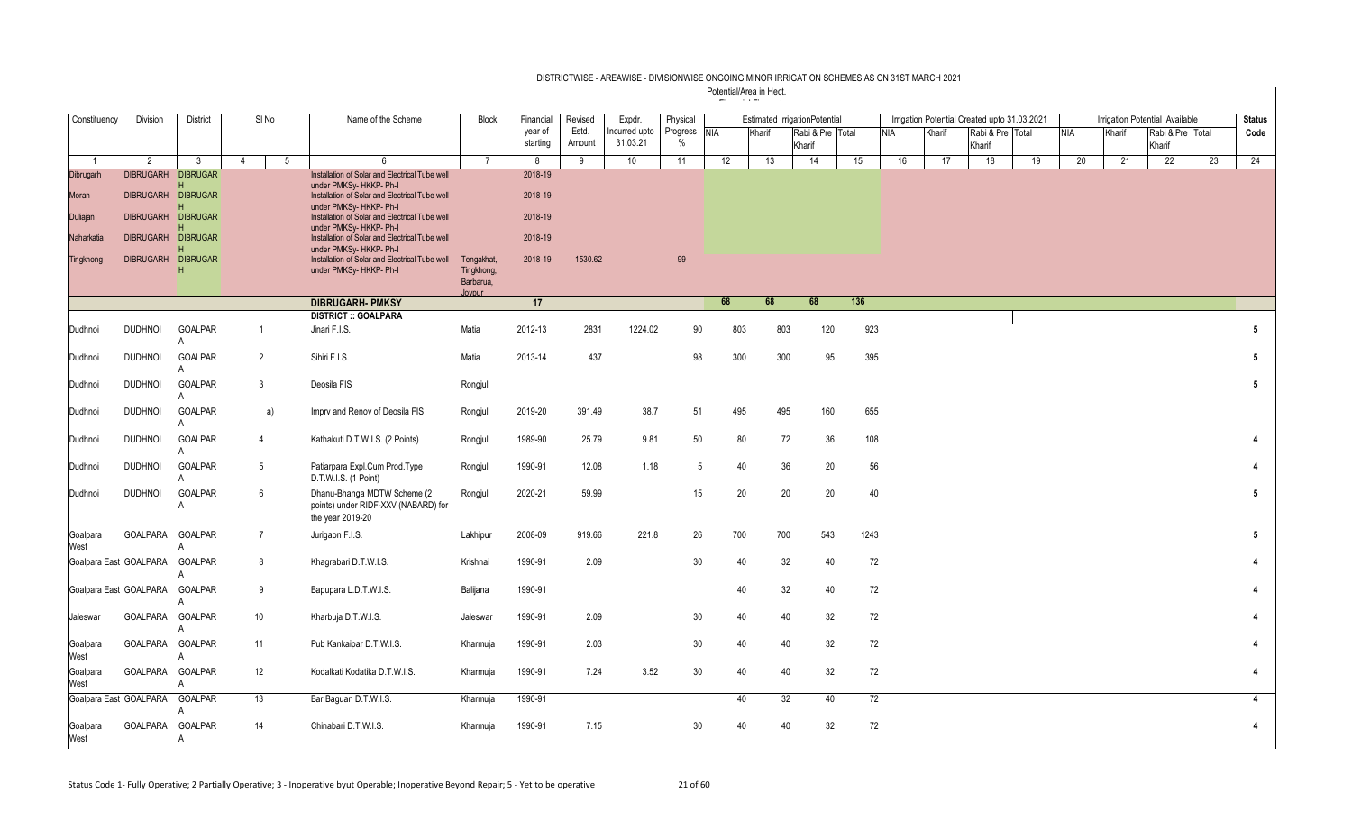DISTRICTWISE - AREAWISE - DIVISIONWISE ONGOING MINOR IRRIGATION SCHEMES AS ON 31ST MARCH 2021

Potential/Area in Hect.

| Constituency | Division | District | Sl No | | Name of the Scheme | Block | Financial year of starting | Revised Estd. Amount | Expdr. Incurred upto 31.03.21 | Physical Progress % | Estimated IrrigationPotential | | | | Irrigation Potential Created upto 31.03.2021 | | | | Irrigation Potential Available | | | | Status Code |
|---|---|---|---|---|---|---|---|---|---|---|---|---|---|---|---|---|---|---|---|---|---|---|---|
| | | | | | | | | | | | NIA | Kharif | Rabi & Pre Kharif | Total | NIA | Kharif | Rabi & Pre Kharif | Total | NIA | Kharif | Rabi & Pre Kharif | Total | |
| 1 | 2 | 3 | 4 | 5 | 6 | 7 | 8 | 9 | 10 | 11 | 12 | 13 | 14 | 15 | 16 | 17 | 18 | 19 | 20 | 21 | 22 | 23 | 24 |
| Dibrugarh | DIBRUGARH | DIBRUGARH | | | Installation of Solar and Electrical Tube well under PMKSy- HKKP- Ph-I | | 2018-19 | | | | | | | | | | | | | | | | |
| Moran | DIBRUGARH | DIBRUGARH | | | Installation of Solar and Electrical Tube well under PMKSy- HKKP- Ph-I | | 2018-19 | | | | | | | | | | | | | | | | |
| Duliajan | DIBRUGARH | DIBRUGARH | | | Installation of Solar and Electrical Tube well under PMKSy- HKKP- Ph-I | | 2018-19 | | | | | | | | | | | | | | | | |
| Naharkatia | DIBRUGARH | DIBRUGARH | | | Installation of Solar and Electrical Tube well under PMKSy- HKKP- Ph-I | | 2018-19 | | | | | | | | | | | | | | | | |
| Tingkhong | DIBRUGARH | DIBRUGARH | | | Installation of Solar and Electrical Tube well under PMKSy- HKKP- Ph-I | Tengakhat, Tingkhong, Barbarua, Joypur | 2018-19 | 1530.62 | | 99 | | | | | | | | | | | | | |
| | | | | | **DIBRUGARH- PMKSY** | | 17 | | | | 68 | 68 | 68 | 136 | | | | | | | | | |
| | | | | | **DISTRICT :: GOALPARA** | | | | | | | | | | | | | | | | | | |
| Dudhnoi | DUDHNOI | GOALPARA | 1 | | Jinari F.I.S. | Matia | 2012-13 | 2831 | 1224.02 | 90 | 803 | 803 | 120 | 923 | | | | | | | | | 5 |
| Dudhnoi | DUDHNOI | GOALPARA | 2 | | Sihiri F.I.S. | Matia | 2013-14 | 437 | | 98 | 300 | 300 | 95 | 395 | | | | | | | | | 5 |
| Dudhnoi | DUDHNOI | GOALPARA | 3 | | Deosila FIS | Rongjuli | | | | | | | | | | | | | | | | | 5 |
| Dudhnoi | DUDHNOI | GOALPARA | | a) | Imprv and Renov of Deosila FIS | Rongjuli | 2019-20 | 391.49 | 38.7 | 51 | 495 | 495 | 160 | 655 | | | | | | | | | |
| Dudhnoi | DUDHNOI | GOALPARA | 4 | | Kathakuti D.T.W.I.S. (2 Points) | Rongjuli | 1989-90 | 25.79 | 9.81 | 50 | 80 | 72 | 36 | 108 | | | | | | | | | 4 |
| Dudhnoi | DUDHNOI | GOALPARA | 5 | | Patiarpara Expl.Cum Prod.Type D.T.W.I.S. (1 Point) | Rongjuli | 1990-91 | 12.08 | 1.18 | 5 | 40 | 36 | 20 | 56 | | | | | | | | | 4 |
| Dudhnoi | DUDHNOI | GOALPARA | 6 | | Dhanu-Bhanga MDTW Scheme (2 points) under RIDF-XXV (NABARD) for the year 2019-20 | Rongjuli | 2020-21 | 59.99 | | 15 | 20 | 20 | 20 | 40 | | | | | | | | | 5 |
| Goalpara West | GOALPARA | GOALPARA | 7 | | Jurigaon F.I.S. | Lakhipur | 2008-09 | 919.66 | 221.8 | 26 | 700 | 700 | 543 | 1243 | | | | | | | | | 5 |
| Goalpara East | GOALPARA | GOALPARA | 8 | | Khagrabari D.T.W.I.S. | Krishnai | 1990-91 | 2.09 | | 30 | 40 | 32 | 40 | 72 | | | | | | | | | 4 |
| Goalpara East | GOALPARA | GOALPARA | 9 | | Bapupara L.D.T.W.I.S. | Balijana | 1990-91 | | | | 40 | 32 | 40 | 72 | | | | | | | | | 4 |
| Jaleswar | GOALPARA | GOALPARA | 10 | | Kharbuja D.T.W.I.S. | Jaleswar | 1990-91 | 2.09 | | 30 | 40 | 40 | 32 | 72 | | | | | | | | | 4 |
| Goalpara West | GOALPARA | GOALPARA | 11 | | Pub Kankaipar D.T.W.I.S. | Kharmuja | 1990-91 | 2.03 | | 30 | 40 | 40 | 32 | 72 | | | | | | | | | 4 |
| Goalpara West | GOALPARA | GOALPARA | 12 | | Kodalkati Kodatika D.T.W.I.S. | Kharmuja | 1990-91 | 7.24 | 3.52 | 30 | 40 | 40 | 32 | 72 | | | | | | | | | 4 |
| Goalpara East | GOALPARA | GOALPARA | 13 | | Bar Baguan D.T.W.I.S. | Kharmuja | 1990-91 | | | | 40 | 32 | 40 | 72 | | | | | | | | | 4 |
| Goalpara West | GOALPARA | GOALPARA | 14 | | Chinabari D.T.W.I.S. | Kharmuja | 1990-91 | 7.15 | | 30 | 40 | 40 | 32 | 72 | | | | | | | | | 4 |

Status Code 1- Fully Operative; 2 Partially Operative; 3 - Inoperative byut Operable; Inoperative Beyond Repair; 5 - Yet to be operative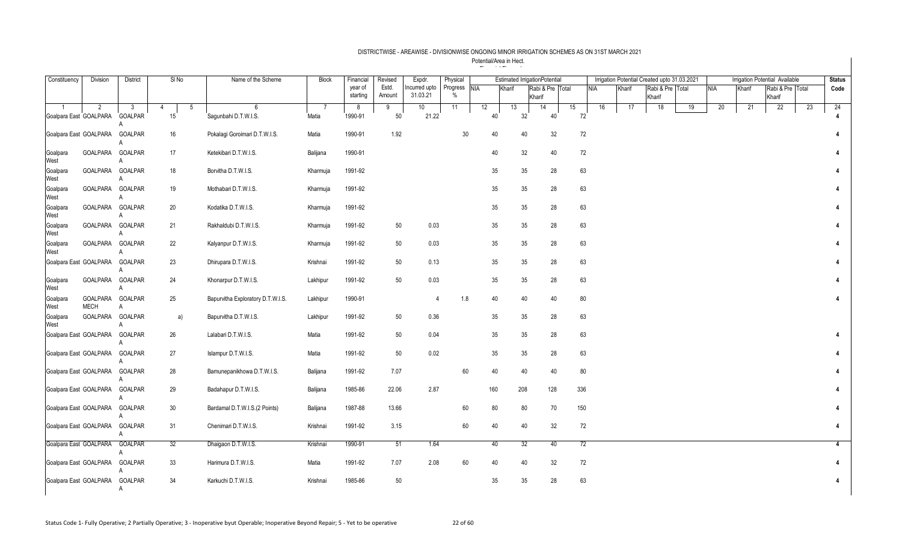# DISTRICTWISE - AREAWISE - DIVISIONWISE ONGOING MINOR IRRIGATION SCHEMES AS ON 31ST MARCH 2021

Potential/Area in Hect.

| Constituency | Division | District | Sl No | | Name of the Scheme | Block | Financial year of starting | Revised Estd. Amount | Expdr. Incurred upto 31.03.21 | Physical Progress % | Estimated IrrigationPotential | | | | Irrigation Potential Created upto 31.03.2021 | | | | Irrigation Potential Available | | | | Status Code |
|---|---|---|---|---|---|---|---|---|---|---|---|---|---|---|---|---|---|---|---|---|---|---|---|
| | | | | | | | | | | | NIA | Kharif | Rabi & Pre Kharif | Total | NIA | Kharif | Rabi & Pre Kharif | Total | NIA | Kharif | Rabi & Pre Kharif | Total | |
| 1 | 2 | 3 | 4 | 5 | 6 | 7 | 8 | 9 | 10 | 11 | 12 | 13 | 14 | 15 | 16 | 17 | 18 | 19 | 20 | 21 | 22 | 23 | 24 |
| Goalpara East | GOALPARA | GOALPARA | 15 | | Sagunbahi D.T.W.I.S. | Matia | 1990-91 | 50 | 21.22 | | 40 | 32 | 40 | 72 | | | | | | | | | 4 |
| Goalpara East | GOALPARA | GOALPARA | 16 | | Pokalagi Goroimari D.T.W.I.S. | Matia | 1990-91 | 1.92 | | 30 | 40 | 40 | 32 | 72 | | | | | | | | | 4 |
| Goalpara West | GOALPARA | GOALPARA | 17 | | Ketekibari D.T.W.I.S. | Balijana | 1990-91 | | | | 40 | 32 | 40 | 72 | | | | | | | | | 4 |
| Goalpara West | GOALPARA | GOALPARA | 18 | | Borvitha D.T.W.I.S. | Kharmuja | 1991-92 | | | | 35 | 35 | 28 | 63 | | | | | | | | | 4 |
| Goalpara West | GOALPARA | GOALPARA | 19 | | Mothabari D.T.W.I.S. | Kharmuja | 1991-92 | | | | 35 | 35 | 28 | 63 | | | | | | | | | 4 |
| Goalpara West | GOALPARA | GOALPARA | 20 | | Kodatika D.T.W.I.S. | Kharmuja | 1991-92 | | | | 35 | 35 | 28 | 63 | | | | | | | | | 4 |
| Goalpara West | GOALPARA | GOALPARA | 21 | | Rakhaldubi D.T.W.I.S. | Kharmuja | 1991-92 | 50 | 0.03 | | 35 | 35 | 28 | 63 | | | | | | | | | 4 |
| Goalpara West | GOALPARA | GOALPARA | 22 | | Kalyanpur D.T.W.I.S. | Kharmuja | 1991-92 | 50 | 0.03 | | 35 | 35 | 28 | 63 | | | | | | | | | 4 |
| Goalpara East | GOALPARA | GOALPARA | 23 | | Dhirupara D.T.W.I.S. | Krishnai | 1991-92 | 50 | 0.13 | | 35 | 35 | 28 | 63 | | | | | | | | | 4 |
| Goalpara West | GOALPARA | GOALPARA | 24 | | Khonarpur D.T.W.I.S. | Lakhipur | 1991-92 | 50 | 0.03 | | 35 | 35 | 28 | 63 | | | | | | | | | 4 |
| Goalpara West | GOALPARA MECH | GOALPARA | 25 | | Bapurvitha Exploratory D.T.W.I.S. | Lakhipur | 1990-91 | | 4 | 1.8 | 40 | 40 | 40 | 80 | | | | | | | | | 4 |
| Goalpara West | GOALPARA | GOALPARA | | a) | Bapurvitha D.T.W.I.S. | Lakhipur | 1991-92 | 50 | 0.36 | | 35 | 35 | 28 | 63 | | | | | | | | | |
| Goalpara East | GOALPARA | GOALPARA | 26 | | Lalabari D.T.W.I.S. | Matia | 1991-92 | 50 | 0.04 | | 35 | 35 | 28 | 63 | | | | | | | | | 4 |
| Goalpara East | GOALPARA | GOALPARA | 27 | | Islampur D.T.W.I.S. | Matia | 1991-92 | 50 | 0.02 | | 35 | 35 | 28 | 63 | | | | | | | | | 4 |
| Goalpara East | GOALPARA | GOALPARA | 28 | | Bamunepanikhowa D.T.W.I.S. | Balijana | 1991-92 | 7.07 | | 60 | 40 | 40 | 40 | 80 | | | | | | | | | 4 |
| Goalpara East | GOALPARA | GOALPARA | 29 | | Badahapur D.T.W.I.S. | Balijana | 1985-86 | 22.06 | 2.87 | | 160 | 208 | 128 | 336 | | | | | | | | | 4 |
| Goalpara East | GOALPARA | GOALPARA | 30 | | Bardamal D.T.W.I.S.(2 Points) | Balijana | 1987-88 | 13.66 | | 60 | 80 | 80 | 70 | 150 | | | | | | | | | 4 |
| Goalpara East | GOALPARA | GOALPARA | 31 | | Chenimari D.T.W.I.S. | Krishnai | 1991-92 | 3.15 | | 60 | 40 | 40 | 32 | 72 | | | | | | | | | 4 |
| Goalpara East | GOALPARA | GOALPARA | 32 | | Dhaigaon D.T.W.I.S. | Krishnai | 1990-91 | 51 | 1.64 | | 40 | 32 | 40 | 72 | | | | | | | | | 4 |
| Goalpara East | GOALPARA | GOALPARA | 33 | | Harimura D.T.W.I.S. | Matia | 1991-92 | 7.07 | 2.08 | 60 | 40 | 40 | 32 | 72 | | | | | | | | | 4 |
| Goalpara East | GOALPARA | GOALPARA | 34 | | Karkuchi D.T.W.I.S. | Krishnai | 1985-86 | 50 | | | 35 | 35 | 28 | 63 | | | | | | | | | 4 |

Status Code 1- Fully Operative; 2 Partially Operative; 3 - Inoperative byut Operable; Inoperative Beyond Repair; 5 - Yet to be operative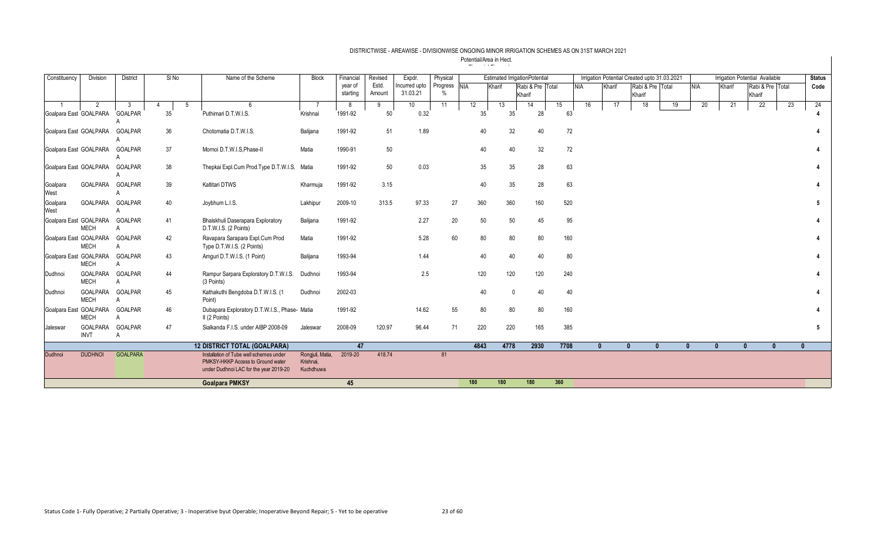# DISTRICTWISE - AREAWISE - DIVISIONWISE ONGOING MINOR IRRIGATION SCHEMES AS ON 31ST MARCH 2021

Potential/Area in Hect.

| Constituency | Division | District | Sl No | | Name of the Scheme | Block | Financial year of starting | Revised Estd. Amount | Expdr. Incurred upto 31.03.21 | Physical Progress % | Estimated IrrigationPotential | | | | Irrigation Potential Created upto 31.03.2021 | | | | Irrigation Potential Available | | | | Status Code |
|---|---|---|---|---|---|---|---|---|---|---|---|---|---|---|---|---|---|---|---|---|---|---|---|
| | | | | | | | | | | | NIA | Kharif | Rabi & Pre Kharif | Total | NIA | Kharif | Rabi & Pre Kharif | Total | NIA | Kharif | Rabi & Pre Kharif | Total | |
| 1 | 2 | 3 | 4 | 5 | 6 | 7 | 8 | 9 | 10 | 11 | 12 | 13 | 14 | 15 | 16 | 17 | 18 | 19 | 20 | 21 | 22 | 23 | 24 |
| Goalpara East | GOALPARA | GOALPARA | 35 | | Puthimari D.T.W.I.S. | Krishnai | 1991-92 | 50 | 0.32 | | 35 | 35 | 28 | 63 | | | | | | | | | 4 |
| Goalpara East | GOALPARA | GOALPARA | 36 | | Chotomatia D.T.W.I.S. | Balijana | 1991-92 | 51 | 1.89 | | 40 | 32 | 40 | 72 | | | | | | | | | 4 |
| Goalpara East | GOALPARA | GOALPARA | 37 | | Mornoi D.T.W.I.S,Phase-II | Matia | 1990-91 | 50 | | | 40 | 40 | 32 | 72 | | | | | | | | | 4 |
| Goalpara East | GOALPARA | GOALPARA | 38 | | Thepkai Expl.Cum Prod.Type D.T.W.I.S. | Matia | 1991-92 | 50 | 0.03 | | 35 | 35 | 28 | 63 | | | | | | | | | 4 |
| Goalpara West | GOALPARA | GOALPARA | 39 | | Kaltitari DTWS | Kharmuja | 1991-92 | 3.15 | | | 40 | 35 | 28 | 63 | | | | | | | | | 4 |
| Goalpara West | GOALPARA | GOALPARA | 40 | | Joybhum L.I.S. | Lakhipur | 2009-10 | 313.5 | 97.33 | 27 | 360 | 360 | 160 | 520 | | | | | | | | | 5 |
| Goalpara East | GOALPARA MECH | GOALPARA | 41 | | Bhaiskhuli Daserapara Exploratory D.T.W.I.S. (2 Points) | Balijana | 1991-92 | | 2.27 | 20 | 50 | 50 | 45 | 95 | | | | | | | | | 4 |
| Goalpara East | GOALPARA MECH | GOALPARA | 42 | | Ravapara Sarapara Expl.Cum Prod Type D.T.W.I.S. (2 Points) | Matia | 1991-92 | | 5.28 | 60 | 80 | 80 | 80 | 160 | | | | | | | | | 4 |
| Goalpara East | GOALPARA MECH | GOALPARA | 43 | | Amguri D.T.W.I.S. (1 Point) | Balijana | 1993-94 | | 1.44 | | 40 | 40 | 40 | 80 | | | | | | | | | 4 |
| Dudhnoi | GOALPARA MECH | GOALPARA | 44 | | Rampur Sarpara Exploratory D.T.W.I.S. (3 Points) | Dudhnoi | 1993-94 | | 2.5 | | 120 | 120 | 120 | 240 | | | | | | | | | 4 |
| Dudhnoi | GOALPARA MECH | GOALPARA | 45 | | Kathakuthi Bengdoba D.T.W.I.S. (1 Point) | Dudhnoi | 2002-03 | | | | 40 | 0 | 40 | 40 | | | | | | | | | 4 |
| Goalpara East | GOALPARA MECH | GOALPARA | 46 | | Dubapara Exploratory D.T.W.I.S., Phase-II (2 Points) | Matia | 1991-92 | | 14.62 | 55 | 80 | 80 | 80 | 160 | | | | | | | | | 4 |
| Jaleswar | GOALPARA INVT | GOALPARA | 47 | | Sialkanda F.I.S. under AIBP 2008-09 | Jaleswar | 2008-09 | 120.97 | 96.44 | 71 | 220 | 220 | 165 | 385 | | | | | | | | | 5 |
| | | | | | **12 DISTRICT TOTAL (GOALPARA)** | | **47** | | | | **4843** | **4778** | **2930** | **7708** | **0** | **0** | **0** | **0** | **0** | **0** | **0** | **0** | |
| Dudhnoi | DUDHNOI | GOALPARA | | | Installation of Tube well schemes under PMKSY-HKKP Access to Ground water under Dudhnoi LAC for the year 2019-20 | Rongjuli, Matia, Krishnai, Kuchdhuwa | 2019-20 | 418.74 | | 81 | | | | | | | | | | | | | |
| | | | | | **Goalpara PMKSY** | | **45** | | | | **180** | **180** | **180** | **360** | | | | | | | | | |

Status Code 1- Fully Operative; 2 Partially Operative; 3 - Inoperative byut Operable; Inoperative Beyond Repair; 5 - Yet to be operative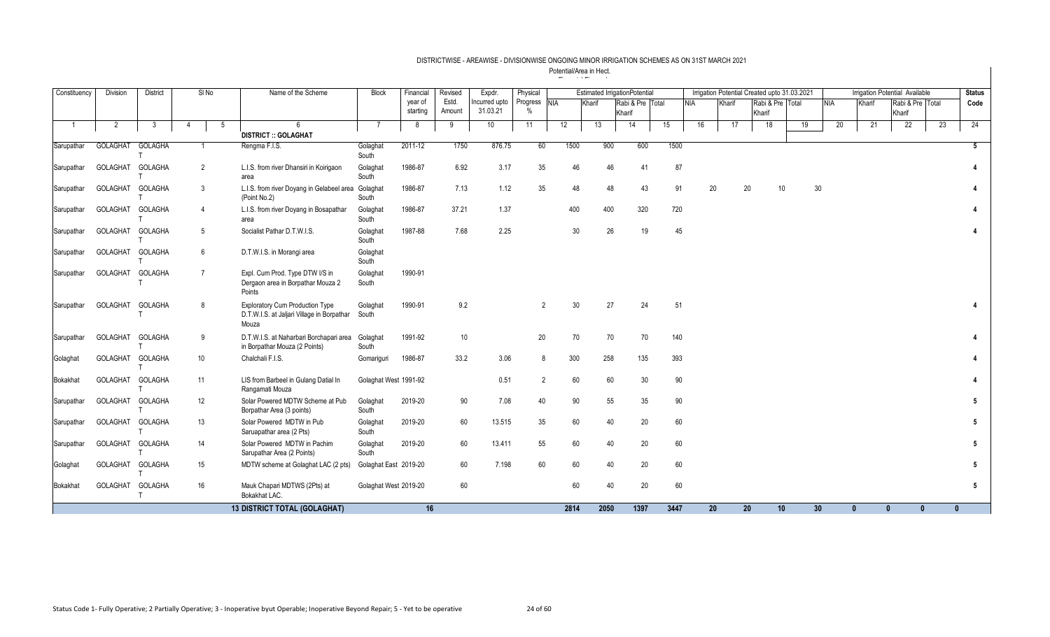## DISTRICTWISE - AREAWISE - DIVISIONWISE ONGOING MINOR IRRIGATION SCHEMES AS ON 31ST MARCH 2021

Potential/Area in Hect.

| Constituency | Division | District | Sl No | | Name of the Scheme | Block | Financial year of starting | Revised Estd. Amount | Expdr. Incurred upto 31.03.21 | Physical Progress % | Estimated IrrigationPotential | | | | Irrigation Potential Created upto 31.03.2021 | | | | Irrigation Potential Available | | | | Status Code |
|---|---|---|---|---|---|---|---|---|---|---|---|---|---|---|---|---|---|---|---|---|---|---|---|
| | | | | | | | | | | | NIA | Kharif | Rabi & Pre Kharif | Total | NIA | Kharif | Rabi & Pre Kharif | Total | NIA | Kharif | Rabi & Pre Kharif | Total | |
| 1 | 2 | 3 | 4 | 5 | 6 | 7 | 8 | 9 | 10 | 11 | 12 | 13 | 14 | 15 | 16 | 17 | 18 | 19 | 20 | 21 | 22 | 23 | 24 |
| | | | | | **DISTRICT :: GOLAGHAT** | | | | | | | | | | | | | | | | | | |
| Sarupathar | GOLAGHAT | GOLAGHAT | 1 | | Rengma F.I.S. | Golaghat South | 2011-12 | 1750 | 876.75 | 60 | 1500 | 900 | 600 | 1500 | | | | | | | | | 5 |
| Sarupathar | GOLAGHAT | GOLAGHAT | 2 | | L.I.S. from river Dhansiri in Koirigaon area | Golaghat South | 1986-87 | 6.92 | 3.17 | 35 | 46 | 46 | 41 | 87 | | | | | | | | | 4 |
| Sarupathar | GOLAGHAT | GOLAGHAT | 3 | | L.I.S. from river Doyang in Gelabeel area (Point No.2) | Golaghat South | 1986-87 | 7.13 | 1.12 | 35 | 48 | 48 | 43 | 91 | 20 | 20 | 10 | 30 | | | | | 4 |
| Sarupathar | GOLAGHAT | GOLAGHAT | 4 | | L.I.S. from river Doyang in Bosapathar area | Golaghat South | 1986-87 | 37.21 | 1.37 | | 400 | 400 | 320 | 720 | | | | | | | | | 4 |
| Sarupathar | GOLAGHAT | GOLAGHAT | 5 | | Socialist Pathar D.T.W.I.S. | Golaghat South | 1987-88 | 7.68 | 2.25 | | 30 | 26 | 19 | 45 | | | | | | | | | 4 |
| Sarupathar | GOLAGHAT | GOLAGHAT | 6 | | D.T.W.I.S. in Morangi area | Golaghat South | | | | | | | | | | | | | | | | | |
| Sarupathar | GOLAGHAT | GOLAGHAT | 7 | | Expl. Cum Prod. Type DTW I/S in Dergaon area in Borpathar Mouza 2 Points | Golaghat South | 1990-91 | | | | | | | | | | | | | | | | |
| Sarupathar | GOLAGHAT | GOLAGHAT | 8 | | Exploratory Cum Production Type D.T.W.I.S. at Jaljari Village in Borpathar Mouza | Golaghat South | 1990-91 | 9.2 | | 2 | 30 | 27 | 24 | 51 | | | | | | | | | 4 |
| Sarupathar | GOLAGHAT | GOLAGHAT | 9 | | D.T.W.I.S. at Naharbari Borchapari area in Borpathar Mouza (2 Points) | Golaghat South | 1991-92 | 10 | | 20 | 70 | 70 | 70 | 140 | | | | | | | | | 4 |
| Golaghat | GOLAGHAT | GOLAGHAT | 10 | | Chalchali F.I.S. | Gomariguri | 1986-87 | 33.2 | 3.06 | 8 | 300 | 258 | 135 | 393 | | | | | | | | | 4 |
| Bokakhat | GOLAGHAT | GOLAGHAT | 11 | | LIS from Barbeel in Gulang Datial In Rangamati Mouza | Golaghat West | 1991-92 | | 0.51 | 2 | 60 | 60 | 30 | 90 | | | | | | | | | 4 |
| Sarupathar | GOLAGHAT | GOLAGHAT | 12 | | Solar Powered MDTW Scheme at Pub Borpathar Area (3 points) | Golaghat South | 2019-20 | 90 | 7.08 | 40 | 90 | 55 | 35 | 90 | | | | | | | | | 5 |
| Sarupathar | GOLAGHAT | GOLAGHAT | 13 | | Solar Powered MDTW in Pub Saruapathar area (2 Pts) | Golaghat South | 2019-20 | 60 | 13.515 | 35 | 60 | 40 | 20 | 60 | | | | | | | | | 5 |
| Sarupathar | GOLAGHAT | GOLAGHAT | 14 | | Solar Powered MDTW in Pachim Sarupathar Area (2 Points) | Golaghat South | 2019-20 | 60 | 13.411 | 55 | 60 | 40 | 20 | 60 | | | | | | | | | 5 |
| Golaghat | GOLAGHAT | GOLAGHAT | 15 | | MDTW scheme at Golaghat LAC (2 pts) | Golaghat East | 2019-20 | 60 | 7.198 | 60 | 60 | 40 | 20 | 60 | | | | | | | | | 5 |
| Bokakhat | GOLAGHAT | GOLAGHAT | 16 | | Mauk Chapari MDTWS (2Pts) at Bokakhat LAC. | Golaghat West | 2019-20 | 60 | | | 60 | 40 | 20 | 60 | | | | | | | | | 5 |
| | | | | | **13 DISTRICT TOTAL (GOLAGHAT)** | | **16** | | | | **2814** | **2050** | **1397** | **3447** | **20** | **20** | **10** | **30** | **0** | **0** | **0** | **0** | |

Status Code 1- Fully Operative; 2 Partially Operative; 3 - Inoperative byut Operable; Inoperative Beyond Repair; 5 - Yet to be operative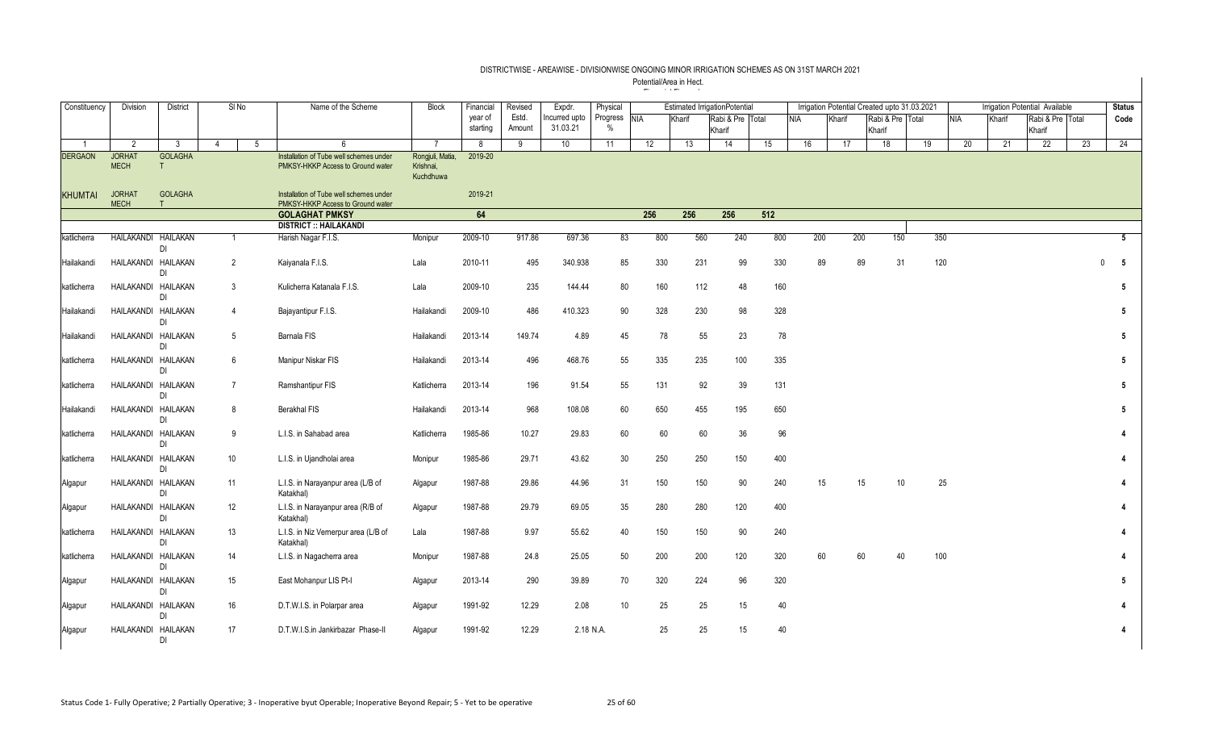## DISTRICTWISE - AREAWISE - DIVISIONWISE ONGOING MINOR IRRIGATION SCHEMES AS ON 31ST MARCH 2021

Potential/Area in Hect.

| Constituency | Division | District | Sl No | | Name of the Scheme | Block | Financial year of starting | Revised Estd. Amount | Expdr. Incurred upto 31.03.21 | Physical Progress % | Estimated IrrigationPotential | | | | Irrigation Potential Created upto 31.03.2021 | | | | Irrigation Potential Available | | | | Status Code |
|---|---|---|---|---|---|---|---|---|---|---|---|---|---|---|---|---|---|---|---|---|---|---|---|
| | | | | | | | | | | | NIA | Kharif | Rabi & Pre Kharif | Total | NIA | Kharif | Rabi & Pre Kharif | Total | NIA | Kharif | Rabi & Pre Kharif | Total | |
| 1 | 2 | 3 | 4 | 5 | 6 | 7 | 8 | 9 | 10 | 11 | 12 | 13 | 14 | 15 | 16 | 17 | 18 | 19 | 20 | 21 | 22 | 23 | 24 |
| DERGAON | JORHAT MECH | GOLAGHAT | | | Installation of Tube well schemes under PMKSY-HKKP Access to Ground water | Rongjuli, Matia, Krishnai, Kuchdhuwa | 2019-20 | | | | | | | | | | | | | | | | |
| KHUMTAI | JORHAT MECH | GOLAGHAT | | | Installation of Tube well schemes under PMKSY-HKKP Access to Ground water | | 2019-21 | | | | | | | | | | | | | | | | |
| | | | | | **GOLAGHAT PMKSY** | | 64 | | | | 256 | 256 | 256 | 512 | | | | | | | | | |
| | | | | | **DISTRICT :: HAILAKANDI** | | | | | | | | | | | | | | | | | | |
| katlicherra | HAILAKANDI | HAILAKANDI | 1 | | Harish Nagar F.I.S. | Monipur | 2009-10 | 917.86 | 697.36 | 83 | 800 | 560 | 240 | 800 | 200 | 200 | 150 | 350 | | | | | 5 |
| Hailakandi | HAILAKANDI | HAILAKANDI | 2 | | Kaiyanala F.I.S. | Lala | 2010-11 | 495 | 340.938 | 85 | 330 | 231 | 99 | 330 | 89 | 89 | 31 | 120 | | | | 0 | 5 |
| katlicherra | HAILAKANDI | HAILAKANDI | 3 | | Kulicherra Katanala F.I.S. | Lala | 2009-10 | 235 | 144.44 | 80 | 160 | 112 | 48 | 160 | | | | | | | | | 5 |
| Hailakandi | HAILAKANDI | HAILAKANDI | 4 | | Bajayantipur F.I.S. | Hailakandi | 2009-10 | 486 | 410.323 | 90 | 328 | 230 | 98 | 328 | | | | | | | | | 5 |
| Hailakandi | HAILAKANDI | HAILAKANDI | 5 | | Barnala FIS | Hailakandi | 2013-14 | 149.74 | 4.89 | 45 | 78 | 55 | 23 | 78 | | | | | | | | | 5 |
| katlicherra | HAILAKANDI | HAILAKANDI | 6 | | Manipur Niskar FIS | Hailakandi | 2013-14 | 496 | 468.76 | 55 | 335 | 235 | 100 | 335 | | | | | | | | | 5 |
| katlicherra | HAILAKANDI | HAILAKANDI | 7 | | Ramshantipur FIS | Katlicherra | 2013-14 | 196 | 91.54 | 55 | 131 | 92 | 39 | 131 | | | | | | | | | 5 |
| Hailakandi | HAILAKANDI | HAILAKANDI | 8 | | Berakhal FIS | Hailakandi | 2013-14 | 968 | 108.08 | 60 | 650 | 455 | 195 | 650 | | | | | | | | | 5 |
| katlicherra | HAILAKANDI | HAILAKANDI | 9 | | L.I.S. in Sahabad area | Katlicherra | 1985-86 | 10.27 | 29.83 | 60 | 60 | 60 | 36 | 96 | | | | | | | | | 4 |
| katlicherra | HAILAKANDI | HAILAKANDI | 10 | | L.I.S. in Ujandholai area | Monipur | 1985-86 | 29.71 | 43.62 | 30 | 250 | 250 | 150 | 400 | | | | | | | | | 4 |
| Algapur | HAILAKANDI | HAILAKANDI | 11 | | L.I.S. in Narayanpur area (L/B of Katakhal) | Algapur | 1987-88 | 29.86 | 44.96 | 31 | 150 | 150 | 90 | 240 | 15 | 15 | 10 | 25 | | | | | 4 |
| Algapur | HAILAKANDI | HAILAKANDI | 12 | | L.I.S. in Narayanpur area (R/B of Katakhal) | Algapur | 1987-88 | 29.79 | 69.05 | 35 | 280 | 280 | 120 | 400 | | | | | | | | | 4 |
| katlicherra | HAILAKANDI | HAILAKANDI | 13 | | L.I.S. in Niz Vernerpur area (L/B of Katakhal) | Lala | 1987-88 | 9.97 | 55.62 | 40 | 150 | 150 | 90 | 240 | | | | | | | | | 4 |
| katlicherra | HAILAKANDI | HAILAKANDI | 14 | | L.I.S. in Nagacherra area | Monipur | 1987-88 | 24.8 | 25.05 | 50 | 200 | 200 | 120 | 320 | 60 | 60 | 40 | 100 | | | | | 4 |
| Algapur | HAILAKANDI | HAILAKANDI | 15 | | East Mohanpur LIS Pt-I | Algapur | 2013-14 | 290 | 39.89 | 70 | 320 | 224 | 96 | 320 | | | | | | | | | 5 |
| Algapur | HAILAKANDI | HAILAKANDI | 16 | | D.T.W.I.S. in Polarpar area | Algapur | 1991-92 | 12.29 | 2.08 | 10 | 25 | 25 | 15 | 40 | | | | | | | | | 4 |
| Algapur | HAILAKANDI | HAILAKANDI | 17 | | D.T.W.I.S.in Jankirbazar Phase-II | Algapur | 1991-92 | 12.29 | 2.18 | N.A. | 25 | 25 | 15 | 40 | | | | | | | | | 4 |

Status Code 1- Fully Operative; 2 Partially Operative; 3 - Inoperative byut Operable; Inoperative Beyond Repair; 5 - Yet to be operative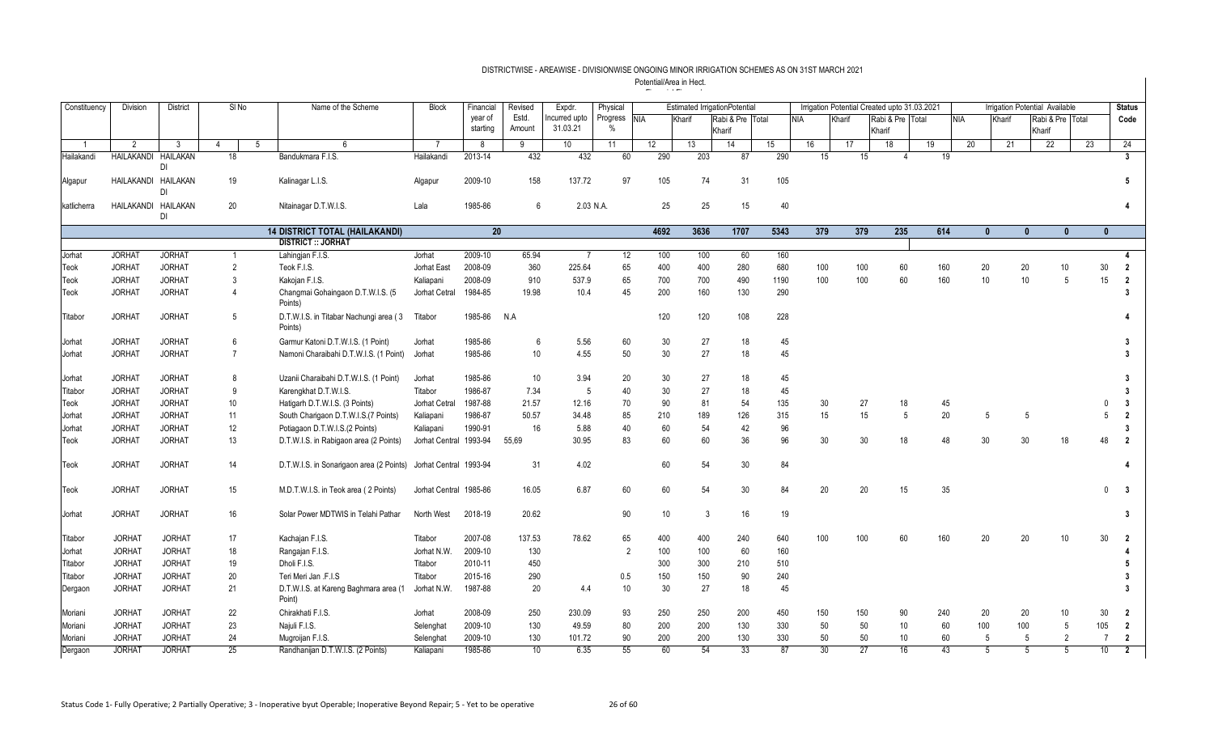# DISTRICTWISE - AREAWISE - DIVISIONWISE ONGOING MINOR IRRIGATION SCHEMES AS ON 31ST MARCH 2021

Potential/Area in Hect.

| Constituency | Division | District | Sl No | | Name of the Scheme | Block | Financial year of starting | Revised Estd. Amount | Expdr. Incurred upto 31.03.21 | Physical Progress % | Estimated Irrigation Potential | | | | Irrigation Potential Created upto 31.03.2021 | | | | Irrigation Potential Available | | | | Status Code |
|---|---|---|---|---|---|---|---|---|---|---|---|---|---|---|---|---|---|---|---|---|---|---|---|
| | | | | | | | | | | | NIA | Kharif | Rabi & Pre Kharif | Total | NIA | Kharif | Rabi & Pre Kharif | Total | NIA | Kharif | Rabi & Pre Kharif | Total | |
| 1 | 2 | 3 | 4 | 5 | 6 | 7 | 8 | 9 | 10 | 11 | 12 | 13 | 14 | 15 | 16 | 17 | 18 | 19 | 20 | 21 | 22 | 23 | 24 |
| Hailakandi | HAILAKANDI | HAILAKANDI | 18 | | Bandukmara F.I.S. | Hailakandi | 2013-14 | 432 | 432 | 60 | 290 | 203 | 87 | 290 | 15 | 15 | 4 | 19 | | | | | 3 |
| Algapur | HAILAKANDI | HAILAKANDI | 19 | | Kalinagar L.I.S. | Algapur | 2009-10 | 158 | 137.72 | 97 | 105 | 74 | 31 | 105 | | | | | | | | | 5 |
| katlicherra | HAILAKANDI | HAILAKANDI | 20 | | Nitainagar D.T.W.I.S. | Lala | 1985-86 | 6 | 2.03 | N.A. | 25 | 25 | 15 | 40 | | | | | | | | | 4 |
| | | | | | **14 DISTRICT TOTAL (HAILAKANDI)** | | **20** | | | | **4692** | **3636** | **1707** | **5343** | **379** | **379** | **235** | **614** | **0** | **0** | **0** | **0** | |
| | | | | | **DISTRICT :: JORHAT** | | | | | | | | | | | | | | | | | | |
| Jorhat | JORHAT | JORHAT | 1 | | Lahingjan F.I.S. | Jorhat | 2009-10 | 65.94 | 7 | 12 | 100 | 100 | 60 | 160 | | | | | | | | | 4 |
| Teok | JORHAT | JORHAT | 2 | | Teok F.I.S. | Jorhat East | 2008-09 | 360 | 225.64 | 65 | 400 | 400 | 280 | 680 | 100 | 100 | 60 | 160 | 20 | 20 | 10 | 30 | 2 |
| Teok | JORHAT | JORHAT | 3 | | Kakojan F.I.S. | Kaliapani | 2008-09 | 910 | 537.9 | 65 | 700 | 700 | 490 | 1190 | 100 | 100 | 60 | 160 | 10 | 10 | 5 | 15 | 2 |
| Teok | JORHAT | JORHAT | 4 | | Changmai Gohaingaon D.T.W.I.S. (5 Points) | Jorhat Cetral | 1984-85 | 19.98 | 10.4 | 45 | 200 | 160 | 130 | 290 | | | | | | | | | 3 |
| Titabor | JORHAT | JORHAT | 5 | | D.T.W.I.S. in Titabar Nachungi area ( 3 Points) | Titabor | 1985-86 | N.A | | | 120 | 120 | 108 | 228 | | | | | | | | | 4 |
| Jorhat | JORHAT | JORHAT | 6 | | Garmur Katoni D.T.W.I.S. (1 Point) | Jorhat | 1985-86 | 6 | 5.56 | 60 | 30 | 27 | 18 | 45 | | | | | | | | | 3 |
| Jorhat | JORHAT | JORHAT | 7 | | Namoni Charaibahi D.T.W.I.S. (1 Point) | Jorhat | 1985-86 | 10 | 4.55 | 50 | 30 | 27 | 18 | 45 | | | | | | | | | 3 |
| Jorhat | JORHAT | JORHAT | 8 | | Uzanii Charaibahi D.T.W.I.S. (1 Point) | Jorhat | 1985-86 | 10 | 3.94 | 20 | 30 | 27 | 18 | 45 | | | | | | | | | 3 |
| Titabor | JORHAT | JORHAT | 9 | | Karengkhat D.T.W.I.S. | Titabor | 1986-87 | 7.34 | 5 | 40 | 30 | 27 | 18 | 45 | | | | | | | | | 3 |
| Teok | JORHAT | JORHAT | 10 | | Hatigarh D.T.W.I.S. (3 Points) | Jorhat Cetral | 1987-88 | 21.57 | 12.16 | 70 | 90 | 81 | 54 | 135 | 30 | 27 | 18 | 45 | | | | 0 | 3 |
| Jorhat | JORHAT | JORHAT | 11 | | South Charigaon D.T.W.I.S.(7 Points) | Kaliapani | 1986-87 | 50.57 | 34.48 | 85 | 210 | 189 | 126 | 315 | 15 | 15 | 5 | 20 | 5 | 5 | | 5 | 2 |
| Jorhat | JORHAT | JORHAT | 12 | | Potiagaon D.T.W.I.S.(2 Points) | Kaliapani | 1990-91 | 16 | 5.88 | 40 | 60 | 54 | 42 | 96 | | | | | | | | | 3 |
| Teok | JORHAT | JORHAT | 13 | | D.T.W.I.S. in Rabigaon area (2 Points) | Jorhat Central | 1993-94 | 55,69 | 30.95 | 83 | 60 | 60 | 36 | 96 | 30 | 30 | 18 | 48 | 30 | 30 | 18 | 48 | 2 |
| Teok | JORHAT | JORHAT | 14 | | D.T.W.I.S. in Sonarigaon area (2 Points) | Jorhat Central | 1993-94 | 31 | 4.02 | | 60 | 54 | 30 | 84 | | | | | | | | | 4 |
| Teok | JORHAT | JORHAT | 15 | | M.D.T.W.I.S. in Teok area ( 2 Points) | Jorhat Central | 1985-86 | 16.05 | 6.87 | 60 | 60 | 54 | 30 | 84 | 20 | 20 | 15 | 35 | | | | 0 | 3 |
| Jorhat | JORHAT | JORHAT | 16 | | Solar Power MDTWIS in Telahi Pathar | North West | 2018-19 | 20.62 | | 90 | 10 | 3 | 16 | 19 | | | | | | | | | 3 |
| Titabor | JORHAT | JORHAT | 17 | | Kachajan F.I.S. | Titabor | 2007-08 | 137.53 | 78.62 | 65 | 400 | 400 | 240 | 640 | 100 | 100 | 60 | 160 | 20 | 20 | 10 | 30 | 2 |
| Jorhat | JORHAT | JORHAT | 18 | | Rangajan F.I.S. | Jorhat N.W. | 2009-10 | 130 | | 2 | 100 | 100 | 60 | 160 | | | | | | | | | 4 |
| Titabor | JORHAT | JORHAT | 19 | | Dholi F.I.S. | Titabor | 2010-11 | 450 | | | 300 | 300 | 210 | 510 | | | | | | | | | 5 |
| Titabor | JORHAT | JORHAT | 20 | | Teri Meri Jan .F.I.S | Titabor | 2015-16 | 290 | | 0.5 | 150 | 150 | 90 | 240 | | | | | | | | | 3 |
| Dergaon | JORHAT | JORHAT | 21 | | D.T.W.I.S. at Kareng Baghmara area (1 Point) | Jorhat N.W. | 1987-88 | 20 | 4.4 | 10 | 30 | 27 | 18 | 45 | | | | | | | | | 3 |
| Moriani | JORHAT | JORHAT | 22 | | Chirakhati F.I.S. | Jorhat | 2008-09 | 250 | 230.09 | 93 | 250 | 250 | 200 | 450 | 150 | 150 | 90 | 240 | 20 | 20 | 10 | 30 | 2 |
| Moriani | JORHAT | JORHAT | 23 | | Najuli F.I.S. | Selenghat | 2009-10 | 130 | 49.59 | 80 | 200 | 200 | 130 | 330 | 50 | 50 | 10 | 60 | 100 | 100 | 5 | 105 | 2 |
| Moriani | JORHAT | JORHAT | 24 | | Mugroijan F.I.S. | Selenghat | 2009-10 | 130 | 101.72 | 90 | 200 | 200 | 130 | 330 | 50 | 50 | 10 | 60 | 5 | 5 | 2 | 7 | 2 |
| Dergaon | JORHAT | JORHAT | 25 | | Randhanijan D.T.W.I.S. (2 Points) | Kaliapani | 1985-86 | 10 | 6.35 | 55 | 60 | 54 | 33 | 87 | 30 | 27 | 16 | 43 | 5 | 5 | 5 | 10 | 2 |

Status Code 1- Fully Operative; 2 Partially Operative; 3 - Inoperative byut Operable; Inoperative Beyond Repair; 5 - Yet to be operative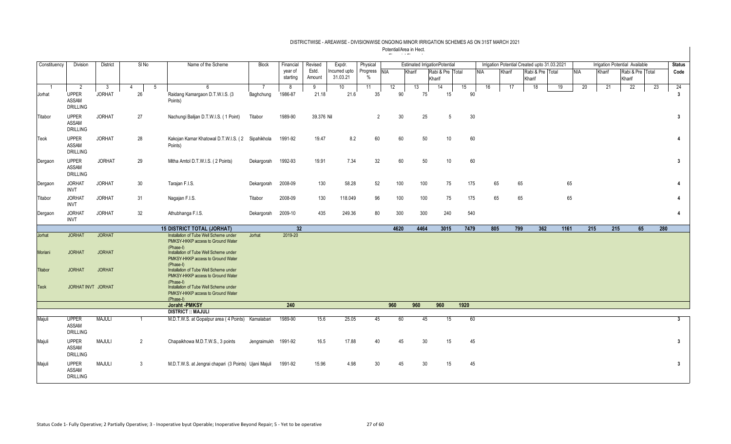# DISTRICTWISE - AREAWISE - DIVISIONWISE ONGOING MINOR IRRIGATION SCHEMES AS ON 31ST MARCH 2021

Potential/Area in Hect.

| Constituency | Division | District | Sl No | | Name of the Scheme | Block | Financial year of starting | Revised Estd. Amount | Expdr. Incurred upto 31.03.21 | Physical Progress % | Estimated IrrigationPotential | | | | Irrigation Potential Created upto 31.03.2021 | | | | Irrigation Potential Available | | | | Status Code |
|---|---|---|---|---|---|---|---|---|---|---|---|---|---|---|---|---|---|---|---|---|---|---|---|
| | | | | | | | | | | | NIA | Kharif | Rabi & Pre Kharif | Total | NIA | Kharif | Rabi & Pre Kharif | Total | NIA | Kharif | Rabi & Pre Kharif | Total | |
| 1 | 2 | 3 | 4 | 5 | 6 | 7 | 8 | 9 | 10 | 11 | 12 | 13 | 14 | 15 | 16 | 17 | 18 | 19 | 20 | 21 | 22 | 23 | 24 |
| Jorhat | UPPER ASSAM DRILLING | JORHAT | 26 | | Raidang Kamargaon D.T.W.I.S. (3 Points) | Baghchung | 1986-87 | 21.18 | 21.6 | 35 | 90 | 75 | 15 | 90 | | | | | | | | | 3 |
| Titabor | UPPER ASSAM DRILLING | JORHAT | 27 | | Nachungi Balijan D.T.W.I.S. ( 1 Point) | Titabor | 1989-90 | 39.376 | Nil | 2 | 30 | 25 | 5 | 30 | | | | | | | | | 3 |
| Teok | UPPER ASSAM DRILLING | JORHAT | 28 | | Kakojan Kamar Khatowal D.T.W.I.S. ( 2 Points) | Sipahikhola | 1991-92 | 19.47 | 8.2 | 60 | 60 | 50 | 10 | 60 | | | | | | | | | 4 |
| Dergaon | UPPER ASSAM DRILLING | JORHAT | 29 | | Mitha Amtol D.T.W.I.S. ( 2 Points) | Dekargorah | 1992-93 | 19.91 | 7.34 | 32 | 60 | 50 | 10 | 60 | | | | | | | | | 3 |
| Dergaon | JORHAT INVT | JORHAT | 30 | | Tarajan F.I.S. | Dekargorah | 2008-09 | 130 | 58.28 | 52 | 100 | 100 | 75 | 175 | 65 | 65 | | 65 | | | | | 4 |
| Titabor | JORHAT INVT | JORHAT | 31 | | Nagajan F.I.S. | Titabor | 2008-09 | 130 | 118.049 | 96 | 100 | 100 | 75 | 175 | 65 | 65 | | 65 | | | | | 4 |
| Dergaon | JORHAT INVT | JORHAT | 32 | | Athubhanga F.I.S. | Dekargorah | 2009-10 | 435 | 249.36 | 80 | 300 | 300 | 240 | 540 | | | | | | | | | 4 |
| | | | | | **15 DISTRICT TOTAL (JORHAT)** | | **32** | | | | **4620** | **4464** | **3015** | **7479** | **805** | **799** | **362** | **1161** | **215** | **215** | **65** | **280** | |
| Jorhat | JORHAT | JORHAT | | | Installation of Tube Well Scheme under PMKSY-HKKP access to Ground Water (Phase-I) | Jorhat | 2019-20 | | | | | | | | | | | | | | | | |
| Moriani | JORHAT | JORHAT | | | Installation of Tube Well Scheme under PMKSY-HKKP access to Ground Water (Phase-I) | | | | | | | | | | | | | | | | | | |
| Titabor | JORHAT | JORHAT | | | Installation of Tube Well Scheme under PMKSY-HKKP access to Ground Water (Phase-I) | | | | | | | | | | | | | | | | | | |
| Teok | JORHAT INVT | JORHAT | | | Installation of Tube Well Scheme under PMKSY-HKKP access to Ground Water (Phase-I) | | | | | | | | | | | | | | | | | | |
| | | | | | **Joraht -PMKSY** | | **240** | | | | **960** | **960** | **960** | **1920** | | | | | | | | | |
| | | | | | **DISTRICT :: MAJULI** | | | | | | | | | | | | | | | | | | |
| Majuli | UPPER ASSAM DRILLING | MAJULI | 1 | | M.D.T.W.S. at Gopalpur area ( 4 Points) | Kamalabari | 1989-90 | 15.6 | 25.05 | 45 | 60 | 45 | 15 | 60 | | | | | | | | | 3 |
| Majuli | UPPER ASSAM DRILLING | MAJULI | 2 | | Chapaikhowa M.D.T.W.S., 3 points | Jengraimukh | 1991-92 | 16.5 | 17.88 | 40 | 45 | 30 | 15 | 45 | | | | | | | | | 3 |
| Majuli | UPPER ASSAM DRILLING | MAJULI | 3 | | M.D.T.W.S. at Jengrai chapari (3 Points) | Ujani Majuli | 1991-92 | 15.96 | 4.98 | 30 | 45 | 30 | 15 | 45 | | | | | | | | | 3 |

Status Code 1- Fully Operative; 2 Partially Operative; 3 - Inoperative byut Operable; Inoperative Beyond Repair; 5 - Yet to be operative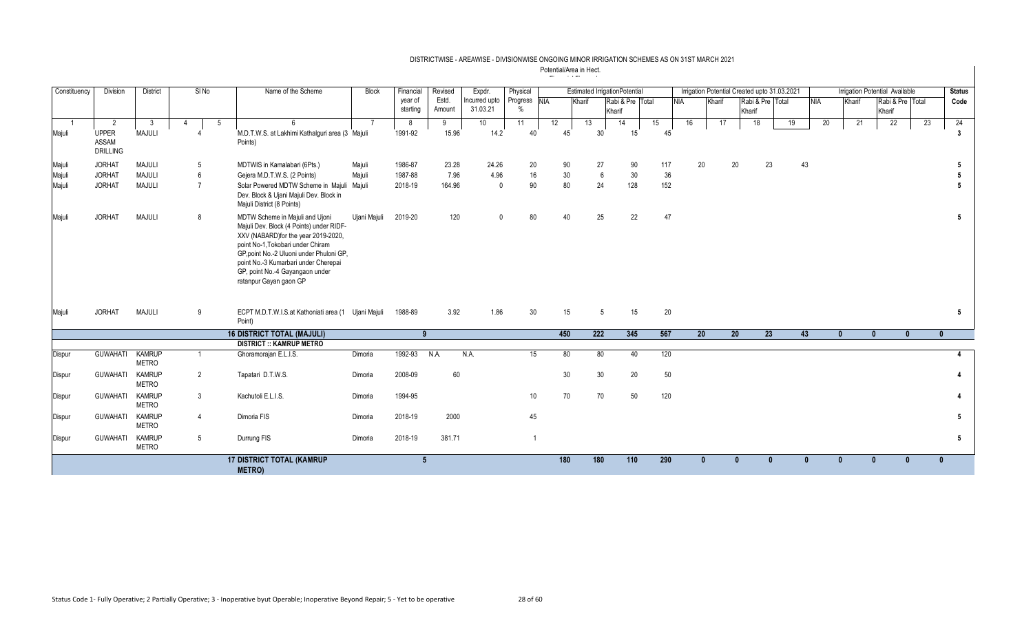# DISTRICTWISE - AREAWISE - DIVISIONWISE ONGOING MINOR IRRIGATION SCHEMES AS ON 31ST MARCH 2021

Potential/Area in Hect.

| Constituency | Division | District | Sl No | | Name of the Scheme | Block | Financial year of starting | Revised Estd. Amount | Expdr. Incurred upto 31.03.21 | Physical Progress % | Estimated IrrigationPotential | | | | Irrigation Potential Created upto 31.03.2021 | | | | Irrigation Potential Available | | | | Status Code |
|---|---|---|---|---|---|---|---|---|---|---|---|---|---|---|---|---|---|---|---|---|---|---|---|
| | | | | | | | | | | | NIA | Kharif | Rabi & Pre Kharif | Total | NIA | Kharif | Rabi & Pre Kharif | Total | NIA | Kharif | Rabi & Pre Kharif | Total | |
| 1 | 2 | 3 | 4 | 5 | 6 | 7 | 8 | 9 | 10 | 11 | 12 | 13 | 14 | 15 | 16 | 17 | 18 | 19 | 20 | 21 | 22 | 23 | 24 |
| Majuli | UPPER ASSAM DRILLING | MAJULI | 4 | | M.D.T.W.S. at Lakhimi Kathalguri area (3 Points) | Majuli | 1991-92 | 15.96 | 14.2 | 40 | 45 | 30 | 15 | 45 | | | | | | | | | 3 |
| Majuli | JORHAT | MAJULI | 5 | | MDTWIS in Kamalabari (6Pts.) | Majuli | 1986-87 | 23.28 | 24.26 | 20 | 90 | 27 | 90 | 117 | 20 | 20 | 23 | 43 | | | | | 5 |
| Majuli | JORHAT | MAJULI | 6 | | Gejera M.D.T.W.S. (2 Points) | Majuli | 1987-88 | 7.96 | 4.96 | 16 | 30 | 6 | 30 | 36 | | | | | | | | | 5 |
| Majuli | JORHAT | MAJULI | 7 | | Solar Powered MDTW Scheme in Majuli Dev. Block & Ujani Majuli Dev. Block in Majuli District (8 Points) | Majuli | 2018-19 | 164.96 | 0 | 90 | 80 | 24 | 128 | 152 | | | | | | | | | 5 |
| Majuli | JORHAT | MAJULI | 8 | | MDTW Scheme in Majuli and Ujoni Majuli Dev. Block (4 Points) under RIDF-XXV (NABARD)for the year 2019-2020, point No-1,Tokobari under Chiram GP,point No.-2 Uluoni under Phuloni GP, point No.-3 Kumarbari under Cherepai GP, point No.-4 Gayangaon under ratanpur Gayan gaon GP | Ujani Majuli | 2019-20 | 120 | 0 | 80 | 40 | 25 | 22 | 47 | | | | | | | | | 5 |
| Majuli | JORHAT | MAJULI | 9 | | ECPT M.D.T.W.I.S.at Kathoniati area (1 Point) | Ujani Majuli | 1988-89 | 3.92 | 1.86 | 30 | 15 | 5 | 15 | 20 | | | | | | | | | 5 |
| | | | | | **16 DISTRICT TOTAL (MAJULI)** | | | **9** | | | **450** | **222** | **345** | **567** | **20** | **20** | **23** | **43** | **0** | **0** | **0** | **0** | |
| | | | | | **DISTRICT :: KAMRUP METRO** | | | | | | | | | | | | | | | | | | |
| Dispur | GUWAHATI | KAMRUP METRO | 1 | | Ghoramorajan E.L.I.S. | Dimoria | 1992-93 | N.A. | N.A. | 15 | 80 | 80 | 40 | 120 | | | | | | | | | 4 |
| Dispur | GUWAHATI | KAMRUP METRO | 2 | | Tapatari D.T.W.S. | Dimoria | 2008-09 | 60 | | | 30 | 30 | 20 | 50 | | | | | | | | | 4 |
| Dispur | GUWAHATI | KAMRUP METRO | 3 | | Kachutoli E.L.I.S. | Dimoria | 1994-95 | | | 10 | 70 | 70 | 50 | 120 | | | | | | | | | 4 |
| Dispur | GUWAHATI | KAMRUP METRO | 4 | | Dimoria FIS | Dimoria | 2018-19 | 2000 | | 45 | | | | | | | | | | | | | 5 |
| Dispur | GUWAHATI | KAMRUP METRO | 5 | | Durrung FIS | Dimoria | 2018-19 | 381.71 | | 1 | | | | | | | | | | | | | 5 |
| | | | | | **17 DISTRICT TOTAL (KAMRUP METRO)** | | | **5** | | | **180** | **180** | **110** | **290** | **0** | **0** | **0** | **0** | **0** | **0** | **0** | **0** | |

Status Code 1- Fully Operative; 2 Partially Operative; 3 - Inoperative byut Operable; Inoperative Beyond Repair; 5 - Yet to be operative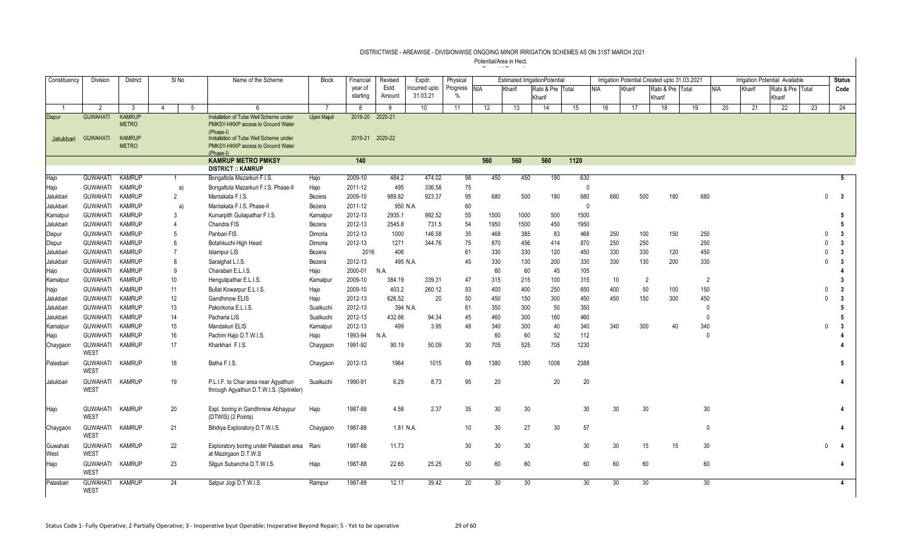DISTRICTWISE - AREAWISE - DIVISIONWISE ONGOING MINOR IRRIGATION SCHEMES AS ON 31ST MARCH 2021

Potential/Area in Hect.

| Constituency | Division | District | Sl No | | Name of the Scheme | Block | Financial year of starting | Revised Estd. Amount | Expdr. Incurred upto 31.03.21 | Physical Progress % | Estimated IrrigationPotential | | | | Irrigation Potential Created upto 31.03.2021 | | | | Irrigation Potential Available | | | | Status Code |
|---|---|---|---|---|---|---|---|---|---|---|---|---|---|---|---|---|---|---|---|---|---|---|---|
| | | | | | | | | | | | NIA | Kharif | Rabi & Pre Kharif | Total | NIA | Kharif | Rabi & Pre Kharif | Total | NIA | Kharif | Rabi & Pre Kharif | Total | |
| 1 | 2 | 3 | 4 | 5 | 6 | 7 | 8 | 9 | 10 | 11 | 12 | 13 | 14 | 15 | 16 | 17 | 18 | 19 | 20 | 21 | 22 | 23 | 24 |
| Dispur | GUWAHATI | KAMRUP METRO | | | Installation of Tube Well Scheme under PMKSY-HKKP access to Ground Water (Phase-I) | Ujani Majuli | 2019-20 | 2020-21 | | | | | | | | | | | | | | | |
| Jalukbari | GUWAHATI | KAMRUP METRO | | | Installation of Tube Well Scheme under PMKSY-HKKP access to Ground Water (Phase-I) | | 2019-21 | 2020-22 | | | | | | | | | | | | | | | |
| | | | | | **KAMRUP METRO PMKSY** | | **140** | | | | **560** | **560** | **560** | **1120** | | | | | | | | | |
| | | | | | **DISTRICT :: KAMRUP** | | | | | | | | | | | | | | | | | | |
| Hajo | GUWAHATI | KAMRUP | 1 | | Bongaltola Mazarkuri F.I.S. | Hajo | 2009-10 | 484.2 | 474.02 | 98 | 450 | 450 | 180 | 630 | | | | | | | | | 5 |
| Hajo | GUWAHATI | KAMRUP | | a) | Bongaltola Mazarkuri F.I.S. Phase-II | Hajo | 2011-12 | 495 | 336.58 | 75 | | | | 0 | | | | | | | | | |
| Jalukbari | GUWAHATI | KAMRUP | 2 | | Mantakata F.I.S. | Bezera | 2009-10 | 989.82 | 923.37 | 95 | 680 | 500 | 180 | 680 | 680 | 500 | 180 | 680 | | | | 0 | 3 |
| Jalukbari | GUWAHATI | KAMRUP | | a) | Mantakata F.I.S. Phase-II | Bezera | 2011-12 | 950 | N.A. | 60 | | | | 0 | | | | | | | | | |
| Kamalpur | GUWAHATI | KAMRUP | 3 | | Kumarpith Guliapathar F.I.S. | Kamalpur | 2012-13 | 2935.1 | 992.52 | 55 | 1500 | 1000 | 500 | 1500 | | | | | | | | | 5 |
| Jalukbari | GUWAHATI | KAMRUP | 4 | | Chandra FIS | Bezera | 2012-13 | 2545.8 | 731.5 | 54 | 1950 | 1500 | 450 | 1950 | | | | | | | | | 5 |
| Dispur | GUWAHATI | KAMRUP | 5 | | Panbari FIS | Dimoria | 2012-13 | 1000 | 146.58 | 35 | 468 | 385 | 83 | 468 | 250 | 100 | 150 | 250 | | | | 0 | 3 |
| Dispur | GUWAHATI | KAMRUP | 6 | | Botahkuchi High Head | Dimoria | 2012-13 | 1271 | 344.76 | 75 | 870 | 456 | 414 | 870 | 250 | 250 | | 250 | | | | 0 | 3 |
| Jalukbari | GUWAHATI | KAMRUP | 7 | | Islampur LIS | Bezera | 2016 | 406 | | 61 | 330 | 330 | 120 | 450 | 330 | 330 | 120 | 450 | | | | 0 | 3 |
| Jalukbari | GUWAHATI | KAMRUP | 8 | | Saraighat L.I.S. | Bezera | 2012-13 | 495 | N.A. | 45 | 330 | 130 | 200 | 330 | 330 | 130 | 200 | 330 | | | | 0 | 3 |
| Hajo | GUWAHATI | KAMRUP | 9 | | Charabari E.L.I.S. | Hajo | 2000-01 | N.A. | | | 60 | 60 | 45 | 105 | | | | | | | | | 4 |
| Kamalpur | GUWAHATI | KAMRUP | 10 | | Hengulipathar E.L.I.S. | Kamalpur | 2009-10 | 384.19 | 339.31 | 47 | 315 | 215 | 100 | 315 | 10 | 2 | | 2 | | | | | 3 |
| Hajo | GUWAHATI | KAMRUP | 11 | | Bullat Kowarpur E.L.I.S. | Hajo | 2009-10 | 403.2 | 260.12 | 93 | 400 | 400 | 250 | 650 | 400 | 50 | 100 | 150 | | | | 0 | 3 |
| Jalukbari | GUWAHATI | KAMRUP | 12 | | Gandhmow ELIS | Hajo | 2012-13 | 626.52 | 20 | 50 | 450 | 150 | 300 | 450 | 450 | 150 | 300 | 450 | | | | 0 | 3 |
| Jalukbari | GUWAHATI | KAMRUP | 13 | | Pakorkona E.L.I.S. | Sualkuchi | 2012-13 | 394 | N.A. | 61 | 350 | 300 | 50 | 350 | | | | 0 | | | | | 5 |
| Jalukbari | GUWAHATI | KAMRUP | 14 | | Pacharia LIS | Sualkuchi | 2012-13 | 432.66 | 94.34 | 45 | 460 | 300 | 160 | 460 | | | | 0 | | | | | 5 |
| Kamalpur | GUWAHATI | KAMRUP | 15 | | Mandakuri ELIS | Kamalpur | 2012-13 | 499 | 3.95 | 48 | 340 | 300 | 40 | 340 | 340 | 300 | 40 | 340 | | | | 0 | 3 |
| Hajo | GUWAHATI | KAMRUP | 16 | | Pachim Hajo D.T.W.I.S. | Hajo | 1993-94 | N.A. | | | 60 | 60 | 52 | 112 | | | | 0 | | | | | 4 |
| Chaygaon | GUWAHATI WEST | KAMRUP | 17 | | Kharkhari F.I.S. | Chaygaon | 1991-92 | 90.19 | 50.09 | 30 | 705 | 525 | 705 | 1230 | | | | | | | | | 4 |
| Palasbari | GUWAHATI WEST | KAMRUP | 18 | | Batha F.I.S. | Chaygaon | 2012-13 | 1964 | 1015 | 89 | 1380 | 1380 | 1008 | 2388 | | | | | | | | | 5 |
| Jalukbari | GUWAHATI WEST | KAMRUP | 19 | | P.L.I.F. to Char area near Agyathuri through Agyathuri D.T.W.I.S. (Sprinkler) | Sualkuchi | 1990-91 | 6.29 | 8.73 | 95 | 20 | | 20 | 20 | | | | | | | | | 4 |
| Hajo | GUWAHATI WEST | KAMRUP | 20 | | Expl. boring in Gandhmow Abhaypur (DTWIS) (2 Points) | Hajo | 1987-88 | 4.58 | 2.37 | 35 | 30 | 30 | | 30 | 30 | 30 | | 30 | | | | | 4 |
| Chaygaon | GUWAHATI WEST | KAMRUP | 21 | | Bihdiya Exploratory D.T.W.I.S. | Chaygaon | 1987-88 | 1.81 | N.A. | 10 | 30 | 27 | 30 | 57 | | | | 0 | | | | | 4 |
| Guwahati West | GUWAHATI WEST | KAMRUP | 22 | | Exploratory boring under Palasbari area at Mazirgaon D.T.W.S | Rani | 1987-88 | 11.73 | | 30 | 30 | 30 | | 30 | 30 | 15 | 15 | 30 | | | | 0 | 4 |
| Hajo | GUWAHATI WEST | KAMRUP | 23 | | Silguri Subancha D.T.W.I.S. | Hajo | 1987-88 | 22.65 | 25.25 | 50 | 60 | 60 | | 60 | 60 | 60 | | 60 | | | | | 4 |
| Palasbari | GUWAHATI WEST | KAMRUP | 24 | | Satpur Jogi D.T.W.I.S. | Rampur | 1987-88 | 12.17 | 39.42 | 20 | 30 | 30 | | 30 | 30 | 30 | | 30 | | | | | 4 |

Status Code 1- Fully Operative; 2 Partially Operative; 3 - Inoperative byut Operable; Inoperative Beyond Repair; 5 - Yet to be operative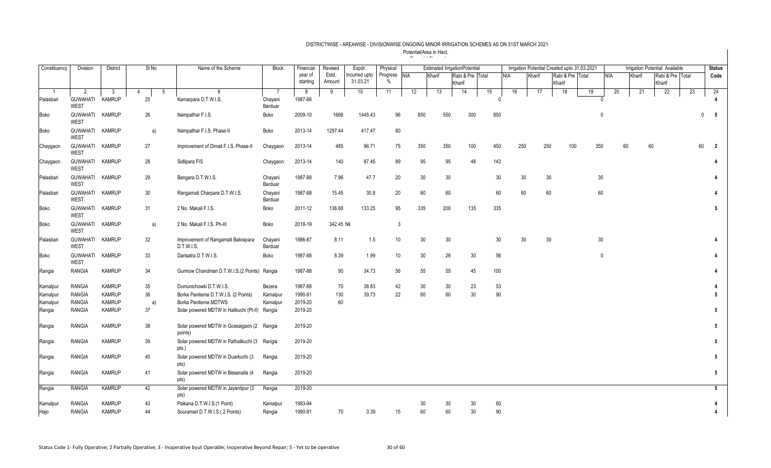DISTRICTWISE - AREAWISE - DIVISIONWISE ONGOING MINOR IRRIGATION SCHEMES AS ON 31ST MARCH 2021

Potential/Area in Hect.

| Constituency | Division | District | Sl No | | Name of the Scheme | Block | Financial year of starting | Revised Estd. Amount | Expdr. Incurred upto 31.03.21 | Physical Progress % | Estimated IrrigationPotential | | | | Irrigation Potential Created upto 31.03.2021 | | | | Irrigation Potential Available | | | | Status Code |
|---|---|---|---|---|---|---|---|---|---|---|---|---|---|---|---|---|---|---|---|---|---|---|---|
| | | | | | | | | | | | NIA | Kharif | Rabi & Pre Kharif | Total | NIA | Kharif | Rabi & Pre Kharif | Total | NIA | Kharif | Rabi & Pre Kharif | Total | |
| 1 | 2 | 3 | 4 | 5 | 6 | 7 | 8 | 9 | 10 | 11 | 12 | 13 | 14 | 15 | 16 | 17 | 18 | 19 | 20 | 21 | 22 | 23 | 24 |
| Palasbari | GUWAHATI WEST | KAMRUP | 25 | | Kamarpara D.T.W.I.S. | Chayani Barduar | 1987-88 | | | | | | | 0 | | | | 0 | | | | | 4 |
| Boko | GUWAHATI WEST | KAMRUP | 26 | | Nampathar F.I.S. | Boko | 2009-10 | 1666 | 1445.43 | 96 | 850 | 550 | 300 | 850 | | | | 0 | | | | 0 | 5 |
| Boko | GUWAHATI WEST | KAMRUP | | a) | Nampathar F.I.S. Phase-II | Boko | 2013-14 | 1297.44 | 417.47 | 80 | | | | | | | | | | | | | |
| Chaygaon | GUWAHATI WEST | KAMRUP | 27 | | Improvement of Dimali F.I.S. Phase-II | Chaygaon | 2013-14 | 485 | 96.71 | 75 | 350 | 350 | 100 | 450 | 250 | 250 | 100 | 350 | 60 | 60 | | 60 | 2 |
| Chaygaon | GUWAHATI WEST | KAMRUP | 28 | | Sidlipara FIS | Chaygaon | 2013-14 | 140 | 87.45 | 89 | 95 | 95 | 48 | 143 | | | | | | | | | 4 |
| Palasbari | GUWAHATI WEST | KAMRUP | 29 | | Bangara D.T.W.I.S. | Chayani Barduar | 1987-88 | 7.96 | 47.7 | 20 | 30 | 30 | | 30 | 30 | 30 | | 30 | | | | | 4 |
| Palasbari | GUWAHATI WEST | KAMRUP | 30 | | Rangamati Charpara D.T.W.I.S. | Chayani Barduar | 1987-88 | 15.45 | 30.8 | 20 | 60 | 60 | | 60 | 60 | 60 | | 60 | | | | | 4 |
| Boko | GUWAHATI WEST | KAMRUP | 31 | | 2 No. Makali F.I.S. | Boko | 2011-12 | 136.68 | 133.25 | 95 | 335 | 200 | 135 | 335 | | | | | | | | | 5 |
| Boko | GUWAHATI WEST | KAMRUP | | a) | 2 No. Makali F.I.S. Ph-III | Boko | 2018-19 | 342.45 | Nil | 3 | | | | | | | | | | | | | |
| Palasbari | GUWAHATI WEST | KAMRUP | 32 | | Improvement of Rangamati Bakrapara D.T.W.I.S. | Chayani Barduar | 1986-87 | 8.11 | 1.5 | 10 | 30 | 30 | | 30 | 30 | 30 | | 30 | | | | | 4 |
| Boko | GUWAHATI WEST | KAMRUP | 33 | | Darisatra D.T.W.I.S. | Boko | 1987-88 | 8.39 | 1.99 | 10 | 30 | 26 | 30 | 56 | | | | 0 | | | | | 4 |
| Rangia | RANGIA | KAMRUP | 34 | | Gurmow Chandmari D.T.W.I.S.(2 Points) | Rangia | 1987-88 | 90 | 34.73 | 56 | 55 | 55 | 45 | 100 | | | | | | | | | 4 |
| Kamalpur | RANGIA | KAMRUP | 35 | | Dumunichowki D.T.W.I.S. | Bezera | 1987-88 | 70 | 38.83 | 42 | 30 | 30 | 23 | 53 | | | | | | | | | 4 |
| Kamalpur | RANGIA | KAMRUP | 36 | | Borka Panitema D.T.W.I.S. (2 Points) | Kamalpur | 1990-91 | 130 | 39.73 | 22 | 60 | 60 | 30 | 90 | | | | | | | | | 5 |
| Kamalpur | RANGIA | KAMRUP | | a) | Borka Panitema MDTWS | Kamalpur | 2019-20 | 60 | | | | | | | | | | | | | | | |
| Rangia | RANGIA | KAMRUP | 37 | | Solar powered MDTW in Halikuchi (Pt-II) | Rangia | 2019-20 | | | | | | | | | | | | | | | | 5 |
| Rangia | RANGIA | KAMRUP | 38 | | Solar powered MDTW in Gossaigaon (2 points) | Rangia | 2019-20 | | | | | | | | | | | | | | | | 5 |
| Rangia | RANGIA | KAMRUP | 39 | | Solar powered MDTW in Pathalikuchi (3 pts.) | Rangia | 2019-20 | | | | | | | | | | | | | | | | 5 |
| Rangia | RANGIA | KAMRUP | 40 | | Solar powered MDTW in Duarkuchi (3 pts) | Rangia | 2019-20 | | | | | | | | | | | | | | | | 5 |
| Rangia | RANGIA | KAMRUP | 41 | | Solar powered MDTW in Bissanalla (4 pts) | Rangia | 2019-20 | | | | | | | | | | | | | | | | 5 |
| Rangia | RANGIA | KAMRUP | 42 | | Solar powered MDTW in Jayantipur (3 pts) | Rangia | 2019-20 | | | | | | | | | | | | | | | | 5 |
| Kamalpur | RANGIA | KAMRUP | 43 | | Paikana D.T.W.I.S.(1 Point) | Kamalpur | 1993-94 | | | | 30 | 30 | 30 | 60 | | | | | | | | | 4 |
| Hajo | RANGIA | KAMRUP | 44 | | Souramari D.T.W.I.S.( 2 Points) | Rangia | 1990-91 | 70 | 3.39 | 15 | 60 | 60 | 30 | 90 | | | | | | | | | 4 |

Status Code 1- Fully Operative; 2 Partially Operative; 3 - Inoperative byut Operable; Inoperative Beyond Repair; 5 - Yet to be operative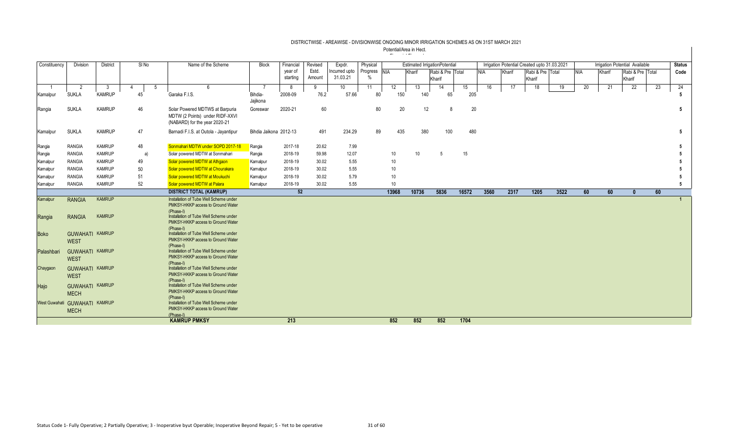# DISTRICTWISE - AREAWISE - DIVISIONWISE ONGOING MINOR IRRIGATION SCHEMES AS ON 31ST MARCH 2021

Potential/Area in Hect.

| Constituency | Division | District | Sl No | | Name of the Scheme | Block | Financial year of starting | Revised Estd. Amount | Expdr. Incurred upto 31.03.21 | Physical Progress % | Estimated IrrigationPotential | | | | Irrigation Potential Created upto 31.03.2021 | | | | Irrigation Potential Available | | | | Status Code |
|---|---|---|---|---|---|---|---|---|---|---|---|---|---|---|---|---|---|---|---|---|---|---|---|
| | | | | | | | | | | | NIA | Kharif | Rabi & Pre Kharif | Total | NIA | Kharif | Rabi & Pre Kharif | Total | NIA | Kharif | Rabi & Pre Kharif | Total | |
| 1 | 2 | 3 | 4 | 5 | 6 | 7 | 8 | 9 | 10 | 11 | 12 | 13 | 14 | 15 | 16 | 17 | 18 | 19 | 20 | 21 | 22 | 23 | 24 |
| Kamalpur | SUKLA | KAMRUP | 45 | | Garaka F.I.S. | Bihdia-Jajikona | 2008-09 | 76.2 | 57.66 | 80 | 150 | 140 | 65 | 205 | | | | | | | | | 5 |
| Rangia | SUKLA | KAMRUP | 46 | | Solar Powered MDTWS at Barpuria MDTW (2 Points) under RIDF-XXVI (NABARD) for the year 2020-21 | Goreswar | 2020-21 | 60 | | 80 | 20 | 12 | 8 | 20 | | | | | | | | | 5 |
| Kamalpur | SUKLA | KAMRUP | 47 | | Barnadi F.I.S. at Outola - Jayantipur | Bihdia Jaikona | 2012-13 | 491 | 234.29 | 89 | 435 | 380 | 100 | 480 | | | | | | | | | 5 |
| Rangia | RANGIA | KAMRUP | 48 | | Sonmahari MDTW under SOPD 2017-18 | Rangia | 2017-18 | 20.62 | 7.99 | | | | | | | | | | | | | | 5 |
| Rangia | RANGIA | KAMRUP | | a) | Solar powered MDTW at Sonmahari | Rangia | 2018-19 | 59.98 | 12.07 | | 10 | 10 | 5 | 15 | | | | | | | | | 5 |
| Kamalpur | RANGIA | KAMRUP | 49 | | Solar powered MDTW at Athgaon | Kamalpur | 2018-19 | 30.02 | 5.55 | | 10 | | | | | | | | | | | | 5 |
| Kamalpur | RANGIA | KAMRUP | 50 | | Solar powered MDTW at Chourakara | Kamalpur | 2018-19 | 30.02 | 5.55 | | 10 | | | | | | | | | | | | 5 |
| Kamalpur | RANGIA | KAMRUP | 51 | | Solar powered MDTW at Moukuchi | Kamalpur | 2018-19 | 30.02 | 5.79 | | 10 | | | | | | | | | | | | 5 |
| Kamalpur | RANGIA | KAMRUP | 52 | | Solar powered MDTW at Palara | Kamalpur | 2018-19 | 30.02 | 5.55 | | 10 | | | | | | | | | | | | 5 |
| | | | | | **DISTRICT TOTAL (KAMRUP)** | | **52** | | | | **13968** | **10736** | **5836** | **16572** | **3560** | **2317** | **1205** | **3522** | **60** | **60** | **0** | **60** | |
| Kamalpur | RANGIA | KAMRUP | | | Installation of Tube Well Scheme under PMKSY-HKKP access to Ground Water (Phase-I) | | | | | | | | | | | | | | | | | | 1 |
| Rangia | RANGIA | KAMRUP | | | Installation of Tube Well Scheme under PMKSY-HKKP access to Ground Water (Phase-I) | | | | | | | | | | | | | | | | | | |
| Boko | GUWAHATI WEST | KAMRUP | | | Installation of Tube Well Scheme under PMKSY-HKKP access to Ground Water (Phase-I) | | | | | | | | | | | | | | | | | | |
| Palashbari | GUWAHATI WEST | KAMRUP | | | Installation of Tube Well Scheme under PMKSY-HKKP access to Ground Water (Phase-I) | | | | | | | | | | | | | | | | | | |
| Chaygaon | GUWAHATI WEST | KAMRUP | | | Installation of Tube Well Scheme under PMKSY-HKKP access to Ground Water (Phase-I) | | | | | | | | | | | | | | | | | | |
| Hajo | GUWAHATI MECH | KAMRUP | | | Installation of Tube Well Scheme under PMKSY-HKKP access to Ground Water (Phase-I) | | | | | | | | | | | | | | | | | | |
| West Guwahati | GUWAHATI MECH | KAMRUP | | | Installation of Tube Well Scheme under PMKSY-HKKP access to Ground Water (Phase-I) | | | | | | | | | | | | | | | | | | |
| | | | | | **KAMRUP PMKSY** | | **213** | | | | **852** | **852** | **852** | **1704** | | | | | | | | | |

Status Code 1- Fully Operative; 2 Partially Operative; 3 - Inoperative byut Operable; Inoperative Beyond Repair; 5 - Yet to be operative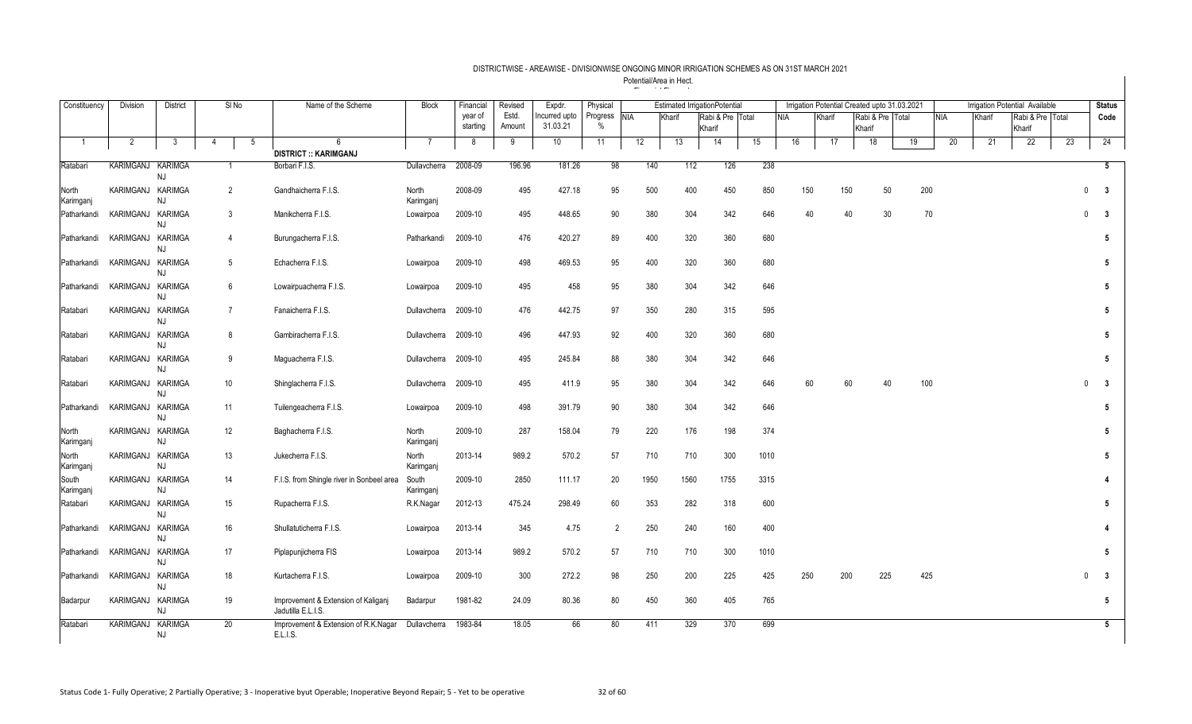# DISTRICTWISE - AREAWISE - DIVISIONWISE ONGOING MINOR IRRIGATION SCHEMES AS ON 31ST MARCH 2021

Potential/Area in Hect.

| Constituency | Division | District | Sl No | | Name of the Scheme | Block | Financial year of starting | Revised Estd. Amount | Expdr. Incurred upto 31.03.21 | Physical Progress % | Estimated IrrigationPotential | | | | Irrigation Potential Created upto 31.03.2021 | | | | Irrigation Potential Available | | | | Status Code |
|---|---|---|---|---|---|---|---|---|---|---|---|---|---|---|---|---|---|---|---|---|---|---|---|
| | | | | | | | | | | | NIA | Kharif | Rabi & Pre Kharif | Total | NIA | Kharif | Rabi & Pre Kharif | Total | NIA | Kharif | Rabi & Pre Kharif | Total | |
| 1 | 2 | 3 | 4 | 5 | 6 | 7 | 8 | 9 | 10 | 11 | 12 | 13 | 14 | 15 | 16 | 17 | 18 | 19 | 20 | 21 | 22 | 23 | 24 |
| | | | | | **DISTRICT :: KARIMGANJ** | | | | | | | | | | | | | | | | | | |
| Ratabari | KARIMGANJ | KARIMGANJ | 1 | | Borbari F.I.S. | Dullavcherra | 2008-09 | 196.96 | 181.26 | 98 | 140 | 112 | 126 | 238 | | | | | | | | | 5 |
| North Karimganj | KARIMGANJ | KARIMGANJ | 2 | | Gandhaicherra F.I.S. | North Karimganj | 2008-09 | 495 | 427.18 | 95 | 500 | 400 | 450 | 850 | 150 | 150 | 50 | 200 | | | | 0 | 3 |
| Patharkandi | KARIMGANJ | KARIMGANJ | 3 | | Manikcherra F.I.S. | Lowairpoa | 2009-10 | 495 | 448.65 | 90 | 380 | 304 | 342 | 646 | 40 | 40 | 30 | 70 | | | | 0 | 3 |
| Patharkandi | KARIMGANJ | KARIMGANJ | 4 | | Burungacherra F.I.S. | Patharkandi | 2009-10 | 476 | 420.27 | 89 | 400 | 320 | 360 | 680 | | | | | | | | | 5 |
| Patharkandi | KARIMGANJ | KARIMGANJ | 5 | | Echacherra F.I.S. | Lowairpoa | 2009-10 | 498 | 469.53 | 95 | 400 | 320 | 360 | 680 | | | | | | | | | 5 |
| Patharkandi | KARIMGANJ | KARIMGANJ | 6 | | Lowairpuacherra F.I.S. | Lowairpoa | 2009-10 | 495 | 458 | 95 | 380 | 304 | 342 | 646 | | | | | | | | | 5 |
| Ratabari | KARIMGANJ | KARIMGANJ | 7 | | Fanaicherra F.I.S. | Dullavcherra | 2009-10 | 476 | 442.75 | 97 | 350 | 280 | 315 | 595 | | | | | | | | | 5 |
| Ratabari | KARIMGANJ | KARIMGANJ | 8 | | Gambiracherra F.I.S. | Dullavcherra | 2009-10 | 496 | 447.93 | 92 | 400 | 320 | 360 | 680 | | | | | | | | | 5 |
| Ratabari | KARIMGANJ | KARIMGANJ | 9 | | Maguacherra F.I.S. | Dullavcherra | 2009-10 | 495 | 245.84 | 88 | 380 | 304 | 342 | 646 | | | | | | | | | 5 |
| Ratabari | KARIMGANJ | KARIMGANJ | 10 | | Shinglacherra F.I.S. | Dullavcherra | 2009-10 | 495 | 411.9 | 95 | 380 | 304 | 342 | 646 | 60 | 60 | 40 | 100 | | | | 0 | 3 |
| Patharkandi | KARIMGANJ | KARIMGANJ | 11 | | Tuilengeacherra F.I.S. | Lowairpoa | 2009-10 | 498 | 391.79 | 90 | 380 | 304 | 342 | 646 | | | | | | | | | 5 |
| North Karimganj | KARIMGANJ | KARIMGANJ | 12 | | Baghacherra F.I.S. | North Karimganj | 2009-10 | 287 | 158.04 | 79 | 220 | 176 | 198 | 374 | | | | | | | | | 5 |
| North Karimganj | KARIMGANJ | KARIMGANJ | 13 | | Jukecherra F.I.S. | North Karimganj | 2013-14 | 989.2 | 570.2 | 57 | 710 | 710 | 300 | 1010 | | | | | | | | | 5 |
| South Karimganj | KARIMGANJ | KARIMGANJ | 14 | | F.I.S. from Shingle river in Sonbeel area | South Karimganj | 2009-10 | 2850 | 111.17 | 20 | 1950 | 1560 | 1755 | 3315 | | | | | | | | | 4 |
| Ratabari | KARIMGANJ | KARIMGANJ | 15 | | Rupacherra F.I.S. | R.K.Nagar | 2012-13 | 475.24 | 298.49 | 60 | 353 | 282 | 318 | 600 | | | | | | | | | 5 |
| Patharkandi | KARIMGANJ | KARIMGANJ | 16 | | Shullatuticherra F.I.S. | Lowairpoa | 2013-14 | 345 | 4.75 | 2 | 250 | 240 | 160 | 400 | | | | | | | | | 4 |
| Patharkandi | KARIMGANJ | KARIMGANJ | 17 | | Piplapunjicherra FIS | Lowairpoa | 2013-14 | 989.2 | 570.2 | 57 | 710 | 710 | 300 | 1010 | | | | | | | | | 5 |
| Patharkandi | KARIMGANJ | KARIMGANJ | 18 | | Kurtacherra F.I.S. | Lowairpoa | 2009-10 | 300 | 272.2 | 98 | 250 | 200 | 225 | 425 | 250 | 200 | 225 | 425 | | | | 0 | 3 |
| Badarpur | KARIMGANJ | KARIMGANJ | 19 | | Improvement & Extension of Kaliganj Jadutilla E.L.I.S. | Badarpur | 1981-82 | 24.09 | 80.36 | 80 | 450 | 360 | 405 | 765 | | | | | | | | | 5 |
| Ratabari | KARIMGANJ | KARIMGANJ | 20 | | Improvement & Extension of R.K.Nagar E.L.I.S. | Dullavcherra | 1983-84 | 18.05 | 66 | 80 | 411 | 329 | 370 | 699 | | | | | | | | | 5 |

Status Code 1- Fully Operative; 2 Partially Operative; 3 - Inoperative byut Operable; Inoperative Beyond Repair; 5 - Yet to be operative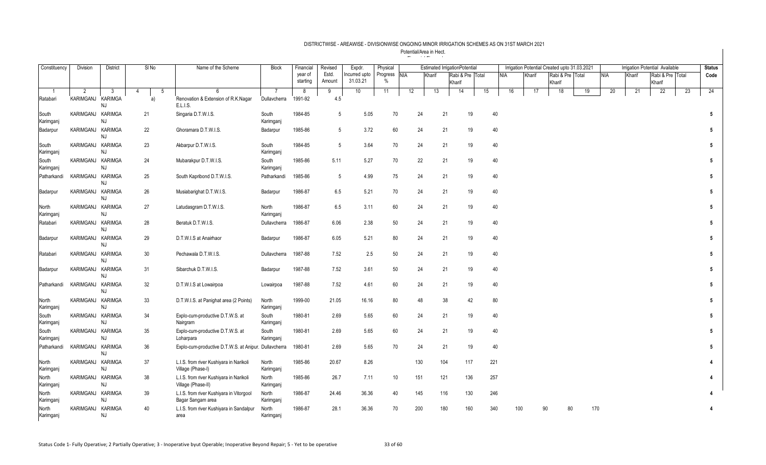DISTRICTWISE - AREAWISE - DIVISIONWISE ONGOING MINOR IRRIGATION SCHEMES AS ON 31ST MARCH 2021

Potential/Area in Hect.

| Constituency | Division | District | Sl No | | Name of the Scheme | Block | Financial year of starting | Revised Estd. Amount | Expdr. Incurred upto 31.03.21 | Physical Progress % | Estimated IrrigationPotential | | | | Irrigation Potential Created upto 31.03.2021 | | | | Irrigation Potential Available | | | | Status Code |
|---|---|---|---|---|---|---|---|---|---|---|---|---|---|---|---|---|---|---|---|---|---|---|---|
| | | | | | | | | | | | NIA | Kharif | Rabi & Pre Kharif | Total | NIA | Kharif | Rabi & Pre Kharif | Total | NIA | Kharif | Rabi & Pre Kharif | Total | |
| 1 | 2 | 3 | 4 | 5 | 6 | 7 | 8 | 9 | 10 | 11 | 12 | 13 | 14 | 15 | 16 | 17 | 18 | 19 | 20 | 21 | 22 | 23 | 24 |
| Ratabari | KARIMGANJ | KARIMGANJ | | a) | Renovation & Extension of R.K.Nagar E.L.I.S. | Dullavcherra | 1991-92 | 4.5 | | | | | | | | | | | | | | | |
| South Karimganj | KARIMGANJ | KARIMGANJ | 21 | | Singaria D.T.W.I.S. | South Karimganj | 1984-85 | 5 | 5.05 | 70 | 24 | 21 | 19 | 40 | | | | | | | | | 5 |
| Badarpur | KARIMGANJ | KARIMGANJ | 22 | | Ghoramara D.T.W.I.S. | Badarpur | 1985-86 | 5 | 3.72 | 60 | 24 | 21 | 19 | 40 | | | | | | | | | 5 |
| South Karimganj | KARIMGANJ | KARIMGANJ | 23 | | Akbarpur D.T.W.I.S. | South Karimganj | 1984-85 | 5 | 3.64 | 70 | 24 | 21 | 19 | 40 | | | | | | | | | 5 |
| South Karimganj | KARIMGANJ | KARIMGANJ | 24 | | Mubarakpur D.T.W.I.S. | South Karimganj | 1985-86 | 5.11 | 5.27 | 70 | 22 | 21 | 19 | 40 | | | | | | | | | 5 |
| Patharkandi | KARIMGANJ | KARIMGANJ | 25 | | South Kapribond D.T.W.I.S. | Patharkandi | 1985-86 | 5 | 4.99 | 75 | 24 | 21 | 19 | 40 | | | | | | | | | 5 |
| Badarpur | KARIMGANJ | KARIMGANJ | 26 | | Musiabarighat D.T.W.I.S. | Badarpur | 1986-87 | 6.5 | 5.21 | 70 | 24 | 21 | 19 | 40 | | | | | | | | | 5 |
| North Karimganj | KARIMGANJ | KARIMGANJ | 27 | | Latudasgram D.T.W.I.S. | North Karimganj | 1986-87 | 6.5 | 3.11 | 60 | 24 | 21 | 19 | 40 | | | | | | | | | 5 |
| Ratabari | KARIMGANJ | KARIMGANJ | 28 | | Beratuk D.T.W.I.S. | Dullavcherra | 1986-87 | 6.06 | 2.38 | 50 | 24 | 21 | 19 | 40 | | | | | | | | | 5 |
| Badarpur | KARIMGANJ | KARIMGANJ | 29 | | D.T.W.I.S at Anairhaor | Badarpur | 1986-87 | 6.05 | 5.21 | 80 | 24 | 21 | 19 | 40 | | | | | | | | | 5 |
| Ratabari | KARIMGANJ | KARIMGANJ | 30 | | Pechawala D.T.W.I.S. | Dullavcherra | 1987-88 | 7.52 | 2.5 | 50 | 24 | 21 | 19 | 40 | | | | | | | | | 5 |
| Badarpur | KARIMGANJ | KARIMGANJ | 31 | | Sibarchuk D.T.W.I.S. | Badarpur | 1987-88 | 7.52 | 3.61 | 50 | 24 | 21 | 19 | 40 | | | | | | | | | 5 |
| Patharkandi | KARIMGANJ | KARIMGANJ | 32 | | D.T.W.I.S at Lowairpoa | Lowairpoa | 1987-88 | 7.52 | 4.61 | 60 | 24 | 21 | 19 | 40 | | | | | | | | | 5 |
| North Karimganj | KARIMGANJ | KARIMGANJ | 33 | | D.T.W.I.S. at Panighat area (2 Points) | North Karimganj | 1999-00 | 21.05 | 16.16 | 80 | 48 | 38 | 42 | 80 | | | | | | | | | 5 |
| South Karimganj | KARIMGANJ | KARIMGANJ | 34 | | Explo-cum-productive D.T.W.S. at Nairgram | South Karimganj | 1980-81 | 2.69 | 5.65 | 60 | 24 | 21 | 19 | 40 | | | | | | | | | 5 |
| South Karimganj | KARIMGANJ | KARIMGANJ | 35 | | Explo-cum-productive D.T.W.S. at Loharpara | South Karimganj | 1980-81 | 2.69 | 5.65 | 60 | 24 | 21 | 19 | 40 | | | | | | | | | 5 |
| Patharkandi | KARIMGANJ | KARIMGANJ | 36 | | Explo-cum-productive D.T.W.S. at Anipur. | Dullavcherra | 1980-81 | 2.69 | 5.65 | 70 | 24 | 21 | 19 | 40 | | | | | | | | | 5 |
| North Karimganj | KARIMGANJ | KARIMGANJ | 37 | | L.I.S. from river Kushiyara in Narikoli Village (Phase-I) | North Karimganj | 1985-86 | 20.67 | 8.26 | | 130 | 104 | 117 | 221 | | | | | | | | | 4 |
| North Karimganj | KARIMGANJ | KARIMGANJ | 38 | | L.I.S. from river Kushiyara in Narikoli Village (Phase-II) | North Karimganj | 1985-86 | 26.7 | 7.11 | 10 | 151 | 121 | 136 | 257 | | | | | | | | | 4 |
| North Karimganj | KARIMGANJ | KARIMGANJ | 39 | | L.I.S. from river Kushiyara in Vitorgool Bagar Sangam area | North Karimganj | 1986-87 | 24.46 | 36.36 | 40 | 145 | 116 | 130 | 246 | | | | | | | | | 4 |
| North Karimganj | KARIMGANJ | KARIMGANJ | 40 | | L.I.S. from river Kushiyara in Sandalpur area | North Karimganj | 1986-87 | 28.1 | 36.36 | 70 | 200 | 180 | 160 | 340 | 100 | 90 | 80 | 170 | | | | | 4 |

Status Code 1- Fully Operative; 2 Partially Operative; 3 - Inoperative byut Operable; Inoperative Beyond Repair; 5 - Yet to be operative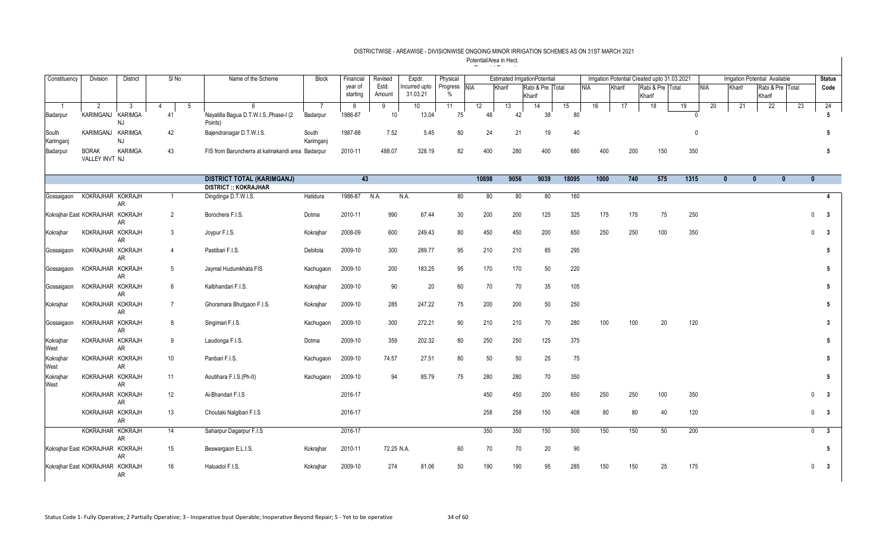# DISTRICTWISE - AREAWISE - DIVISIONWISE ONGOING MINOR IRRIGATION SCHEMES AS ON 31ST MARCH 2021

Potential/Area in Hect.

| Constituency | Division | District | Sl No | | Name of the Scheme | Block | Financial year of starting | Revised Estd. Amount | Expdr. Incurred upto 31.03.21 | Physical Progress % | Estimated Irrigation Potential | | | | Irrigation Potential Created upto 31.03.2021 | | | | Irrigation Potential Available | | | | Status Code |
|---|---|---|---|---|---|---|---|---|---|---|---|---|---|---|---|---|---|---|---|---|---|---|---|
| | | | | | | | | | | | NIA | Kharif | Rabi & Pre Kharif | Total | NIA | Kharif | Rabi & Pre Kharif | Total | NIA | Kharif | Rabi & Pre Kharif | Total | |
| 1 | 2 | 3 | 4 | 5 | 6 | 7 | 8 | 9 | 10 | 11 | 12 | 13 | 14 | 15 | 16 | 17 | 18 | 19 | 20 | 21 | 22 | 23 | 24 |
| Badarpur | KARIMGANJ | KARIMGANJ | 41 | | Nayatilla Bagua D.T.W.I.S.,Phase-I (2 Points) | Badarpur | 1986-87 | 10 | 13.04 | 75 | 48 | 42 | 38 | 80 | | | | 0 | | | | | 5 |
| South Karimganj | KARIMGANJ | KARIMGANJ | 42 | | Bajendranagar D.T.W.I.S. | South Karimganj | 1987-88 | 7.52 | 5.45 | 80 | 24 | 21 | 19 | 40 | | | | 0 | | | | | 5 |
| Badarpur | BORAK VALLEY INVT | KARIMGANJ | 43 | | FIS from Baruncherra at kalmakandi area | Badarpur | 2010-11 | 488.07 | 328.19 | 82 | 400 | 280 | 400 | 680 | 400 | 200 | 150 | 350 | | | | | 5 |
| | | | | | **DISTRICT TOTAL (KARIMGANJ)** | | 43 | | | | 10898 | 9056 | 9039 | 18095 | 1000 | 740 | 575 | 1315 | 0 | 0 | 0 | 0 | |
| | | | | | **DISTRICT :: KOKRAJHAR** | | | | | | | | | | | | | | | | | | |
| Gossaigaon | KOKRAJHAR | KOKRAJHAR | 1 | | Dingdinga D.T.W.I.S. | Hatidura | 1986-87 | N.A. | N.A. | 80 | 80 | 80 | 80 | 160 | | | | | | | | | 4 |
| Kokrajhar East | KOKRAJHAR | KOKRAJHAR | 2 | | Borochera F.I.S. | Dotma | 2010-11 | 990 | 67.44 | 30 | 200 | 200 | 125 | 325 | 175 | 175 | 75 | 250 | | | | 0 | 3 |
| Kokrajhar | KOKRAJHAR | KOKRAJHAR | 3 | | Joypur F.I.S. | Kokrajhar | 2008-09 | 600 | 249.43 | 80 | 450 | 450 | 200 | 650 | 250 | 250 | 100 | 350 | | | | 0 | 3 |
| Gossaigaon | KOKRAJHAR | KOKRAJHAR | 4 | | Pastibari F.I.S. | Debitola | 2009-10 | 300 | 289.77 | 95 | 210 | 210 | 85 | 295 | | | | | | | | | 5 |
| Gossaigaon | KOKRAJHAR | KOKRAJHAR | 5 | | Jaymal Hudumkhata FIS | Kachugaon | 2009-10 | 200 | 183.25 | 95 | 170 | 170 | 50 | 220 | | | | | | | | | 5 |
| Gossaigaon | KOKRAJHAR | KOKRAJHAR | 6 | | Kalbhandari F.I.S. | Kokrajhar | 2009-10 | 90 | 20 | 60 | 70 | 70 | 35 | 105 | | | | | | | | | 5 |
| Kokrajhar | KOKRAJHAR | KOKRAJHAR | 7 | | Ghoramara Bhutgaon F.I.S. | Kokrajhar | 2009-10 | 285 | 247.22 | 75 | 200 | 200 | 50 | 250 | | | | | | | | | 5 |
| Gossaigaon | KOKRAJHAR | KOKRAJHAR | 8 | | Singimari F.I.S. | Kachugaon | 2009-10 | 300 | 272.21 | 90 | 210 | 210 | 70 | 280 | 100 | 100 | 20 | 120 | | | | | 3 |
| Kokrajhar West | KOKRAJHAR | KOKRAJHAR | 9 | | Laudonga F.I.S. | Dotma | 2009-10 | 359 | 202.32 | 80 | 250 | 250 | 125 | 375 | | | | | | | | | 5 |
| Kokrajhar West | KOKRAJHAR | KOKRAJHAR | 10 | | Panbari F.I.S. | Kachugaon | 2009-10 | 74.57 | 27.51 | 80 | 50 | 50 | 25 | 75 | | | | | | | | | 5 |
| Kokrajhar West | KOKRAJHAR | KOKRAJHAR | 11 | | Aoutihara F.I.S.(Ph-II) | Kachugaon | 2009-10 | 94 | 85.79 | 75 | 280 | 280 | 70 | 350 | | | | | | | | | 5 |
| | KOKRAJHAR | KOKRAJHAR | 12 | | Ai-Bhandari F.I.S | | 2016-17 | | | | 450 | 450 | 200 | 650 | 250 | 250 | 100 | 350 | | | | 0 | 3 |
| | KOKRAJHAR | KOKRAJHAR | 13 | | Choutaki Nalgibari F.I.S | | 2016-17 | | | | 258 | 258 | 150 | 408 | 80 | 80 | 40 | 120 | | | | 0 | 3 |
| | KOKRAJHAR | KOKRAJHAR | 14 | | Saharpur Dagarpur F.I.S | | 2016-17 | | | | 350 | 350 | 150 | 500 | 150 | 150 | 50 | 200 | | | | 0 | 3 |
| Kokrajhar East | KOKRAJHAR | KOKRAJHAR | 15 | | Beswargaon E.L.I.S. | Kokrajhar | 2010-11 | 72.25 | N.A. | 60 | 70 | 70 | 20 | 90 | | | | | | | | | 5 |
| Kokrajhar East | KOKRAJHAR | KOKRAJHAR | 16 | | Haluadol F.I.S. | Kokrajhar | 2009-10 | 274 | 81.06 | 50 | 190 | 190 | 95 | 285 | 150 | 150 | 25 | 175 | | | | 0 | 3 |

Status Code 1- Fully Operative; 2 Partially Operative; 3 - Inoperative byut Operable; Inoperative Beyond Repair; 5 - Yet to be operative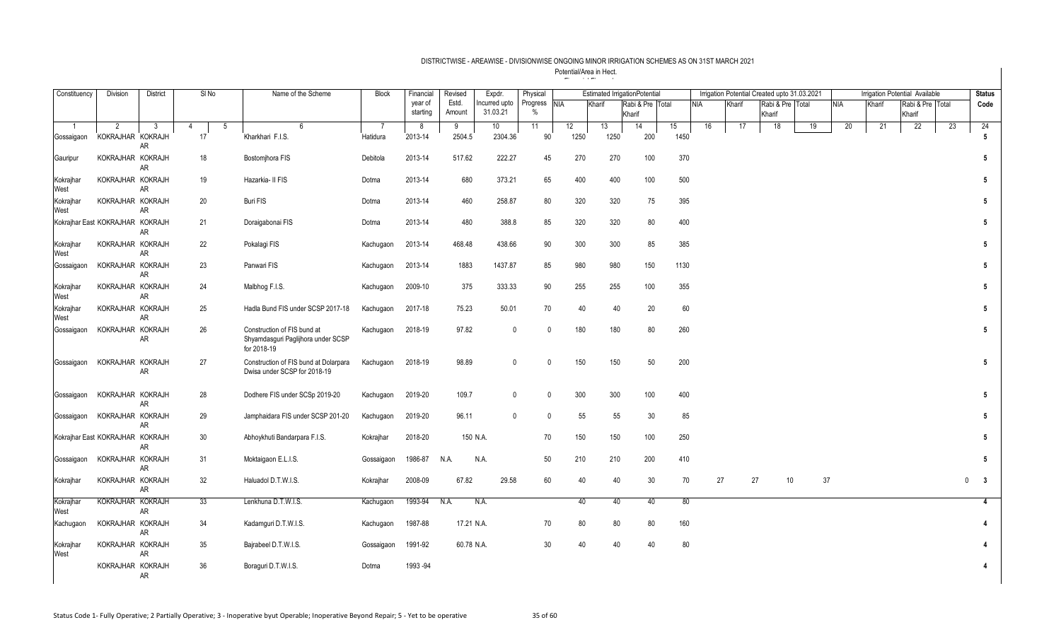DISTRICTWISE - AREAWISE - DIVISIONWISE ONGOING MINOR IRRIGATION SCHEMES AS ON 31ST MARCH 2021

Potential/Area in Hect.

| Constituency | Division | District | Sl No | | Name of the Scheme | Block | Financial year of starting | Revised Estd. Amount | Expdr. Incurred upto 31.03.21 | Physical Progress % | Estimated IrrigationPotential | | | | Irrigation Potential Created upto 31.03.2021 | | | | Irrigation Potential Available | | | | Status Code |
|---|---|---|---|---|---|---|---|---|---|---|---|---|---|---|---|---|---|---|---|---|---|---|---|
| | | | | | | | | | | | NIA | Kharif | Rabi & Pre Kharif | Total | NIA | Kharif | Rabi & Pre Kharif | Total | NIA | Kharif | Rabi & Pre Kharif | Total | |
| 1 | 2 | 3 | 4 | 5 | 6 | 7 | 8 | 9 | 10 | 11 | 12 | 13 | 14 | 15 | 16 | 17 | 18 | 19 | 20 | 21 | 22 | 23 | 24 |
| Gossaigaon | KOKRAJHAR | KOKRAJHAR | 17 | | Kharkhari F.I.S. | Hatidura | 2013-14 | 2504.5 | 2304.36 | 90 | 1250 | 1250 | 200 | 1450 | | | | | | | | | 5 |
| Gauripur | KOKRAJHAR | KOKRAJHAR | 18 | | Bostomjhora FIS | Debitola | 2013-14 | 517.62 | 222.27 | 45 | 270 | 270 | 100 | 370 | | | | | | | | | 5 |
| Kokrajhar West | KOKRAJHAR | KOKRAJHAR | 19 | | Hazarkia- II FIS | Dotma | 2013-14 | 680 | 373.21 | 65 | 400 | 400 | 100 | 500 | | | | | | | | | 5 |
| Kokrajhar West | KOKRAJHAR | KOKRAJHAR | 20 | | Buri FIS | Dotma | 2013-14 | 460 | 258.87 | 80 | 320 | 320 | 75 | 395 | | | | | | | | | 5 |
| Kokrajhar East | KOKRAJHAR | KOKRAJHAR | 21 | | Doraigabonai FIS | Dotma | 2013-14 | 480 | 388.8 | 85 | 320 | 320 | 80 | 400 | | | | | | | | | 5 |
| Kokrajhar West | KOKRAJHAR | KOKRAJHAR | 22 | | Pokalagi FIS | Kachugaon | 2013-14 | 468.48 | 438.66 | 90 | 300 | 300 | 85 | 385 | | | | | | | | | 5 |
| Gossaigaon | KOKRAJHAR | KOKRAJHAR | 23 | | Panwari FIS | Kachugaon | 2013-14 | 1883 | 1437.87 | 85 | 980 | 980 | 150 | 1130 | | | | | | | | | 5 |
| Kokrajhar West | KOKRAJHAR | KOKRAJHAR | 24 | | Malbhog F.I.S. | Kachugaon | 2009-10 | 375 | 333.33 | 90 | 255 | 255 | 100 | 355 | | | | | | | | | 5 |
| Kokrajhar West | KOKRAJHAR | KOKRAJHAR | 25 | | Hadla Bund FIS under SCSP 2017-18 | Kachugaon | 2017-18 | 75.23 | 50.01 | 70 | 40 | 40 | 20 | 60 | | | | | | | | | 5 |
| Gossaigaon | KOKRAJHAR | KOKRAJHAR | 26 | | Construction of FIS bund at Shyamdasguri Paglijhora under SCSP for 2018-19 | Kachugaon | 2018-19 | 97.82 | 0 | 0 | 180 | 180 | 80 | 260 | | | | | | | | | 5 |
| Gossaigaon | KOKRAJHAR | KOKRAJHAR | 27 | | Construction of FIS bund at Dolarpara Dwisa under SCSP for 2018-19 | Kachugaon | 2018-19 | 98.89 | 0 | 0 | 150 | 150 | 50 | 200 | | | | | | | | | 5 |
| Gossaigaon | KOKRAJHAR | KOKRAJHAR | 28 | | Dodhere FIS under SCSp 2019-20 | Kachugaon | 2019-20 | 109.7 | 0 | 0 | 300 | 300 | 100 | 400 | | | | | | | | | 5 |
| Gossaigaon | KOKRAJHAR | KOKRAJHAR | 29 | | Jamphaidara FIS under SCSP 201-20 | Kachugaon | 2019-20 | 96.11 | 0 | 0 | 55 | 55 | 30 | 85 | | | | | | | | | 5 |
| Kokrajhar East | KOKRAJHAR | KOKRAJHAR | 30 | | Abhoykhuti Bandarpara F.I.S. | Kokrajhar | 2018-20 | 150 | N.A. | 70 | 150 | 150 | 100 | 250 | | | | | | | | | 5 |
| Gossaigaon | KOKRAJHAR | KOKRAJHAR | 31 | | Moktaigaon E.L.I.S. | Gossaigaon | 1986-87 | N.A. | N.A. | 50 | 210 | 210 | 200 | 410 | | | | | | | | | 5 |
| Kokrajhar | KOKRAJHAR | KOKRAJHAR | 32 | | Haluadol D.T.W.I.S. | Kokrajhar | 2008-09 | 67.82 | 29.58 | 60 | 40 | 40 | 30 | 70 | 27 | 27 | 10 | 37 | | | | 0 | 3 |
| Kokrajhar West | KOKRAJHAR | KOKRAJHAR | 33 | | Lenkhuna D.T.W.I.S. | Kachugaon | 1993-94 | N.A. | N.A. | | 40 | 40 | 40 | 80 | | | | | | | | | 4 |
| Kachugaon | KOKRAJHAR | KOKRAJHAR | 34 | | Kadamguri D.T.W.I.S. | Kachugaon | 1987-88 | 17.21 | N.A. | 70 | 80 | 80 | 80 | 160 | | | | | | | | | 4 |
| Kokrajhar West | KOKRAJHAR | KOKRAJHAR | 35 | | Bajrabeel D.T.W.I.S. | Gossaigaon | 1991-92 | 60.78 | N.A. | 30 | 40 | 40 | 40 | 80 | | | | | | | | | 4 |
| | KOKRAJHAR | KOKRAJHAR | 36 | | Boraguri D.T.W.I.S. | Dotma | 1993 -94 | | | | | | | | | | | | | | | | 4 |

Status Code 1- Fully Operative; 2 Partially Operative; 3 - Inoperative byut Operable; Inoperative Beyond Repair; 5 - Yet to be operative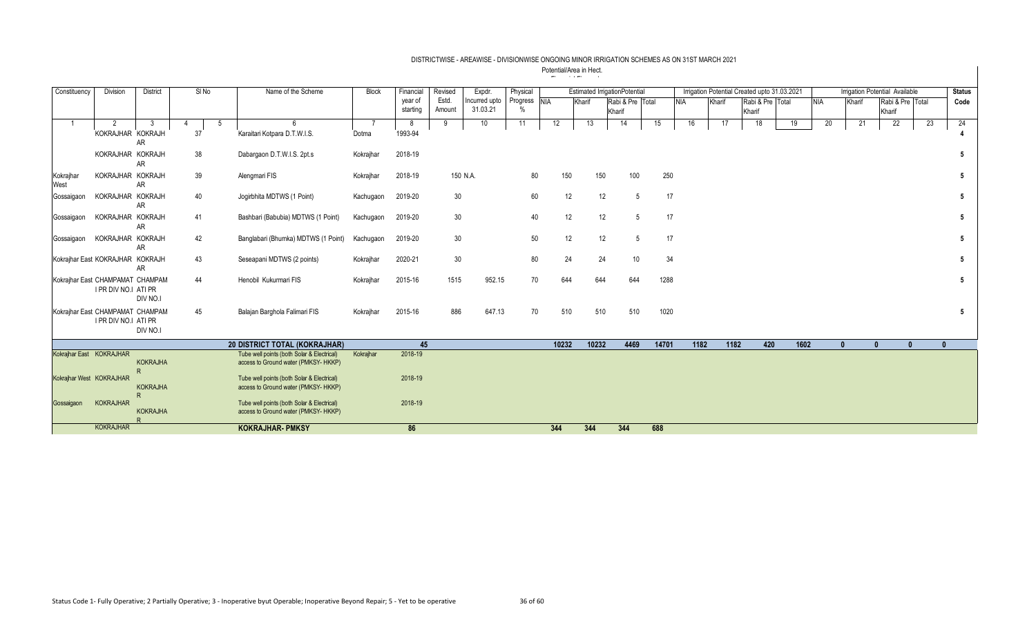# DISTRICTWISE - AREAWISE - DIVISIONWISE ONGOING MINOR IRRIGATION SCHEMES AS ON 31ST MARCH 2021

Potential/Area in Hect.

| Constituency | Division | District | Sl No | | Name of the Scheme | Block | Financial year of starting | Revised Estd. Amount | Expdr. Incurred upto 31.03.21 | Physical Progress % | Estimated IrrigationPotential | | | | Irrigation Potential Created upto 31.03.2021 | | | | Irrigation Potential Available | | | | Status Code |
|---|---|---|---|---|---|---|---|---|---|---|---|---|---|---|---|---|---|---|---|---|---|---|---|
| | | | | | | | | | | | NIA | Kharif | Rabi & Pre Kharif | Total | NIA | Kharif | Rabi & Pre Kharif | Total | NIA | Kharif | Rabi & Pre Kharif | Total | |
| 1 | 2 | 3 | 4 | 5 | 6 | 7 | 8 | 9 | 10 | 11 | 12 | 13 | 14 | 15 | 16 | 17 | 18 | 19 | 20 | 21 | 22 | 23 | 24 |
| | KOKRAJHAR | KOKRAJHAR | 37 | | Karaitari Kotpara D.T.W.I.S. | Dotma | 1993-94 | | | | | | | | | | | | | | | | 4 |
| | KOKRAJHAR | KOKRAJHAR | 38 | | Dabargaon D.T.W.I.S. 2pt.s | Kokrajhar | 2018-19 | | | | | | | | | | | | | | | | 5 |
| Kokrajhar West | KOKRAJHAR | KOKRAJHAR | 39 | | Alengmari FIS | Kokrajhar | 2018-19 | 150 | N.A. | 80 | 150 | 150 | 100 | 250 | | | | | | | | | 5 |
| Gossaigaon | KOKRAJHAR | KOKRAJHAR | 40 | | Jogirbhita MDTWS (1 Point) | Kachugaon | 2019-20 | 30 | | 60 | 12 | 12 | 5 | 17 | | | | | | | | | 5 |
| Gossaigaon | KOKRAJHAR | KOKRAJHAR | 41 | | Bashbari (Babubia) MDTWS (1 Point) | Kachugaon | 2019-20 | 30 | | 40 | 12 | 12 | 5 | 17 | | | | | | | | | 5 |
| Gossaigaon | KOKRAJHAR | KOKRAJHAR | 42 | | Banglabari (Bhumka) MDTWS (1 Point) | Kachugaon | 2019-20 | 30 | | 50 | 12 | 12 | 5 | 17 | | | | | | | | | 5 |
| Kokrajhar East | KOKRAJHAR | KOKRAJHAR | 43 | | Seseapani MDTWS (2 points) | Kokrajhar | 2020-21 | 30 | | 80 | 24 | 24 | 10 | 34 | | | | | | | | | 5 |
| Kokrajhar East | CHAMPAMATI PR DIV NO.I | CHAMPAMATI PR DIV NO.I | 44 | | Henobil Kukurmari FIS | Kokrajhar | 2015-16 | 1515 | 952.15 | 70 | 644 | 644 | 644 | 1288 | | | | | | | | | 5 |
| Kokrajhar East | CHAMPAMATI PR DIV NO.I | CHAMPAMATI PR DIV NO.I | 45 | | Balajan Barghola Falimari FIS | Kokrajhar | 2015-16 | 886 | 647.13 | 70 | 510 | 510 | 510 | 1020 | | | | | | | | | 5 |
| | | | | | **20 DISTRICT TOTAL (KOKRAJHAR)** | | **45** | | | | **10232** | **10232** | **4469** | **14701** | **1182** | **1182** | **420** | **1602** | **0** | **0** | **0** | **0** | |
| Kokrajhar East | KOKRAJHAR | KOKRAJHAR | | | Tube well points (both Solar & Electrical) access to Ground water (PMKSY- HKKP) | Kokrajhar | 2018-19 | | | | | | | | | | | | | | | | |
| Kokrajhar West | KOKRAJHAR | KOKRAJHAR | | | Tube well points (both Solar & Electrical) access to Ground water (PMKSY- HKKP) | | 2018-19 | | | | | | | | | | | | | | | | |
| Gossaigaon | KOKRAJHAR | KOKRAJHAR | | | Tube well points (both Solar & Electrical) access to Ground water (PMKSY- HKKP) | | 2018-19 | | | | | | | | | | | | | | | | |
| | KOKRAJHAR | | | | **KOKRAJHAR- PMKSY** | | **86** | | | | **344** | **344** | **344** | **688** | | | | | | | | | |

Status Code 1- Fully Operative; 2 Partially Operative; 3 - Inoperative byut Operable; Inoperative Beyond Repair; 5 - Yet to be operative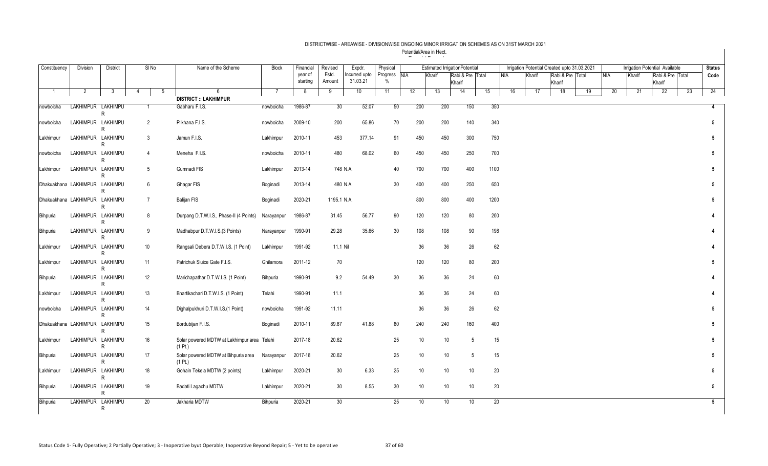DISTRICTWISE - AREAWISE - DIVISIONWISE ONGOING MINOR IRRIGATION SCHEMES AS ON 31ST MARCH 2021

Potential/Area in Hect.

| Constituency | Division | District | Sl No | | Name of the Scheme | Block | Financial year of starting | Revised Estd. Amount | Expdr. Incurred upto 31.03.21 | Physical Progress % | Estimated IrrigationPotential | | | | Irrigation Potential Created upto 31.03.2021 | | | | Irrigation Potential Available | | | | Status Code |
|---|---|---|---|---|---|---|---|---|---|---|---|---|---|---|---|---|---|---|---|---|---|---|---|
| | | | | | | | | | | | NIA | Kharif | Rabi & Pre Kharif | Total | NIA | Kharif | Rabi & Pre Kharif | Total | NIA | Kharif | Rabi & Pre Kharif | Total | |
| 1 | 2 | 3 | 4 | 5 | 6 | 7 | 8 | 9 | 10 | 11 | 12 | 13 | 14 | 15 | 16 | 17 | 18 | 19 | 20 | 21 | 22 | 23 | 24 |
| | | | | | **DISTRICT :: LAKHIMPUR** | | | | | | | | | | | | | | | | | | |
| nowboicha | LAKHIMPUR | LAKHIMPUR | 1 | | Gabharu F.I.S. | nowboicha | 1986-87 | 30 | 52.07 | 50 | 200 | 200 | 150 | 350 | | | | | | | | | 4 |
| nowboicha | LAKHIMPUR | LAKHIMPUR | 2 | | Pilkhana F.I.S. | nowboicha | 2009-10 | 200 | 65.86 | 70 | 200 | 200 | 140 | 340 | | | | | | | | | 5 |
| Lakhimpur | LAKHIMPUR | LAKHIMPUR | 3 | | Jamun F.I.S. | Lakhimpur | 2010-11 | 453 | 377.14 | 91 | 450 | 450 | 300 | 750 | | | | | | | | | 5 |
| nowboicha | LAKHIMPUR | LAKHIMPUR | 4 | | Meneha F.I.S. | nowboicha | 2010-11 | 480 | 68.02 | 60 | 450 | 450 | 250 | 700 | | | | | | | | | 5 |
| Lakhimpur | LAKHIMPUR | LAKHIMPUR | 5 | | Gumnadi FIS | Lakhimpur | 2013-14 | 748 | N.A. | 40 | 700 | 700 | 400 | 1100 | | | | | | | | | 5 |
| Dhakuakhana | LAKHIMPUR | LAKHIMPUR | 6 | | Ghagar FIS | Boginadi | 2013-14 | 480 | N.A. | 30 | 400 | 400 | 250 | 650 | | | | | | | | | 5 |
| Dhakuakhana | LAKHIMPUR | LAKHIMPUR | 7 | | Balijan FIS | Boginadi | 2020-21 | 1195.1 | N.A. | | 800 | 800 | 400 | 1200 | | | | | | | | | 5 |
| Bihpuria | LAKHIMPUR | LAKHIMPUR | 8 | | Durpang D.T.W.I.S., Phase-II (4 Points) | Narayanpur | 1986-87 | 31.45 | 56.77 | 90 | 120 | 120 | 80 | 200 | | | | | | | | | 4 |
| Bihpuria | LAKHIMPUR | LAKHIMPUR | 9 | | Madhabpur D.T.W.I.S.(3 Points) | Narayanpur | 1990-91 | 29.28 | 35.66 | 30 | 108 | 108 | 90 | 198 | | | | | | | | | 4 |
| Lakhimpur | LAKHIMPUR | LAKHIMPUR | 10 | | Rangsali Debera D.T.W.I.S. (1 Point) | Lakhimpur | 1991-92 | 11.1 | Nil | | 36 | 36 | 26 | 62 | | | | | | | | | 4 |
| Lakhimpur | LAKHIMPUR | LAKHIMPUR | 11 | | Patrichuk Sluice Gate F.I.S. | Ghilamora | 2011-12 | 70 | | | 120 | 120 | 80 | 200 | | | | | | | | | 5 |
| Bihpuria | LAKHIMPUR | LAKHIMPUR | 12 | | Marichapathar D.T.W.I.S. (1 Point) | Bihpuria | 1990-91 | 9.2 | 54.49 | 30 | 36 | 36 | 24 | 60 | | | | | | | | | 4 |
| Lakhimpur | LAKHIMPUR | LAKHIMPUR | 13 | | Bhartikachari D.T.W.I.S. (1 Point) | Telahi | 1990-91 | 11.1 | | | 36 | 36 | 24 | 60 | | | | | | | | | 4 |
| nowboicha | LAKHIMPUR | LAKHIMPUR | 14 | | Dighalpukhuri D.T.W.I.S.(1 Point) | nowboicha | 1991-92 | 11.11 | | | 36 | 36 | 26 | 62 | | | | | | | | | 5 |
| Dhakuakhana | LAKHIMPUR | LAKHIMPUR | 15 | | Bordubijan F.I.S. | Boginadi | 2010-11 | 89.67 | 41.88 | 80 | 240 | 240 | 160 | 400 | | | | | | | | | 5 |
| Lakhimpur | LAKHIMPUR | LAKHIMPUR | 16 | | Solar powered MDTW at Lakhimpur area (1 Pt.) | Telahi | 2017-18 | 20.62 | | 25 | 10 | 10 | 5 | 15 | | | | | | | | | 5 |
| Bihpuria | LAKHIMPUR | LAKHIMPUR | 17 | | Solar powered MDTW at Bihpuria area (1 Pt.) | Narayanpur | 2017-18 | 20.62 | | 25 | 10 | 10 | 5 | 15 | | | | | | | | | 5 |
| Lakhimpur | LAKHIMPUR | LAKHIMPUR | 18 | | Gohain Tekela MDTW (2 points) | Lakhimpur | 2020-21 | 30 | 6.33 | 25 | 10 | 10 | 10 | 20 | | | | | | | | | 5 |
| Bihpuria | LAKHIMPUR | LAKHIMPUR | 19 | | Badati Lagachu MDTW | Lakhimpur | 2020-21 | 30 | 8.55 | 30 | 10 | 10 | 10 | 20 | | | | | | | | | 5 |
| Bihpuria | LAKHIMPUR | LAKHIMPUR | 20 | | Jakharia MDTW | Bihpuria | 2020-21 | 30 | | 25 | 10 | 10 | 10 | 20 | | | | | | | | | 5 |

Status Code 1- Fully Operative; 2 Partially Operative; 3 - Inoperative byut Operable; Inoperative Beyond Repair; 5 - Yet to be operative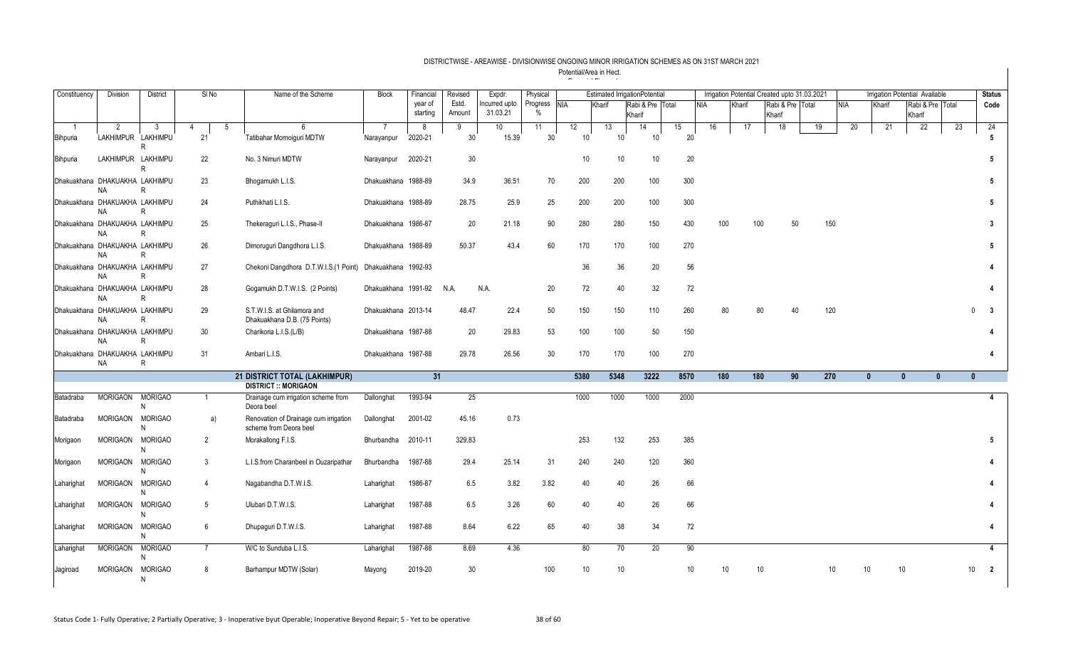DISTRICTWISE - AREAWISE - DIVISIONWISE ONGOING MINOR IRRIGATION SCHEMES AS ON 31ST MARCH 2021

Potential/Area in Hect.

| Constituency | Division | District | Sl No | | Name of the Scheme | Block | Financial year of starting | Revised Estd. Amount | Expdr. Incurred upto 31.03.21 | Physical Progress % | Estimated IrrigationPotential | | | | Irrigation Potential Created upto 31.03.2021 | | | | Irrigation Potential Available | | | | Status Code |
|---|---|---|---|---|---|---|---|---|---|---|---|---|---|---|---|---|---|---|---|---|---|---|---|
| | | | | | | | | | | | NIA | Kharif | Rabi & Pre Kharif | Total | NIA | Kharif | Rabi & Pre Kharif | Total | NIA | Kharif | Rabi & Pre Kharif | Total | |
| 1 | 2 | 3 | 4 | 5 | 6 | 7 | 8 | 9 | 10 | 11 | 12 | 13 | 14 | 15 | 16 | 17 | 18 | 19 | 20 | 21 | 22 | 23 | 24 |
| Bihpuria | LAKHIMPUR | LAKHIMPUR | 21 | | Tatibahar Momoiguri MDTW | Narayanpur | 2020-21 | 30 | 15.39 | 30 | 10 | 10 | 10 | 20 | | | | | | | | | 5 |
| Bihpuria | LAKHIMPUR | LAKHIMPUR | 22 | | No. 3 Nimuri MDTW | Narayanpur | 2020-21 | 30 | | | 10 | 10 | 10 | 20 | | | | | | | | | 5 |
| Dhakuakhana | DHAKUAKHANA | LAKHIMPUR | 23 | | Bhogamukh L.I.S. | Dhakuakhana | 1988-89 | 34.9 | 36.51 | 70 | 200 | 200 | 100 | 300 | | | | | | | | | 5 |
| Dhakuakhana | DHAKUAKHANA | LAKHIMPUR | 24 | | Puthikhati L.I.S. | Dhakuakhana | 1988-89 | 28.75 | 25.9 | 25 | 200 | 200 | 100 | 300 | | | | | | | | | 5 |
| Dhakuakhana | DHAKUAKHANA | LAKHIMPUR | 25 | | Thekeraguri L.I.S., Phase-II | Dhakuakhana | 1986-87 | 20 | 21.18 | 90 | 280 | 280 | 150 | 430 | 100 | 100 | 50 | 150 | | | | | 3 |
| Dhakuakhana | DHAKUAKHANA | LAKHIMPUR | 26 | | Dimoruguri Dangdhora L.I.S. | Dhakuakhana | 1988-89 | 50.37 | 43.4 | 60 | 170 | 170 | 100 | 270 | | | | | | | | | 5 |
| Dhakuakhana | DHAKUAKHANA | LAKHIMPUR | 27 | | Chekoni Dangdhora D.T.W.I.S.(1 Point) | Dhakuakhana | 1992-93 | | | | 36 | 36 | 20 | 56 | | | | | | | | | 4 |
| Dhakuakhana | DHAKUAKHANA | LAKHIMPUR | 28 | | Gogamukh D.T.W.I.S. (2 Points) | Dhakuakhana | 1991-92 | N.A. | N.A. | 20 | 72 | 40 | 32 | 72 | | | | | | | | | 4 |
| Dhakuakhana | DHAKUAKHANA | LAKHIMPUR | 29 | | S.T.W.I.S. at Ghilamora and Dhakuakhana D.B. (75 Points) | Dhakuakhana | 2013-14 | 48.47 | 22.4 | 50 | 150 | 150 | 110 | 260 | 80 | 80 | 40 | 120 | | | | 0 | 3 |
| Dhakuakhana | DHAKUAKHANA | LAKHIMPUR | 30 | | Charikoria L.I.S.(L/B) | Dhakuakhana | 1987-88 | 20 | 29.83 | 53 | 100 | 100 | 50 | 150 | | | | | | | | | 4 |
| Dhakuakhana | DHAKUAKHANA | LAKHIMPUR | 31 | | Ambari L.I.S. | Dhakuakhana | 1987-88 | 29.78 | 26.56 | 30 | 170 | 170 | 100 | 270 | | | | | | | | | 4 |
| | | | | | **21 DISTRICT TOTAL (LAKHIMPUR)** | | **31** | | | | **5380** | **5348** | **3222** | **8570** | **180** | **180** | **90** | **270** | **0** | **0** | **0** | **0** | |
| | | | | | **DISTRICT :: MORIGAON** | | | | | | | | | | | | | | | | | | |
| Batadraba | MORIGAON | MORIGAON | 1 | | Drainage cum irrigation scheme from Deora beel | Dallonghat | 1993-94 | 25 | | | 1000 | 1000 | 1000 | 2000 | | | | | | | | | 4 |
| Batadraba | MORIGAON | MORIGAON | | a) | Renovation of Drainage cum irrigation scheme from Deora beel | Dallonghat | 2001-02 | 45.16 | 0.73 | | | | | | | | | | | | | | |
| Morigaon | MORIGAON | MORIGAON | 2 | | Morakallong F.I.S. | Bhurbandha | 2010-11 | 329.83 | | | 253 | 132 | 253 | 385 | | | | | | | | | 5 |
| Morigaon | MORIGAON | MORIGAON | 3 | | L.I.S.from Charanbeel in Ouzaripathar | Bhurbandha | 1987-88 | 29.4 | 25.14 | 31 | 240 | 240 | 120 | 360 | | | | | | | | | 4 |
| Laharighat | MORIGAON | MORIGAON | 4 | | Nagabandha D.T.W.I.S. | Laharighat | 1986-87 | 6.5 | 3.82 | 3.82 | 40 | 40 | 26 | 66 | | | | | | | | | 4 |
| Laharighat | MORIGAON | MORIGAON | 5 | | Ulubari D.T.W.I.S. | Laharighat | 1987-88 | 6.5 | 3.26 | 60 | 40 | 40 | 26 | 66 | | | | | | | | | 4 |
| Laharighat | MORIGAON | MORIGAON | 6 | | Dhupaguri D.T.W.I.S. | Laharighat | 1987-88 | 8.64 | 6.22 | 65 | 40 | 38 | 34 | 72 | | | | | | | | | 4 |
| Laharighat | MORIGAON | MORIGAON | 7 | | W/C to Sunduba L.I.S. | Laharighat | 1987-88 | 8.69 | 4.36 | | 80 | 70 | 20 | 90 | | | | | | | | | 4 |
| Jagiroad | MORIGAON | MORIGAON | 8 | | Barhampur MDTW (Solar) | Mayong | 2019-20 | 30 | | 100 | 10 | 10 | | 10 | 10 | 10 | | 10 | 10 | 10 | | 10 | 2 |

Status Code 1- Fully Operative; 2 Partially Operative; 3 - Inoperative byut Operable; Inoperative Beyond Repair; 5 - Yet to be operative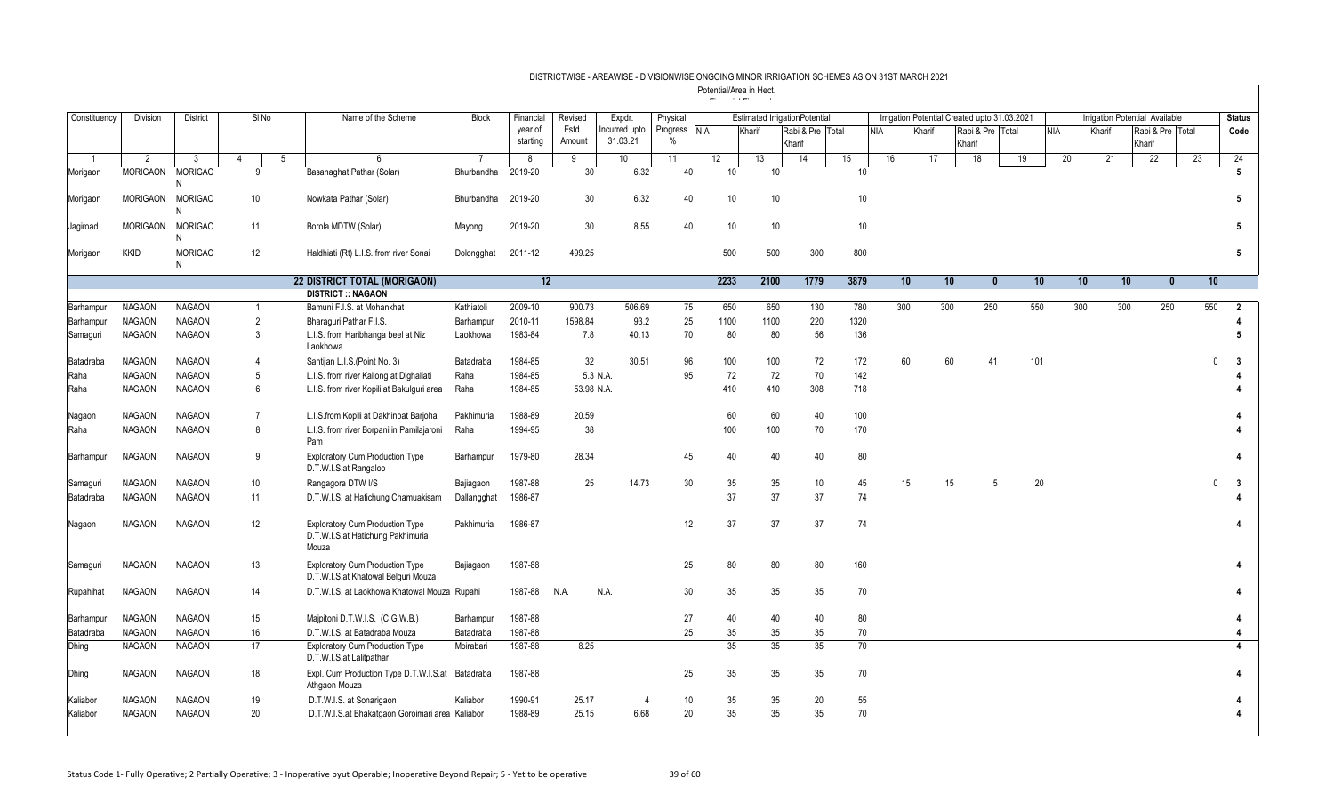DISTRICTWISE - AREAWISE - DIVISIONWISE ONGOING MINOR IRRIGATION SCHEMES AS ON 31ST MARCH 2021

Potential/Area in Hect.

| Constituency | Division | District | Sl No | | Name of the Scheme | Block | Financial year of starting | Revised Estd. Amount | Expdr. Incurred upto 31.03.21 | Physical Progress % | Estimated IrrigationPotential | | | | Irrigation Potential Created upto 31.03.2021 | | | | Irrigation Potential Available | | | | Status Code |
|---|---|---|---|---|---|---|---|---|---|---|---|---|---|---|---|---|---|---|---|---|---|---|---|
| | | | | | | | | | | | NIA | Kharif | Rabi & Pre Kharif | Total | NIA | Kharif | Rabi & Pre Kharif | Total | NIA | Kharif | Rabi & Pre Kharif | Total | |
| 1 | 2 | 3 | 4 | 5 | 6 | 7 | 8 | 9 | 10 | 11 | 12 | 13 | 14 | 15 | 16 | 17 | 18 | 19 | 20 | 21 | 22 | 23 | 24 |
| Morigaon | MORIGAON | MORIGAON | 9 | | Basanaghat Pathar (Solar) | Bhurbandha | 2019-20 | 30 | 6.32 | 40 | 10 | 10 | | 10 | | | | | | | | | 5 |
| Morigaon | MORIGAON | MORIGAON | 10 | | Nowkata Pathar (Solar) | Bhurbandha | 2019-20 | 30 | 6.32 | 40 | 10 | 10 | | 10 | | | | | | | | | 5 |
| Jagiroad | MORIGAON | MORIGAON | 11 | | Borola MDTW (Solar) | Mayong | 2019-20 | 30 | 8.55 | 40 | 10 | 10 | | 10 | | | | | | | | | 5 |
| Morigaon | KKID | MORIGAON | 12 | | Haldhiati (Rt) L.I.S. from river Sonai | Dolongghat | 2011-12 | 499.25 | | | 500 | 500 | 300 | 800 | | | | | | | | | 5 |
| | | | | | **22 DISTRICT TOTAL (MORIGAON)** | | **12** | | | | **2233** | **2100** | **1779** | **3879** | **10** | **10** | **0** | **10** | **10** | **10** | **0** | **10** | |
| | | | | | **DISTRICT :: NAGAON** | | | | | | | | | | | | | | | | | | |
| Barhampur | NAGAON | NAGAON | 1 | | Bamuni F.I.S. at Mohankhat | Kathiatoli | 2009-10 | 900.73 | 506.69 | 75 | 650 | 650 | 130 | 780 | 300 | 300 | 250 | 550 | 300 | 300 | 250 | 550 | 2 |
| Barhampur | NAGAON | NAGAON | 2 | | Bharaguri Pathar F.I.S. | Barhampur | 2010-11 | 1598.84 | 93.2 | 25 | 1100 | 1100 | 220 | 1320 | | | | | | | | | 4 |
| Samaguri | NAGAON | NAGAON | 3 | | L.I.S. from Haribhanga beel at Niz Laokhowa | Laokhowa | 1983-84 | 7.8 | 40.13 | 70 | 80 | 80 | 56 | 136 | | | | | | | | | 5 |
| Batadraba | NAGAON | NAGAON | 4 | | Santijan L.I.S.(Point No. 3) | Batadraba | 1984-85 | 32 | 30.51 | 96 | 100 | 100 | 72 | 172 | 60 | 60 | 41 | 101 | | | | 0 | 3 |
| Raha | NAGAON | NAGAON | 5 | | L.I.S. from river Kallong at Dighaliati | Raha | 1984-85 | 5.3 | N.A. | 95 | 72 | 72 | 70 | 142 | | | | | | | | | 4 |
| Raha | NAGAON | NAGAON | 6 | | L.I.S. from river Kopili at Bakulguri area | Raha | 1984-85 | 53.98 | N.A. | | 410 | 410 | 308 | 718 | | | | | | | | | 4 |
| Nagaon | NAGAON | NAGAON | 7 | | L.I.S.from Kopili at Dakhinpat Barjoha | Pakhimuria | 1988-89 | 20.59 | | | 60 | 60 | 40 | 100 | | | | | | | | | 4 |
| Raha | NAGAON | NAGAON | 8 | | L.I.S. from river Borpani in Pamilajaroni Pam | Raha | 1994-95 | 38 | | | 100 | 100 | 70 | 170 | | | | | | | | | 4 |
| Barhampur | NAGAON | NAGAON | 9 | | Exploratory Cum Production Type D.T.W.I.S.at Rangaloo | Barhampur | 1979-80 | 28.34 | | 45 | 40 | 40 | 40 | 80 | | | | | | | | | 4 |
| Samaguri | NAGAON | NAGAON | 10 | | Rangagora DTW I/S | Bajiagaon | 1987-88 | 25 | 14.73 | 30 | 35 | 35 | 10 | 45 | 15 | 15 | 5 | 20 | | | | 0 | 3 |
| Batadraba | NAGAON | NAGAON | 11 | | D.T.W.I.S. at Hatichung Chamuakisam | Dallangghat | 1986-87 | | | | 37 | 37 | 37 | 74 | | | | | | | | | 4 |
| Nagaon | NAGAON | NAGAON | 12 | | Exploratory Cum Production Type D.T.W.I.S.at Hatichung Pakhimuria Mouza | Pakhimuria | 1986-87 | | | 12 | 37 | 37 | 37 | 74 | | | | | | | | | 4 |
| Samaguri | NAGAON | NAGAON | 13 | | Exploratory Cum Production Type D.T.W.I.S.at Khatowal Belguri Mouza | Bajiagaon | 1987-88 | | | 25 | 80 | 80 | 80 | 160 | | | | | | | | | 4 |
| Rupahihat | NAGAON | NAGAON | 14 | | D.T.W.I.S. at Laokhowa Khatowal Mouza | Rupahi | 1987-88 | N.A. | N.A. | 30 | 35 | 35 | 35 | 70 | | | | | | | | | 4 |
| Barhampur | NAGAON | NAGAON | 15 | | Majpitoni D.T.W.I.S. (C.G.W.B.) | Barhampur | 1987-88 | | | 27 | 40 | 40 | 40 | 80 | | | | | | | | | 4 |
| Batadraba | NAGAON | NAGAON | 16 | | D.T.W.I.S. at Batadraba Mouza | Batadraba | 1987-88 | | | 25 | 35 | 35 | 35 | 70 | | | | | | | | | 4 |
| Dhing | NAGAON | NAGAON | 17 | | Exploratory Cum Production Type D.T.W.I.S.at Lalitpathar | Moirabari | 1987-88 | 8.25 | | | 35 | 35 | 35 | 70 | | | | | | | | | 4 |
| Dhing | NAGAON | NAGAON | 18 | | Expl. Cum Production Type D.T.W.I.S.at Athgaon Mouza | Batadraba | 1987-88 | | | 25 | 35 | 35 | 35 | 70 | | | | | | | | | 4 |
| Kaliabor | NAGAON | NAGAON | 19 | | D.T.W.I.S. at Sonarigaon | Kaliabor | 1990-91 | 25.17 | 4 | 10 | 35 | 35 | 20 | 55 | | | | | | | | | 4 |
| Kaliabor | NAGAON | NAGAON | 20 | | D.T.W.I.S.at Bhakatgaon Goroimari area | Kaliabor | 1988-89 | 25.15 | 6.68 | 20 | 35 | 35 | 35 | 70 | | | | | | | | | 4 |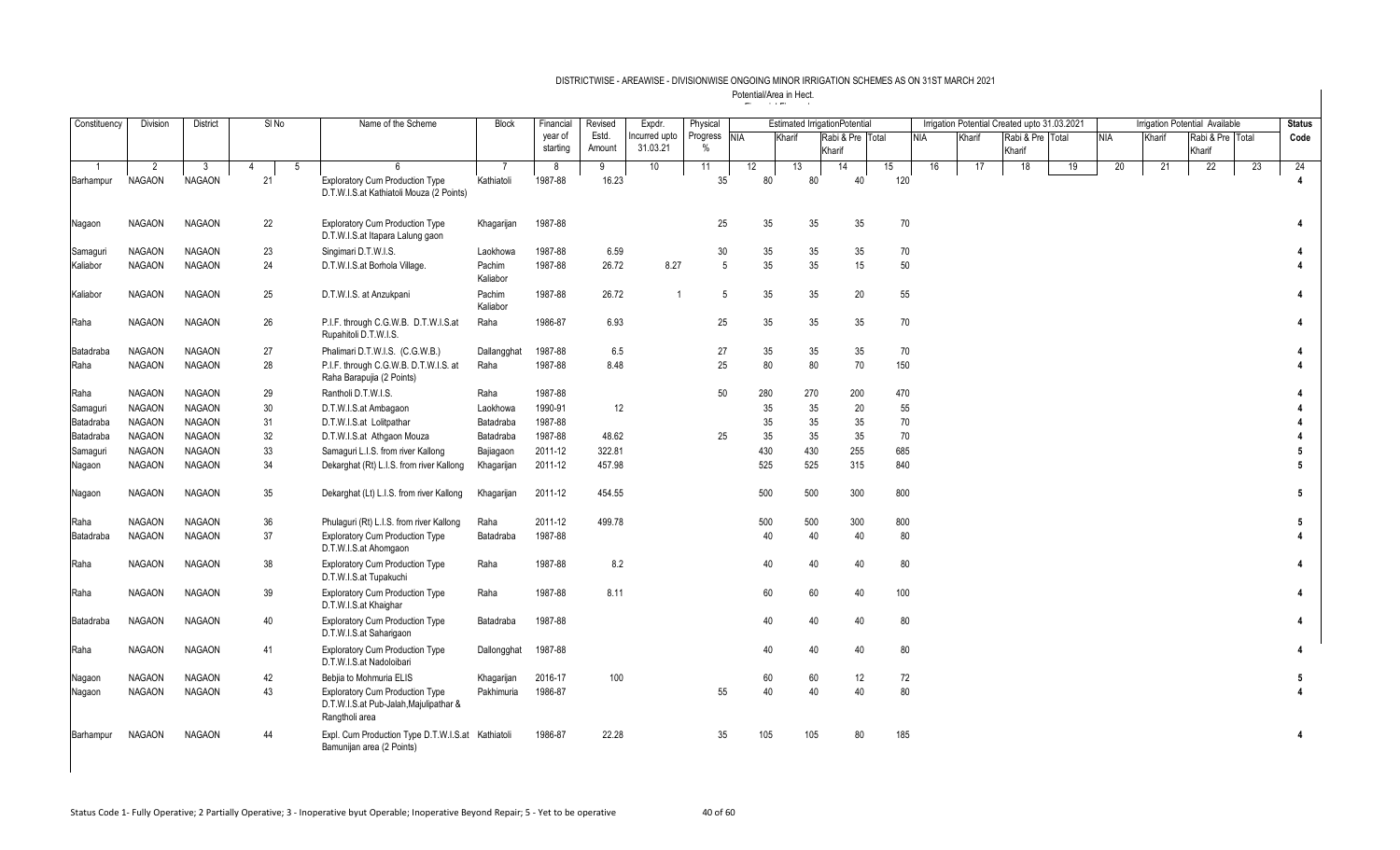DISTRICTWISE - AREAWISE - DIVISIONWISE ONGOING MINOR IRRIGATION SCHEMES AS ON 31ST MARCH 2021

Potential/Area in Hect.

| Constituency | Division | District | Sl No | | Name of the Scheme | Block | Financial year of starting | Revised Estd. Amount | Expdr. Incurred upto 31.03.21 | Physical Progress % | Estimated IrrigationPotential | | | | Irrigation Potential Created upto 31.03.2021 | | | | Irrigation Potential Available | | | | Status Code |
|---|---|---|---|---|---|---|---|---|---|---|---|---|---|---|---|---|---|---|---|---|---|---|---|
| | | | | | | | | | | | NIA | Kharif | Rabi & Pre Kharif | Total | NIA | Kharif | Rabi & Pre Kharif | Total | NIA | Kharif | Rabi & Pre Kharif | Total | |
| 1 | 2 | 3 | 4 | 5 | 6 | 7 | 8 | 9 | 10 | 11 | 12 | 13 | 14 | 15 | 16 | 17 | 18 | 19 | 20 | 21 | 22 | 23 | 24 |
| Barhampur | NAGAON | NAGAON | 21 | | Exploratory Cum Production Type D.T.W.I.S.at Kathiatoli Mouza (2 Points) | Kathiatoli | 1987-88 | 16.23 | | 35 | 80 | 80 | 40 | 120 | | | | | | | | | 4 |
| Nagaon | NAGAON | NAGAON | 22 | | Exploratory Cum Production Type D.T.W.I.S.at Itapara Lalung gaon | Khagarijan | 1987-88 | | | 25 | 35 | 35 | 35 | 70 | | | | | | | | | 4 |
| Samaguri | NAGAON | NAGAON | 23 | | Singimari D.T.W.I.S. | Laokhowa | 1987-88 | 6.59 | | 30 | 35 | 35 | 35 | 70 | | | | | | | | | 4 |
| Kaliabor | NAGAON | NAGAON | 24 | | D.T.W.I.S.at Borhola Village. | Pachim Kaliabor | 1987-88 | 26.72 | 8.27 | 5 | 35 | 35 | 15 | 50 | | | | | | | | | 4 |
| Kaliabor | NAGAON | NAGAON | 25 | | D.T.W.I.S. at Anzukpani | Pachim Kaliabor | 1987-88 | 26.72 | 1 | 5 | 35 | 35 | 20 | 55 | | | | | | | | | 4 |
| Raha | NAGAON | NAGAON | 26 | | P.I.F. through C.G.W.B. D.T.W.I.S.at Rupahitoli D.T.W.I.S. | Raha | 1986-87 | 6.93 | | 25 | 35 | 35 | 35 | 70 | | | | | | | | | 4 |
| Batadraba | NAGAON | NAGAON | 27 | | Phalimari D.T.W.I.S. (C.G.W.B.) | Dallangghat | 1987-88 | 6.5 | | 27 | 35 | 35 | 35 | 70 | | | | | | | | | 4 |
| Raha | NAGAON | NAGAON | 28 | | P.I.F. through C.G.W.B. D.T.W.I.S. at Raha Barapujia (2 Points) | Raha | 1987-88 | 8.48 | | 25 | 80 | 80 | 70 | 150 | | | | | | | | | 4 |
| Raha | NAGAON | NAGAON | 29 | | Rantholi D.T.W.I.S. | Raha | 1987-88 | | | 50 | 280 | 270 | 200 | 470 | | | | | | | | | 4 |
| Samaguri | NAGAON | NAGAON | 30 | | D.T.W.I.S.at Ambagaon | Laokhowa | 1990-91 | 12 | | | 35 | 35 | 20 | 55 | | | | | | | | | 4 |
| Batadraba | NAGAON | NAGAON | 31 | | D.T.W.I.S.at Lolitpathar | Batadraba | 1987-88 | | | | 35 | 35 | 35 | 70 | | | | | | | | | 4 |
| Batadraba | NAGAON | NAGAON | 32 | | D.T.W.I.S.at Athgaon Mouza | Batadraba | 1987-88 | 48.62 | | 25 | 35 | 35 | 35 | 70 | | | | | | | | | 4 |
| Samaguri | NAGAON | NAGAON | 33 | | Samaguri L.I.S. from river Kallong | Bajiagaon | 2011-12 | 322.81 | | | 430 | 430 | 255 | 685 | | | | | | | | | 5 |
| Nagaon | NAGAON | NAGAON | 34 | | Dekarghat (Rt) L.I.S. from river Kallong | Khagarijan | 2011-12 | 457.98 | | | 525 | 525 | 315 | 840 | | | | | | | | | 5 |
| Nagaon | NAGAON | NAGAON | 35 | | Dekarghat (Lt) L.I.S. from river Kallong | Khagarijan | 2011-12 | 454.55 | | | 500 | 500 | 300 | 800 | | | | | | | | | 5 |
| Raha | NAGAON | NAGAON | 36 | | Phulaguri (Rt) L.I.S. from river Kallong | Raha | 2011-12 | 499.78 | | | 500 | 500 | 300 | 800 | | | | | | | | | 5 |
| Batadraba | NAGAON | NAGAON | 37 | | Exploratory Cum Production Type D.T.W.I.S.at Ahomgaon | Batadraba | 1987-88 | | | | 40 | 40 | 40 | 80 | | | | | | | | | 4 |
| Raha | NAGAON | NAGAON | 38 | | Exploratory Cum Production Type D.T.W.I.S.at Tupakuchi | Raha | 1987-88 | 8.2 | | | 40 | 40 | 40 | 80 | | | | | | | | | 4 |
| Raha | NAGAON | NAGAON | 39 | | Exploratory Cum Production Type D.T.W.I.S.at Khaighar | Raha | 1987-88 | 8.11 | | | 60 | 60 | 40 | 100 | | | | | | | | | 4 |
| Batadraba | NAGAON | NAGAON | 40 | | Exploratory Cum Production Type D.T.W.I.S.at Saharigaon | Batadraba | 1987-88 | | | | 40 | 40 | 40 | 80 | | | | | | | | | 4 |
| Raha | NAGAON | NAGAON | 41 | | Exploratory Cum Production Type D.T.W.I.S.at Nadoloibari | Dallongghat | 1987-88 | | | | 40 | 40 | 40 | 80 | | | | | | | | | 4 |
| Nagaon | NAGAON | NAGAON | 42 | | Bebjia to Mohmuria ELIS | Khagarijan | 2016-17 | 100 | | | 60 | 60 | 12 | 72 | | | | | | | | | 5 |
| Nagaon | NAGAON | NAGAON | 43 | | Exploratory Cum Production Type D.T.W.I.S.at Pub-Jalah,Majulipathar & Rangtholi area | Pakhimuria | 1986-87 | | | 55 | 40 | 40 | 40 | 80 | | | | | | | | | 4 |
| Barhampur | NAGAON | NAGAON | 44 | | Expl. Cum Production Type D.T.W.I.S.at Bamunijan area (2 Points) | Kathiatoli | 1986-87 | 22.28 | | 35 | 105 | 105 | 80 | 185 | | | | | | | | | 4 |

Status Code 1- Fully Operative; 2 Partially Operative; 3 - Inoperative byut Operable; Inoperative Beyond Repair; 5 - Yet to be operative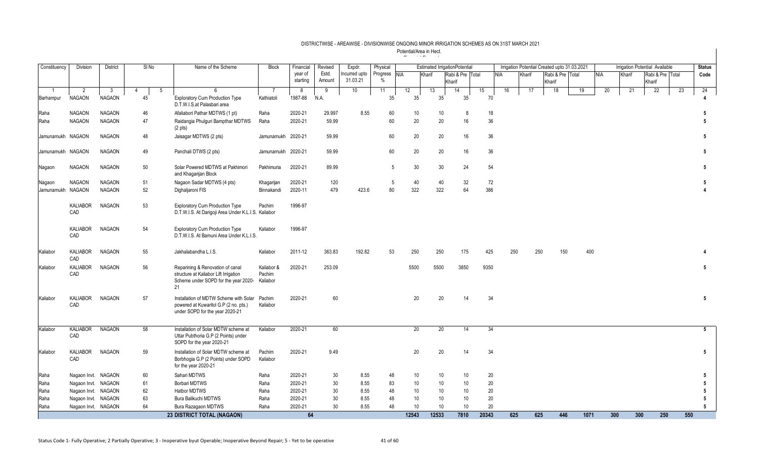# DISTRICTWISE - AREAWISE - DIVISIONWISE ONGOING MINOR IRRIGATION SCHEMES AS ON 31ST MARCH 2021

Potential/Area in Hect.

| Constituency | Division | District | Sl No | | Name of the Scheme | Block | Financial year of starting | Revised Estd. Amount | Expdr. Incurred upto 31.03.21 | Physical Progress % | Estimated IrrigationPotential | | | | Irrigation Potential Created upto 31.03.2021 | | | | Irrigation Potential Available | | | | Status Code |
|---|---|---|---|---|---|---|---|---|---|---|---|---|---|---|---|---|---|---|---|---|---|---|---|
| | | | | | | | | | | | NIA | Kharif | Rabi & Pre Kharif | Total | NIA | Kharif | Rabi & Pre Kharif | Total | NIA | Kharif | Rabi & Pre Kharif | Total | |
| 1 | 2 | 3 | 4 | 5 | 6 | 7 | 8 | 9 | 10 | 11 | 12 | 13 | 14 | 15 | 16 | 17 | 18 | 19 | 20 | 21 | 22 | 23 | 24 |
| Barhampur | NAGAON | NAGAON | 45 | | Exploratory Cum Production Type D.T.W.I.S.at Palasbari area | Kathiatoli | 1987-88 | N.A. | | 35 | 35 | 35 | 35 | 70 | | | | | | | | | 4 |
| Raha | NAGAON | NAGAON | 46 | | Afaliabori Pathar MDTWS (1 pt) | Raha | 2020-21 | 29.997 | 8.55 | 60 | 10 | 10 | 8 | 18 | | | | | | | | | 5 |
| Raha | NAGAON | NAGAON | 47 | | Raidangia Phulguri Bampthar MDTWS (2 pts) | Raha | 2020-21 | 59.99 | | 60 | 20 | 20 | 16 | 36 | | | | | | | | | 5 |
| Jamunamukh | NAGAON | NAGAON | 48 | | Jaisagar MDTWS (2 pts) | Jamunamukh | 2020-21 | 59.99 | | 60 | 20 | 20 | 16 | 36 | | | | | | | | | 5 |
| Jamunamukh | NAGAON | NAGAON | 49 | | Panchali DTWS (2 pts) | Jamunamukh | 2020-21 | 59.99 | | 60 | 20 | 20 | 16 | 36 | | | | | | | | | 5 |
| Nagaon | NAGAON | NAGAON | 50 | | Solar Powered MDTWS at Pakhimori and Khagarijan Block | Pakhimuria | 2020-21 | 89.99 | | 5 | 30 | 30 | 24 | 54 | | | | | | | | | 5 |
| Nagaon | NAGAON | NAGAON | 51 | | Nagaon Sadar MDTWS (4 pts) | Khagarijan | 2020-21 | 120 | | 5 | 40 | 40 | 32 | 72 | | | | | | | | | 5 |
| Jamunamukh | NAGAON | NAGAON | 52 | | Dighaljaroni FIS | Binnakandi | 2020-11 | 479 | 423.6 | 80 | 322 | 322 | 64 | 386 | | | | | | | | | 4 |
| | KALIABOR CAD | NAGAON | 53 | | Exploratory Cum Production Type D.T.W.I.S. At Darigoji Area Under K.L.I.S. | Pachim Kaliabor | 1996-97 | | | | | | | | | | | | | | | | |
| | KALIABOR CAD | NAGAON | 54 | | Exploratory Cum Production Type D.T.W.I.S. At Bamuni Area Under K.L.I.S. | Kaliabor | 1996-97 | | | | | | | | | | | | | | | | |
| Kaliabor | KALIABOR CAD | NAGAON | 55 | | Jakhalabandha L.I.S. | Kaliabor | 2011-12 | 363.83 | 192.82 | 53 | 250 | 250 | 175 | 425 | 250 | 250 | 150 | 400 | | | | | 4 |
| Kaliabor | KALIABOR CAD | NAGAON | 56 | | Reparining & Renovation of canal structure at Kaliabor Lift Irrigation Scheme under SOPD for the year 2020-21 | Kaliabor & Pachim Kaliabor | 2020-21 | 253.09 | | | 5500 | 5500 | 3850 | 9350 | | | | | | | | | 5 |
| Kaliabor | KALIABOR CAD | NAGAON | 57 | | Installation of MDTW Scheme with Solar powered at Kuwaritol G.P (2 no. pts.) under SOPD for the year 2020-21 | Pachim Kaliabor | 2020-21 | 60 | | | 20 | 20 | 14 | 34 | | | | | | | | | 5 |
| Kaliabor | KALIABOR CAD | NAGAON | 58 | | Installation of Solar MDTW scheme at Uttar Pubthoria G.P (2 Points) under SOPD for the year 2020-21 | Kaliabor | 2020-21 | 60 | | | 20 | 20 | 14 | 34 | | | | | | | | | 5 |
| Kaliabor | KALIABOR CAD | NAGAON | 59 | | Installation of Solar MDTW scheme at Borbhogia G.P (2 Points) under SOPD for the year 2020-21 | Pachim Kaliabor | 2020-21 | 9.49 | | | 20 | 20 | 14 | 34 | | | | | | | | | 5 |
| Raha | Nagaon Invt. | NAGAON | 60 | | Sahari MDTWS | Raha | 2020-21 | 30 | 8.55 | 48 | 10 | 10 | 10 | 20 | | | | | | | | | 5 |
| Raha | Nagaon Invt. | NAGAON | 61 | | Borbari MDTWS | Raha | 2020-21 | 30 | 8.55 | 83 | 10 | 10 | 10 | 20 | | | | | | | | | 5 |
| Raha | Nagaon Invt. | NAGAON | 62 | | Hatbor MDTWS | Raha | 2020-21 | 30 | 8.55 | 48 | 10 | 10 | 10 | 20 | | | | | | | | | 5 |
| Raha | Nagaon Invt. | NAGAON | 63 | | Bura Balikuchi MDTWS | Raha | 2020-21 | 30 | 8.55 | 48 | 10 | 10 | 10 | 20 | | | | | | | | | 5 |
| Raha | Nagaon Invt. | NAGAON | 64 | | Bura Razagaon MDTWS | Raha | 2020-21 | 30 | 8.55 | 48 | 10 | 10 | 10 | 20 | | | | | | | | | 5 |
| | | | | | **23 DISTRICT TOTAL (NAGAON)** | | **64** | | | | **12543** | **12533** | **7810** | **20343** | **625** | **625** | **446** | **1071** | **300** | **300** | **250** | **550** | |

Status Code 1- Fully Operative; 2 Partially Operative; 3 - Inoperative byut Operable; Inoperative Beyond Repair; 5 - Yet to be operative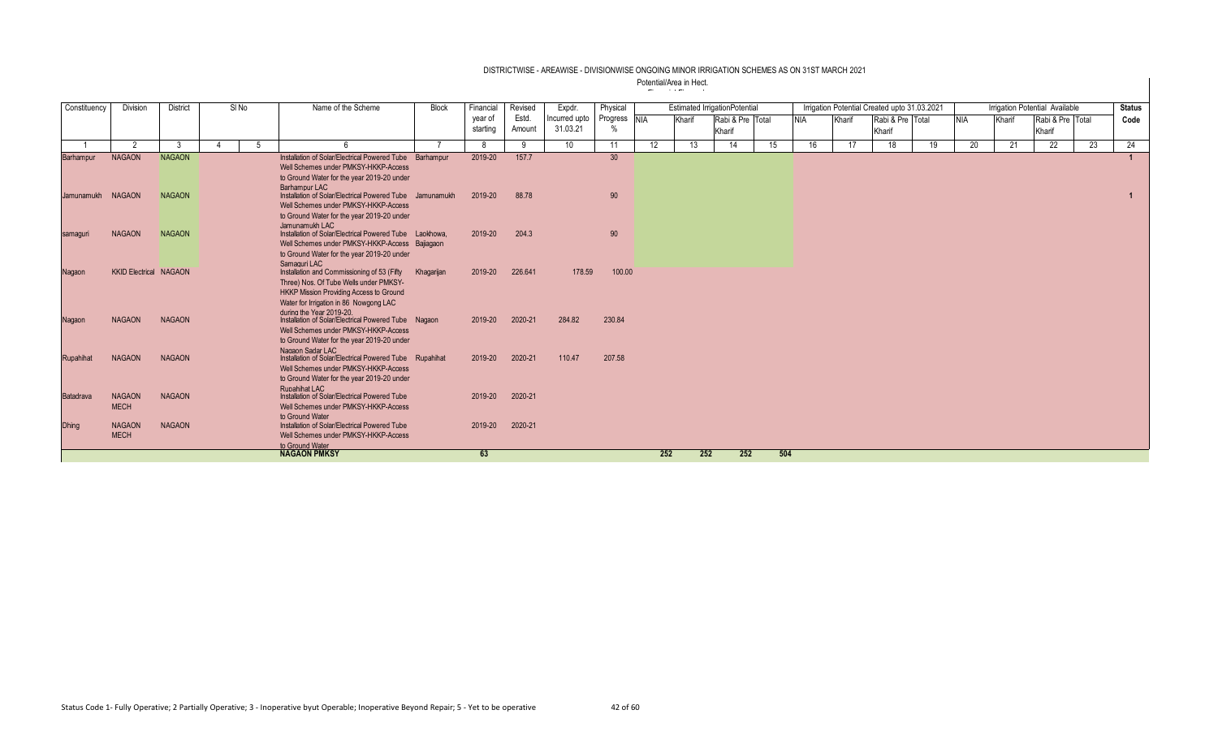DISTRICTWISE - AREAWISE - DIVISIONWISE ONGOING MINOR IRRIGATION SCHEMES AS ON 31ST MARCH 2021

Potential/Area in Hect.

| Constituency | Division | District | Sl No | | Name of the Scheme | Block | Financial year of starting | Revised Estd. Amount | Expdr. Incurred upto 31.03.21 | Physical Progress % | Estimated IrrigationPotential | | | | Irrigation Potential Created upto 31.03.2021 | | | | Irrigation Potential Available | | | | Status Code |
|---|---|---|---|---|---|---|---|---|---|---|---|---|---|---|---|---|---|---|---|---|---|---|---|
| | | | | | | | | | | | NIA | Kharif | Rabi & Pre Kharif | Total | NIA | Kharif | Rabi & Pre Kharif | Total | NIA | Kharif | Rabi & Pre Kharif | Total | |
| 1 | 2 | 3 | 4 | 5 | 6 | 7 | 8 | 9 | 10 | 11 | 12 | 13 | 14 | 15 | 16 | 17 | 18 | 19 | 20 | 21 | 22 | 23 | 24 |
| Barhampur | NAGAON | NAGAON | | | Installation of Solar/Electrical Powered Tube Well Schemes under PMKSY-HKKP-Access to Ground Water for the year 2019-20 under Barhampur LAC | Barhampur | 2019-20 | 157.7 | | 30 | | | | | | | | | | | | | 1 |
| Jamunamukh | NAGAON | NAGAON | | | Installation of Solar/Electrical Powered Tube Well Schemes under PMKSY-HKKP-Access to Ground Water for the year 2019-20 under Jamunamukh LAC | Jamunamukh | 2019-20 | 88.78 | | 90 | | | | | | | | | | | | | 1 |
| samaguri | NAGAON | NAGAON | | | Installation of Solar/Electrical Powered Tube Well Schemes under PMKSY-HKKP-Access to Ground Water for the year 2019-20 under Samaguri LAC | Laokhowa, Bajiagaon | 2019-20 | 204.3 | | 90 | | | | | | | | | | | | | |
| Nagaon | KKID Electrical | NAGAON | | | Installation and Commissioning of 53 (Fifty Three) Nos. Of Tube Wells under PMKSY-HKKP Mission Providing Access to Ground Water for Irrigation in 86 Nowgong LAC during the Year 2019-20. | Khagarijan | 2019-20 | 226.641 | 178.59 | 100.00 | | | | | | | | | | | | | |
| Nagaon | NAGAON | NAGAON | | | Installation of Solar/Electrical Powered Tube Well Schemes under PMKSY-HKKP-Access to Ground Water for the year 2019-20 under Nagaon Sadar LAC | Nagaon | 2019-20 | 2020-21 | 284.82 | 230.84 | | | | | | | | | | | | | |
| Rupahihat | NAGAON | NAGAON | | | Installation of Solar/Electrical Powered Tube Well Schemes under PMKSY-HKKP-Access to Ground Water for the year 2019-20 under Rupahihat LAC | Rupahihat | 2019-20 | 2020-21 | 110.47 | 207.58 | | | | | | | | | | | | | |
| Batadrava | NAGAON MECH | NAGAON | | | Installation of Solar/Electrical Powered Tube Well Schemes under PMKSY-HKKP-Access to Ground Water | | 2019-20 | 2020-21 | | | | | | | | | | | | | | | |
| Dhing | NAGAON MECH | NAGAON | | | Installation of Solar/Electrical Powered Tube Well Schemes under PMKSY-HKKP-Access to Ground Water | | 2019-20 | 2020-21 | | | | | | | | | | | | | | | |
| | | | | | **NAGAON PMKSY** | | **63** | | | | 252 | 252 | 252 | 504 | | | | | | | | | |

Status Code 1- Fully Operative; 2 Partially Operative; 3 - Inoperative byut Operable; Inoperative Beyond Repair; 5 - Yet to be operative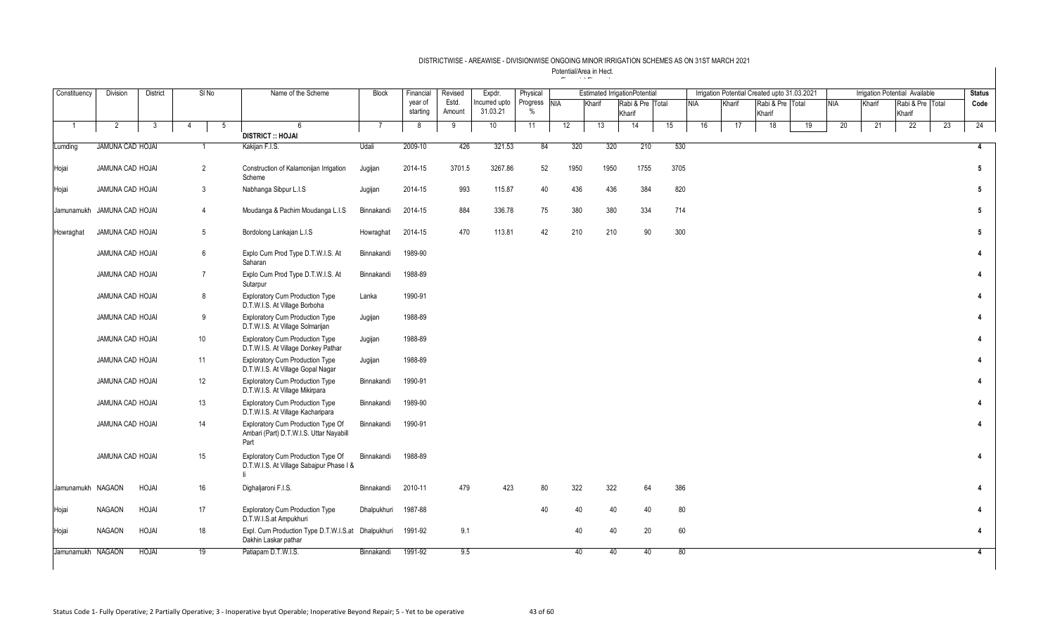# DISTRICTWISE - AREAWISE - DIVISIONWISE ONGOING MINOR IRRIGATION SCHEMES AS ON 31ST MARCH 2021

Potential/Area in Hect.

| Constituency | Division | District | Sl No | | Name of the Scheme | Block | Financial year of starting | Revised Estd. Amount | Expdr. Incurred upto 31.03.21 | Physical Progress % | Estimated IrrigationPotential | | | | Irrigation Potential Created upto 31.03.2021 | | | | Irrigation Potential Available | | | | Status Code |
|---|---|---|---|---|---|---|---|---|---|---|---|---|---|---|---|---|---|---|---|---|---|---|---|
| | | | | | | | | | | | NIA | Kharif | Rabi & Pre Kharif | Total | NIA | Kharif | Rabi & Pre Kharif | Total | NIA | Kharif | Rabi & Pre Kharif | Total | |
| 1 | 2 | 3 | 4 | 5 | 6 | 7 | 8 | 9 | 10 | 11 | 12 | 13 | 14 | 15 | 16 | 17 | 18 | 19 | 20 | 21 | 22 | 23 | 24 |
| | | | | | **DISTRICT :: HOJAI** | | | | | | | | | | | | | | | | | | |
| Lumding | JAMUNA CAD HOJAI | | 1 | | Kakijan F.I.S. | Udali | 2009-10 | 426 | 321.53 | 84 | 320 | 320 | 210 | 530 | | | | | | | | | 4 |
| Hojai | JAMUNA CAD HOJAI | | 2 | | Construction of Kalamonijan Irrigation Scheme | Jugijan | 2014-15 | 3701.5 | 3267.86 | 52 | 1950 | 1950 | 1755 | 3705 | | | | | | | | | 5 |
| Hojai | JAMUNA CAD HOJAI | | 3 | | Nabhanga Sibpur L.I.S | Jugijan | 2014-15 | 993 | 115.87 | 40 | 436 | 436 | 384 | 820 | | | | | | | | | 5 |
| Jamunamukh | JAMUNA CAD HOJAI | | 4 | | Moudanga & Pachim Moudanga L.I.S | Binnakandi | 2014-15 | 884 | 336.78 | 75 | 380 | 380 | 334 | 714 | | | | | | | | | 5 |
| Howraghat | JAMUNA CAD HOJAI | | 5 | | Bordolong Lankajan L.I.S | Howraghat | 2014-15 | 470 | 113.81 | 42 | 210 | 210 | 90 | 300 | | | | | | | | | 5 |
| | JAMUNA CAD HOJAI | | 6 | | Explo Cum Prod Type D.T.W.I.S. At Saharan | Binnakandi | 1989-90 | | | | | | | | | | | | | | | | 4 |
| | JAMUNA CAD HOJAI | | 7 | | Explo Cum Prod Type D.T.W.I.S. At Sutarpur | Binnakandi | 1988-89 | | | | | | | | | | | | | | | | 4 |
| | JAMUNA CAD HOJAI | | 8 | | Exploratory Cum Production Type D.T.W.I.S. At Village Borboha | Lanka | 1990-91 | | | | | | | | | | | | | | | | 4 |
| | JAMUNA CAD HOJAI | | 9 | | Exploratory Cum Production Type D.T.W.I.S. At Village Solmarijan | Jugijan | 1988-89 | | | | | | | | | | | | | | | | 4 |
| | JAMUNA CAD HOJAI | | 10 | | Exploratory Cum Production Type D.T.W.I.S. At Village Donkey Pathar | Jugijan | 1988-89 | | | | | | | | | | | | | | | | 4 |
| | JAMUNA CAD HOJAI | | 11 | | Exploratory Cum Production Type D.T.W.I.S. At Village Gopal Nagar | Jugijan | 1988-89 | | | | | | | | | | | | | | | | 4 |
| | JAMUNA CAD HOJAI | | 12 | | Exploratory Cum Production Type D.T.W.I.S. At Village Mikirpara | Binnakandi | 1990-91 | | | | | | | | | | | | | | | | 4 |
| | JAMUNA CAD HOJAI | | 13 | | Exploratory Cum Production Type D.T.W.I.S. At Village Kacharipara | Binnakandi | 1989-90 | | | | | | | | | | | | | | | | 4 |
| | JAMUNA CAD HOJAI | | 14 | | Exploratory Cum Production Type Of Ambari (Part) D.T.W.I.S. Uttar Nayabill Part | Binnakandi | 1990-91 | | | | | | | | | | | | | | | | 4 |
| | JAMUNA CAD HOJAI | | 15 | | Exploratory Cum Production Type Of D.T.W.I.S. At Village Sabajpur Phase I & Ii | Binnakandi | 1988-89 | | | | | | | | | | | | | | | | 4 |
| Jamunamukh | NAGAON | HOJAI | 16 | | Dighaljaroni F.I.S. | Binnakandi | 2010-11 | 479 | 423 | 80 | 322 | 322 | 64 | 386 | | | | | | | | | 4 |
| Hojai | NAGAON | HOJAI | 17 | | Exploratory Cum Production Type D.T.W.I.S.at Ampukhuri | Dhalpukhuri | 1987-88 | | | 40 | 40 | 40 | 40 | 80 | | | | | | | | | 4 |
| Hojai | NAGAON | HOJAI | 18 | | Expl. Cum Production Type D.T.W.I.S.at Dakhin Laskar pathar | Dhalpukhuri | 1991-92 | 9.1 | | | 40 | 40 | 20 | 60 | | | | | | | | | 4 |
| Jamunamukh | NAGAON | HOJAI | 19 | | Patiapam D.T.W.I.S. | Binnakandi | 1991-92 | 9.5 | | | 40 | 40 | 40 | 80 | | | | | | | | | 4 |

Status Code 1- Fully Operative; 2 Partially Operative; 3 - Inoperative byut Operable; Inoperative Beyond Repair; 5 - Yet to be operative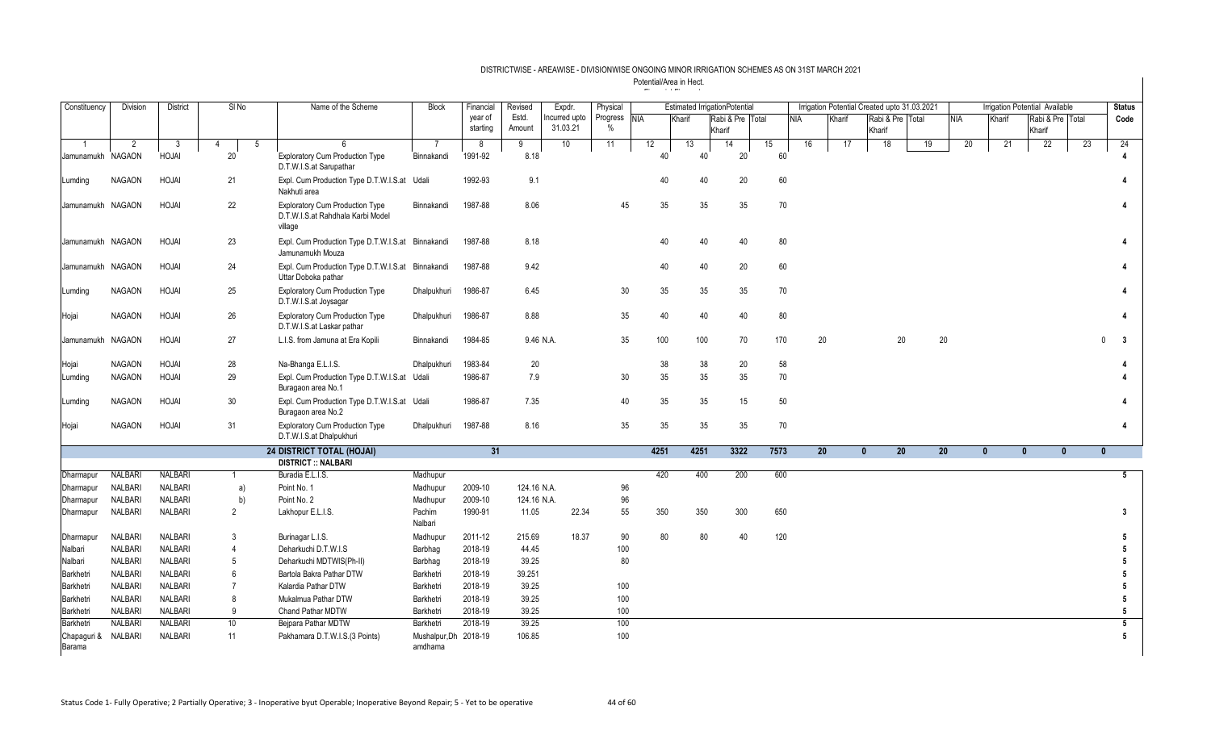DISTRICTWISE - AREAWISE - DIVISIONWISE ONGOING MINOR IRRIGATION SCHEMES AS ON 31ST MARCH 2021

Potential/Area in Hect.

| Constituency | Division | District | Sl No | | Name of the Scheme | Block | Financial year of starting | Revised Estd. Amount | Expdr. Incurred upto 31.03.21 | Physical Progress % | Estimated IrrigationPotential | | | | Irrigation Potential Created upto 31.03.2021 | | | | Irrigation Potential Available | | | | Status Code |
|---|---|---|---|---|---|---|---|---|---|---|---|---|---|---|---|---|---|---|---|---|---|---|---|
| | | | | | | | | | | | NIA | Kharif | Rabi & Pre Kharif | Total | NIA | Kharif | Rabi & Pre Kharif | Total | NIA | Kharif | Rabi & Pre Kharif | Total | |
| 1 | 2 | 3 | 4 | 5 | 6 | 7 | 8 | 9 | 10 | 11 | 12 | 13 | 14 | 15 | 16 | 17 | 18 | 19 | 20 | 21 | 22 | 23 | 24 |
| Jamunamukh | NAGAON | HOJAI | 20 | | Exploratory Cum Production Type D.T.W.I.S.at Sarupathar | Binnakandi | 1991-92 | 8.18 | | | 40 | 40 | 20 | 60 | | | | | | | | | 4 |
| Lumding | NAGAON | HOJAI | 21 | | Expl. Cum Production Type D.T.W.I.S.at Nakhuti area | Udali | 1992-93 | 9.1 | | | 40 | 40 | 20 | 60 | | | | | | | | | 4 |
| Jamunamukh | NAGAON | HOJAI | 22 | | Exploratory Cum Production Type D.T.W.I.S.at Rahdhala Karbi Model village | Binnakandi | 1987-88 | 8.06 | | 45 | 35 | 35 | 35 | 70 | | | | | | | | | 4 |
| Jamunamukh | NAGAON | HOJAI | 23 | | Expl. Cum Production Type D.T.W.I.S.at Jamunamukh Mouza | Binnakandi | 1987-88 | 8.18 | | | 40 | 40 | 40 | 80 | | | | | | | | | 4 |
| Jamunamukh | NAGAON | HOJAI | 24 | | Expl. Cum Production Type D.T.W.I.S.at Uttar Doboka pathar | Binnakandi | 1987-88 | 9.42 | | | 40 | 40 | 20 | 60 | | | | | | | | | 4 |
| Lumding | NAGAON | HOJAI | 25 | | Exploratory Cum Production Type D.T.W.I.S.at Joysagar | Dhalpukhuri | 1986-87 | 6.45 | | 30 | 35 | 35 | 35 | 70 | | | | | | | | | 4 |
| Hojai | NAGAON | HOJAI | 26 | | Exploratory Cum Production Type D.T.W.I.S.at Laskar pathar | Dhalpukhuri | 1986-87 | 8.88 | | 35 | 40 | 40 | 40 | 80 | | | | | | | | | 4 |
| Jamunamukh | NAGAON | HOJAI | 27 | | L.I.S. from Jamuna at Era Kopili | Binnakandi | 1984-85 | 9.46 | N.A. | 35 | 100 | 100 | 70 | 170 | 20 | | 20 | 20 | | | | 0 | 3 |
| Hojai | NAGAON | HOJAI | 28 | | Na-Bhanga E.L.I.S. | Dhalpukhuri | 1983-84 | 20 | | | 38 | 38 | 20 | 58 | | | | | | | | | 4 |
| Lumding | NAGAON | HOJAI | 29 | | Expl. Cum Production Type D.T.W.I.S.at Buragaon area No.1 | Udali | 1986-87 | 7.9 | | 30 | 35 | 35 | 35 | 70 | | | | | | | | | 4 |
| Lumding | NAGAON | HOJAI | 30 | | Expl. Cum Production Type D.T.W.I.S.at Buragaon area No.2 | Udali | 1986-87 | 7.35 | | 40 | 35 | 35 | 15 | 50 | | | | | | | | | 4 |
| Hojai | NAGAON | HOJAI | 31 | | Exploratory Cum Production Type D.T.W.I.S.at Dhalpukhuri | Dhalpukhuri | 1987-88 | 8.16 | | 35 | 35 | 35 | 35 | 70 | | | | | | | | | 4 |
| | | | | | **24 DISTRICT TOTAL (HOJAI)** | | | **31** | | | **4251** | **4251** | **3322** | **7573** | **20** | **0** | **20** | **20** | **0** | **0** | **0** | **0** | |
| | | | | | **DISTRICT :: NALBARI** | | | | | | | | | | | | | | | | | | |
| Dharmapur | NALBARI | NALBARI | 1 | | Buradia E.L.I.S. | Madhupur | | | | | 420 | 400 | 200 | 600 | | | | | | | | | 5 |
| Dharmapur | NALBARI | NALBARI | | a) | Point No. 1 | Madhupur | 2009-10 | 124.16 | N.A. | 96 | | | | | | | | | | | | | |
| Dharmapur | NALBARI | NALBARI | | b) | Point No. 2 | Madhupur | 2009-10 | 124.16 | N.A. | 96 | | | | | | | | | | | | | |
| Dharmapur | NALBARI | NALBARI | 2 | | Lakhopur E.L.I.S. | Pachim Nalbari | 1990-91 | 11.05 | 22.34 | 55 | 350 | 350 | 300 | 650 | | | | | | | | | 3 |
| Dharmapur | NALBARI | NALBARI | 3 | | Burinagar L.I.S. | Madhupur | 2011-12 | 215.69 | 18.37 | 90 | 80 | 80 | 40 | 120 | | | | | | | | | 5 |
| Nalbari | NALBARI | NALBARI | 4 | | Deharkuchi D.T.W.I.S | Barbhag | 2018-19 | 44.45 | | 100 | | | | | | | | | | | | | 5 |
| Nalbari | NALBARI | NALBARI | 5 | | Deharkuchi MDTWIS(Ph-II) | Barbhag | 2018-19 | 39.25 | | 80 | | | | | | | | | | | | | 5 |
| Barkhetri | NALBARI | NALBARI | 6 | | Bartola Bakra Pathar DTW | Barkhetri | 2018-19 | 39.251 | | | | | | | | | | | | | | | 5 |
| Barkhetri | NALBARI | NALBARI | 7 | | Kalardia Pathar DTW | Barkhetri | 2018-19 | 39.25 | | 100 | | | | | | | | | | | | | 5 |
| Barkhetri | NALBARI | NALBARI | 8 | | Mukalmua Pathar DTW | Barkhetri | 2018-19 | 39.25 | | 100 | | | | | | | | | | | | | 5 |
| Barkhetri | NALBARI | NALBARI | 9 | | Chand Pathar MDTW | Barkhetri | 2018-19 | 39.25 | | 100 | | | | | | | | | | | | | 5 |
| Barkhetri | NALBARI | NALBARI | 10 | | Bejpara Pathar MDTW | Barkhetri | 2018-19 | 39.25 | | 100 | | | | | | | | | | | | | 5 |
| Chapaguri & Barama | NALBARI | NALBARI | 11 | | Pakhamara D.T.W.I.S.(3 Points) | Mushalpur,Dhamdhama | 2018-19 | 106.85 | | 100 | | | | | | | | | | | | | 5 |

Status Code 1- Fully Operative; 2 Partially Operative; 3 - Inoperative byut Operable; Inoperative Beyond Repair; 5 - Yet to be operative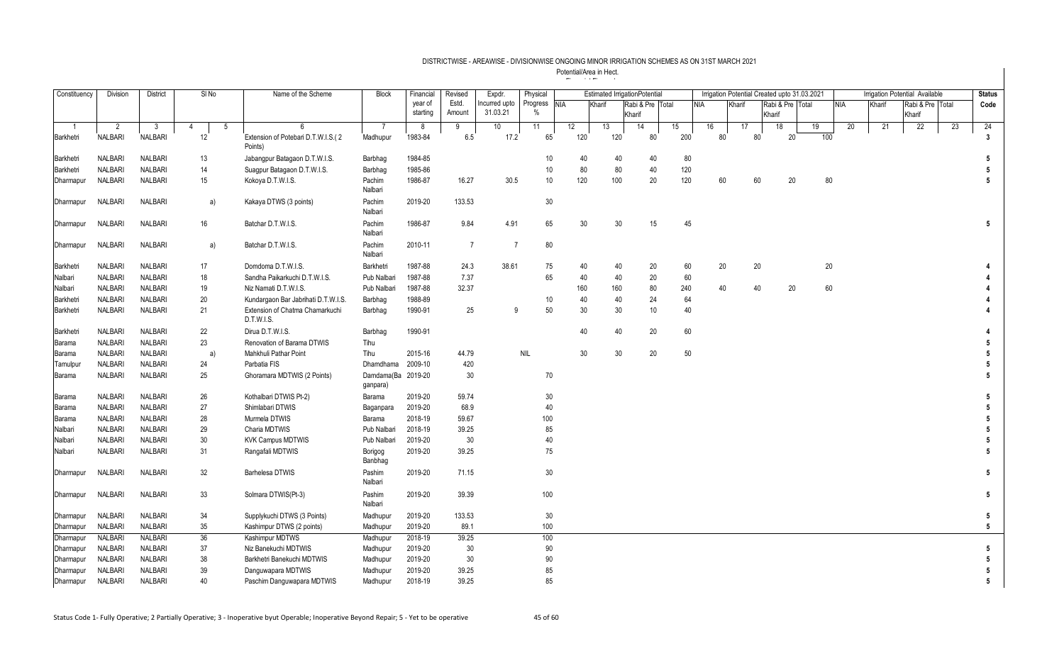# DISTRICTWISE - AREAWISE - DIVISIONWISE ONGOING MINOR IRRIGATION SCHEMES AS ON 31ST MARCH 2021

Potential/Area in Hect.

| Constituency | Division | District | Sl No | | Name of the Scheme | Block | Financial year of starting | Revised Estd. Amount | Expdr. Incurred upto 31.03.21 | Physical Progress % | Estimated IrrigationPotential | | | | Irrigation Potential Created upto 31.03.2021 | | | | Irrigation Potential Available | | | | Status Code |
|---|---|---|---|---|---|---|---|---|---|---|---|---|---|---|---|---|---|---|---|---|---|---|---|
| | | | | | | | | | | | NIA | Kharif | Rabi & Pre Kharif | Total | NIA | Kharif | Rabi & Pre Kharif | Total | NIA | Kharif | Rabi & Pre Kharif | Total | |
| 1 | 2 | 3 | 4 | 5 | 6 | 7 | 8 | 9 | 10 | 11 | 12 | 13 | 14 | 15 | 16 | 17 | 18 | 19 | 20 | 21 | 22 | 23 | 24 |
| Barkhetri | NALBARI | NALBARI | 12 | | Extension of Potebari D.T.W.I.S.( 2 Points) | Madhupur | 1983-84 | 6.5 | 17.2 | 65 | 120 | 120 | 80 | 200 | 80 | 80 | 20 | 100 | | | | | 3 |
| Barkhetri | NALBARI | NALBARI | 13 | | Jabangpur Batagaon D.T.W.I.S. | Barbhag | 1984-85 | | | 10 | 40 | 40 | 40 | 80 | | | | | | | | | 5 |
| Barkhetri | NALBARI | NALBARI | 14 | | Suagpur Batagaon D.T.W.I.S. | Barbhag | 1985-86 | | | 10 | 80 | 80 | 40 | 120 | | | | | | | | | 5 |
| Dharmapur | NALBARI | NALBARI | 15 | | Kokoya D.T.W.I.S. | Pachim Nalbari | 1986-87 | 16.27 | 30.5 | 10 | 120 | 100 | 20 | 120 | 60 | 60 | 20 | 80 | | | | | 5 |
| Dharmapur | NALBARI | NALBARI | | a) | Kakaya DTWS (3 points) | Pachim Nalbari | 2019-20 | 133.53 | | 30 | | | | | | | | | | | | | |
| Dharmapur | NALBARI | NALBARI | 16 | | Batchar D.T.W.I.S. | Pachim Nalbari | 1986-87 | 9.84 | 4.91 | 65 | 30 | 30 | 15 | 45 | | | | | | | | | 5 |
| Dharmapur | NALBARI | NALBARI | | a) | Batchar D.T.W.I.S. | Pachim Nalbari | 2010-11 | 7 | 7 | 80 | | | | | | | | | | | | | |
| Barkhetri | NALBARI | NALBARI | 17 | | Domdoma D.T.W.I.S. | Barkhetri | 1987-88 | 24.3 | 38.61 | 75 | 40 | 40 | 20 | 60 | 20 | 20 | | 20 | | | | | 4 |
| Nalbari | NALBARI | NALBARI | 18 | | Sandha Paikarkuchi D.T.W.I.S. | Pub Nalbari | 1987-88 | 7.37 | | 65 | 40 | 40 | 20 | 60 | | | | | | | | | 4 |
| Nalbari | NALBARI | NALBARI | 19 | | Niz Namati D.T.W.I.S. | Pub Nalbari | 1987-88 | 32.37 | | | 160 | 160 | 80 | 240 | 40 | 40 | 20 | 60 | | | | | 4 |
| Barkhetri | NALBARI | NALBARI | 20 | | Kundargaon Bar Jabrihati D.T.W.I.S. | Barbhag | 1988-89 | | | 10 | 40 | 40 | 24 | 64 | | | | | | | | | 4 |
| Barkhetri | NALBARI | NALBARI | 21 | | Extension of Chatma Chamarkuchi D.T.W.I.S. | Barbhag | 1990-91 | 25 | 9 | 50 | 30 | 30 | 10 | 40 | | | | | | | | | 4 |
| Barkhetri | NALBARI | NALBARI | 22 | | Dirua D.T.W.I.S. | Barbhag | 1990-91 | | | | 40 | 40 | 20 | 60 | | | | | | | | | 4 |
| Barama | NALBARI | NALBARI | 23 | | Renovation of Barama DTWIS | Tihu | | | | | | | | | | | | | | | | | 5 |
| Barama | NALBARI | NALBARI | | a) | Mahkhuli Pathar Point | Tihu | 2015-16 | 44.79 | | NIL | 30 | 30 | 20 | 50 | | | | | | | | | 5 |
| Tamulpur | NALBARI | NALBARI | 24 | | Parbatia FIS | Dhamdhama | 2009-10 | 420 | | | | | | | | | | | | | | | 5 |
| Barama | NALBARI | NALBARI | 25 | | Ghoramara MDTWIS (2 Points) | Damdama(Baganpara) | 2019-20 | 30 | | 70 | | | | | | | | | | | | | 5 |
| Barama | NALBARI | NALBARI | 26 | | Kothalbari DTWIS Pt-2) | Barama | 2019-20 | 59.74 | | 30 | | | | | | | | | | | | | 5 |
| Barama | NALBARI | NALBARI | 27 | | Shimlabari DTWIS | Baganpara | 2019-20 | 68.9 | | 40 | | | | | | | | | | | | | 5 |
| Barama | NALBARI | NALBARI | 28 | | Murmela DTWIS | Barama | 2018-19 | 59.67 | | 100 | | | | | | | | | | | | | 5 |
| Nalbari | NALBARI | NALBARI | 29 | | Charia MDTWIS | Pub Nalbari | 2018-19 | 39.25 | | 85 | | | | | | | | | | | | | 5 |
| Nalbari | NALBARI | NALBARI | 30 | | KVK Campus MDTWIS | Pub Nalbari | 2019-20 | 30 | | 40 | | | | | | | | | | | | | 5 |
| Nalbari | NALBARI | NALBARI | 31 | | Rangafali MDTWIS | Borigog Banbhag | 2019-20 | 39.25 | | 75 | | | | | | | | | | | | | 5 |
| Dharmapur | NALBARI | NALBARI | 32 | | Barhelesa DTWIS | Pashim Nalbari | 2019-20 | 71.15 | | 30 | | | | | | | | | | | | | 5 |
| Dharmapur | NALBARI | NALBARI | 33 | | Solmara DTWIS(Pt-3) | Pashim Nalbari | 2019-20 | 39.39 | | 100 | | | | | | | | | | | | | 5 |
| Dharmapur | NALBARI | NALBARI | 34 | | Supplykuchi DTWS (3 Points) | Madhupur | 2019-20 | 133.53 | | 30 | | | | | | | | | | | | | 5 |
| Dharmapur | NALBARI | NALBARI | 35 | | Kashimpur DTWS (2 points) | Madhupur | 2019-20 | 89.1 | | 100 | | | | | | | | | | | | | 5 |
| Dharmapur | NALBARI | NALBARI | 36 | | Kashimpur MDTWS | Madhupur | 2018-19 | 39.25 | | 100 | | | | | | | | | | | | | |
| Dharmapur | NALBARI | NALBARI | 37 | | Niz Banekuchi MDTWIS | Madhupur | 2019-20 | 30 | | 90 | | | | | | | | | | | | | 5 |
| Dharmapur | NALBARI | NALBARI | 38 | | Barkhetri Banekuchi MDTWIS | Madhupur | 2019-20 | 30 | | 90 | | | | | | | | | | | | | 5 |
| Dharmapur | NALBARI | NALBARI | 39 | | Danguwapara MDTWIS | Madhupur | 2019-20 | 39.25 | | 85 | | | | | | | | | | | | | 5 |
| Dharmapur | NALBARI | NALBARI | 40 | | Paschim Danguwapara MDTWIS | Madhupur | 2018-19 | 39.25 | | 85 | | | | | | | | | | | | | 5 |

Status Code 1- Fully Operative; 2 Partially Operative; 3 - Inoperative byut Operable; Inoperative Beyond Repair; 5 - Yet to be operative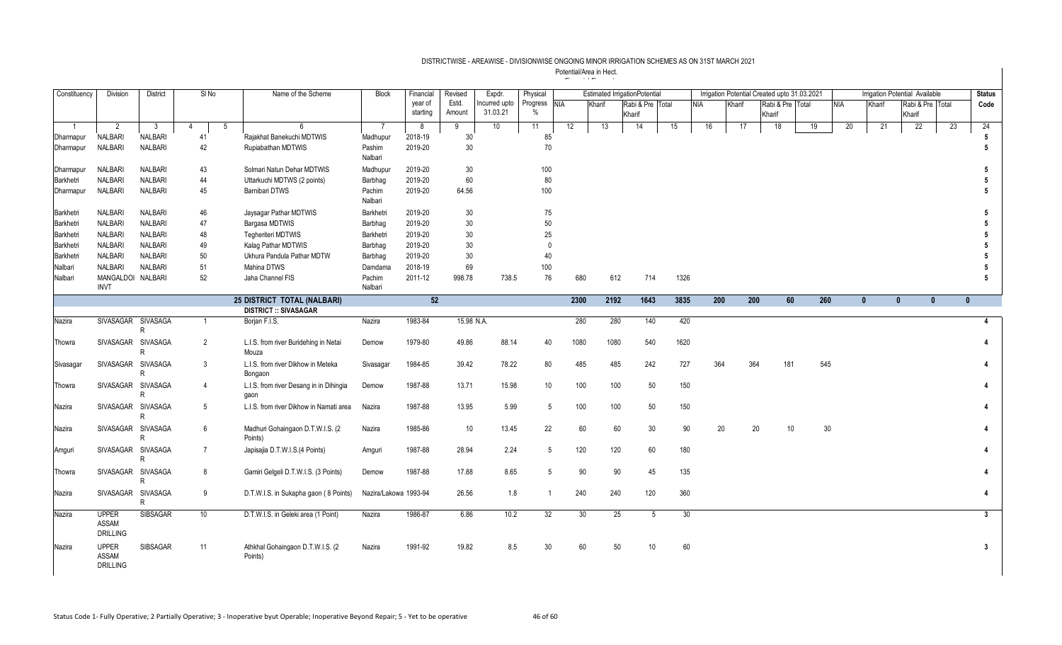DISTRICTWISE - AREAWISE - DIVISIONWISE ONGOING MINOR IRRIGATION SCHEMES AS ON 31ST MARCH 2021

Potential/Area in Hect.

| Constituency | Division | District | Sl No | | Name of the Scheme | Block | Financial year of starting | Revised Estd. Amount | Expdr. Incurred upto 31.03.21 | Physical Progress % | Estimated IrrigationPotential | | | | Irrigation Potential Created upto 31.03.2021 | | | | Irrigation Potential Available | | | | Status Code |
|---|---|---|---|---|---|---|---|---|---|---|---|---|---|---|---|---|---|---|---|---|---|---|---|
| | | | | | | | | | | | NIA | Kharif | Rabi & Pre Kharif | Total | NIA | Kharif | Rabi & Pre Kharif | Total | NIA | Kharif | Rabi & Pre Kharif | Total | |
| 1 | 2 | 3 | 4 | 5 | 6 | 7 | 8 | 9 | 10 | 11 | 12 | 13 | 14 | 15 | 16 | 17 | 18 | 19 | 20 | 21 | 22 | 23 | 24 |
| Dharmapur | NALBARI | NALBARI | 41 | | Rajakhat Banekuchi MDTWIS | Madhupur | 2018-19 | 30 | | 85 | | | | | | | | | | | | | 5 |
| Dharmapur | NALBARI | NALBARI | 42 | | Rupiabathan MDTWIS | Pashim Nalbari | 2019-20 | 30 | | 70 | | | | | | | | | | | | | 5 |
| Dharmapur | NALBARI | NALBARI | 43 | | Solmari Natun Dehar MDTWIS | Madhupur | 2019-20 | 30 | | 100 | | | | | | | | | | | | | 5 |
| Barkhetri | NALBARI | NALBARI | 44 | | Uttarkuchi MDTWS (2 points) | Barbhag | 2019-20 | 60 | | 80 | | | | | | | | | | | | | 5 |
| Dharmapur | NALBARI | NALBARI | 45 | | Barnibari DTWS | Pachim Nalbari | 2019-20 | 64.56 | | 100 | | | | | | | | | | | | | 5 |
| Barkhetri | NALBARI | NALBARI | 46 | | Jaysagar Pathar MDTWIS | Barkhetri | 2019-20 | 30 | | 75 | | | | | | | | | | | | | 5 |
| Barkhetri | NALBARI | NALBARI | 47 | | Bargasa MDTWIS | Barbhag | 2019-20 | 30 | | 50 | | | | | | | | | | | | | 5 |
| Barkhetri | NALBARI | NALBARI | 48 | | Tegheriteri MDTWIS | Barkhetri | 2019-20 | 30 | | 25 | | | | | | | | | | | | | 5 |
| Barkhetri | NALBARI | NALBARI | 49 | | Kalag Pathar MDTWIS | Barbhag | 2019-20 | 30 | | 0 | | | | | | | | | | | | | 5 |
| Barkhetri | NALBARI | NALBARI | 50 | | Ukhura Pandula Pathar MDTW | Barbhag | 2019-20 | 30 | | 40 | | | | | | | | | | | | | 5 |
| Nalbari | NALBARI | NALBARI | 51 | | Mahina DTWS | Darndama | 2018-19 | 69 | | 100 | | | | | | | | | | | | | 5 |
| Nalbari | MANGALDOI INVT | NALBARI | 52 | | Jaha Channel FIS | Pachim Nalbari | 2011-12 | 998.78 | 738.5 | 76 | 680 | 612 | 714 | 1326 | | | | | | | | | 5 |
| | | | | | **25 DISTRICT TOTAL (NALBARI)** | | **52** | | | | **2300** | **2192** | **1643** | **3835** | **200** | **200** | **60** | **260** | **0** | **0** | **0** | **0** | |
| | | | | | **DISTRICT :: SIVASAGAR** | | | | | | | | | | | | | | | | | | |
| Nazira | SIVASAGAR | SIVASAGAR | 1 | | Borjan F.I.S. | Nazira | 1983-84 | 15.98 | N.A. | | 280 | 280 | 140 | 420 | | | | | | | | | 4 |
| Thowra | SIVASAGAR | SIVASAGAR | 2 | | L.I.S. from river Buridehing in Netai Mouza | Demow | 1979-80 | 49.86 | 88.14 | 40 | 1080 | 1080 | 540 | 1620 | | | | | | | | | 4 |
| Sivasagar | SIVASAGAR | SIVASAGAR | 3 | | L.I.S. from river Dikhow in Meteka Bongaon | Sivasagar | 1984-85 | 39.42 | 78.22 | 80 | 485 | 485 | 242 | 727 | 364 | 364 | 181 | 545 | | | | | 4 |
| Thowra | SIVASAGAR | SIVASAGAR | 4 | | L.I.S. from river Desang in in Dihingia gaon | Demow | 1987-88 | 13.71 | 15.98 | 10 | 100 | 100 | 50 | 150 | | | | | | | | | 4 |
| Nazira | SIVASAGAR | SIVASAGAR | 5 | | L.I.S. from river Dikhow in Namati area | Nazira | 1987-88 | 13.95 | 5.99 | 5 | 100 | 100 | 50 | 150 | | | | | | | | | 4 |
| Nazira | SIVASAGAR | SIVASAGAR | 6 | | Madhuri Gohaingaon D.T.W.I.S. (2 Points) | Nazira | 1985-86 | 10 | 13.45 | 22 | 60 | 60 | 30 | 90 | 20 | 20 | 10 | 30 | | | | | 4 |
| Amguri | SIVASAGAR | SIVASAGAR | 7 | | Japisajia D.T.W.I.S.(4 Points) | Amguri | 1987-88 | 28.94 | 2.24 | 5 | 120 | 120 | 60 | 180 | | | | | | | | | 4 |
| Thowra | SIVASAGAR | SIVASAGAR | 8 | | Gamiri Gelgeli D.T.W.I.S. (3 Points) | Demow | 1987-88 | 17.88 | 8.65 | 5 | 90 | 90 | 45 | 135 | | | | | | | | | 4 |
| Nazira | SIVASAGAR | SIVASAGAR | 9 | | D.T.W.I.S. in Sukapha gaon ( 8 Points) | Nazira/Lakowa | 1993-94 | 26.56 | 1.8 | 1 | 240 | 240 | 120 | 360 | | | | | | | | | 4 |
| Nazira | UPPER ASSAM DRILLING | SIBSAGAR | 10 | | D.T.W.I.S. in Geleki area (1 Point) | Nazira | 1986-87 | 6.86 | 10.2 | 32 | 30 | 25 | 5 | 30 | | | | | | | | | 3 |
| Nazira | UPPER ASSAM DRILLING | SIBSAGAR | 11 | | Athkhal Gohaingaon D.T.W.I.S. (2 Points) | Nazira | 1991-92 | 19.82 | 8.5 | 30 | 60 | 50 | 10 | 60 | | | | | | | | | 3 |

Status Code 1- Fully Operative; 2 Partially Operative; 3 - Inoperative byut Operable; Inoperative Beyond Repair; 5 - Yet to be operative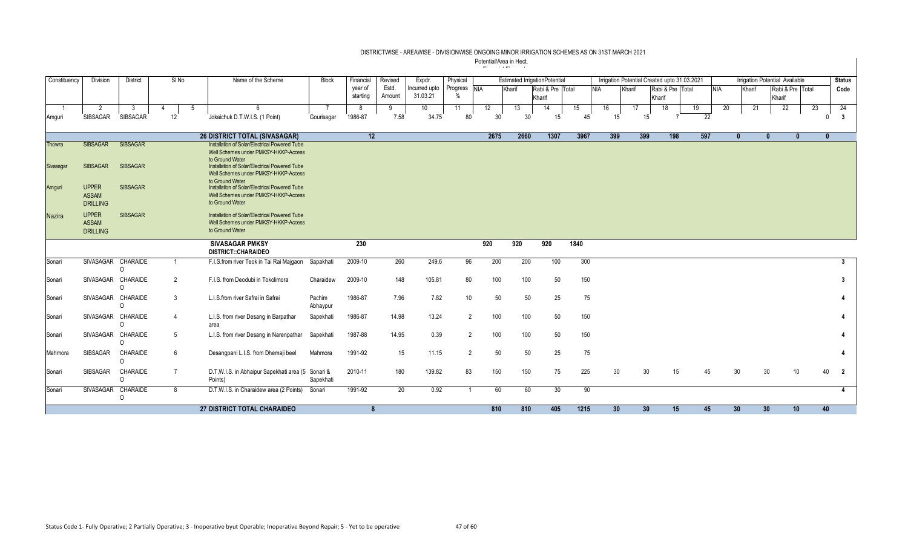# DISTRICTWISE - AREAWISE - DIVISIONWISE ONGOING MINOR IRRIGATION SCHEMES AS ON 31ST MARCH 2021

Potential/Area in Hect.

| Constituency | Division | District | Sl No | | Name of the Scheme | Block | Financial year of starting | Revised Estd. Amount | Expdr. Incurred upto 31.03.21 | Physical Progress % | Estimated IrrigationPotential | | | | Irrigation Potential Created upto 31.03.2021 | | | | Irrigation Potential Available | | | | Status Code |
|---|---|---|---|---|---|---|---|---|---|---|---|---|---|---|---|---|---|---|---|---|---|---|---|
| | | | | | | | | | | | NIA | Kharif | Rabi & Pre Kharif | Total | NIA | Kharif | Rabi & Pre Kharif | Total | NIA | Kharif | Rabi & Pre Kharif | Total | |
| 1 | 2 | 3 | 4 | 5 | 6 | 7 | 8 | 9 | 10 | 11 | 12 | 13 | 14 | 15 | 16 | 17 | 18 | 19 | 20 | 21 | 22 | 23 | 24 |
| Amguri | SIBSAGAR | SIBSAGAR | 12 | | Jokaichuk D.T.W.I.S. (1 Point) | Gourisagar | 1986-87 | 7.58 | 34.75 | 80 | 30 | 30 | 15 | 45 | 15 | 15 | 7 | 22 | | | | 0 | 3 |
| | | | | | **26 DISTRICT TOTAL (SIVASAGAR)** | | **12** | | | | **2675** | **2660** | **1307** | **3967** | **399** | **399** | **198** | **597** | **0** | **0** | **0** | **0** | |
| Thowra | SIBSAGAR | SIBSAGAR | | | Installation of Solar/Electrical Powered Tube Well Schemes under PMKSY-HKKP-Access to Ground Water | | | | | | | | | | | | | | | | | | |
| Sivasagar | SIBSAGAR | SIBSAGAR | | | Installation of Solar/Electrical Powered Tube Well Schemes under PMKSY-HKKP-Access to Ground Water | | | | | | | | | | | | | | | | | | |
| Amguri | UPPER ASSAM DRILLING | SIBSAGAR | | | Installation of Solar/Electrical Powered Tube Well Schemes under PMKSY-HKKP-Access to Ground Water | | | | | | | | | | | | | | | | | | |
| Nazira | UPPER ASSAM DRILLING | SIBSAGAR | | | Installation of Solar/Electrical Powered Tube Well Schemes under PMKSY-HKKP-Access to Ground Water | | | | | | | | | | | | | | | | | | |
| | | | | | **SIVASAGAR PMKSY** | | **230** | | | | **920** | **920** | **920** | **1840** | | | | | | | | | |
| | | | | | **DISTRICT::CHARAIDEO** | | | | | | | | | | | | | | | | | | |
| Sonari | SIVASAGAR | CHARAIDEO | 1 | | F.I.S.from river Teok in Tai Rai Majgaon | Sapakhati | 2009-10 | 260 | 249.6 | 96 | 200 | 200 | 100 | 300 | | | | | | | | | 3 |
| Sonari | SIVASAGAR | CHARAIDEO | 2 | | F.I.S. from Deodubi in Tokolimora | Charaidew | 2009-10 | 148 | 105.81 | 80 | 100 | 100 | 50 | 150 | | | | | | | | | 3 |
| Sonari | SIVASAGAR | CHARAIDEO | 3 | | L.I.S.from river Safrai in Safrai | Pachim Abhaypur | 1986-87 | 7.96 | 7.82 | 10 | 50 | 50 | 25 | 75 | | | | | | | | | 4 |
| Sonari | SIVASAGAR | CHARAIDEO | 4 | | L.I.S. from river Desang in Barpathar area | Sapekhati | 1986-87 | 14.98 | 13.24 | 2 | 100 | 100 | 50 | 150 | | | | | | | | | 4 |
| Sonari | SIVASAGAR | CHARAIDEO | 5 | | L.I.S. from river Desang in Narenpathar | Sapekhati | 1987-88 | 14.95 | 0.39 | 2 | 100 | 100 | 50 | 150 | | | | | | | | | 4 |
| Mahmora | SIBSAGAR | CHARAIDEO | 6 | | Desangpani L.I.S. from Dhemaji beel | Mahmora | 1991-92 | 15 | 11.15 | 2 | 50 | 50 | 25 | 75 | | | | | | | | | 4 |
| Sonari | SIBSAGAR | CHARAIDEO | 7 | | D.T.W.I.S. in Abhaipur Sapekhati area (5 Points) | Sonari & Sapekhati | 2010-11 | 180 | 139.82 | 83 | 150 | 150 | 75 | 225 | 30 | 30 | 15 | 45 | 30 | 30 | 10 | 40 | 2 |
| Sonari | SIVASAGAR | CHARAIDEO | 8 | | D.T.W.I.S. in Charaidew area (2 Points) | Sonari | 1991-92 | 20 | 0.92 | 1 | 60 | 60 | 30 | 90 | | | | | | | | | 4 |
| | | | | | **27 DISTRICT TOTAL CHARAIDEO** | | **8** | | | | **810** | **810** | **405** | **1215** | **30** | **30** | **15** | **45** | **30** | **30** | **10** | **40** | |

Status Code 1- Fully Operative; 2 Partially Operative; 3 - Inoperative byut Operable; Inoperative Beyond Repair; 5 - Yet to be operative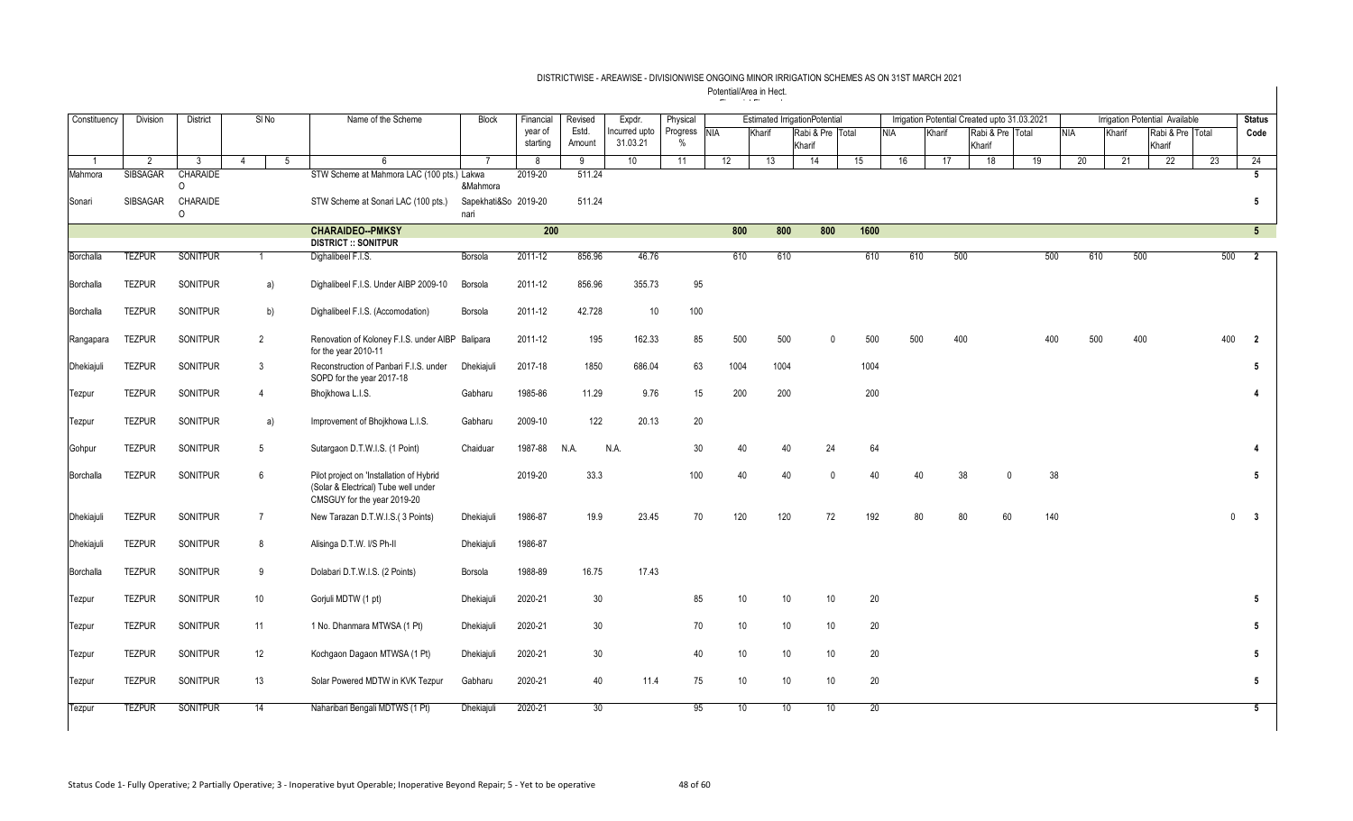DISTRICTWISE - AREAWISE - DIVISIONWISE ONGOING MINOR IRRIGATION SCHEMES AS ON 31ST MARCH 2021

Potential/Area in Hect.

| Constituency | Division | District | Sl No | | Name of the Scheme | Block | Financial year of starting | Revised Estd. Amount | Expdr. Incurred upto 31.03.21 | Physical Progress % | Estimated IrrigationPotential | | | | Irrigation Potential Created upto 31.03.2021 | | | | Irrigation Potential Available | | | | Status Code |
|---|---|---|---|---|---|---|---|---|---|---|---|---|---|---|---|---|---|---|---|---|---|---|---|
| | | | | | | | | | | | NIA | Kharif | Rabi & Pre Kharif | Total | NIA | Kharif | Rabi & Pre Kharif | Total | NIA | Kharif | Rabi & Pre Kharif | Total | |
| 1 | 2 | 3 | 4 | 5 | 6 | 7 | 8 | 9 | 10 | 11 | 12 | 13 | 14 | 15 | 16 | 17 | 18 | 19 | 20 | 21 | 22 | 23 | 24 |
| Mahmora | SIBSAGAR | CHARAIDEO | | | STW Scheme at Mahmora LAC (100 pts.) | Lakwa &Mahmora | 2019-20 | 511.24 | | | | | | | | | | | | | | | 5 |
| Sonari | SIBSAGAR | CHARAIDEO | | | STW Scheme at Sonari LAC (100 pts.) | Sapekhati&Sonari | 2019-20 | 511.24 | | | | | | | | | | | | | | | 5 |
| | | | | | **CHARAIDEO--PMKSY** | | **200** | | | | **800** | **800** | **800** | **1600** | | | | | | | | | **5** |
| | | | | | **DISTRICT :: SONITPUR** | | | | | | | | | | | | | | | | | | |
| Borchalla | TEZPUR | SONITPUR | 1 | | Dighalibeel F.I.S. | Borsola | 2011-12 | 856.96 | 46.76 | | 610 | 610 | | 610 | 610 | 500 | | 500 | 610 | 500 | | 500 | 2 |
| Borchalla | TEZPUR | SONITPUR | | a) | Dighalibeel F.I.S. Under AIBP 2009-10 | Borsola | 2011-12 | 856.96 | 355.73 | 95 | | | | | | | | | | | | | |
| Borchalla | TEZPUR | SONITPUR | | b) | Dighalibeel F.I.S. (Accomodation) | Borsola | 2011-12 | 42.728 | 10 | 100 | | | | | | | | | | | | | |
| Rangapara | TEZPUR | SONITPUR | 2 | | Renovation of Koloney F.I.S. under AIBP for the year 2010-11 | Balipara | 2011-12 | 195 | 162.33 | 85 | 500 | 500 | 0 | 500 | 500 | 400 | | 400 | 500 | 400 | | 400 | 2 |
| Dhekiajuli | TEZPUR | SONITPUR | 3 | | Reconstruction of Panbari F.I.S. under SOPD for the year 2017-18 | Dhekiajuli | 2017-18 | 1850 | 686.04 | 63 | 1004 | 1004 | | 1004 | | | | | | | | | 5 |
| Tezpur | TEZPUR | SONITPUR | 4 | | Bhojkhowa L.I.S. | Gabharu | 1985-86 | 11.29 | 9.76 | 15 | 200 | 200 | | 200 | | | | | | | | | 4 |
| Tezpur | TEZPUR | SONITPUR | | a) | Improvement of Bhojkhowa L.I.S. | Gabharu | 2009-10 | 122 | 20.13 | 20 | | | | | | | | | | | | | |
| Gohpur | TEZPUR | SONITPUR | 5 | | Sutargaon D.T.W.I.S. (1 Point) | Chaiduar | 1987-88 | N.A. | N.A. | 30 | 40 | 40 | 24 | 64 | | | | | | | | | 4 |
| Borchalla | TEZPUR | SONITPUR | 6 | | Pilot project on 'Installation of Hybrid (Solar & Electrical) Tube well under CMSGUY for the year 2019-20 | | 2019-20 | 33.3 | | 100 | 40 | 40 | 0 | 40 | 40 | 38 | 0 | 38 | | | | | 5 |
| Dhekiajuli | TEZPUR | SONITPUR | 7 | | New Tarazan D.T.W.I.S.( 3 Points) | Dhekiajuli | 1986-87 | 19.9 | 23.45 | 70 | 120 | 120 | 72 | 192 | 80 | 80 | 60 | 140 | | | | 0 | 3 |
| Dhekiajuli | TEZPUR | SONITPUR | 8 | | Alisinga D.T.W. I/S Ph-II | Dhekiajuli | 1986-87 | | | | | | | | | | | | | | | | |
| Borchalla | TEZPUR | SONITPUR | 9 | | Dolabari D.T.W.I.S. (2 Points) | Borsola | 1988-89 | 16.75 | 17.43 | | | | | | | | | | | | | | |
| Tezpur | TEZPUR | SONITPUR | 10 | | Gorjuli MDTW (1 pt) | Dhekiajuli | 2020-21 | 30 | | 85 | 10 | 10 | 10 | 20 | | | | | | | | | 5 |
| Tezpur | TEZPUR | SONITPUR | 11 | | 1 No. Dhanmara MTWSA (1 Pt) | Dhekiajuli | 2020-21 | 30 | | 70 | 10 | 10 | 10 | 20 | | | | | | | | | 5 |
| Tezpur | TEZPUR | SONITPUR | 12 | | Kochgaon Dagaon MTWSA (1 Pt) | Dhekiajuli | 2020-21 | 30 | | 40 | 10 | 10 | 10 | 20 | | | | | | | | | 5 |
| Tezpur | TEZPUR | SONITPUR | 13 | | Solar Powered MDTW in KVK Tezpur | Gabharu | 2020-21 | 40 | 11.4 | 75 | 10 | 10 | 10 | 20 | | | | | | | | | 5 |
| Tezpur | TEZPUR | SONITPUR | 14 | | Naharibari Bengali MDTWS (1 Pt) | Dhekiajuli | 2020-21 | 30 | | 95 | 10 | 10 | 10 | 20 | | | | | | | | | 5 |

Status Code 1- Fully Operative; 2 Partially Operative; 3 - Inoperative byut Operable; Inoperative Beyond Repair; 5 - Yet to be operative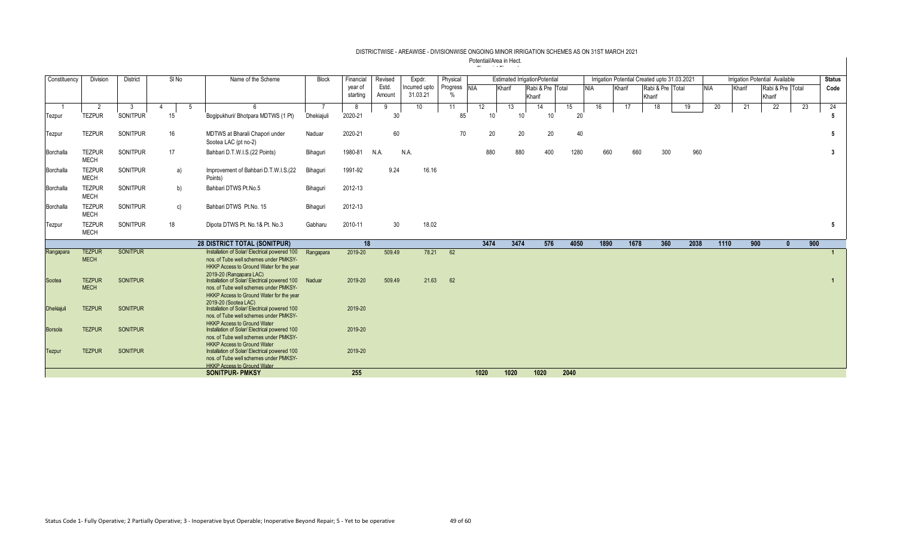DISTRICTWISE - AREAWISE - DIVISIONWISE ONGOING MINOR IRRIGATION SCHEMES AS ON 31ST MARCH 2021

Potential/Area in Hect.

| Constituency | Division | District | Sl No | | Name of the Scheme | Block | Financial year of starting | Revised Estd. Amount | Expdr. Incurred upto 31.03.21 | Physical Progress % | Estimated IrrigationPotential | | | | Irrigation Potential Created upto 31.03.2021 | | | | Irrigation Potential Available | | | | Status Code |
|---|---|---|---|---|---|---|---|---|---|---|---|---|---|---|---|---|---|---|---|---|---|---|---|
| | | | | | | | | | | | NIA | Kharif | Rabi & Pre Kharif | Total | NIA | Kharif | Rabi & Pre Kharif | Total | NIA | Kharif | Rabi & Pre Kharif | Total | |
| 1 | 2 | 3 | 4 | 5 | 6 | 7 | 8 | 9 | 10 | 11 | 12 | 13 | 14 | 15 | 16 | 17 | 18 | 19 | 20 | 21 | 22 | 23 | 24 |
| Tezpur | TEZPUR | SONITPUR | 15 | | Bogipukhuri/ Bhotpara MDTWS (1 Pt) | Dhekiajuli | 2020-21 | 30 | | 85 | 10 | 10 | 10 | 20 | | | | | | | | | 5 |
| Tezpur | TEZPUR | SONITPUR | 16 | | MDTWS at Bharali Chapori under Sootea LAC (pt no-2) | Naduar | 2020-21 | 60 | | 70 | 20 | 20 | 20 | 40 | | | | | | | | | 5 |
| Borchalla | TEZPUR MECH | SONITPUR | 17 | | Bahbari D.T.W.I.S.(22 Points) | Bihaguri | 1980-81 | N.A. | N.A. | | 880 | 880 | 400 | 1280 | 660 | 660 | 300 | 960 | | | | | 3 |
| Borchalla | TEZPUR MECH | SONITPUR | | a) | Improvement of Bahbari D.T.W.I.S.(22 Points) | Bihaguri | 1991-92 | 9.24 | 16.16 | | | | | | | | | | | | | | |
| Borchalla | TEZPUR MECH | SONITPUR | | b) | Bahbari DTWS Pt.No.5 | Bihaguri | 2012-13 | | | | | | | | | | | | | | | | |
| Borchalla | TEZPUR MECH | SONITPUR | | c) | Bahbari DTWS Pt.No. 15 | Bihaguri | 2012-13 | | | | | | | | | | | | | | | | |
| Tezpur | TEZPUR MECH | SONITPUR | 18 | | Dipota DTWS Pt. No.1& Pt. No.3 | Gabharu | 2010-11 | 30 | 18.02 | | | | | | | | | | | | | | 5 |
| | | | | | **28 DISTRICT TOTAL (SONITPUR)** | | **18** | | | | **3474** | **3474** | **576** | **4050** | **1890** | **1678** | **360** | **2038** | **1110** | **900** | **0** | **900** | |
| Rangapara | TEZPUR MECH | SONITPUR | | | Installation of Solar/ Electrical powered 100 nos. of Tube well schemes under PMKSY-HKKP Access to Ground Water for the year 2019-20 (Rangapara LAC) | Rangapara | 2019-20 | 509.49 | 78.21 | 62 | | | | | | | | | | | | | 1 |
| Sootea | TEZPUR MECH | SONITPUR | | | Installation of Solar/ Electrical powered 100 nos. of Tube well schemes under PMKSY-HKKP Access to Ground Water for the year 2019-20 (Sootea LAC) | Naduar | 2019-20 | 509.49 | 21.63 | 62 | | | | | | | | | | | | | 1 |
| Dhekiajuli | TEZPUR | SONITPUR | | | Installation of Solar/ Electrical powered 100 nos. of Tube well schemes under PMKSY-HKKP Access to Ground Water | | 2019-20 | | | | | | | | | | | | | | | | |
| Borsola | TEZPUR | SONITPUR | | | Installation of Solar/ Electrical powered 100 nos. of Tube well schemes under PMKSY-HKKP Access to Ground Water | | 2019-20 | | | | | | | | | | | | | | | | |
| Tezpur | TEZPUR | SONITPUR | | | Installation of Solar/ Electrical powered 100 nos. of Tube well schemes under PMKSY-HKKP Access to Ground Water | | 2019-20 | | | | | | | | | | | | | | | | |
| | | | | | **SONITPUR- PMKSY** | | **255** | | | | **1020** | **1020** | **1020** | **2040** | | | | | | | | | |

Status Code 1- Fully Operative; 2 Partially Operative; 3 - Inoperative byut Operable; Inoperative Beyond Repair; 5 - Yet to be operative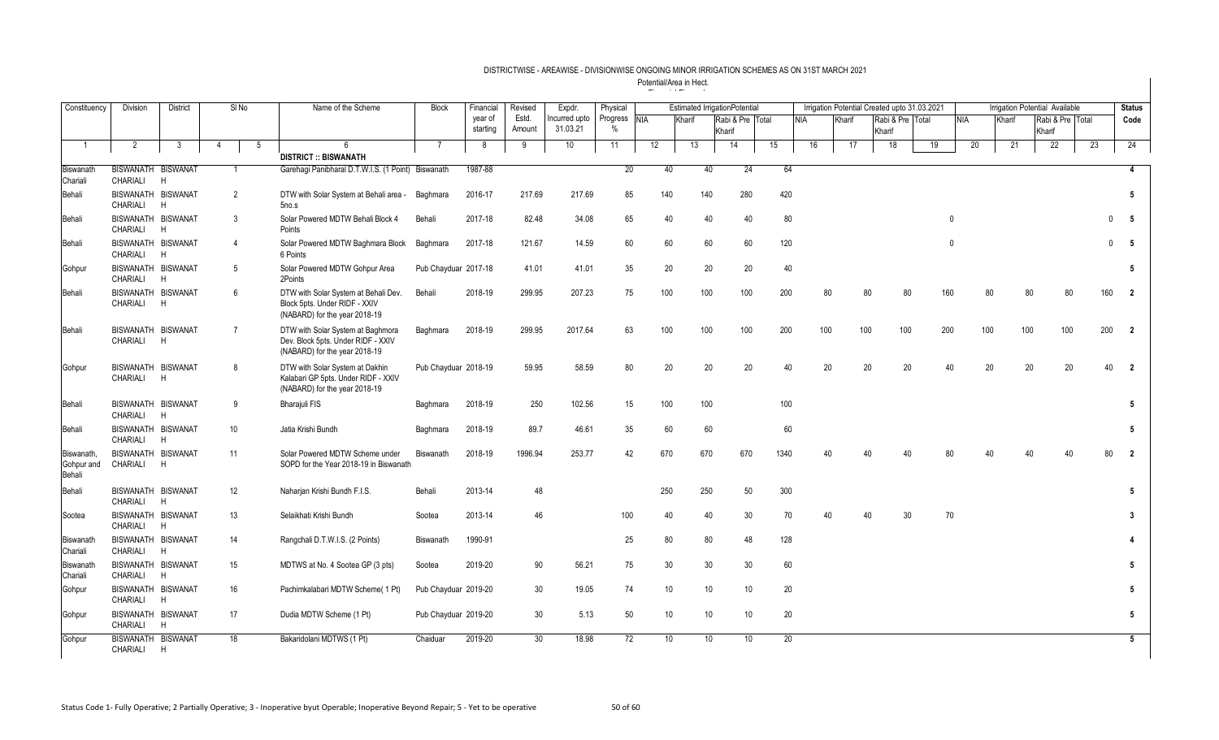# DISTRICTWISE - AREAWISE - DIVISIONWISE ONGOING MINOR IRRIGATION SCHEMES AS ON 31ST MARCH 2021

Potential/Area in Hect.

| Constituency | Division | District | Sl No | | Name of the Scheme | Block | Financial year of starting | Revised Estd. Amount | Expdr. Incurred upto 31.03.21 | Physical Progress % | Estimated IrrigationPotential | | | | Irrigation Potential Created upto 31.03.2021 | | | | Irrigation Potential Available | | | | Status Code |
|---|---|---|---|---|---|---|---|---|---|---|---|---|---|---|---|---|---|---|---|---|---|---|---|
| | | | | | | | | | | | NIA | Kharif | Rabi & Pre Kharif | Total | NIA | Kharif | Rabi & Pre Kharif | Total | NIA | Kharif | Rabi & Pre Kharif | Total | |
| 1 | 2 | 3 | 4 | 5 | 6 | 7 | 8 | 9 | 10 | 11 | 12 | 13 | 14 | 15 | 16 | 17 | 18 | 19 | 20 | 21 | 22 | 23 | 24 |
| | | | | | **DISTRICT :: BISWANATH** | | | | | | | | | | | | | | | | | | |
| Biswanath Chariali | BISWANATH CHARIALI | BISWANATH | 1 | | Garehagi Panibharal D.T.W.I.S. (1 Point) | Biswanath | 1987-88 | | | 20 | 40 | 40 | 24 | 64 | | | | | | | | | 4 |
| Behali | BISWANATH CHARIALI | BISWANATH | 2 | | DTW with Solar System at Behali area - 5no.s | Baghmara | 2016-17 | 217.69 | 217.69 | 85 | 140 | 140 | 280 | 420 | | | | | | | | | 5 |
| Behali | BISWANATH CHARIALI | BISWANATH | 3 | | Solar Powered MDTW Behali Block 4 Points | Behali | 2017-18 | 82.48 | 34.08 | 65 | 40 | 40 | 40 | 80 | | | | 0 | | | | 0 | 5 |
| Behali | BISWANATH CHARIALI | BISWANATH | 4 | | Solar Powered MDTW Baghmara Block 6 Points | Baghmara | 2017-18 | 121.67 | 14.59 | 60 | 60 | 60 | 60 | 120 | | | | 0 | | | | 0 | 5 |
| Gohpur | BISWANATH CHARIALI | BISWANATH | 5 | | Solar Powered MDTW Gohpur Area 2Points | Pub Chayduar | 2017-18 | 41.01 | 41.01 | 35 | 20 | 20 | 20 | 40 | | | | | | | | | 5 |
| Behali | BISWANATH CHARIALI | BISWANATH | 6 | | DTW with Solar System at Behali Dev. Block 5pts. Under RIDF - XXIV (NABARD) for the year 2018-19 | Behali | 2018-19 | 299.95 | 207.23 | 75 | 100 | 100 | 100 | 200 | 80 | 80 | 80 | 160 | 80 | 80 | 80 | 160 | 2 |
| Behali | BISWANATH CHARIALI | BISWANATH | 7 | | DTW with Solar System at Baghmora Dev. Block 5pts. Under RIDF - XXIV (NABARD) for the year 2018-19 | Baghmara | 2018-19 | 299.95 | 2017.64 | 63 | 100 | 100 | 100 | 200 | 100 | 100 | 100 | 200 | 100 | 100 | 100 | 200 | 2 |
| Gohpur | BISWANATH CHARIALI | BISWANATH | 8 | | DTW with Solar System at Dakhin Kalabari GP 5pts. Under RIDF - XXIV (NABARD) for the year 2018-19 | Pub Chayduar | 2018-19 | 59.95 | 58.59 | 80 | 20 | 20 | 20 | 40 | 20 | 20 | 20 | 40 | 20 | 20 | 20 | 40 | 2 |
| Behali | BISWANATH CHARIALI | BISWANATH | 9 | | Bharajuli FIS | Baghmara | 2018-19 | 250 | 102.56 | 15 | 100 | 100 | | 100 | | | | | | | | | 5 |
| Behali | BISWANATH CHARIALI | BISWANATH | 10 | | Jatia Krishi Bundh | Baghmara | 2018-19 | 89.7 | 46.61 | 35 | 60 | 60 | | 60 | | | | | | | | | 5 |
| Biswanath, Gohpur and Behali | BISWANATH CHARIALI | BISWANATH | 11 | | Solar Powered MDTW Scheme under SOPD for the Year 2018-19 in Biswanath | Biswanath | 2018-19 | 1996.94 | 253.77 | 42 | 670 | 670 | 670 | 1340 | 40 | 40 | 40 | 80 | 40 | 40 | 40 | 80 | 2 |
| Behali | BISWANATH CHARIALI | BISWANATH | 12 | | Naharjan Krishi Bundh F.I.S. | Behali | 2013-14 | 48 | | | 250 | 250 | 50 | 300 | | | | | | | | | 5 |
| Sootea | BISWANATH CHARIALI | BISWANATH | 13 | | Selaikhati Krishi Bundh | Sootea | 2013-14 | 46 | | 100 | 40 | 40 | 30 | 70 | 40 | 40 | 30 | 70 | | | | | 3 |
| Biswanath Chariali | BISWANATH CHARIALI | BISWANATH | 14 | | Rangchali D.T.W.I.S. (2 Points) | Biswanath | 1990-91 | | | 25 | 80 | 80 | 48 | 128 | | | | | | | | | 4 |
| Biswanath Chariali | BISWANATH CHARIALI | BISWANATH | 15 | | MDTWS at No. 4 Sootea GP (3 pts) | Sootea | 2019-20 | 90 | 56.21 | 75 | 30 | 30 | 30 | 60 | | | | | | | | | 5 |
| Gohpur | BISWANATH CHARIALI | BISWANATH | 16 | | Pachimkalabari MDTW Scheme( 1 Pt) | Pub Chayduar | 2019-20 | 30 | 19.05 | 74 | 10 | 10 | 10 | 20 | | | | | | | | | 5 |
| Gohpur | BISWANATH CHARIALI | BISWANATH | 17 | | Dudia MDTW Scheme (1 Pt) | Pub Chayduar | 2019-20 | 30 | 5.13 | 50 | 10 | 10 | 10 | 20 | | | | | | | | | 5 |
| Gohpur | BISWANATH CHARIALI | BISWANATH | 18 | | Bakaridolani MDTWS (1 Pt) | Chaiduar | 2019-20 | 30 | 18.98 | 72 | 10 | 10 | 10 | 20 | | | | | | | | | 5 |

Status Code 1- Fully Operative; 2 Partially Operative; 3 - Inoperative byut Operable; Inoperative Beyond Repair; 5 - Yet to be operative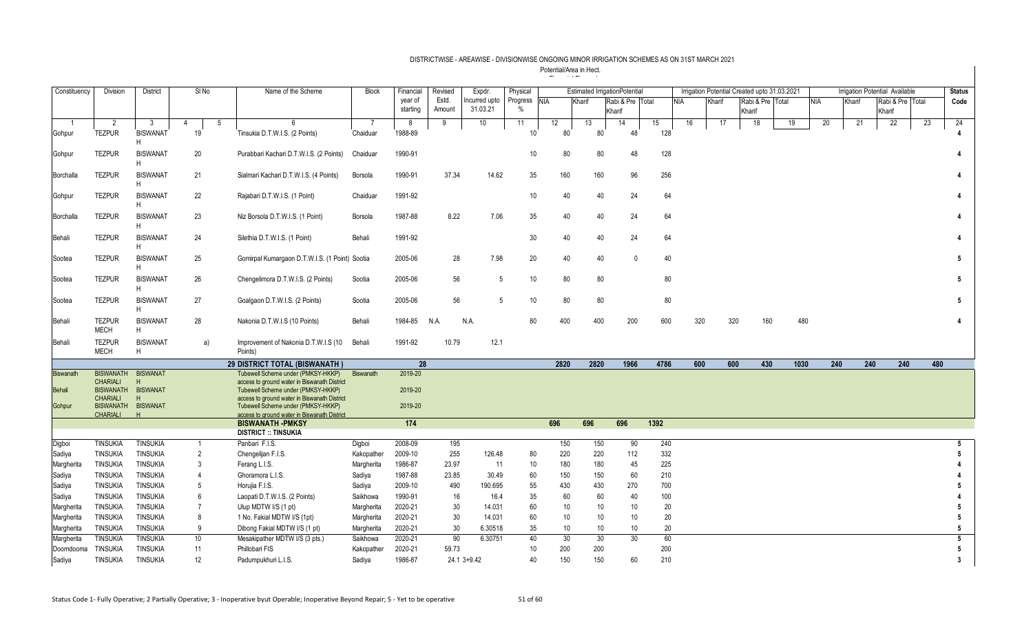DISTRICTWISE - AREAWISE - DIVISIONWISE ONGOING MINOR IRRIGATION SCHEMES AS ON 31ST MARCH 2021

Potential/Area in Hect.

| Constituency | Division | District | Sl No | | Name of the Scheme | Block | Financial year of starting | Revised Estd. Amount | Expdr. Incurred upto 31.03.21 | Physical Progress % | Estimated Irrigation Potential | | | | Irrigation Potential Created upto 31.03.2021 | | | | Irrigation Potential Available | | | | Status Code |
|---|---|---|---|---|---|---|---|---|---|---|---|---|---|---|---|---|---|---|---|---|---|---|---|
| | | | | | | | | | | | NIA | Kharif | Rabi & Pre Kharif | Total | NIA | Kharif | Rabi & Pre Kharif | Total | NIA | Kharif | Rabi & Pre Kharif | Total | |
| 1 | 2 | 3 | 4 | 5 | 6 | 7 | 8 | 9 | 10 | 11 | 12 | 13 | 14 | 15 | 16 | 17 | 18 | 19 | 20 | 21 | 22 | 23 | 24 |
| Gohpur | TEZPUR | BISWANATH | 19 | | Tinsukia D.T.W.I.S. (2 Points) | Chaiduar | 1988-89 | | | 10 | 80 | 80 | 48 | 128 | | | | | | | | | 4 |
| Gohpur | TEZPUR | BISWANATH | 20 | | Purabbari Kachari D.T.W.I.S. (2 Points) | Chaiduar | 1990-91 | | | 10 | 80 | 80 | 48 | 128 | | | | | | | | | 4 |
| Borchalla | TEZPUR | BISWANATH | 21 | | Sialmari Kachari D.T.W.I.S. (4 Points) | Borsola | 1990-91 | 37.34 | 14.62 | 35 | 160 | 160 | 96 | 256 | | | | | | | | | 4 |
| Gohpur | TEZPUR | BISWANATH | 22 | | Rajabari D.T.W.I.S. (1 Point) | Chaiduar | 1991-92 | | | 10 | 40 | 40 | 24 | 64 | | | | | | | | | 4 |
| Borchalla | TEZPUR | BISWANATH | 23 | | Niz Borsola D.T.W.I.S. (1 Point) | Borsola | 1987-88 | 8.22 | 7.06 | 35 | 40 | 40 | 24 | 64 | | | | | | | | | 4 |
| Behali | TEZPUR | BISWANATH | 24 | | Silethia D.T.W.I.S. (1 Point) | Behali | 1991-92 | | | 30 | 40 | 40 | 24 | 64 | | | | | | | | | 4 |
| Sootea | TEZPUR | BISWANATH | 25 | | Gomirpal Kumargaon D.T.W.I.S. (1 Point) | Sootia | 2005-06 | 28 | 7.98 | 20 | 40 | 40 | 0 | 40 | | | | | | | | | 5 |
| Sootea | TEZPUR | BISWANATH | 26 | | Chengelimora D.T.W.I.S. (2 Points) | Sootia | 2005-06 | 56 | 5 | 10 | 80 | 80 | | 80 | | | | | | | | | 5 |
| Sootea | TEZPUR | BISWANATH | 27 | | Goalgaon D.T.W.I.S. (2 Points) | Sootia | 2005-06 | 56 | 5 | 10 | 80 | 80 | | 80 | | | | | | | | | 5 |
| Behali | TEZPUR MECH | BISWANATH | 28 | | Nakonia D.T.W.I.S (10 Points) | Behali | 1984-85 | N.A. | N.A. | 80 | 400 | 400 | 200 | 600 | 320 | 320 | 160 | 480 | | | | | 4 |
| Behali | TEZPUR MECH | BISWANATH | | a) | Improvement of Nakonia D.T.W.I.S (10 Points) | Behali | 1991-92 | 10.79 | 12.1 | | | | | | | | | | | | | | |
| | | | | | **29 DISTRICT TOTAL (BISWANATH )** | | **28** | | | | **2820** | **2820** | **1966** | **4786** | **600** | **600** | **430** | **1030** | **240** | **240** | **240** | **480** | |
| Biswanath | BISWANATH CHARIALI | BISWANATH | | | Tubewell Scheme under (PMKSY-HKKP) access to ground water in Biswanath District | Biswanath | 2019-20 | | | | | | | | | | | | | | | | |
| Behali | BISWANATH CHARIALI | BISWANATH | | | Tubewell Scheme under (PMKSY-HKKP) access to ground water in Biswanath District | | 2019-20 | | | | | | | | | | | | | | | | |
| Gohpur | BISWANATH CHARIALI | BISWANATH | | | Tubewell Scheme under (PMKSY-HKKP) access to ground water in Biswanath District | | 2019-20 | | | | | | | | | | | | | | | | |
| | | | | | **BISWANATH -PMKSY** | | **174** | | | | **696** | **696** | **696** | **1392** | | | | | | | | | |
| | | | | | **DISTRICT :: TINSUKIA** | | | | | | | | | | | | | | | | | | |
| Digboi | TINSUKIA | TINSUKIA | 1 | | Panbari F.I.S. | Digboi | 2008-09 | 195 | | | 150 | 150 | 90 | 240 | | | | | | | | | 5 |
| Sadiya | TINSUKIA | TINSUKIA | 2 | | Chengelijan F.I.S. | Kakopather | 2009-10 | 255 | 126.48 | 80 | 220 | 220 | 112 | 332 | | | | | | | | | 5 |
| Margherita | TINSUKIA | TINSUKIA | 3 | | Ferang L.I.S. | Margherita | 1986-87 | 23.97 | 11 | 10 | 180 | 180 | 45 | 225 | | | | | | | | | 4 |
| Sadiya | TINSUKIA | TINSUKIA | 4 | | Ghoramora L.I.S. | Sadiya | 1987-88 | 23.85 | 30.49 | 60 | 150 | 150 | 60 | 210 | | | | | | | | | 4 |
| Sadiya | TINSUKIA | TINSUKIA | 5 | | Horujia F.I.S. | Sadiya | 2009-10 | 490 | 190.695 | 55 | 430 | 430 | 270 | 700 | | | | | | | | | 5 |
| Sadiya | TINSUKIA | TINSUKIA | 6 | | Laopati D.T.W.I.S. (2 Points) | Saikhowa | 1990-91 | 16 | 16.4 | 35 | 60 | 60 | 40 | 100 | | | | | | | | | 4 |
| Margherita | TINSUKIA | TINSUKIA | 7 | | Ulup MDTW I/S (1 pt) | Margherita | 2020-21 | 30 | 14.031 | 60 | 10 | 10 | 10 | 20 | | | | | | | | | 5 |
| Margherita | TINSUKIA | TINSUKIA | 8 | | 1 No. Fakial MDTW I/S (1pt) | Margherita | 2020-21 | 30 | 14.031 | 60 | 10 | 10 | 10 | 20 | | | | | | | | | 5 |
| Margherita | TINSUKIA | TINSUKIA | 9 | | Dibong Fakial MDTW I/S (1 pt) | Margherita | 2020-21 | 30 | 6.30518 | 35 | 10 | 10 | 10 | 20 | | | | | | | | | 5 |
| Margherita | TINSUKIA | TINSUKIA | 10 | | Mesakipather MDTW I/S (3 pts.) | Saikhowa | 2020-21 | 90 | 6.30751 | 40 | 30 | 30 | 30 | 60 | | | | | | | | | 5 |
| Doomdooma | TINSUKIA | TINSUKIA | 11 | | Phillobari FIS | Kakopather | 2020-21 | 59.73 | | 10 | 200 | 200 | | 200 | | | | | | | | | 5 |
| Sadiya | TINSUKIA | TINSUKIA | 12 | | Padumpukhuri L.I.S. | Sadiya | 1986-87 | 24.1 | 3+9.42 | 40 | 150 | 150 | 60 | 210 | | | | | | | | | 3 |

Status Code 1- Fully Operative; 2 Partially Operative; 3 - Inoperative byut Operable; Inoperative Beyond Repair; 5 - Yet to be operative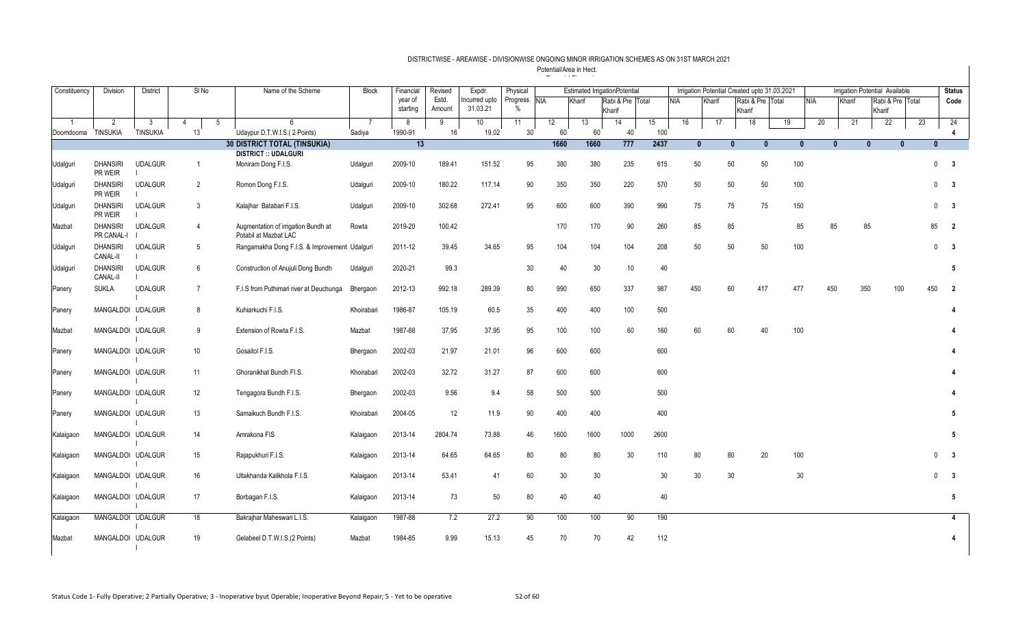DISTRICTWISE - AREAWISE - DIVISIONWISE ONGOING MINOR IRRIGATION SCHEMES AS ON 31ST MARCH 2021

Potential/Area in Hect.

| Constituency | Division | District | Sl No | | Name of the Scheme | Block | Financial year of starting | Revised Estd. Amount | Expdr. Incurred upto 31.03.21 | Physical Progress % | Estimated IrrigationPotential | | | | Irrigation Potential Created upto 31.03.2021 | | | | Irrigation Potential Available | | | | Status Code |
|---|---|---|---|---|---|---|---|---|---|---|---|---|---|---|---|---|---|---|---|---|---|---|---|
| | | | | | | | | | | | NIA | Kharif | Rabi & Pre Kharif | Total | NIA | Kharif | Rabi & Pre Kharif | Total | NIA | Kharif | Rabi & Pre Kharif | Total | |
| 1 | 2 | 3 | 4 | 5 | 6 | 7 | 8 | 9 | 10 | 11 | 12 | 13 | 14 | 15 | 16 | 17 | 18 | 19 | 20 | 21 | 22 | 23 | 24 |
| Doomdooma | TINSUKIA | TINSUKIA | | 13 | Udaypur D.T.W.I.S.( 2 Points) | Sadiya | 1990-91 | 16 | 19.02 | 30 | 60 | 60 | 40 | 100 | | | | | | | | | 4 |
| | | | | | **30 DISTRICT TOTAL (TINSUKIA)** | | 13 | | | | 1660 | 1660 | 777 | 2437 | 0 | 0 | 0 | 0 | 0 | 0 | 0 | 0 | |
| | | | | | **DISTRICT :: UDALGURI** | | | | | | | | | | | | | | | | | | |
| Udalguri | DHANSIRI PR WEIR | UDALGURI I | 1 | | Moniram Dong F.I.S. | Udalguri | 2009-10 | 189.41 | 151.52 | 95 | 380 | 380 | 235 | 615 | 50 | 50 | 50 | 100 | | | | 0 | 3 |
| Udalguri | DHANSIRI PR WEIR | UDALGURI I | 2 | | Romon Dong F.I.S. | Udalguri | 2009-10 | 180.22 | 117.14 | 90 | 350 | 350 | 220 | 570 | 50 | 50 | 50 | 100 | | | | 0 | 3 |
| Udalguri | DHANSIRI PR WEIR | UDALGURI I | 3 | | Kalajhar Batabari F.I.S. | Udalguri | 2009-10 | 302.68 | 272.41 | 95 | 600 | 600 | 390 | 990 | 75 | 75 | 75 | 150 | | | | 0 | 3 |
| Mazbat | DHANSIRI PR CANAL-I | UDALGURI I | 4 | | Augmentation of irrigation Bundh at Potabil at Mazbat LAC | Rowta | 2019-20 | 100.42 | | | 170 | 170 | 90 | 260 | 85 | 85 | | 85 | 85 | 85 | | 85 | 2 |
| Udalguri | DHANSIRI CANAL-II | UDALGURI I | 5 | | Rangamakha Dong F.I.S. & Improvement | Udalguri | 2011-12 | 39.45 | 34.65 | 95 | 104 | 104 | 104 | 208 | 50 | 50 | 50 | 100 | | | | 0 | 3 |
| Udalguri | DHANSIRI CANAL-II | UDALGURI I | 6 | | Construction of Anujuli Dong Bundh | Udalguri | 2020-21 | 99.3 | | 30 | 40 | 30 | 10 | 40 | | | | | | | | | 5 |
| Panery | SUKLA | UDALGURI I | 7 | | F.I.S from Puthimari river at Deuchunga | Bhergaon | 2012-13 | 992.18 | 289.39 | 80 | 990 | 650 | 337 | 987 | 450 | 60 | 417 | 477 | 450 | 350 | 100 | 450 | 2 |
| Panery | MANGALDOI | UDALGURI I | 8 | | Kuhiarkuchi F.I.S. | Khoirabari | 1986-87 | 105.19 | 60.5 | 35 | 400 | 400 | 100 | 500 | | | | | | | | | 4 |
| Mazbat | MANGALDOI | UDALGURI I | 9 | | Extension of Rowta F.I.S. | Mazbat | 1987-88 | 37.95 | 37.95 | 95 | 100 | 100 | 60 | 160 | 60 | 60 | 40 | 100 | | | | | 4 |
| Panery | MANGALDOI | UDALGURI I | 10 | | Gosaitol F.I.S. | Bhergaon | 2002-03 | 21.97 | 21.01 | 96 | 600 | 600 | | 600 | | | | | | | | | 4 |
| Panery | MANGALDOI | UDALGURI I | 11 | | Ghoranikhat Bundh FI.S. | Khoirabari | 2002-03 | 32.72 | 31.27 | 87 | 600 | 600 | | 600 | | | | | | | | | 4 |
| Panery | MANGALDOI | UDALGURI I | 12 | | Tengagora Bundh F.I.S. | Bhergaon | 2002-03 | 9.56 | 9.4 | 58 | 500 | 500 | | 500 | | | | | | | | | 4 |
| Panery | MANGALDOI | UDALGURI I | 13 | | Samaikuch Bundh F.I.S. | Khoirabari | 2004-05 | 12 | 11.9 | 90 | 400 | 400 | | 400 | | | | | | | | | 5 |
| Kalaigaon | MANGALDOI | UDALGURI I | 14 | | Amrakona FIS | Kalaigaon | 2013-14 | 2804.74 | 73.88 | 46 | 1600 | 1600 | 1000 | 2600 | | | | | | | | | 5 |
| Kalaigaon | MANGALDOI | UDALGURI I | 15 | | Rajapukhuri F.I.S. | Kalaigaon | 2013-14 | 64.65 | 64.65 | 80 | 80 | 80 | 30 | 110 | 80 | 80 | 20 | 100 | | | | 0 | 3 |
| Kalaigaon | MANGALDOI | UDALGURI I | 16 | | Ultakhanda Kalikhola F.I.S. | Kalaigaon | 2013-14 | 53.41 | 41 | 60 | 30 | 30 | | 30 | 30 | 30 | | 30 | | | | 0 | 3 |
| Kalaigaon | MANGALDOI | UDALGURI I | 17 | | Borbagan F.I.S. | Kalaigaon | 2013-14 | 73 | 50 | 80 | 40 | 40 | | 40 | | | | | | | | | 5 |
| Kalaigaon | MANGALDOI | UDALGURI I | 18 | | Bakrajhar Maheswari L.I.S. | Kalaigaon | 1987-88 | 7.2 | 27.2 | 90 | 100 | 100 | 90 | 190 | | | | | | | | | 4 |
| Mazbat | MANGALDOI | UDALGURI I | 19 | | Gelabeel D.T.W.I.S.(2 Points) | Mazbat | 1984-85 | 9.99 | 15.13 | 45 | 70 | 70 | 42 | 112 | | | | | | | | | 4 |

Status Code 1- Fully Operative; 2 Partially Operative; 3 - Inoperative byut Operable; Inoperative Beyond Repair; 5 - Yet to be operative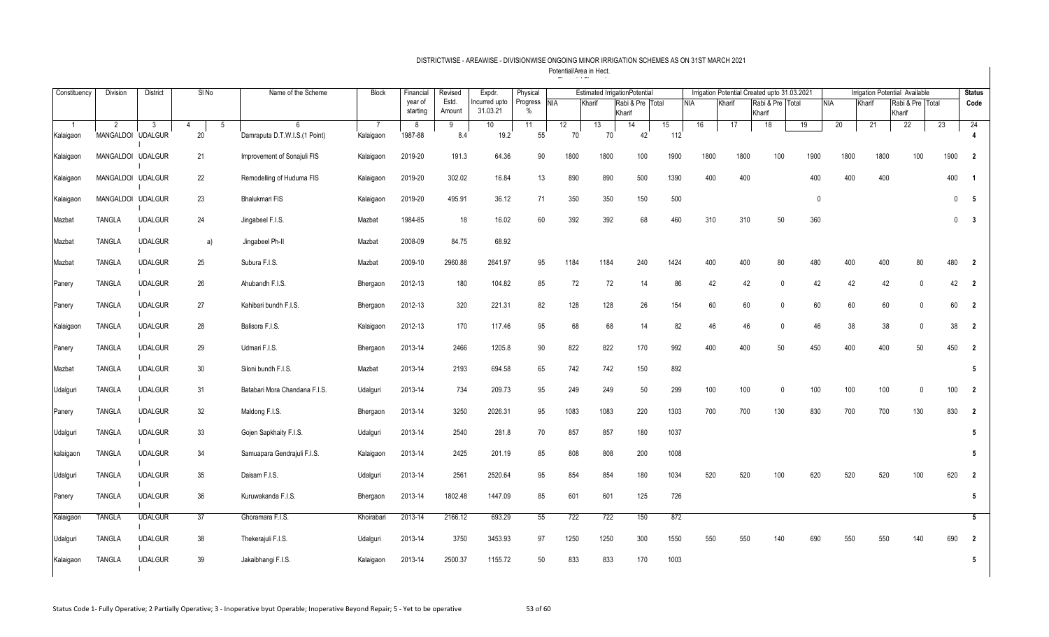# DISTRICTWISE - AREAWISE - DIVISIONWISE ONGOING MINOR IRRIGATION SCHEMES AS ON 31ST MARCH 2021

Potential/Area in Hect.

| Constituency | Division | District | Sl No | | Name of the Scheme | Block | Financial year of starting | Revised Estd. Amount | Expdr. Incurred upto 31.03.21 | Physical Progress % | Estimated Irrigation Potential | | | | Irrigation Potential Created upto 31.03.2021 | | | | Irrigation Potential Available | | | | Status Code |
|---|---|---|---|---|---|---|---|---|---|---|---|---|---|---|---|---|---|---|---|---|---|---|---|
| | | | | | | | | | | | NIA | Kharif | Rabi & Pre Kharif | Total | NIA | Kharif | Rabi & Pre Kharif | Total | NIA | Kharif | Rabi & Pre Kharif | Total | |
| 1 | 2 | 3 | 4 | 5 | 6 | 7 | 8 | 9 | 10 | 11 | 12 | 13 | 14 | 15 | 16 | 17 | 18 | 19 | 20 | 21 | 22 | 23 | 24 |
| Kalaigaon | MANGALDOI | UDALGURI | 20 | | Damraputa D.T.W.I.S.(1 Point) | Kalaigaon | 1987-88 | 8.4 | 19.2 | 55 | 70 | 70 | 42 | 112 | | | | | | | | | 4 |
| Kalaigaon | MANGALDOI | UDALGURI | 21 | | Improvement of Sonajuli FIS | Kalaigaon | 2019-20 | 191.3 | 64.36 | 90 | 1800 | 1800 | 100 | 1900 | 1800 | 1800 | 100 | 1900 | 1800 | 1800 | 100 | 1900 | 2 |
| Kalaigaon | MANGALDOI | UDALGURI | 22 | | Remodelling of Huduma FIS | Kalaigaon | 2019-20 | 302.02 | 16.84 | 13 | 890 | 890 | 500 | 1390 | 400 | 400 | | 400 | 400 | 400 | | 400 | 1 |
| Kalaigaon | MANGALDOI | UDALGURI | 23 | | Bhalukmari FIS | Kalaigaon | 2019-20 | 495.91 | 36.12 | 71 | 350 | 350 | 150 | 500 | | | | 0 | | | | 0 | 5 |
| Mazbat | TANGLA | UDALGURI | 24 | | Jingabeel F.I.S. | Mazbat | 1984-85 | 18 | 16.02 | 60 | 392 | 392 | 68 | 460 | 310 | 310 | 50 | 360 | | | | 0 | 3 |
| Mazbat | TANGLA | UDALGURI | | a) | Jingabeel Ph-II | Mazbat | 2008-09 | 84.75 | 68.92 | | | | | | | | | | | | | | |
| Mazbat | TANGLA | UDALGURI | 25 | | Subura F.I.S. | Mazbat | 2009-10 | 2960.88 | 2641.97 | 95 | 1184 | 1184 | 240 | 1424 | 400 | 400 | 80 | 480 | 400 | 400 | 80 | 480 | 2 |
| Panery | TANGLA | UDALGURI | 26 | | Ahubandh F.I.S. | Bhergaon | 2012-13 | 180 | 104.82 | 85 | 72 | 72 | 14 | 86 | 42 | 42 | 0 | 42 | 42 | 42 | 0 | 42 | 2 |
| Panery | TANGLA | UDALGURI | 27 | | Kahibari bundh F.I.S. | Bhergaon | 2012-13 | 320 | 221.31 | 82 | 128 | 128 | 26 | 154 | 60 | 60 | 0 | 60 | 60 | 60 | 0 | 60 | 2 |
| Kalaigaon | TANGLA | UDALGURI | 28 | | Balisora F.I.S. | Kalaigaon | 2012-13 | 170 | 117.46 | 95 | 68 | 68 | 14 | 82 | 46 | 46 | 0 | 46 | 38 | 38 | 0 | 38 | 2 |
| Panery | TANGLA | UDALGURI | 29 | | Udmari F.I.S. | Bhergaon | 2013-14 | 2466 | 1205.8 | 90 | 822 | 822 | 170 | 992 | 400 | 400 | 50 | 450 | 400 | 400 | 50 | 450 | 2 |
| Mazbat | TANGLA | UDALGURI | 30 | | Siloni bundh F.I.S. | Mazbat | 2013-14 | 2193 | 694.58 | 65 | 742 | 742 | 150 | 892 | | | | | | | | | 5 |
| Udalguri | TANGLA | UDALGURI | 31 | | Batabari Mora Chandana F.I.S. | Udalguri | 2013-14 | 734 | 209.73 | 95 | 249 | 249 | 50 | 299 | 100 | 100 | 0 | 100 | 100 | 100 | 0 | 100 | 2 |
| Panery | TANGLA | UDALGURI | 32 | | Maldong F.I.S. | Bhergaon | 2013-14 | 3250 | 2026.31 | 95 | 1083 | 1083 | 220 | 1303 | 700 | 700 | 130 | 830 | 700 | 700 | 130 | 830 | 2 |
| Udalguri | TANGLA | UDALGURI | 33 | | Gojen Sapkhaity F.I.S. | Udalguri | 2013-14 | 2540 | 281.8 | 70 | 857 | 857 | 180 | 1037 | | | | | | | | | 5 |
| kalaigaon | TANGLA | UDALGURI | 34 | | Samuapara Gendrajuli F.I.S. | Kalaigaon | 2013-14 | 2425 | 201.19 | 85 | 808 | 808 | 200 | 1008 | | | | | | | | | 5 |
| Udalguri | TANGLA | UDALGURI | 35 | | Daisam F.I.S. | Udalguri | 2013-14 | 2561 | 2520.64 | 95 | 854 | 854 | 180 | 1034 | 520 | 520 | 100 | 620 | 520 | 520 | 100 | 620 | 2 |
| Panery | TANGLA | UDALGURI | 36 | | Kuruwakanda F.I.S. | Bhergaon | 2013-14 | 1802.48 | 1447.09 | 85 | 601 | 601 | 125 | 726 | | | | | | | | | 5 |
| Kalaigaon | TANGLA | UDALGURI | 37 | | Ghoramara F.I.S. | Khoirabari | 2013-14 | 2166.12 | 693.29 | 55 | 722 | 722 | 150 | 872 | | | | | | | | | 5 |
| Udalguri | TANGLA | UDALGURI | 38 | | Thekerajuli F.I.S. | Udalguri | 2013-14 | 3750 | 3453.93 | 97 | 1250 | 1250 | 300 | 1550 | 550 | 550 | 140 | 690 | 550 | 550 | 140 | 690 | 2 |
| Kalaigaon | TANGLA | UDALGURI | 39 | | Jakaibhangi F.I.S. | Kalaigaon | 2013-14 | 2500.37 | 1155.72 | 50 | 833 | 833 | 170 | 1003 | | | | | | | | | 5 |

Status Code 1- Fully Operative; 2 Partially Operative; 3 - Inoperative byut Operable; Inoperative Beyond Repair; 5 - Yet to be operative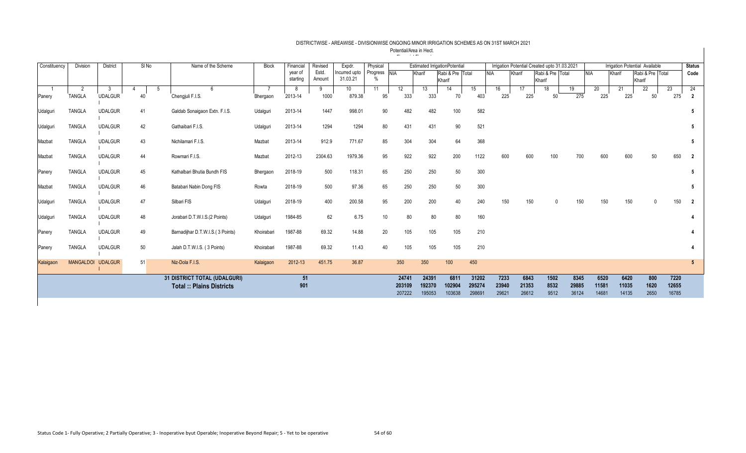## DISTRICTWISE - AREAWISE - DIVISIONWISE ONGOING MINOR IRRIGATION SCHEMES AS ON 31ST MARCH 2021

Potential/Area in Hect.

| Constituency | Division | District | Sl No | | Name of the Scheme | Block | Financial year of starting | Revised Estd. Amount | Expdr. Incurred upto 31.03.21 | Physical Progress % | Estimated Irrigation Potential | | | | Irrigation Potential Created upto 31.03.2021 | | | | Irrigation Potential Available | | | | Status Code |
|---|---|---|---|---|---|---|---|---|---|---|---|---|---|---|---|---|---|---|---|---|---|---|---|
| | | | | | | | | | | | NIA | Kharif | Rabi & Pre Kharif | Total | NIA | Kharif | Rabi & Pre Kharif | Total | NIA | Kharif | Rabi & Pre Kharif | Total | |
| 1 | 2 | 3 | 4 | 5 | 6 | 7 | 8 | 9 | 10 | 11 | 12 | 13 | 14 | 15 | 16 | 17 | 18 | 19 | 20 | 21 | 22 | 23 | 24 |
| Panery | TANGLA | UDALGURI | 40 | | Chengjuli F.I.S. | Bhergaon | 2013-14 | 1000 | 879.38 | 95 | 333 | 333 | 70 | 403 | 225 | 225 | 50 | 275 | 225 | 225 | 50 | 275 | 2 |
| Udalguri | TANGLA | UDALGURI | 41 | | Galdab Sonaigaon Extn. F.I.S. | Udalguri | 2013-14 | 1447 | 998.01 | 90 | 482 | 482 | 100 | 582 | | | | | | | | | 5 |
| Udalguri | TANGLA | UDALGURI | 42 | | Gathaibari F.I.S. | Udalguri | 2013-14 | 1294 | 1294 | 80 | 431 | 431 | 90 | 521 | | | | | | | | | 5 |
| Mazbat | TANGLA | UDALGURI | 43 | | Nichilamari F.I.S. | Mazbat | 2013-14 | 912.9 | 771.67 | 85 | 304 | 304 | 64 | 368 | | | | | | | | | 5 |
| Mazbat | TANGLA | UDALGURI | 44 | | Rowmari F.I.S. | Mazbat | 2012-13 | 2304.63 | 1979.36 | 95 | 922 | 922 | 200 | 1122 | 600 | 600 | 100 | 700 | 600 | 600 | 50 | 650 | 2 |
| Panery | TANGLA | UDALGURI | 45 | | Kathalbari Bhutia Bundh FIS | Bhergaon | 2018-19 | 500 | 118.31 | 65 | 250 | 250 | 50 | 300 | | | | | | | | | 5 |
| Mazbat | TANGLA | UDALGURI | 46 | | Batabari Nabin Dong FIS | Rowta | 2018-19 | 500 | 97.36 | 65 | 250 | 250 | 50 | 300 | | | | | | | | | 5 |
| Udalguri | TANGLA | UDALGURI | 47 | | Silbari FIS | Udalguri | 2018-19 | 400 | 200.58 | 95 | 200 | 200 | 40 | 240 | 150 | 150 | 0 | 150 | 150 | 150 | 0 | 150 | 2 |
| Udalguri | TANGLA | UDALGURI | 48 | | Jorabari D.T.W.I.S.(2 Points) | Udalguri | 1984-85 | 62 | 6.75 | 10 | 80 | 80 | 80 | 160 | | | | | | | | | 4 |
| Panery | TANGLA | UDALGURI | 49 | | Barnadijhar D.T.W.I.S.( 3 Points) | Khoirabari | 1987-88 | 69.32 | 14.88 | 20 | 105 | 105 | 105 | 210 | | | | | | | | | 4 |
| Panery | TANGLA | UDALGURI | 50 | | Jalah D.T.W.I.S. ( 3 Points) | Khoirabari | 1987-88 | 69.32 | 11.43 | 40 | 105 | 105 | 105 | 210 | | | | | | | | | 4 |
| Kalaigaon | MANGALDOI | UDALGURI | 51 | | Niz-Dola F.I.S. | Kalaigaon | 2012-13 | 451.75 | 36.87 | | 350 | 350 | 100 | 450 | | | | | | | | | 5 |
| | | | | | 31 DISTRICT TOTAL (UDALGURI) | | 51 | | | | 24741 | 24391 | 6811 | 31202 | 7233 | 6843 | 1502 | 8345 | 6520 | 6420 | 800 | 7220 | |
| | | | | | Total :: Plains Districts | | 901 | | | | 203109 | 192370 | 102904 | 295274 | 23940 | 21353 | 8532 | 29885 | 11581 | 11035 | 1620 | 12655 | |
| | | | | | | | | | | | 207222 | 195053 | 103638 | 298691 | 29621 | 26612 | 9512 | 36124 | 14681 | 14135 | 2650 | 16785 | |

Status Code 1- Fully Operative; 2 Partially Operative; 3 - Inoperative byut Operable; Inoperative Beyond Repair; 5 - Yet to be operative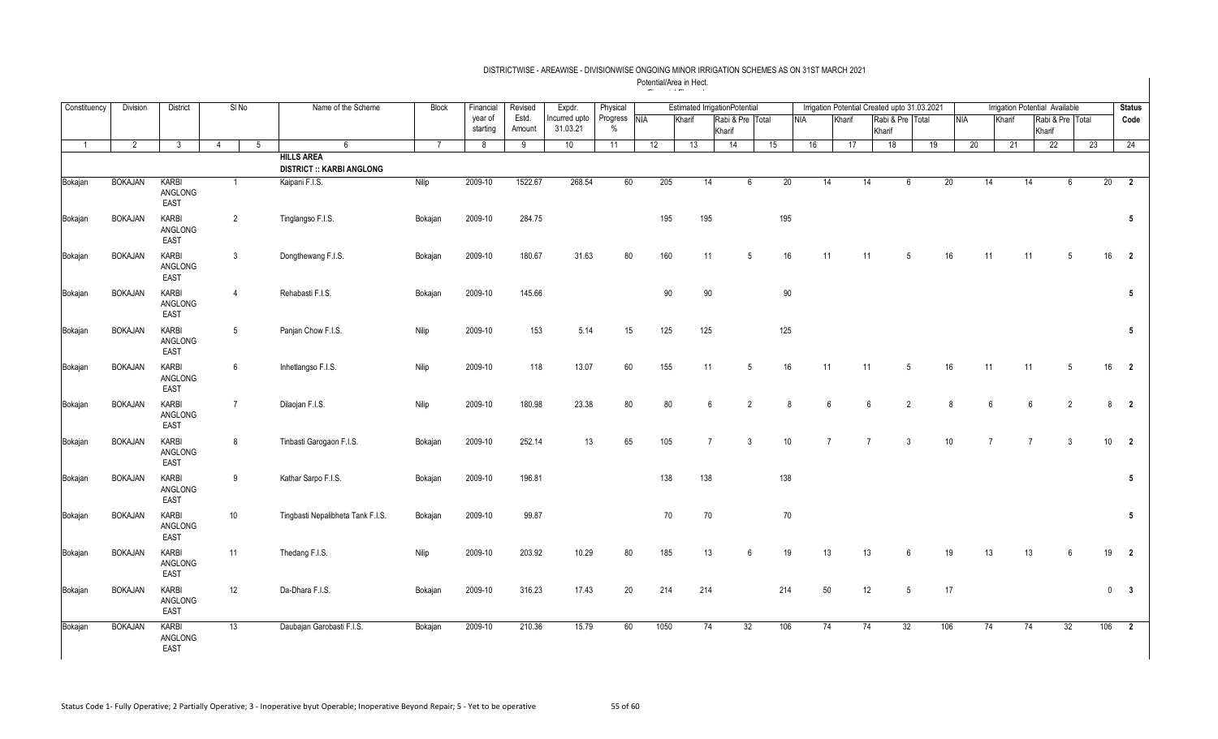DISTRICTWISE - AREAWISE - DIVISIONWISE ONGOING MINOR IRRIGATION SCHEMES AS ON 31ST MARCH 2021

Potential/Area in Hect.

| Constituency | Division | District | Sl No | | Name of the Scheme | Block | Financial year of starting | Revised Estd. Amount | Expdr. Incurred upto 31.03.21 | Physical Progress % | Estimated IrrigationPotential | | | | Irrigation Potential Created upto 31.03.2021 | | | | Irrigation Potential Available | | | | Status Code |
|---|---|---|---|---|---|---|---|---|---|---|---|---|---|---|---|---|---|---|---|---|---|---|---|
| | | | | | | | | | | | NIA | Kharif | Rabi & Pre Kharif | Total | NIA | Kharif | Rabi & Pre Kharif | Total | NIA | Kharif | Rabi & Pre Kharif | Total | |
| 1 | 2 | 3 | 4 | 5 | 6 | 7 | 8 | 9 | 10 | 11 | 12 | 13 | 14 | 15 | 16 | 17 | 18 | 19 | 20 | 21 | 22 | 23 | 24 |
| | | | | | **HILLS AREA** | | | | | | | | | | | | | | | | | | |
| | | | | | **DISTRICT :: KARBI ANGLONG** | | | | | | | | | | | | | | | | | | |
| Bokajan | BOKAJAN | KARBI ANGLONG EAST | 1 | | Kaipani F.I.S. | Nilip | 2009-10 | 1522.67 | 268.54 | 60 | 205 | 14 | 6 | 20 | 14 | 14 | 6 | 20 | 14 | 14 | 6 | 20 | 2 |
| Bokajan | BOKAJAN | KARBI ANGLONG EAST | 2 | | Tinglangso F.I.S. | Bokajan | 2009-10 | 284.75 | | | 195 | 195 | | 195 | | | | | | | | | 5 |
| Bokajan | BOKAJAN | KARBI ANGLONG EAST | 3 | | Dongthewang F.I.S. | Bokajan | 2009-10 | 180.67 | 31.63 | 80 | 160 | 11 | 5 | 16 | 11 | 11 | 5 | 16 | 11 | 11 | 5 | 16 | 2 |
| Bokajan | BOKAJAN | KARBI ANGLONG EAST | 4 | | Rehabasti F.I.S. | Bokajan | 2009-10 | 145.66 | | | 90 | 90 | | 90 | | | | | | | | | 5 |
| Bokajan | BOKAJAN | KARBI ANGLONG EAST | 5 | | Panjan Chow F.I.S. | Nilip | 2009-10 | 153 | 5.14 | 15 | 125 | 125 | | 125 | | | | | | | | | 5 |
| Bokajan | BOKAJAN | KARBI ANGLONG EAST | 6 | | Inhetlangso F.I.S. | Nilip | 2009-10 | 118 | 13.07 | 60 | 155 | 11 | 5 | 16 | 11 | 11 | 5 | 16 | 11 | 11 | 5 | 16 | 2 |
| Bokajan | BOKAJAN | KARBI ANGLONG EAST | 7 | | Dilaojan F.I.S. | Nilip | 2009-10 | 180.98 | 23.38 | 80 | 80 | 6 | 2 | 8 | 6 | 6 | 2 | 8 | 6 | 6 | 2 | 8 | 2 |
| Bokajan | BOKAJAN | KARBI ANGLONG EAST | 8 | | Tinbasti Garogaon F.I.S. | Bokajan | 2009-10 | 252.14 | 13 | 65 | 105 | 7 | 3 | 10 | 7 | 7 | 3 | 10 | 7 | 7 | 3 | 10 | 2 |
| Bokajan | BOKAJAN | KARBI ANGLONG EAST | 9 | | Kathar Sarpo F.I.S. | Bokajan | 2009-10 | 196.81 | | | 138 | 138 | | 138 | | | | | | | | | 5 |
| Bokajan | BOKAJAN | KARBI ANGLONG EAST | 10 | | Tingbasti Nepalibheta Tank F.I.S. | Bokajan | 2009-10 | 99.87 | | | 70 | 70 | | 70 | | | | | | | | | 5 |
| Bokajan | BOKAJAN | KARBI ANGLONG EAST | 11 | | Thedang F.I.S. | Nilip | 2009-10 | 203.92 | 10.29 | 80 | 185 | 13 | 6 | 19 | 13 | 13 | 6 | 19 | 13 | 13 | 6 | 19 | 2 |
| Bokajan | BOKAJAN | KARBI ANGLONG EAST | 12 | | Da-Dhara F.I.S. | Bokajan | 2009-10 | 316.23 | 17.43 | 20 | 214 | 214 | | 214 | 50 | 12 | 5 | 17 | | | | 0 | 3 |
| Bokajan | BOKAJAN | KARBI ANGLONG EAST | 13 | | Daubajan Garobasti F.I.S. | Bokajan | 2009-10 | 210.36 | 15.79 | 60 | 1050 | 74 | 32 | 106 | 74 | 74 | 32 | 106 | 74 | 74 | 32 | 106 | 2 |

Status Code 1- Fully Operative; 2 Partially Operative; 3 - Inoperative byut Operable; Inoperative Beyond Repair; 5 - Yet to be operative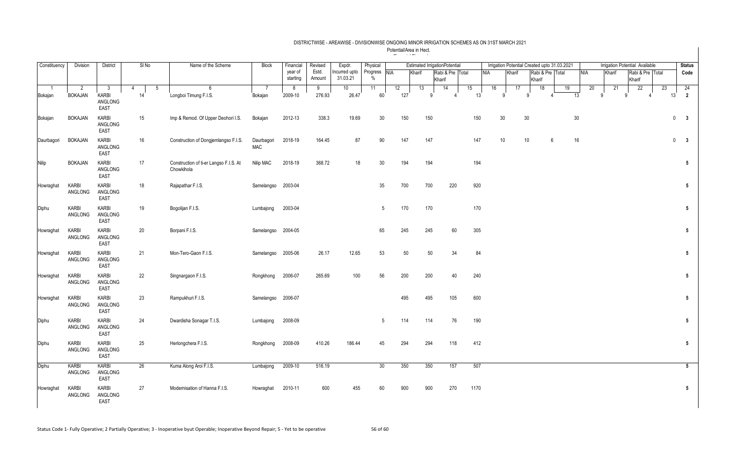DISTRICTWISE - AREAWISE - DIVISIONWISE ONGOING MINOR IRRIGATION SCHEMES AS ON 31ST MARCH 2021

Potential/Area in Hect.

| Constituency | Division | District | Sl No | | Name of the Scheme | Block | Financial year of starting | Revised Estd. Amount | Expdr. Incurred upto 31.03.21 | Physical Progress % | Estimated Irrigation Potential | | | | Irrigation Potential Created upto 31.03.2021 | | | | Irrigation Potential Available | | | | Status Code |
|---|---|---|---|---|---|---|---|---|---|---|---|---|---|---|---|---|---|---|---|---|---|---|---|
| | | | | | | | | | | | NIA | Kharif | Rabi & Pre Kharif | Total | NIA | Kharif | Rabi & Pre Kharif | Total | NIA | Kharif | Rabi & Pre Kharif | Total | |
| 1 | 2 | 3 | 4 | 5 | 6 | 7 | 8 | 9 | 10 | 11 | 12 | 13 | 14 | 15 | 16 | 17 | 18 | 19 | 20 | 21 | 22 | 23 | 24 |
| Bokajan | BOKAJAN | KARBI ANGLONG EAST | 14 | | Longboi Timung F.I.S. | Bokajan | 2009-10 | 276.93 | 26.47 | 60 | 127 | 9 | 4 | 13 | 9 | 9 | 4 | 13 | 9 | 9 | 4 | 13 | 2 |
| Bokajan | BOKAJAN | KARBI ANGLONG EAST | 15 | | Imp & Remod. Of Upper Deohori I.S. | Bokajan | 2012-13 | 338.3 | 19.69 | 30 | 150 | 150 | | 150 | 30 | 30 | | 30 | | | | 0 | 3 |
| Daurbagori | BOKAJAN | KARBI ANGLONG EAST | 16 | | Construction of Dongjemlangso F.I.S. | Daurbagori MAC | 2018-19 | 164.45 | 87 | 90 | 147 | 147 | | 147 | 10 | 10 | 6 | 16 | | | | 0 | 3 |
| Nilip | BOKAJAN | KARBI ANGLONG EAST | 17 | | Construction of ti-er Langso F.I.S. At Chowkihola | Nilip MAC | 2018-19 | 368.72 | 18 | 30 | 194 | 194 | | 194 | | | | | | | | | 5 |
| Howraghat | KARBI ANGLONG | KARBI ANGLONG EAST | 18 | | Rajapathar F.I.S. | Samelangso | 2003-04 | | | 35 | 700 | 700 | 220 | 920 | | | | | | | | | 5 |
| Diphu | KARBI ANGLONG | KARBI ANGLONG EAST | 19 | | Bogolijan F.I.S. | Lumbajong | 2003-04 | | | 5 | 170 | 170 | | 170 | | | | | | | | | 5 |
| Howraghat | KARBI ANGLONG | KARBI ANGLONG EAST | 20 | | Borpani F.I.S. | Samelangso | 2004-05 | | | 65 | 245 | 245 | 60 | 305 | | | | | | | | | 5 |
| Howraghat | KARBI ANGLONG | KARBI ANGLONG EAST | 21 | | Mon-Tero-Gaon F.I.S. | Samelangso | 2005-06 | 26.17 | 12.65 | 53 | 50 | 50 | 34 | 84 | | | | | | | | | 5 |
| Howraghat | KARBI ANGLONG | KARBI ANGLONG EAST | 22 | | Singnargaon F.I.S. | Rongkhong | 2006-07 | 265.69 | 100 | 56 | 200 | 200 | 40 | 240 | | | | | | | | | 5 |
| Howraghat | KARBI ANGLONG | KARBI ANGLONG EAST | 23 | | Rampukhuri F.I.S. | Samelangso | 2006-07 | | | | 495 | 495 | 105 | 600 | | | | | | | | | 5 |
| Diphu | KARBI ANGLONG | KARBI ANGLONG EAST | 24 | | Dwardisha Sonagar T.I.S. | Lumbajong | 2008-09 | | | 5 | 114 | 114 | 76 | 190 | | | | | | | | | 5 |
| Diphu | KARBI ANGLONG | KARBI ANGLONG EAST | 25 | | Herlongchera F.I.S. | Rongkhong | 2008-09 | 410.26 | 186.44 | 45 | 294 | 294 | 118 | 412 | | | | | | | | | 5 |
| Diphu | KARBI ANGLONG | KARBI ANGLONG EAST | 26 | | Kuma Along Aroi F.I.S. | Lumbajong | 2009-10 | 516.19 | | 30 | 350 | 350 | 157 | 507 | | | | | | | | | 5 |
| Howraghat | KARBI ANGLONG | KARBI ANGLONG EAST | 27 | | Modernisation of Hanna F.I.S. | Howraghat | 2010-11 | 600 | 455 | 60 | 900 | 900 | 270 | 1170 | | | | | | | | | 5 |

Status Code 1- Fully Operative; 2 Partially Operative; 3 - Inoperative byut Operable; Inoperative Beyond Repair; 5 - Yet to be operative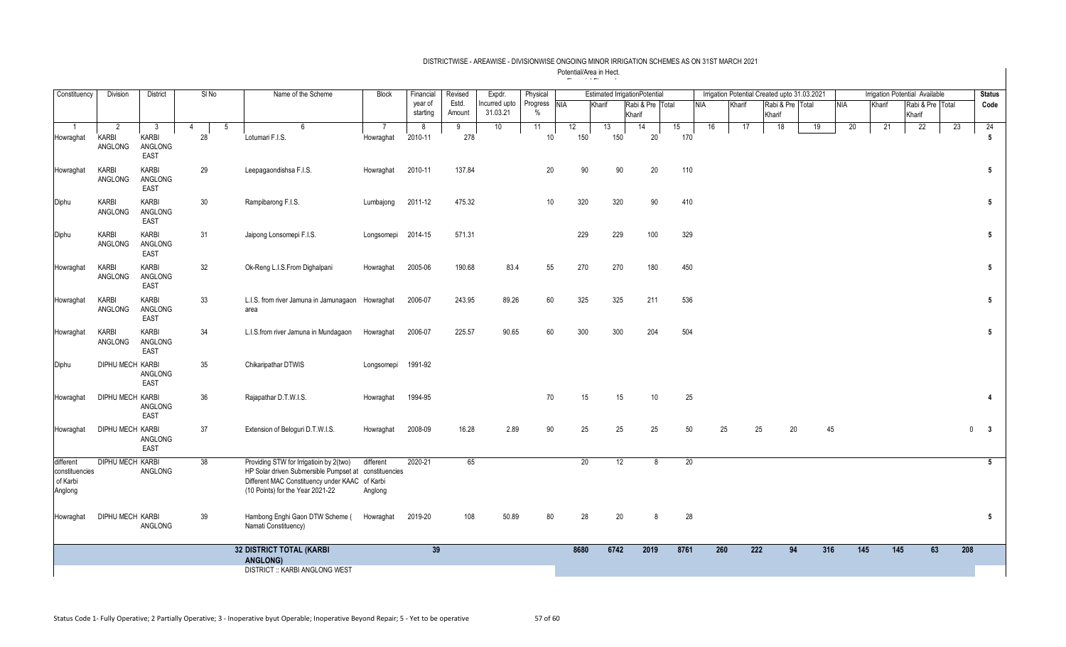# DISTRICTWISE - AREAWISE - DIVISIONWISE ONGOING MINOR IRRIGATION SCHEMES AS ON 31ST MARCH 2021

Potential/Area in Hect.

| Constituency | Division | District | Sl No | | Name of the Scheme | Block | Financial year of starting | Revised Estd. Amount | Expdr. Incurred upto 31.03.21 | Physical Progress % | Estimated IrrigationPotential | | | | Irrigation Potential Created upto 31.03.2021 | | | | Irrigation Potential Available | | | | Status Code |
|---|---|---|---|---|---|---|---|---|---|---|---|---|---|---|---|---|---|---|---|---|---|---|---|
| | | | | | | | | | | | NIA | Kharif | Rabi & Pre Kharif | Total | NIA | Kharif | Rabi & Pre Kharif | Total | NIA | Kharif | Rabi & Pre Kharif | Total | |
| 1 | 2 | 3 | 4 | 5 | 6 | 7 | 8 | 9 | 10 | 11 | 12 | 13 | 14 | 15 | 16 | 17 | 18 | 19 | 20 | 21 | 22 | 23 | 24 |
| Howraghat | KARBI ANGLONG | KARBI ANGLONG EAST | 28 | | Lotumari F.I.S. | Howraghat | 2010-11 | 278 | | 10 | 150 | 150 | 20 | 170 | | | | | | | | | 5 |
| Howraghat | KARBI ANGLONG | KARBI ANGLONG EAST | 29 | | Leepagaondishsa F.I.S. | Howraghat | 2010-11 | 137.84 | | 20 | 90 | 90 | 20 | 110 | | | | | | | | | 5 |
| Diphu | KARBI ANGLONG | KARBI ANGLONG EAST | 30 | | Rampibarong F.I.S. | Lumbajong | 2011-12 | 475.32 | | 10 | 320 | 320 | 90 | 410 | | | | | | | | | 5 |
| Diphu | KARBI ANGLONG | KARBI ANGLONG EAST | 31 | | Jaipong Lonsomepi F.I.S. | Longsomepi | 2014-15 | 571.31 | | | 229 | 229 | 100 | 329 | | | | | | | | | 5 |
| Howraghat | KARBI ANGLONG | KARBI ANGLONG EAST | 32 | | Ok-Reng L.I.S.From Dighalpani | Howraghat | 2005-06 | 190.68 | 83.4 | 55 | 270 | 270 | 180 | 450 | | | | | | | | | 5 |
| Howraghat | KARBI ANGLONG | KARBI ANGLONG EAST | 33 | | L.I.S. from river Jamuna in Jamunagaon area | Howraghat | 2006-07 | 243.95 | 89.26 | 60 | 325 | 325 | 211 | 536 | | | | | | | | | 5 |
| Howraghat | KARBI ANGLONG | KARBI ANGLONG EAST | 34 | | L.I.S.from river Jamuna in Mundagaon | Howraghat | 2006-07 | 225.57 | 90.65 | 60 | 300 | 300 | 204 | 504 | | | | | | | | | 5 |
| Diphu | DIPHU MECH | KARBI ANGLONG EAST | 35 | | Chikaripathar DTWIS | Longsomepi | 1991-92 | | | | | | | | | | | | | | | | |
| Howraghat | DIPHU MECH | KARBI ANGLONG EAST | 36 | | Rajapathar D.T.W.I.S. | Howraghat | 1994-95 | | | 70 | 15 | 15 | 10 | 25 | | | | | | | | | 4 |
| Howraghat | DIPHU MECH | KARBI ANGLONG EAST | 37 | | Extension of Beloguri D.T.W.I.S. | Howraghat | 2008-09 | 16.28 | 2.89 | 90 | 25 | 25 | 25 | 50 | 25 | 25 | 20 | 45 | | | | 0 | 3 |
| different constituencies of Karbi Anglong | DIPHU MECH | KARBI ANGLONG | 38 | | Providing STW for Irrigatioin by 2(two) HP Solar driven Submersible Pumpset at Different MAC Constituency under KAAC (10 Points) for the Year 2021-22 | different constituencies of Karbi Anglong | 2020-21 | 65 | | | 20 | 12 | 8 | 20 | | | | | | | | | 5 |
| Howraghat | DIPHU MECH | KARBI ANGLONG | 39 | | Hambong Enghi Gaon DTW Scheme ( Namati Constituency) | Howraghat | 2019-20 | 108 | 50.89 | 80 | 28 | 20 | 8 | 28 | | | | | | | | | 5 |
| | | | | | **32 DISTRICT TOTAL (KARBI ANGLONG)** | | | **39** | | | **8680** | **6742** | **2019** | **8761** | **260** | **222** | **94** | **316** | **145** | **145** | **63** | **208** | |
| | | | | | DISTRICT :: KARBI ANGLONG WEST | | | | | | | | | | | | | | | | | | |

Status Code 1- Fully Operative; 2 Partially Operative; 3 - Inoperative byut Operable; Inoperative Beyond Repair; 5 - Yet to be operative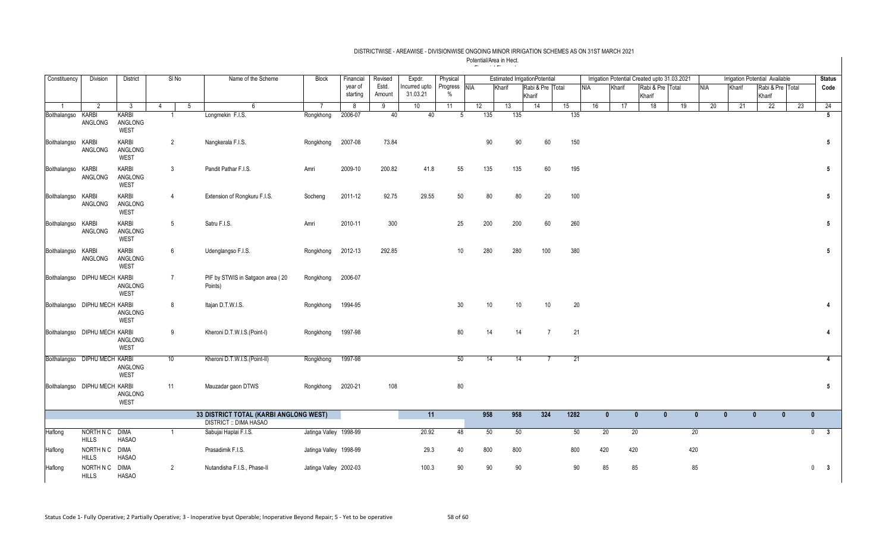# DISTRICTWISE - AREAWISE - DIVISIONWISE ONGOING MINOR IRRIGATION SCHEMES AS ON 31ST MARCH 2021

Potential/Area in Hect.

| Constituency | Division | District | Sl No | | Name of the Scheme | Block | Financial year of starting | Revised Estd. Amount | Expdr. Incurred upto 31.03.21 | Physical Progress % | Estimated IrrigationPotential | | | | Irrigation Potential Created upto 31.03.2021 | | | | Irrigation Potential Available | | | | Status Code |
|---|---|---|---|---|---|---|---|---|---|---|---|---|---|---|---|---|---|---|---|---|---|---|---|
| | | | | | | | | | | | NIA | Kharif | Rabi & Pre Kharif | Total | NIA | Kharif | Rabi & Pre Kharif | Total | NIA | Kharif | Rabi & Pre Kharif | Total | |
| 1 | 2 | 3 | 4 | 5 | 6 | 7 | 8 | 9 | 10 | 11 | 12 | 13 | 14 | 15 | 16 | 17 | 18 | 19 | 20 | 21 | 22 | 23 | 24 |
| Boithalangso | KARBI ANGLONG | KARBI ANGLONG WEST | 1 | | Longmekin F.I.S. | Rongkhong | 2006-07 | 40 | 40 | 5 | 135 | 135 | | 135 | | | | | | | | | 5 |
| Boithalangso | KARBI ANGLONG | KARBI ANGLONG WEST | 2 | | Nangkerala F.I.S. | Rongkhong | 2007-08 | 73.84 | | | 90 | 90 | 60 | 150 | | | | | | | | | 5 |
| Boithalangso | KARBI ANGLONG | KARBI ANGLONG WEST | 3 | | Pandit Pathar F.I.S. | Amri | 2009-10 | 200.82 | 41.8 | 55 | 135 | 135 | 60 | 195 | | | | | | | | | 5 |
| Boithalangso | KARBI ANGLONG | KARBI ANGLONG WEST | 4 | | Extension of Rongkuru F.I.S. | Socheng | 2011-12 | 92.75 | 29.55 | 50 | 80 | 80 | 20 | 100 | | | | | | | | | 5 |
| Boithalangso | KARBI ANGLONG | KARBI ANGLONG WEST | 5 | | Satru F.I.S. | Amri | 2010-11 | 300 | | 25 | 200 | 200 | 60 | 260 | | | | | | | | | 5 |
| Boithalangso | KARBI ANGLONG | KARBI ANGLONG WEST | 6 | | Udenglangso F.I.S. | Rongkhong | 2012-13 | 292.85 | | 10 | 280 | 280 | 100 | 380 | | | | | | | | | 5 |
| Boithalangso | DIPHU MECH | KARBI ANGLONG WEST | 7 | | PIF by STWIS in Satgaon area ( 20 Points) | Rongkhong | 2006-07 | | | | | | | | | | | | | | | | |
| Boithalangso | DIPHU MECH | KARBI ANGLONG WEST | 8 | | Itajan D.T.W.I.S. | Rongkhong | 1994-95 | | | 30 | 10 | 10 | 10 | 20 | | | | | | | | | 4 |
| Boithalangso | DIPHU MECH | KARBI ANGLONG WEST | 9 | | Kheroni D.T.W.I.S.(Point-I) | Rongkhong | 1997-98 | | | 80 | 14 | 14 | 7 | 21 | | | | | | | | | 4 |
| Boithalangso | DIPHU MECH | KARBI ANGLONG WEST | 10 | | Kheroni D.T.W.I.S.(Point-II) | Rongkhong | 1997-98 | | | 50 | 14 | 14 | 7 | 21 | | | | | | | | | 4 |
| Boithalangso | DIPHU MECH | KARBI ANGLONG WEST | 11 | | Mauzadar gaon DTWS | Rongkhong | 2020-21 | 108 | | 80 | | | | | | | | | | | | | 5 |
| | | | | | **33 DISTRICT TOTAL (KARBI ANGLONG WEST)** | | | | **11** | | **958** | **958** | **324** | **1282** | **0** | **0** | **0** | **0** | **0** | **0** | **0** | **0** | |
| | | | | | DISTRICT :: DIMA HASAO | | | | | | | | | | | | | | | | | | |
| Haflong | NORTH N C HILLS | DIMA HASAO | 1 | | Sabujai Haplai F.I.S. | Jatinga Valley | 1998-99 | | 20.92 | 48 | 50 | 50 | | 50 | 20 | 20 | | 20 | | | | 0 | 3 |
| Haflong | NORTH N C HILLS | DIMA HASAO | | | Prasadimik F.I.S. | Jatinga Valley | 1998-99 | | 29.3 | 40 | 800 | 800 | | 800 | 420 | 420 | | 420 | | | | | |
| Haflong | NORTH N C HILLS | DIMA HASAO | 2 | | Nutandisha F.I.S., Phase-II | Jatinga Valley | 2002-03 | | 100.3 | 90 | 90 | 90 | | 90 | 85 | 85 | | 85 | | | | 0 | 3 |

Status Code 1- Fully Operative; 2 Partially Operative; 3 - Inoperative byut Operable; Inoperative Beyond Repair; 5 - Yet to be operative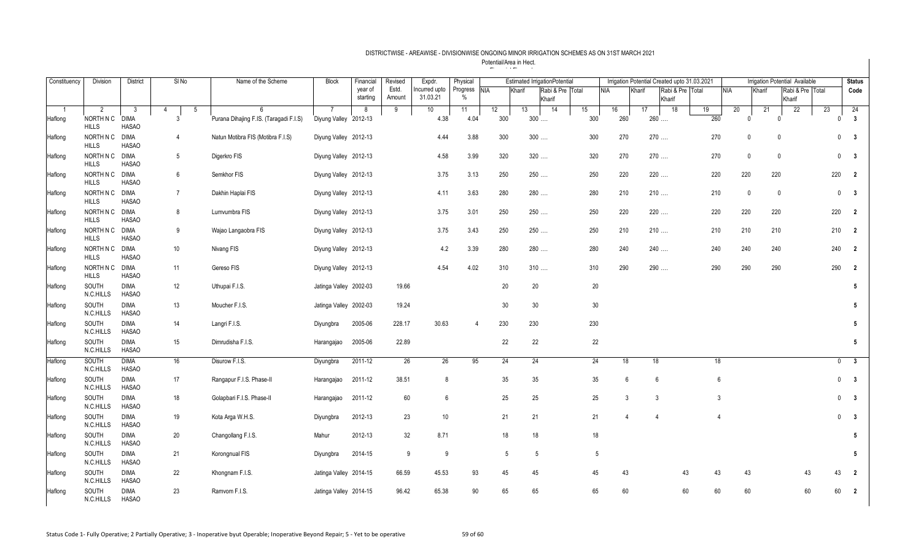# DISTRICTWISE - AREAWISE - DIVISIONWISE ONGOING MINOR IRRIGATION SCHEMES AS ON 31ST MARCH 2021

Potential/Area in Hect.

| Constituency | Division | District | Sl No | | Name of the Scheme | Block | Financial year of starting | Revised Estd. Amount | Expdr. Incurred upto 31.03.21 | Physical Progress % | Estimated IrrigationPotential | | | | Irrigation Potential Created upto 31.03.2021 | | | | Irrigation Potential Available | | | | Status Code |
|---|---|---|---|---|---|---|---|---|---|---|---|---|---|---|---|---|---|---|---|---|---|---|---|
| | | | | | | | | | | | NIA | Kharif | Rabi & Pre Kharif | Total | NIA | Kharif | Rabi & Pre Kharif | Total | NIA | Kharif | Rabi & Pre Kharif | Total | |
| 1 | 2 | 3 | 4 | 5 | 6 | 7 | 8 | 9 | 10 | 11 | 12 | 13 | 14 | 15 | 16 | 17 | 18 | 19 | 20 | 21 | 22 | 23 | 24 |
| Haflong | NORTH N C HILLS | DIMA HASAO | 3 | | Purana Dihajing F.IS. (Taragadi F.I.S) | Diyung Valley | 2012-13 | | 4.38 | 4.04 | 300 | 300 | .... | 300 | 260 | 260 | .... | 260 | 0 | 0 | | 0 | 3 |
| Haflong | NORTH N C HILLS | DIMA HASAO | 4 | | Natun Motibra FIS (Motibra F.I.S) | Diyung Valley | 2012-13 | | 4.44 | 3.88 | 300 | 300 | .... | 300 | 270 | 270 | .... | 270 | 0 | 0 | | 0 | 3 |
| Haflong | NORTH N C HILLS | DIMA HASAO | 5 | | Digerkro FIS | Diyung Valley | 2012-13 | | 4.58 | 3.99 | 320 | 320 | .... | 320 | 270 | 270 | .... | 270 | 0 | 0 | | 0 | 3 |
| Haflong | NORTH N C HILLS | DIMA HASAO | 6 | | Semkhor FIS | Diyung Valley | 2012-13 | | 3.75 | 3.13 | 250 | 250 | .... | 250 | 220 | 220 | .... | 220 | 220 | 220 | | 220 | 2 |
| Haflong | NORTH N C HILLS | DIMA HASAO | 7 | | Dakhin Haplai FIS | Diyung Valley | 2012-13 | | 4.11 | 3.63 | 280 | 280 | .... | 280 | 210 | 210 | .... | 210 | 0 | 0 | | 0 | 3 |
| Haflong | NORTH N C HILLS | DIMA HASAO | 8 | | Lumvumbra FIS | Diyung Valley | 2012-13 | | 3.75 | 3.01 | 250 | 250 | .... | 250 | 220 | 220 | .... | 220 | 220 | 220 | | 220 | 2 |
| Haflong | NORTH N C HILLS | DIMA HASAO | 9 | | Wajao Langaobra FIS | Diyung Valley | 2012-13 | | 3.75 | 3.43 | 250 | 250 | .... | 250 | 210 | 210 | .... | 210 | 210 | 210 | | 210 | 2 |
| Haflong | NORTH N C HILLS | DIMA HASAO | 10 | | Nivang FIS | Diyung Valley | 2012-13 | | 4.2 | 3.39 | 280 | 280 | .... | 280 | 240 | 240 | .... | 240 | 240 | 240 | | 240 | 2 |
| Haflong | NORTH N C HILLS | DIMA HASAO | 11 | | Gereso FIS | Diyung Valley | 2012-13 | | 4.54 | 4.02 | 310 | 310 | .... | 310 | 290 | 290 | .... | 290 | 290 | 290 | | 290 | 2 |
| Haflong | SOUTH N.C.HILLS | DIMA HASAO | 12 | | Uthupai F.I.S. | Jatinga Valley | 2002-03 | 19.66 | | | 20 | 20 | | 20 | | | | | | | | | 5 |
| Haflong | SOUTH N.C.HILLS | DIMA HASAO | 13 | | Moucher F.I.S. | Jatinga Valley | 2002-03 | 19.24 | | | 30 | 30 | | 30 | | | | | | | | | 5 |
| Haflong | SOUTH N.C.HILLS | DIMA HASAO | 14 | | Langri F.I.S. | Diyungbra | 2005-06 | 228.17 | 30.63 | 4 | 230 | 230 | | 230 | | | | | | | | | 5 |
| Haflong | SOUTH N.C.HILLS | DIMA HASAO | 15 | | Dimrudisha F.I.S. | Harangajao | 2005-06 | 22.89 | | | 22 | 22 | | 22 | | | | | | | | | 5 |
| Haflong | SOUTH N.C.HILLS | DIMA HASAO | 16 | | Disurow F.I.S. | Diyungbra | 2011-12 | 26 | 26 | 95 | 24 | 24 | | 24 | 18 | 18 | | 18 | | | | 0 | 3 |
| Haflong | SOUTH N.C.HILLS | DIMA HASAO | 17 | | Rangapur F.I.S. Phase-II | Harangajao | 2011-12 | 38.51 | 8 | | 35 | 35 | | 35 | 6 | 6 | | 6 | | | | 0 | 3 |
| Haflong | SOUTH N.C.HILLS | DIMA HASAO | 18 | | Golapbari F.I.S. Phase-II | Harangajao | 2011-12 | 60 | 6 | | 25 | 25 | | 25 | 3 | 3 | | 3 | | | | 0 | 3 |
| Haflong | SOUTH N.C.HILLS | DIMA HASAO | 19 | | Kota Arga W.H.S. | Diyungbra | 2012-13 | 23 | 10 | | 21 | 21 | | 21 | 4 | 4 | | 4 | | | | 0 | 3 |
| Haflong | SOUTH N.C.HILLS | DIMA HASAO | 20 | | Changollang F.I.S. | Mahur | 2012-13 | 32 | 8.71 | | 18 | 18 | | 18 | | | | | | | | | 5 |
| Haflong | SOUTH N.C.HILLS | DIMA HASAO | 21 | | Korongnual FIS | Diyungbra | 2014-15 | 9 | 9 | | 5 | 5 | | 5 | | | | | | | | | 5 |
| Haflong | SOUTH N.C.HILLS | DIMA HASAO | 22 | | Khongnam F.I.S. | Jatinga Valley | 2014-15 | 66.59 | 45.53 | 93 | 45 | 45 | | 45 | 43 | | 43 | 43 | 43 | | 43 | 43 | 2 |
| Haflong | SOUTH N.C.HILLS | DIMA HASAO | 23 | | Ramvom F.I.S. | Jatinga Valley | 2014-15 | 96.42 | 65.38 | 90 | 65 | 65 | | 65 | 60 | | 60 | 60 | 60 | | 60 | 60 | 2 |

Status Code 1- Fully Operative; 2 Partially Operative; 3 - Inoperative byut Operable; Inoperative Beyond Repair; 5 - Yet to be operative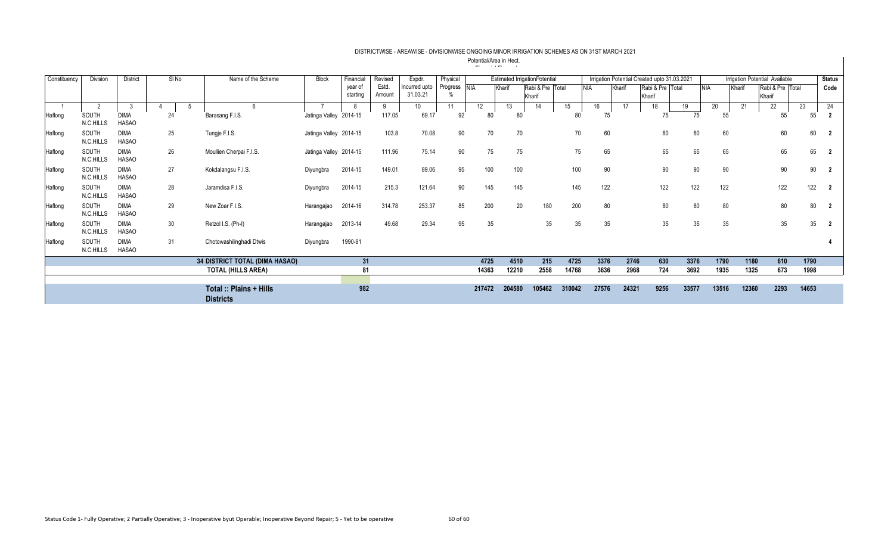## DISTRICTWISE - AREAWISE - DIVISIONWISE ONGOING MINOR IRRIGATION SCHEMES AS ON 31ST MARCH 2021

Potential/Area in Hect.

| Constituency | Division | District | Sl No | | Name of the Scheme | Block | Financial year of starting | Revised Estd. Amount | Expdr. Incurred upto 31.03.21 | Physical Progress % | Estimated IrrigationPotential | | | | Irrigation Potential Created upto 31.03.2021 | | | | Irrigation Potential Available | | | | Status Code |
|---|---|---|---|---|---|---|---|---|---|---|---|---|---|---|---|---|---|---|---|---|---|---|---|
| | | | | | | | | | | | NIA | Kharif | Rabi & Pre Kharif | Total | NIA | Kharif | Rabi & Pre Kharif | Total | NIA | Kharif | Rabi & Pre Kharif | Total | |
| 1 | 2 | 3 | 4 | 5 | 6 | 7 | 8 | 9 | 10 | 11 | 12 | 13 | 14 | 15 | 16 | 17 | 18 | 19 | 20 | 21 | 22 | 23 | 24 |
| Haflong | SOUTH N.C.HILLS | DIMA HASAO | 24 | | Barasang F.I.S. | Jatinga Valley | 2014-15 | 117.05 | 69.17 | 92 | 80 | 80 | | 80 | 75 | | 75 | 75 | 55 | | 55 | 55 | 2 |
| Haflong | SOUTH N.C.HILLS | DIMA HASAO | 25 | | Tungje F.I.S. | Jatinga Valley | 2014-15 | 103.8 | 70.08 | 90 | 70 | 70 | | 70 | 60 | | 60 | 60 | 60 | | 60 | 60 | 2 |
| Haflong | SOUTH N.C.HILLS | DIMA HASAO | 26 | | Moullien Cherpai F.I.S. | Jatinga Valley | 2014-15 | 111.96 | 75.14 | 90 | 75 | 75 | | 75 | 65 | | 65 | 65 | 65 | | 65 | 65 | 2 |
| Haflong | SOUTH N.C.HILLS | DIMA HASAO | 27 | | Kokdalangsu F.I.S. | Diyungbra | 2014-15 | 149.01 | 89.06 | 95 | 100 | 100 | | 100 | 90 | | 90 | 90 | 90 | | 90 | 90 | 2 |
| Haflong | SOUTH N.C.HILLS | DIMA HASAO | 28 | | Jaramdisa F.I.S. | Diyungbra | 2014-15 | 215.3 | 121.64 | 90 | 145 | 145 | | 145 | 122 | | 122 | 122 | 122 | | 122 | 122 | 2 |
| Haflong | SOUTH N.C.HILLS | DIMA HASAO | 29 | | New Zoar F.I.S. | Harangajao | 2014-16 | 314.78 | 253.37 | 85 | 200 | 20 | 180 | 200 | 80 | | 80 | 80 | 80 | | 80 | 80 | 2 |
| Haflong | SOUTH N.C.HILLS | DIMA HASAO | 30 | | Retzol I.S. (Ph-I) | Harangajao | 2013-14 | 49.68 | 29.34 | 95 | 35 | | 35 | 35 | 35 | | 35 | 35 | 35 | | 35 | 35 | 2 |
| Haflong | SOUTH N.C.HILLS | DIMA HASAO | 31 | | Chotowashilinghadi Dtwis | Diyungbra | 1990-91 | | | | | | | | | | | | | | | | 4 |
| | | | | | **34 DISTRICT TOTAL (DIMA HASAO)** | | **31** | | | | **4725** | **4510** | **215** | **4725** | **3376** | **2746** | **630** | **3376** | **1790** | **1180** | **610** | **1790** | |
| | | | | | **TOTAL (HILLS AREA)** | | **81** | | | | **14363** | **12210** | **2558** | **14768** | **3636** | **2968** | **724** | **3692** | **1935** | **1325** | **673** | **1998** | |
| | | | | | **Total :: Plains + Hills Districts** | | **982** | | | | **217472** | **204580** | **105462** | **310042** | **27576** | **24321** | **9256** | **33577** | **13516** | **12360** | **2293** | **14653** | |

Status Code 1- Fully Operative; 2 Partially Operative; 3 - Inoperative byut Operable; Inoperative Beyond Repair; 5 - Yet to be operative